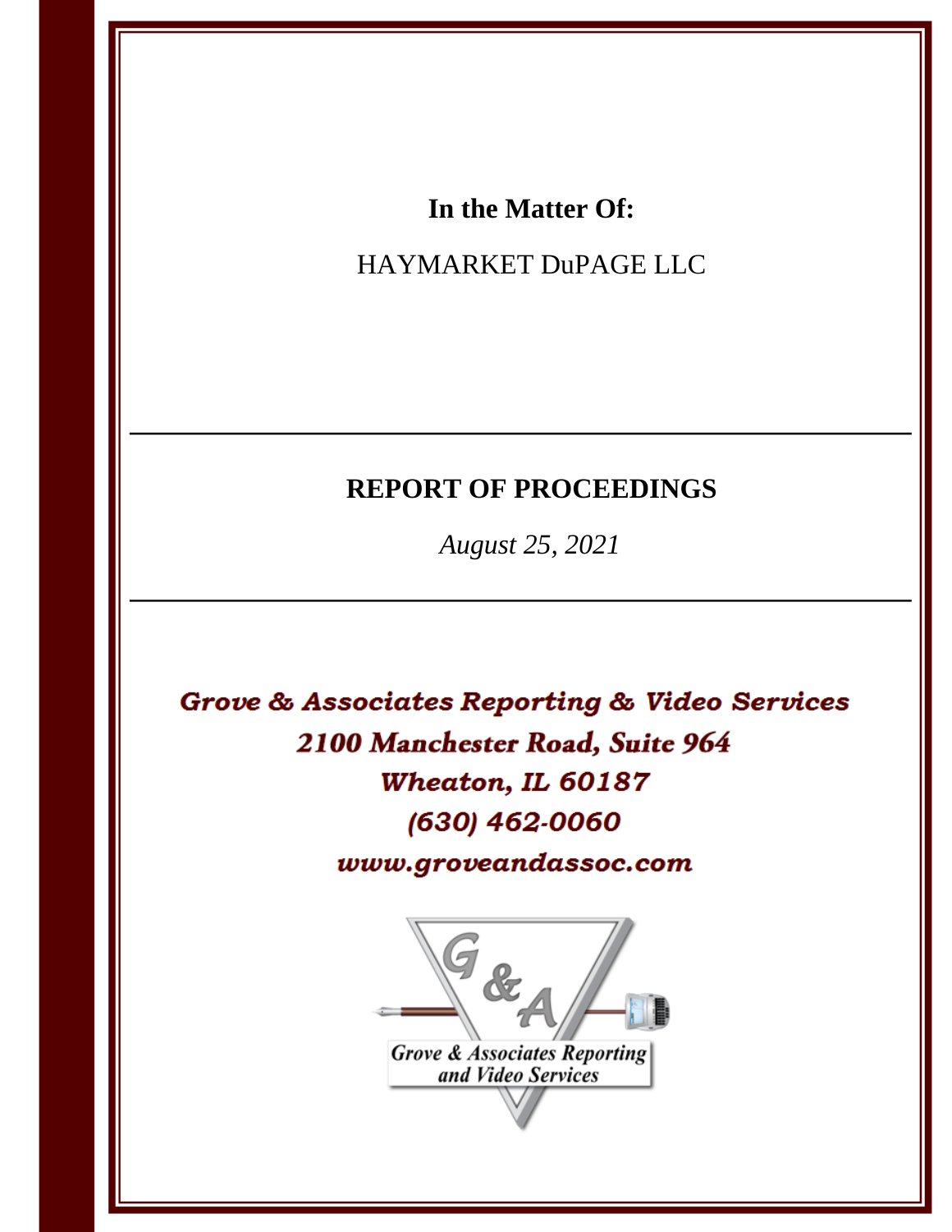**In the Matter Of:**

HAYMARKET DuPAGE LLC

---

**REPORT OF PROCEEDINGS**

*August 25, 2021*

---

***Grove & Associates Reporting & Video Services***

***2100 Manchester Road, Suite 964***

***Wheaton, IL 60187***

***(630) 462-0060***

***www.groveandassoc.com***

*Grove & Associates Reporting and Video Services*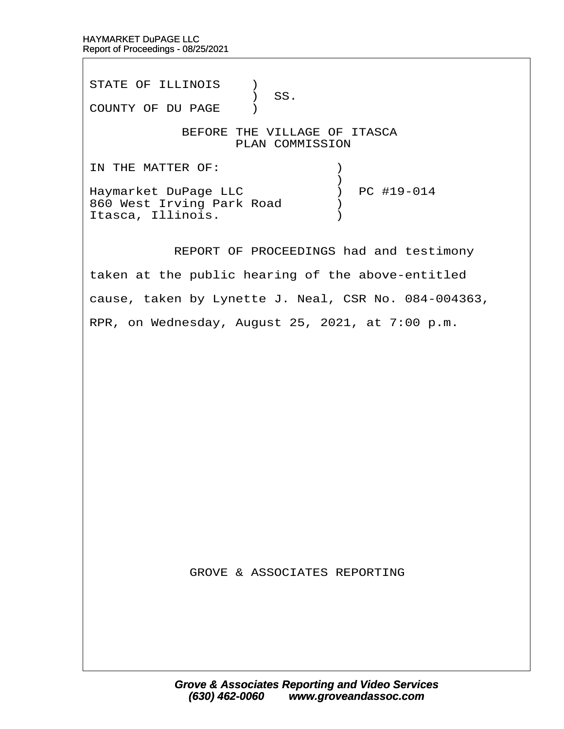STATE OF ILLINOIS )
) SS.
COUNTY OF DU PAGE )

BEFORE THE VILLAGE OF ITASCA
PLAN COMMISSION

IN THE MATTER OF: )
)
Haymarket DuPage LLC ) PC #19-014
860 West Irving Park Road )
Itasca, Illinois. )

REPORT OF PROCEEDINGS had and testimony taken at the public hearing of the above-entitled cause, taken by Lynette J. Neal, CSR No. 084-004363, RPR, on Wednesday, August 25, 2021, at 7:00 p.m.

GROVE & ASSOCIATES REPORTING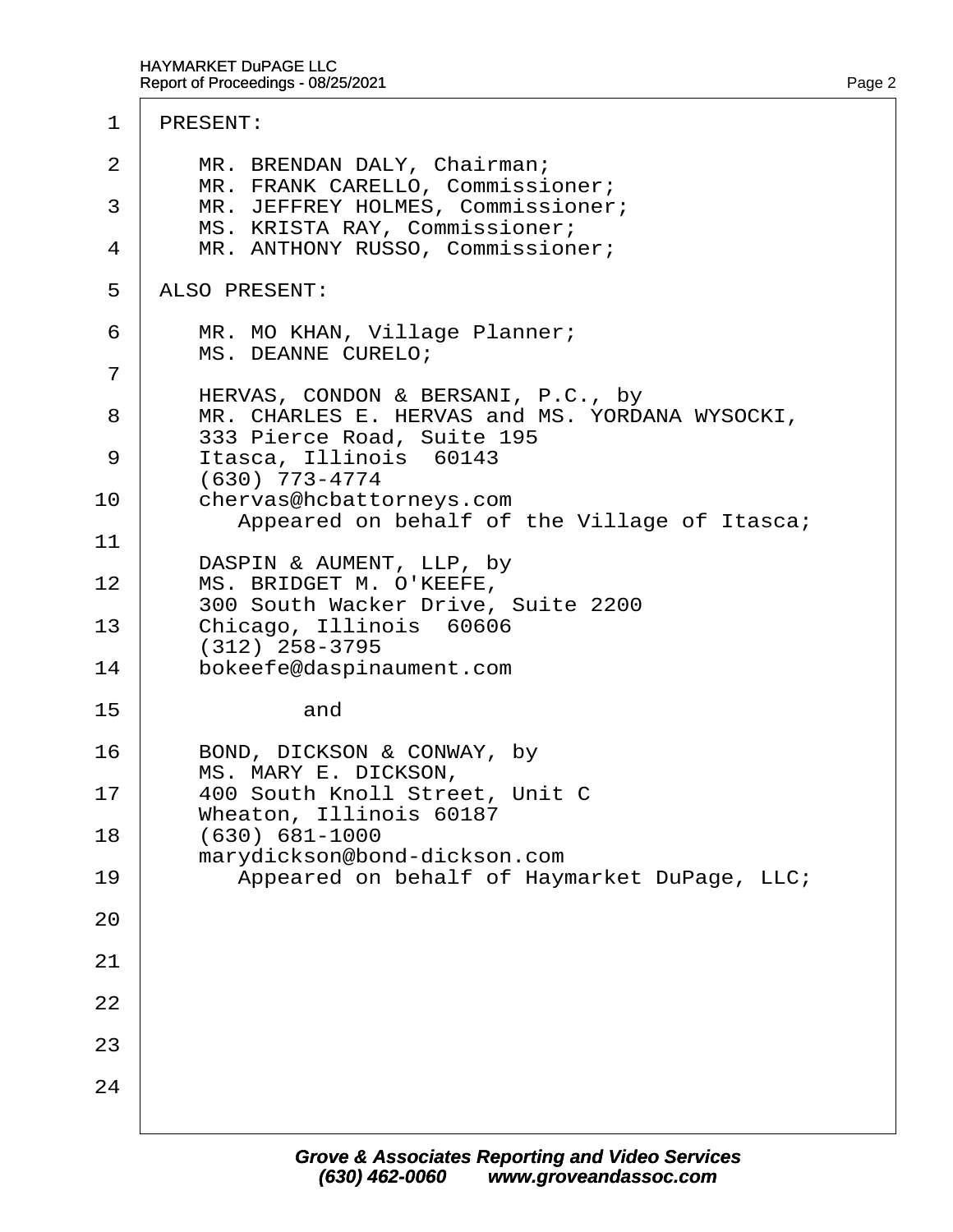PRESENT:

MR. BRENDAN DALY, Chairman;
MR. FRANK CARELLO, Commissioner;
MR. JEFFREY HOLMES, Commissioner;
MS. KRISTA RAY, Commissioner;
MR. ANTHONY RUSSO, Commissioner;

ALSO PRESENT:

MR. MO KHAN, Village Planner;
MS. DEANNE CURELO;

HERVAS, CONDON & BERSANI, P.C., by
MR. CHARLES E. HERVAS and MS. YORDANA WYSOCKI,
333 Pierce Road, Suite 195
Itasca, Illinois 60143
(630) 773-4774
chervas@hcbattorneys.com
Appeared on behalf of the Village of Itasca;

DASPIN & AUMENT, LLP, by
MS. BRIDGET M. O'KEEFE,
300 South Wacker Drive, Suite 2200
Chicago, Illinois 60606
(312) 258-3795
bokeefe@daspinaument.com

and

BOND, DICKSON & CONWAY, by
MS. MARY E. DICKSON,
400 South Knoll Street, Unit C
Wheaton, Illinois 60187
(630) 681-1000
marydickson@bond-dickson.com
Appeared on behalf of Haymarket DuPage, LLC;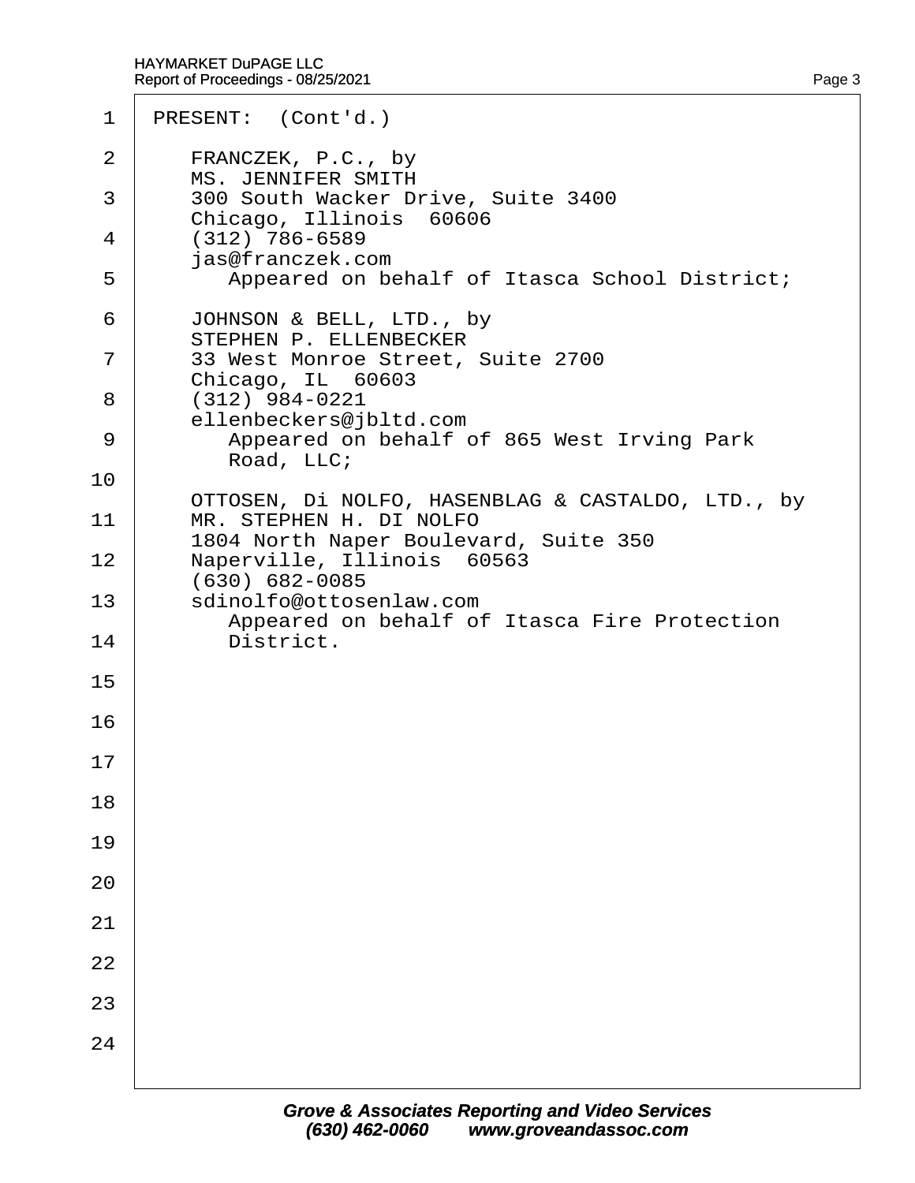PRESENT: (Cont'd.)

FRANCZEK, P.C., by
MS. JENNIFER SMITH
300 South Wacker Drive, Suite 3400
Chicago, Illinois 60606
(312) 786-6589
jas@franczek.com
Appeared on behalf of Itasca School District;

JOHNSON & BELL, LTD., by
STEPHEN P. ELLENBECKER
33 West Monroe Street, Suite 2700
Chicago, IL 60603
(312) 984-0221
ellenbeckers@jbltd.com
Appeared on behalf of 865 West Irving Park Road, LLC;

OTTOSEN, Di NOLFO, HASENBLAG & CASTALDO, LTD., by
MR. STEPHEN H. DI NOLFO
1804 North Naper Boulevard, Suite 350
Naperville, Illinois 60563
(630) 682-0085
sdinolfo@ottosenlaw.com
Appeared on behalf of Itasca Fire Protection District.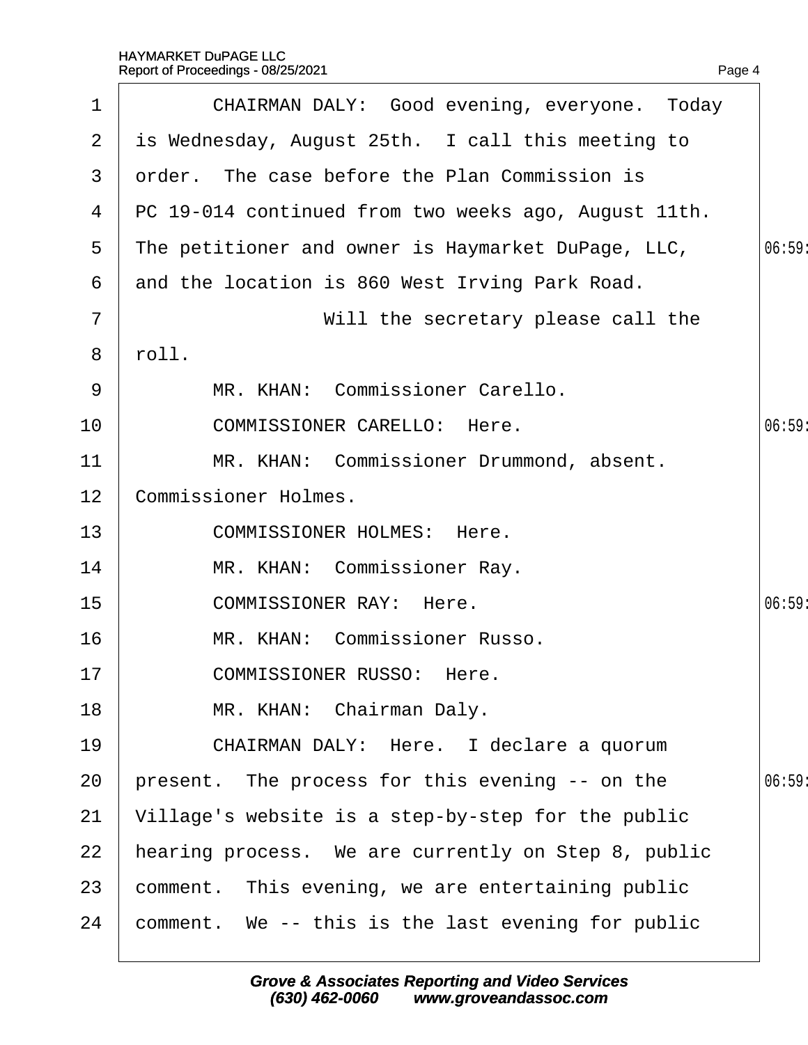CHAIRMAN DALY: Good evening, everyone. Today is Wednesday, August 25th. I call this meeting to order. The case before the Plan Commission is PC 19-014 continued from two weeks ago, August 11th. The petitioner and owner is Haymarket DuPage, LLC, and the location is 860 West Irving Park Road.

Will the secretary please call the roll.

MR. KHAN: Commissioner Carello.

COMMISSIONER CARELLO: Here.

MR. KHAN: Commissioner Drummond, absent. Commissioner Holmes.

COMMISSIONER HOLMES: Here.

MR. KHAN: Commissioner Ray.

COMMISSIONER RAY: Here.

MR. KHAN: Commissioner Russo.

COMMISSIONER RUSSO: Here.

MR. KHAN: Chairman Daly.

CHAIRMAN DALY: Here. I declare a quorum present. The process for this evening -- on the Village's website is a step-by-step for the public hearing process. We are currently on Step 8, public comment. This evening, we are entertaining public comment. We -- this is the last evening for public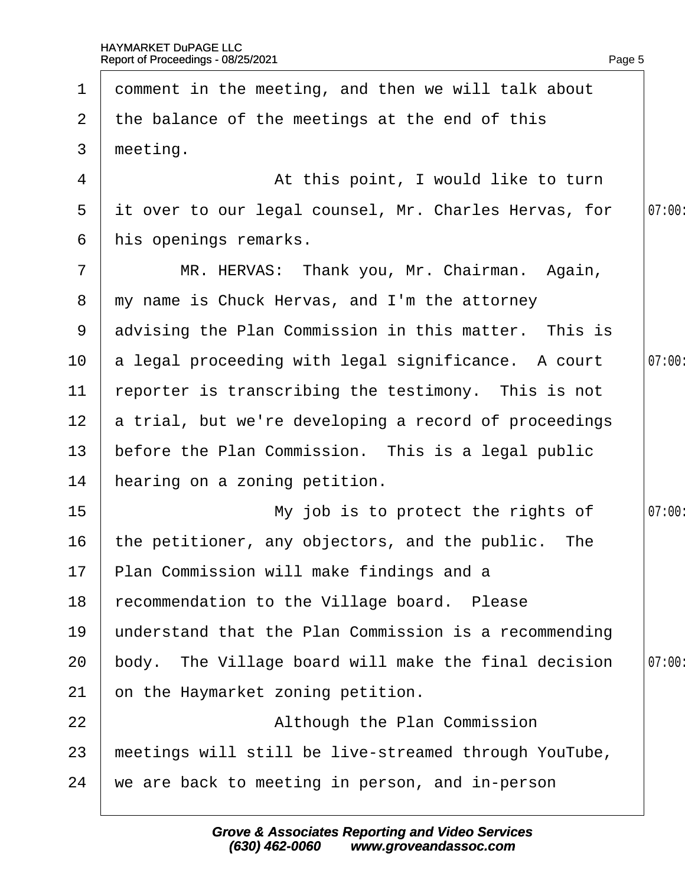comment in the meeting, and then we will talk about the balance of the meetings at the end of this meeting.

At this point, I would like to turn it over to our legal counsel, Mr. Charles Hervas, for his openings remarks.

MR. HERVAS: Thank you, Mr. Chairman. Again, my name is Chuck Hervas, and I'm the attorney advising the Plan Commission in this matter. This is a legal proceeding with legal significance. A court reporter is transcribing the testimony. This is not a trial, but we're developing a record of proceedings before the Plan Commission. This is a legal public hearing on a zoning petition.

My job is to protect the rights of the petitioner, any objectors, and the public. The Plan Commission will make findings and a recommendation to the Village board. Please understand that the Plan Commission is a recommending body. The Village board will make the final decision on the Haymarket zoning petition.

Although the Plan Commission meetings will still be live-streamed through YouTube, we are back to meeting in person, and in-person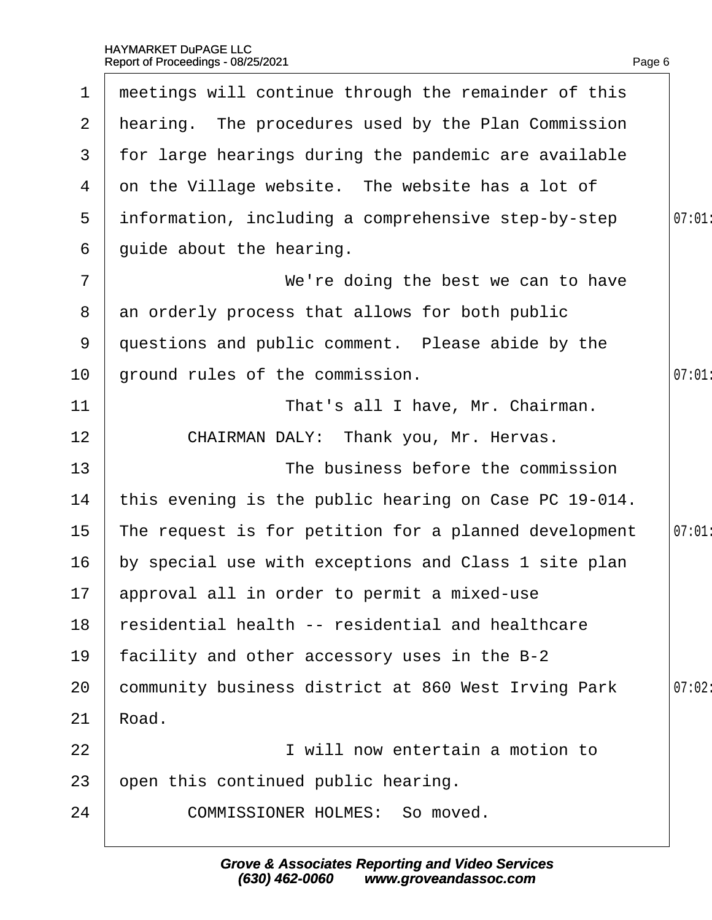meetings will continue through the remainder of this hearing. The procedures used by the Plan Commission for large hearings during the pandemic are available on the Village website. The website has a lot of information, including a comprehensive step-by-step guide about the hearing.

We're doing the best we can to have an orderly process that allows for both public questions and public comment. Please abide by the ground rules of the commission.

That's all I have, Mr. Chairman.

CHAIRMAN DALY: Thank you, Mr. Hervas.

The business before the commission this evening is the public hearing on Case PC 19-014. The request is for petition for a planned development by special use with exceptions and Class 1 site plan approval all in order to permit a mixed-use residential health -- residential and healthcare facility and other accessory uses in the B-2 community business district at 860 West Irving Park Road.

I will now entertain a motion to open this continued public hearing.

COMMISSIONER HOLMES: So moved.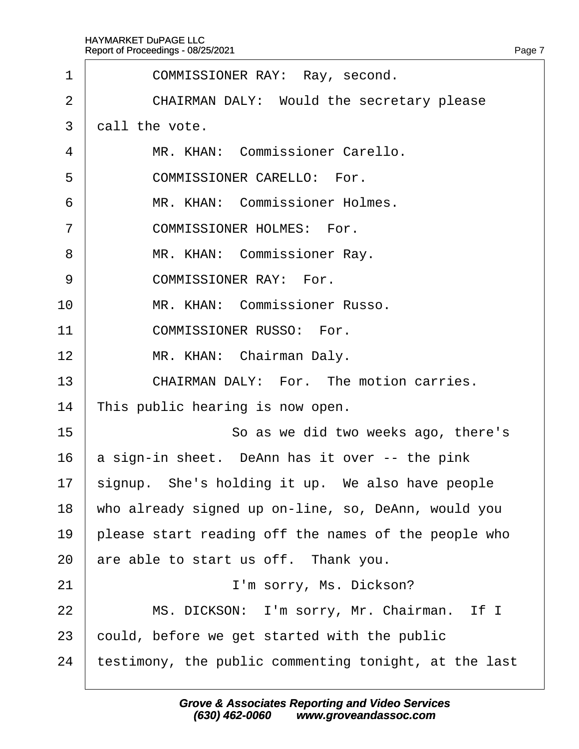1 COMMISSIONER RAY: Ray, second.

2 CHAIRMAN DALY: Would the secretary please

3 call the vote.

4 MR. KHAN: Commissioner Carello.

5 COMMISSIONER CARELLO: For.

6 MR. KHAN: Commissioner Holmes.

7 COMMISSIONER HOLMES: For.

8 MR. KHAN: Commissioner Ray.

9 COMMISSIONER RAY: For.

10 MR. KHAN: Commissioner Russo.

11 COMMISSIONER RUSSO: For.

12 MR. KHAN: Chairman Daly.

13 CHAIRMAN DALY: For. The motion carries.

14 This public hearing is now open.

15 So as we did two weeks ago, there's

16 a sign-in sheet. DeAnn has it over -- the pink

17 signup. She's holding it up. We also have people

18 who already signed up on-line, so, DeAnn, would you

19 please start reading off the names of the people who

20 are able to start us off. Thank you.

21 I'm sorry, Ms. Dickson?

22 MS. DICKSON: I'm sorry, Mr. Chairman. If I

23 could, before we get started with the public

24 testimony, the public commenting tonight, at the last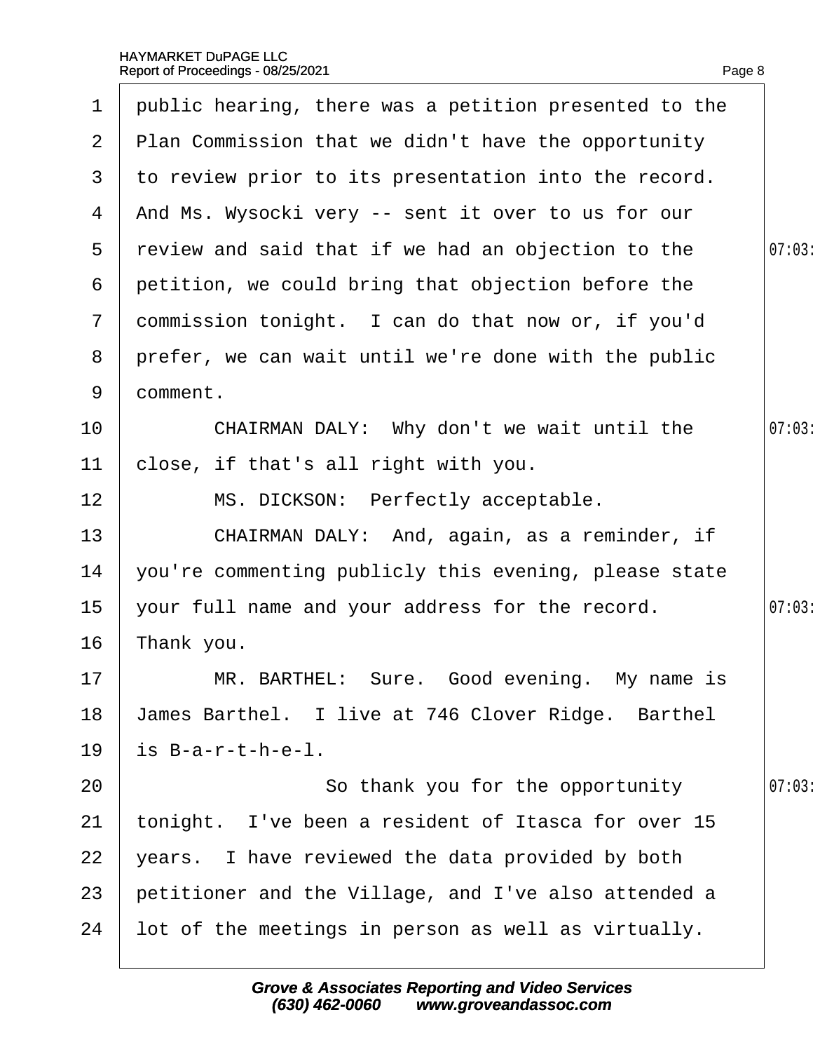public hearing, there was a petition presented to the Plan Commission that we didn't have the opportunity to review prior to its presentation into the record. And Ms. Wysocki very -- sent it over to us for our review and said that if we had an objection to the petition, we could bring that objection before the commission tonight. I can do that now or, if you'd prefer, we can wait until we're done with the public comment.

CHAIRMAN DALY: Why don't we wait until the close, if that's all right with you.

MS. DICKSON: Perfectly acceptable.

CHAIRMAN DALY: And, again, as a reminder, if you're commenting publicly this evening, please state your full name and your address for the record. Thank you.

MR. BARTHEL: Sure. Good evening. My name is James Barthel. I live at 746 Clover Ridge. Barthel is B-a-r-t-h-e-l.

So thank you for the opportunity tonight. I've been a resident of Itasca for over 15 years. I have reviewed the data provided by both petitioner and the Village, and I've also attended a lot of the meetings in person as well as virtually.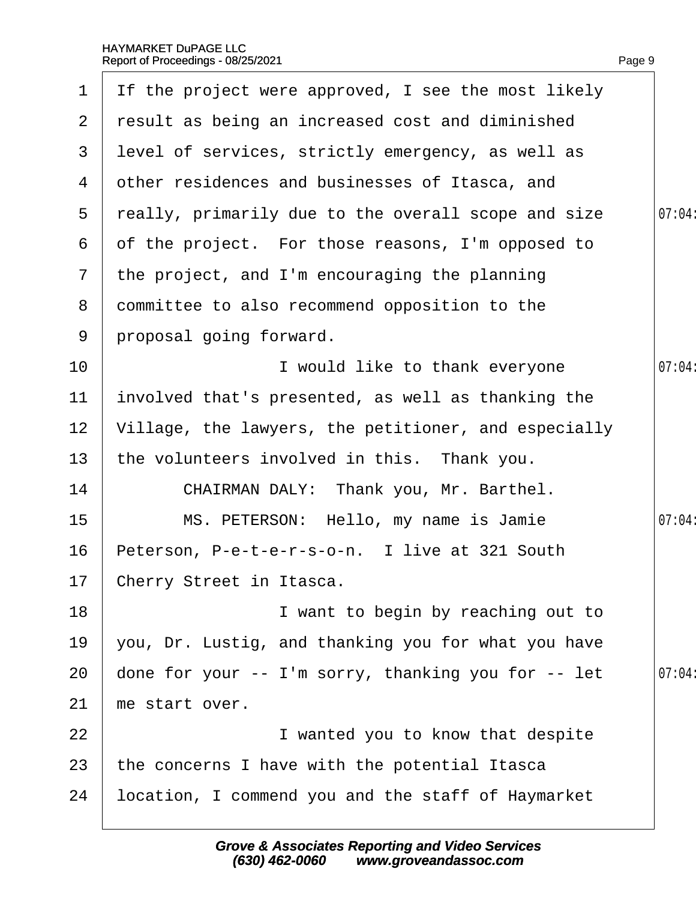1 If the project were approved, I see the most likely
2 result as being an increased cost and diminished
3 level of services, strictly emergency, as well as
4 other residences and businesses of Itasca, and
5 really, primarily due to the overall scope and size 07:04
6 of the project. For those reasons, I'm opposed to
7 the project, and I'm encouraging the planning
8 committee to also recommend opposition to the
9 proposal going forward.
10 I would like to thank everyone 07:04
11 involved that's presented, as well as thanking the
12 Village, the lawyers, the petitioner, and especially
13 the volunteers involved in this. Thank you.
14 CHAIRMAN DALY: Thank you, Mr. Barthel.
15 MS. PETERSON: Hello, my name is Jamie 07:04
16 Peterson, P-e-t-e-r-s-o-n. I live at 321 South
17 Cherry Street in Itasca.
18 I want to begin by reaching out to
19 you, Dr. Lustig, and thanking you for what you have
20 done for your -- I'm sorry, thanking you for -- let 07:04
21 me start over.
22 I wanted you to know that despite
23 the concerns I have with the potential Itasca
24 location, I commend you and the staff of Haymarket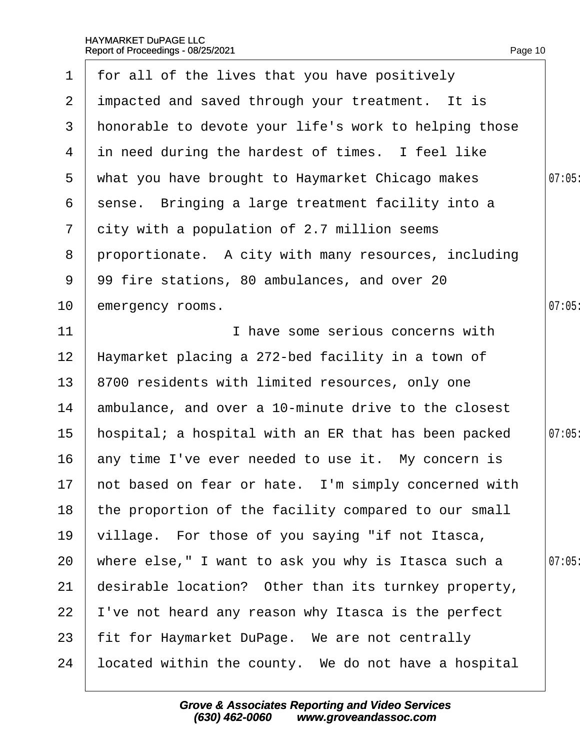for all of the lives that you have positively impacted and saved through your treatment. It is honorable to devote your life's work to helping those in need during the hardest of times. I feel like what you have brought to Haymarket Chicago makes sense. Bringing a large treatment facility into a city with a population of 2.7 million seems proportionate. A city with many resources, including 99 fire stations, 80 ambulances, and over 20 emergency rooms.

I have some serious concerns with Haymarket placing a 272-bed facility in a town of 8700 residents with limited resources, only one ambulance, and over a 10-minute drive to the closest hospital; a hospital with an ER that has been packed any time I've ever needed to use it. My concern is not based on fear or hate. I'm simply concerned with the proportion of the facility compared to our small village. For those of you saying "if not Itasca, where else," I want to ask you why is Itasca such a desirable location? Other than its turnkey property, I've not heard any reason why Itasca is the perfect fit for Haymarket DuPage. We are not centrally located within the county. We do not have a hospital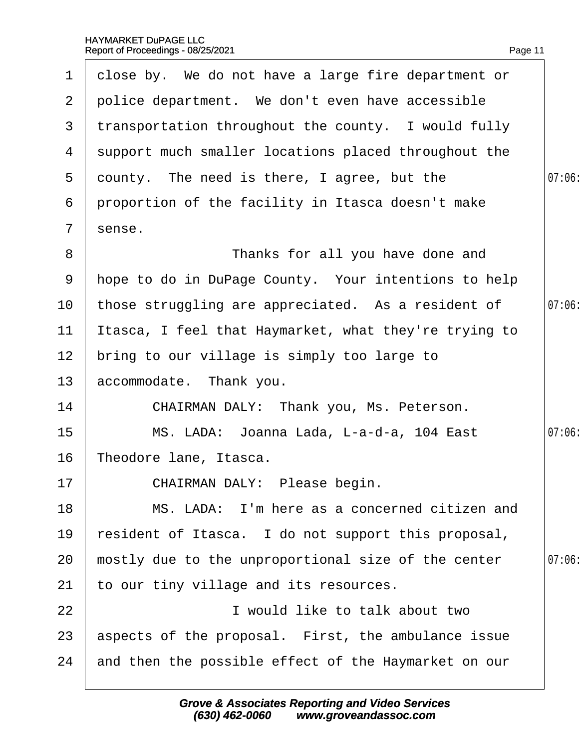close by. We do not have a large fire department or police department. We don't even have accessible transportation throughout the county. I would fully support much smaller locations placed throughout the county. The need is there, I agree, but the proportion of the facility in Itasca doesn't make sense.

Thanks for all you have done and hope to do in DuPage County. Your intentions to help those struggling are appreciated. As a resident of Itasca, I feel that Haymarket, what they're trying to bring to our village is simply too large to accommodate. Thank you.

CHAIRMAN DALY: Thank you, Ms. Peterson.

MS. LADA: Joanna Lada, L-a-d-a, 104 East Theodore lane, Itasca.

CHAIRMAN DALY: Please begin.

MS. LADA: I'm here as a concerned citizen and resident of Itasca. I do not support this proposal, mostly due to the unproportional size of the center to our tiny village and its resources.

I would like to talk about two aspects of the proposal. First, the ambulance issue and then the possible effect of the Haymarket on our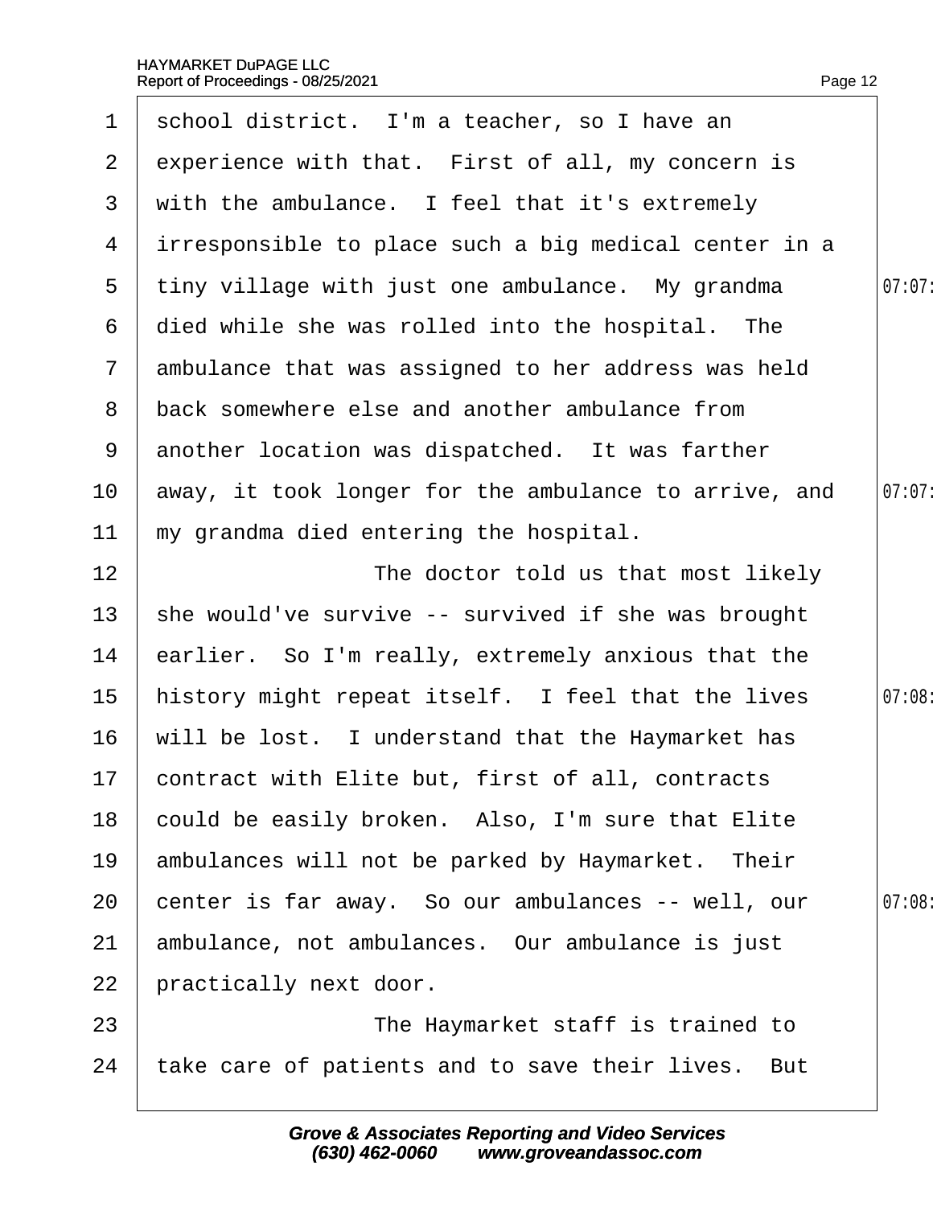school district. I'm a teacher, so I have an experience with that. First of all, my concern is with the ambulance. I feel that it's extremely irresponsible to place such a big medical center in a tiny village with just one ambulance. My grandma died while she was rolled into the hospital. The ambulance that was assigned to her address was held back somewhere else and another ambulance from another location was dispatched. It was farther away, it took longer for the ambulance to arrive, and my grandma died entering the hospital.

The doctor told us that most likely she would've survive -- survived if she was brought earlier. So I'm really, extremely anxious that the history might repeat itself. I feel that the lives will be lost. I understand that the Haymarket has contract with Elite but, first of all, contracts could be easily broken. Also, I'm sure that Elite ambulances will not be parked by Haymarket. Their center is far away. So our ambulances -- well, our ambulance, not ambulances. Our ambulance is just practically next door.

The Haymarket staff is trained to take care of patients and to save their lives. But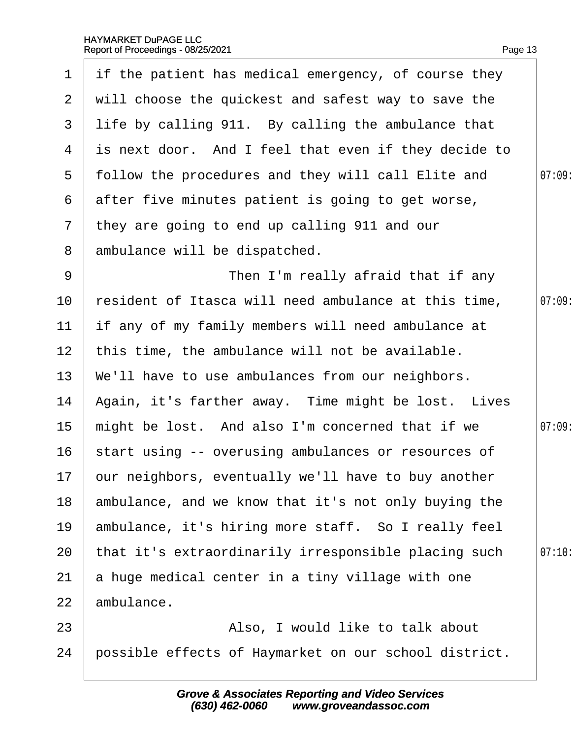if the patient has medical emergency, of course they will choose the quickest and safest way to save the life by calling 911. By calling the ambulance that is next door. And I feel that even if they decide to follow the procedures and they will call Elite and after five minutes patient is going to get worse, they are going to end up calling 911 and our ambulance will be dispatched.

Then I'm really afraid that if any resident of Itasca will need ambulance at this time, if any of my family members will need ambulance at this time, the ambulance will not be available. We'll have to use ambulances from our neighbors. Again, it's farther away. Time might be lost. Lives might be lost. And also I'm concerned that if we start using -- overusing ambulances or resources of our neighbors, eventually we'll have to buy another ambulance, and we know that it's not only buying the ambulance, it's hiring more staff. So I really feel that it's extraordinarily irresponsible placing such a huge medical center in a tiny village with one ambulance.

Also, I would like to talk about possible effects of Haymarket on our school district.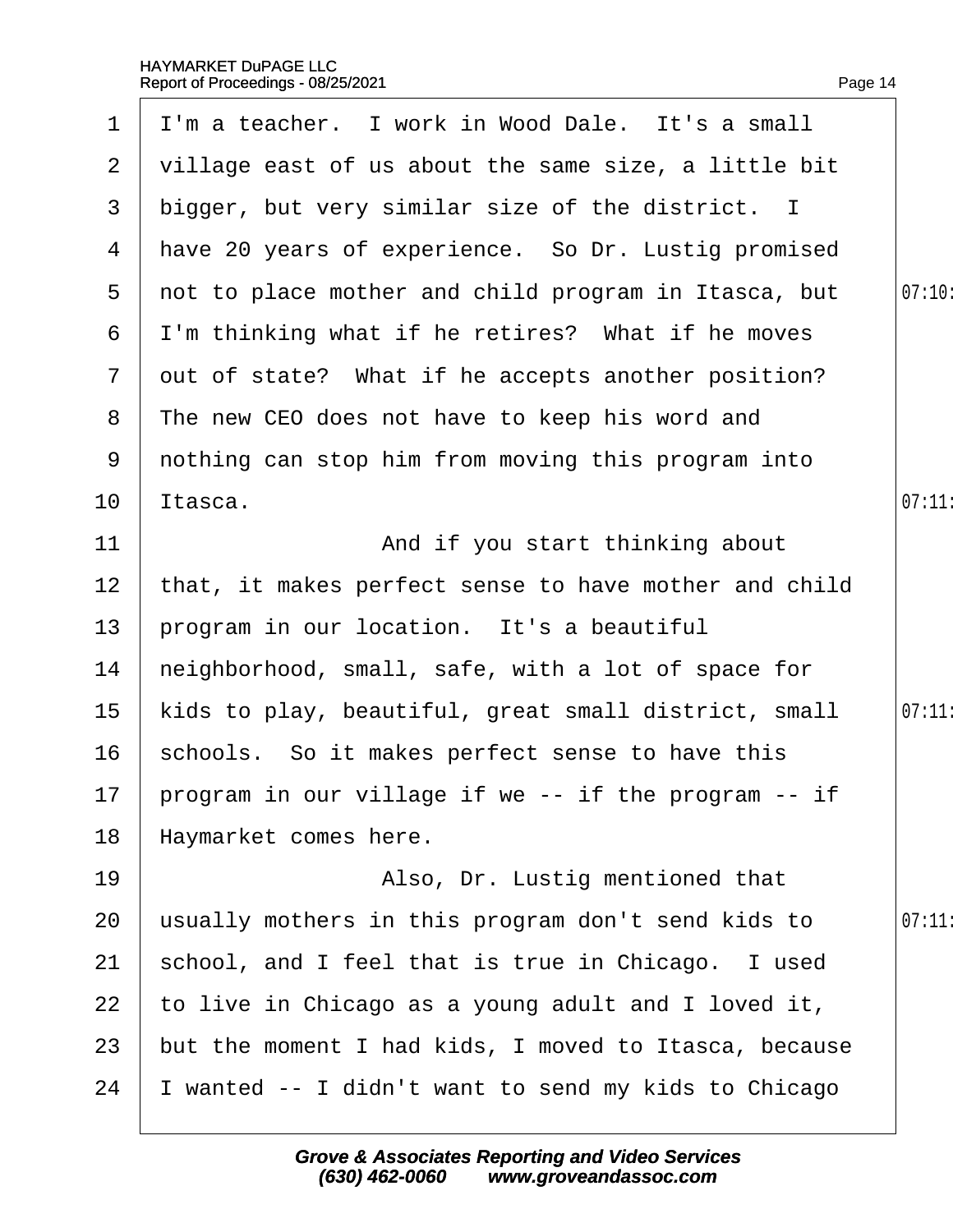I'm a teacher. I work in Wood Dale. It's a small village east of us about the same size, a little bit bigger, but very similar size of the district. I have 20 years of experience. So Dr. Lustig promised not to place mother and child program in Itasca, but I'm thinking what if he retires? What if he moves out of state? What if he accepts another position? The new CEO does not have to keep his word and nothing can stop him from moving this program into Itasca.

And if you start thinking about that, it makes perfect sense to have mother and child program in our location. It's a beautiful neighborhood, small, safe, with a lot of space for kids to play, beautiful, great small district, small schools. So it makes perfect sense to have this program in our village if we -- if the program -- if Haymarket comes here.

Also, Dr. Lustig mentioned that usually mothers in this program don't send kids to school, and I feel that is true in Chicago. I used to live in Chicago as a young adult and I loved it, but the moment I had kids, I moved to Itasca, because I wanted -- I didn't want to send my kids to Chicago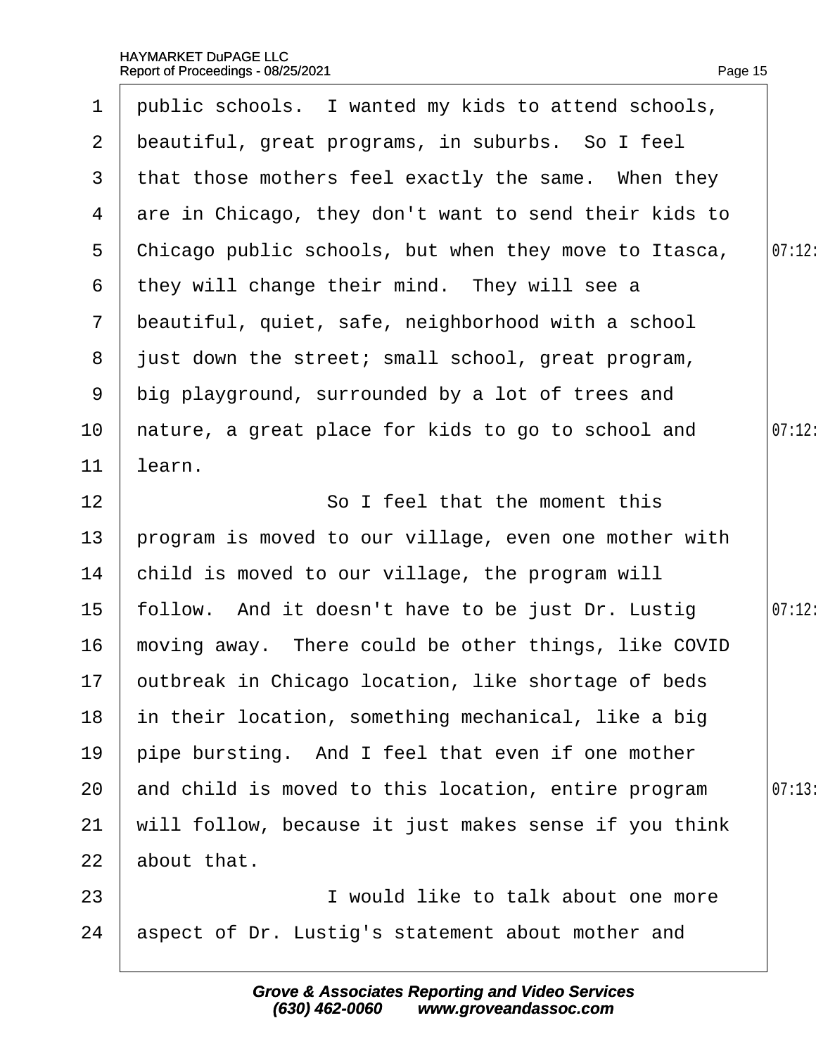public schools. I wanted my kids to attend schools, beautiful, great programs, in suburbs. So I feel that those mothers feel exactly the same. When they are in Chicago, they don't want to send their kids to Chicago public schools, but when they move to Itasca, they will change their mind. They will see a beautiful, quiet, safe, neighborhood with a school just down the street; small school, great program, big playground, surrounded by a lot of trees and nature, a great place for kids to go to school and learn.

So I feel that the moment this program is moved to our village, even one mother with child is moved to our village, the program will follow. And it doesn't have to be just Dr. Lustig moving away. There could be other things, like COVID outbreak in Chicago location, like shortage of beds in their location, something mechanical, like a big pipe bursting. And I feel that even if one mother and child is moved to this location, entire program will follow, because it just makes sense if you think about that.

I would like to talk about one more aspect of Dr. Lustig's statement about mother and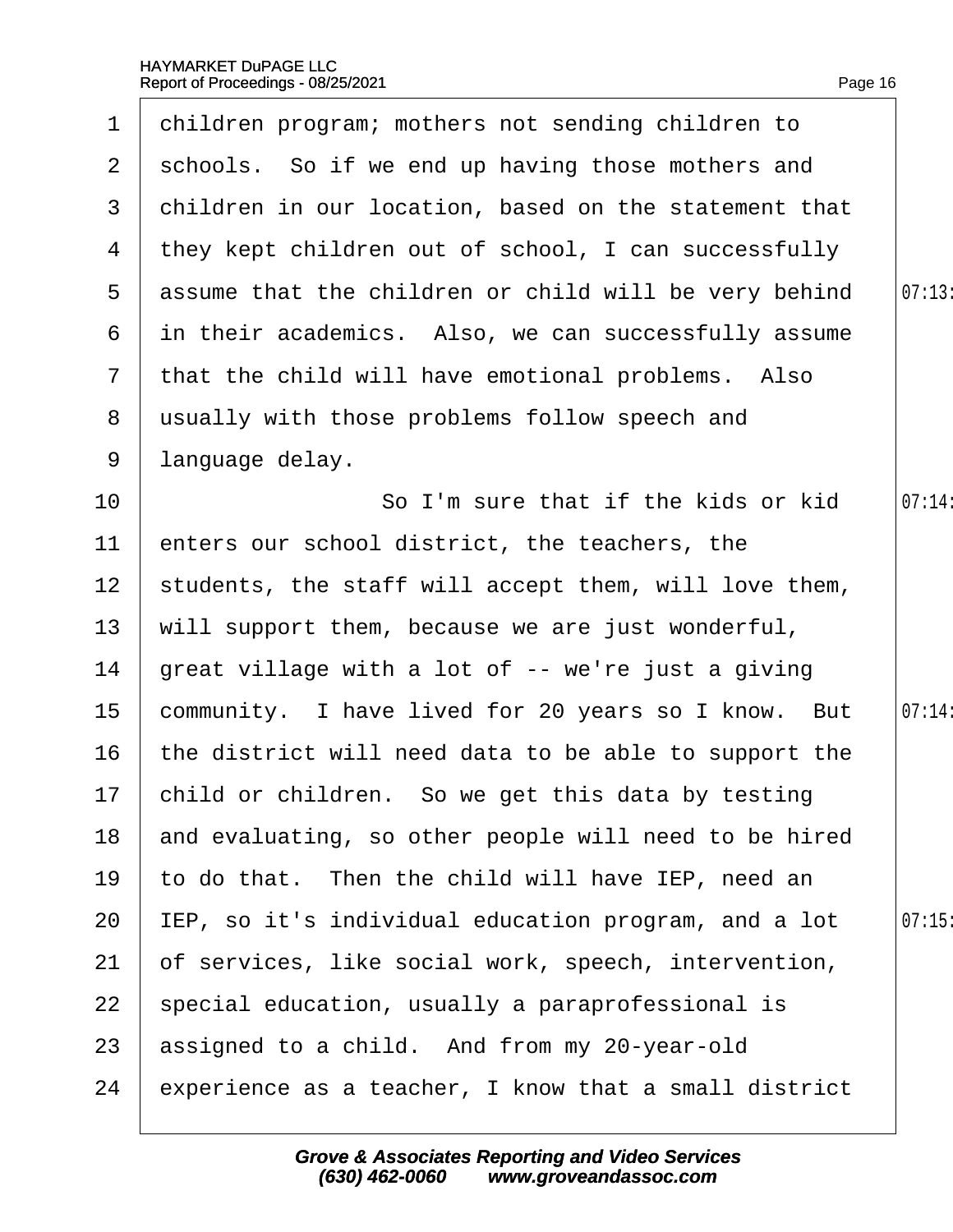children program; mothers not sending children to schools. So if we end up having those mothers and children in our location, based on the statement that they kept children out of school, I can successfully assume that the children or child will be very behind in their academics. Also, we can successfully assume that the child will have emotional problems. Also usually with those problems follow speech and language delay.

So I'm sure that if the kids or kid enters our school district, the teachers, the students, the staff will accept them, will love them, will support them, because we are just wonderful, great village with a lot of -- we're just a giving community. I have lived for 20 years so I know. But the district will need data to be able to support the child or children. So we get this data by testing and evaluating, so other people will need to be hired to do that. Then the child will have IEP, need an IEP, so it's individual education program, and a lot of services, like social work, speech, intervention, special education, usually a paraprofessional is assigned to a child. And from my 20-year-old experience as a teacher, I know that a small district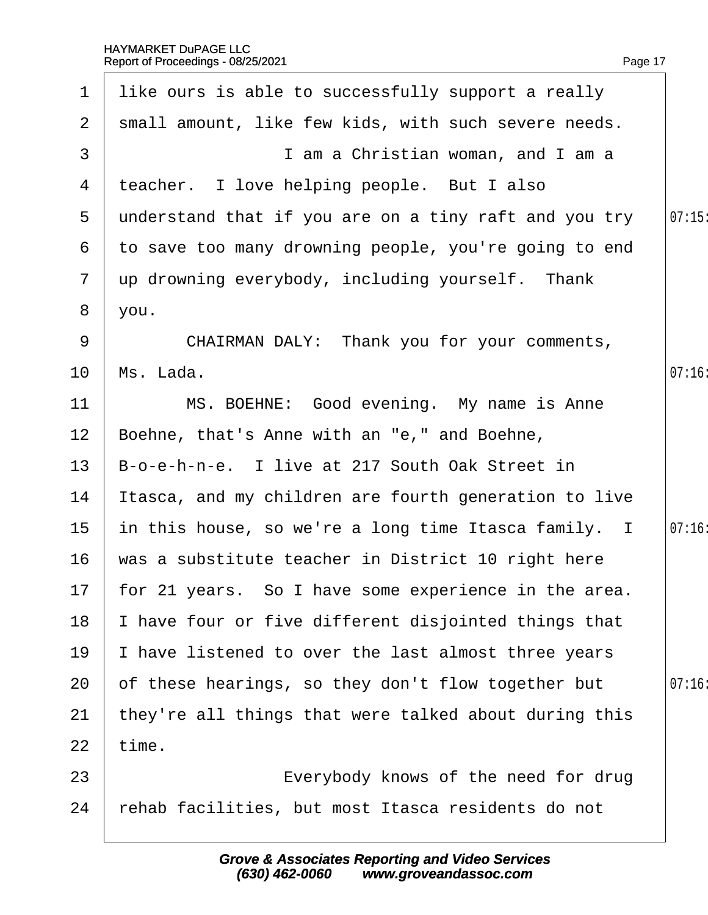like ours is able to successfully support a really small amount, like few kids, with such severe needs.

I am a Christian woman, and I am a teacher. I love helping people. But I also understand that if you are on a tiny raft and you try to save too many drowning people, you're going to end up drowning everybody, including yourself. Thank you.

CHAIRMAN DALY: Thank you for your comments, Ms. Lada.

MS. BOEHNE: Good evening. My name is Anne Boehne, that's Anne with an "e," and Boehne, B-o-e-h-n-e. I live at 217 South Oak Street in Itasca, and my children are fourth generation to live in this house, so we're a long time Itasca family. I was a substitute teacher in District 10 right here for 21 years. So I have some experience in the area. I have four or five different disjointed things that I have listened to over the last almost three years of these hearings, so they don't flow together but they're all things that were talked about during this time.

Everybody knows of the need for drug rehab facilities, but most Itasca residents do not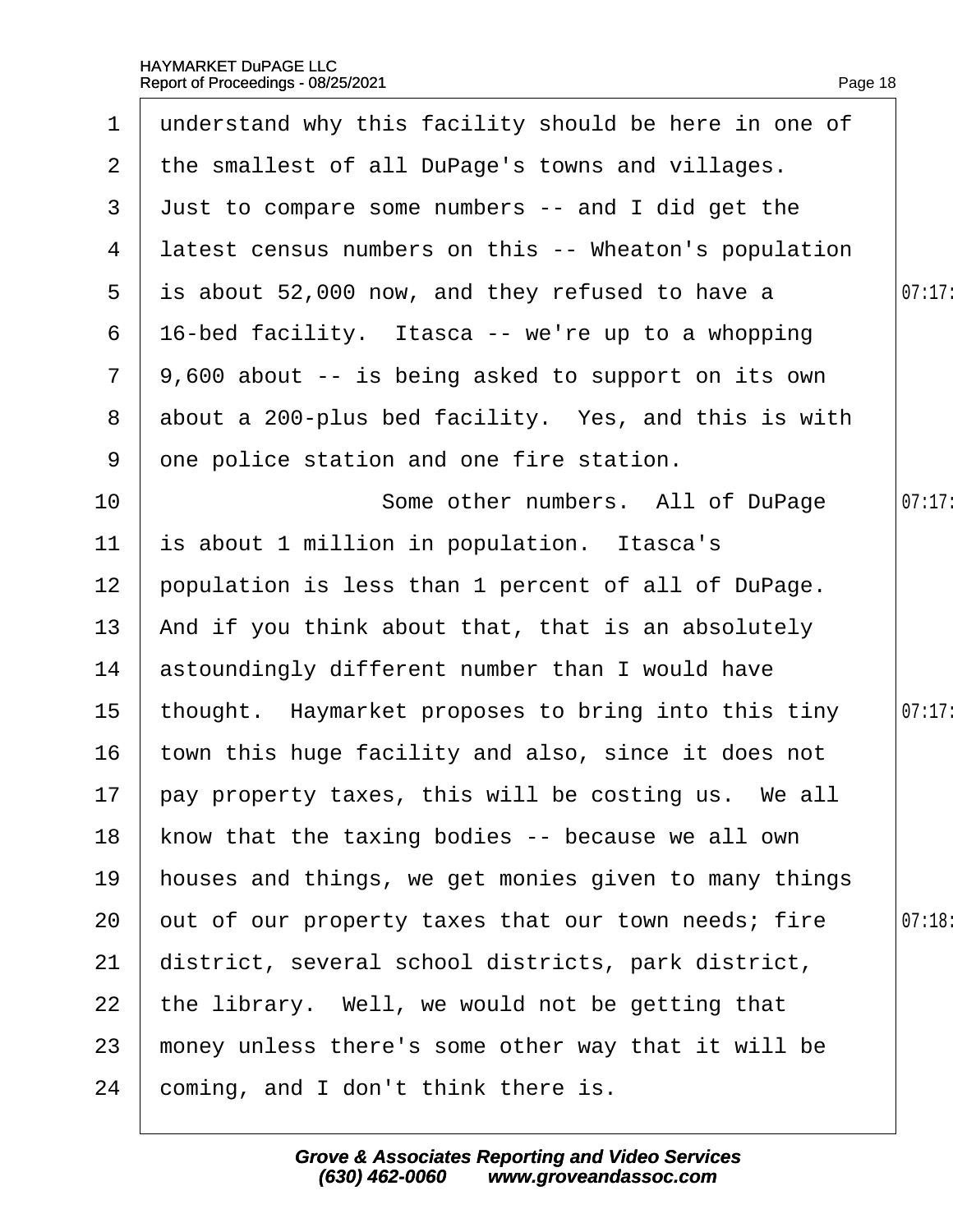1 understand why this facility should be here in one of
2 the smallest of all DuPage's towns and villages.
3 Just to compare some numbers -- and I did get the
4 latest census numbers on this -- Wheaton's population
5 is about 52,000 now, and they refused to have a
6 16-bed facility. Itasca -- we're up to a whopping
7 9,600 about -- is being asked to support on its own
8 about a 200-plus bed facility. Yes, and this is with
9 one police station and one fire station.
10 Some other numbers. All of DuPage
11 is about 1 million in population. Itasca's
12 population is less than 1 percent of all of DuPage.
13 And if you think about that, that is an absolutely
14 astoundingly different number than I would have
15 thought. Haymarket proposes to bring into this tiny
16 town this huge facility and also, since it does not
17 pay property taxes, this will be costing us. We all
18 know that the taxing bodies -- because we all own
19 houses and things, we get monies given to many things
20 out of our property taxes that our town needs; fire
21 district, several school districts, park district,
22 the library. Well, we would not be getting that
23 money unless there's some other way that it will be
24 coming, and I don't think there is.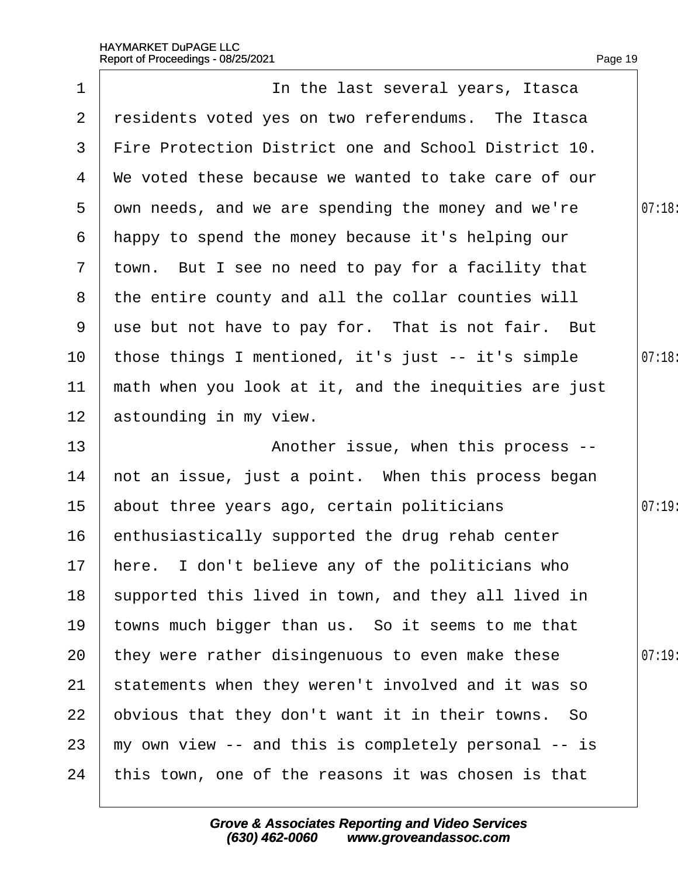In the last several years, Itasca residents voted yes on two referendums. The Itasca Fire Protection District one and School District 10. We voted these because we wanted to take care of our own needs, and we are spending the money and we're happy to spend the money because it's helping our town. But I see no need to pay for a facility that the entire county and all the collar counties will use but not have to pay for. That is not fair. But those things I mentioned, it's just -- it's simple math when you look at it, and the inequities are just astounding in my view.

Another issue, when this process -- not an issue, just a point. When this process began about three years ago, certain politicians enthusiastically supported the drug rehab center here. I don't believe any of the politicians who supported this lived in town, and they all lived in towns much bigger than us. So it seems to me that they were rather disingenuous to even make these statements when they weren't involved and it was so obvious that they don't want it in their towns. So my own view -- and this is completely personal -- is this town, one of the reasons it was chosen is that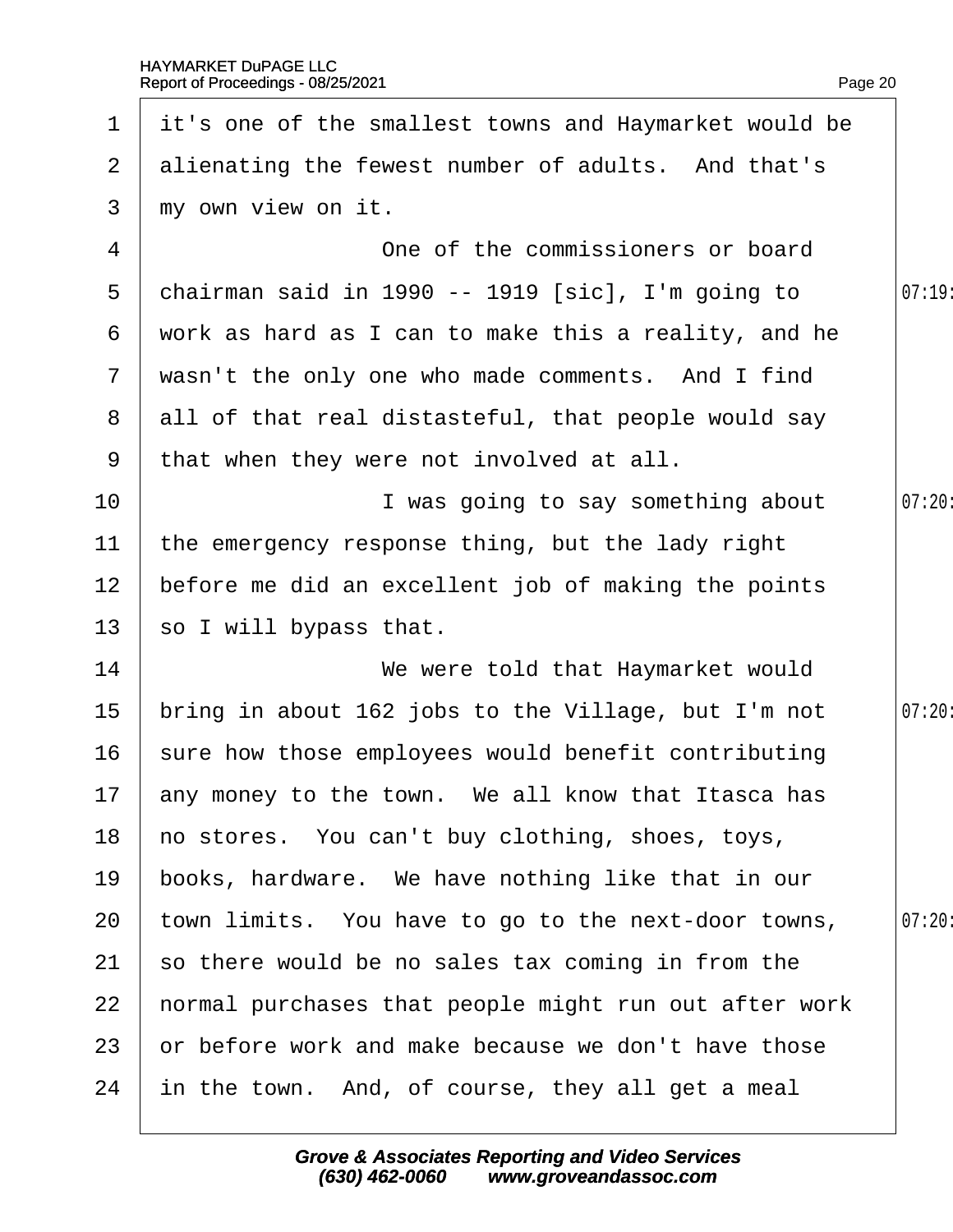it's one of the smallest towns and Haymarket would be alienating the fewest number of adults. And that's my own view on it.

One of the commissioners or board chairman said in 1990 -- 1919 [sic], I'm going to work as hard as I can to make this a reality, and he wasn't the only one who made comments. And I find all of that real distasteful, that people would say that when they were not involved at all.

I was going to say something about the emergency response thing, but the lady right before me did an excellent job of making the points so I will bypass that.

We were told that Haymarket would bring in about 162 jobs to the Village, but I'm not sure how those employees would benefit contributing any money to the town. We all know that Itasca has no stores. You can't buy clothing, shoes, toys, books, hardware. We have nothing like that in our town limits. You have to go to the next-door towns, so there would be no sales tax coming in from the normal purchases that people might run out after work or before work and make because we don't have those in the town. And, of course, they all get a meal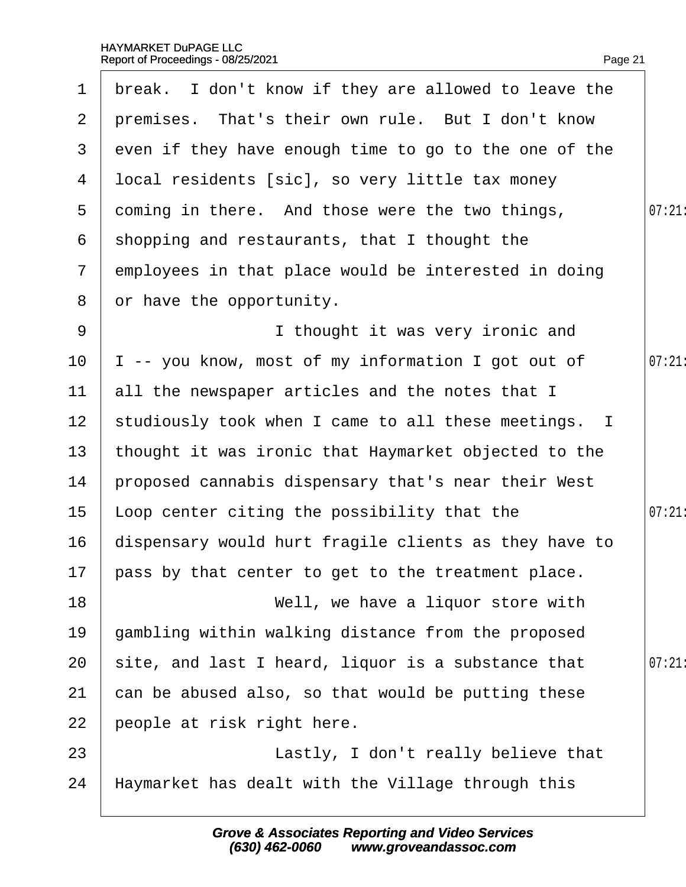1 break. I don't know if they are allowed to leave the
2 premises. That's their own rule. But I don't know
3 even if they have enough time to go to the one of the
4 local residents [sic], so very little tax money
5 coming in there. And those were the two things, 07:21
6 shopping and restaurants, that I thought the
7 employees in that place would be interested in doing
8 or have the opportunity.
9 I thought it was very ironic and
10 I -- you know, most of my information I got out of 07:21
11 all the newspaper articles and the notes that I
12 studiously took when I came to all these meetings. I
13 thought it was ironic that Haymarket objected to the
14 proposed cannabis dispensary that's near their West
15 Loop center citing the possibility that the 07:21
16 dispensary would hurt fragile clients as they have to
17 pass by that center to get to the treatment place.
18 Well, we have a liquor store with
19 gambling within walking distance from the proposed
20 site, and last I heard, liquor is a substance that 07:21
21 can be abused also, so that would be putting these
22 people at risk right here.
23 Lastly, I don't really believe that
24 Haymarket has dealt with the Village through this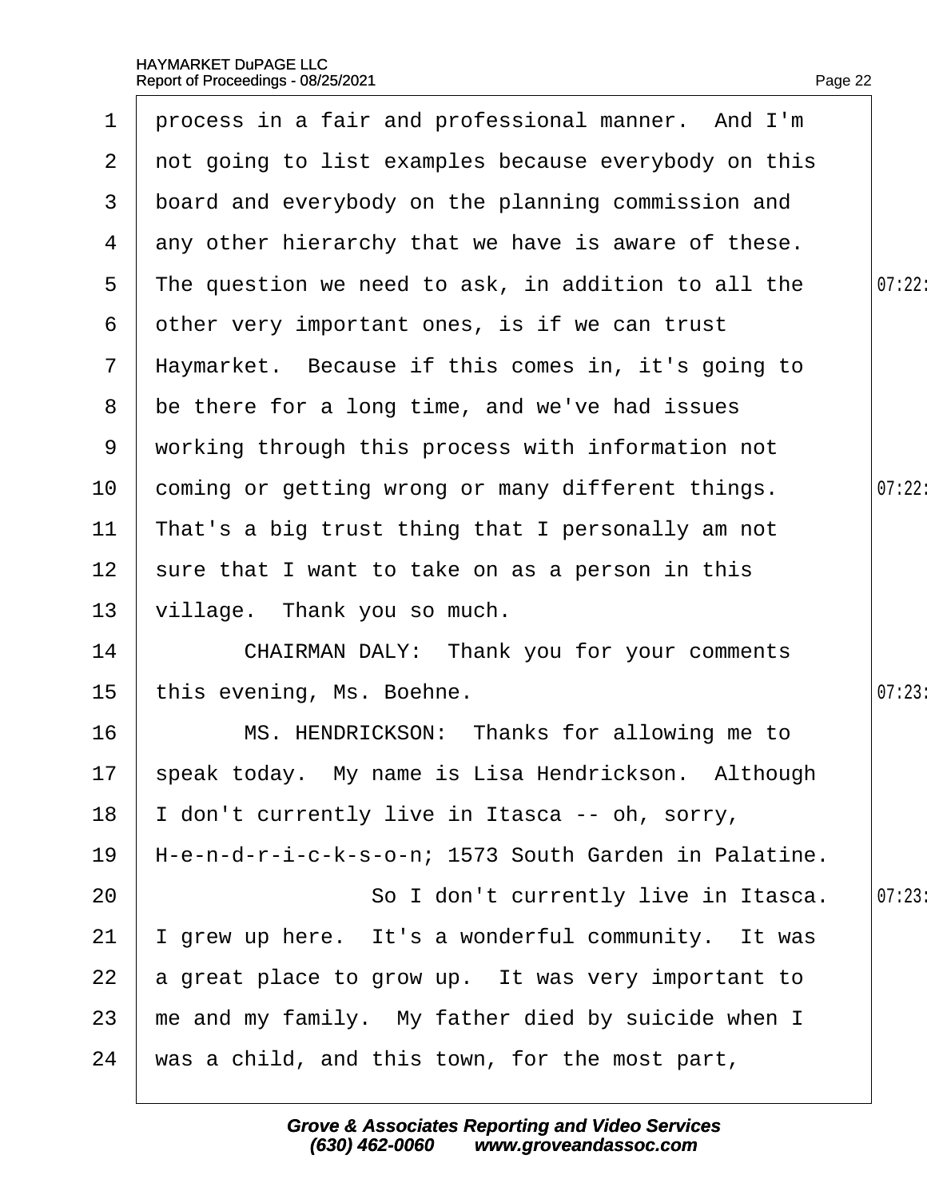process in a fair and professional manner. And I'm not going to list examples because everybody on this board and everybody on the planning commission and any other hierarchy that we have is aware of these. The question we need to ask, in addition to all the other very important ones, is if we can trust Haymarket. Because if this comes in, it's going to be there for a long time, and we've had issues working through this process with information not coming or getting wrong or many different things. That's a big trust thing that I personally am not sure that I want to take on as a person in this village. Thank you so much.

CHAIRMAN DALY: Thank you for your comments this evening, Ms. Boehne.

MS. HENDRICKSON: Thanks for allowing me to speak today. My name is Lisa Hendrickson. Although I don't currently live in Itasca -- oh, sorry, H-e-n-d-r-i-c-k-s-o-n; 1573 South Garden in Palatine.

So I don't currently live in Itasca. I grew up here. It's a wonderful community. It was a great place to grow up. It was very important to me and my family. My father died by suicide when I was a child, and this town, for the most part,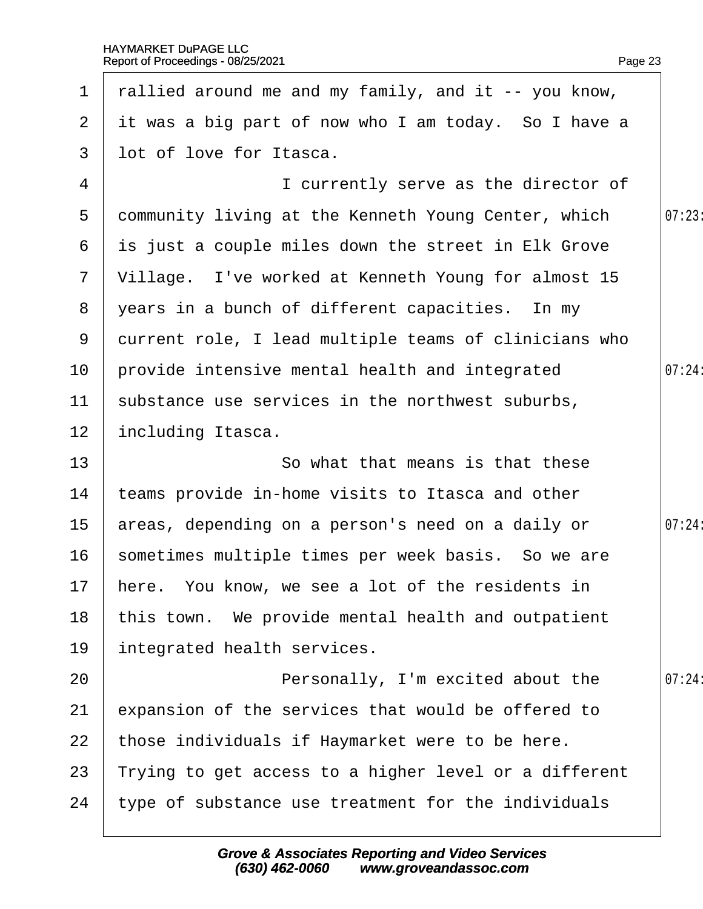rallied around me and my family, and it -- you know, it was a big part of now who I am today. So I have a lot of love for Itasca.

I currently serve as the director of community living at the Kenneth Young Center, which is just a couple miles down the street in Elk Grove Village. I've worked at Kenneth Young for almost 15 years in a bunch of different capacities. In my current role, I lead multiple teams of clinicians who provide intensive mental health and integrated substance use services in the northwest suburbs, including Itasca.

So what that means is that these teams provide in-home visits to Itasca and other areas, depending on a person's need on a daily or sometimes multiple times per week basis. So we are here. You know, we see a lot of the residents in this town. We provide mental health and outpatient integrated health services.

Personally, I'm excited about the expansion of the services that would be offered to those individuals if Haymarket were to be here. Trying to get access to a higher level or a different type of substance use treatment for the individuals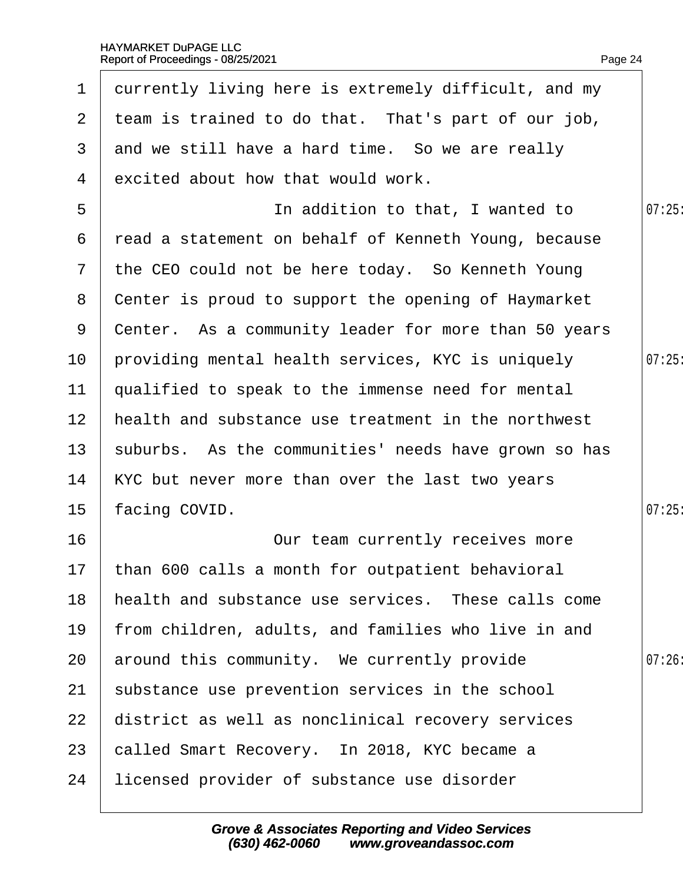currently living here is extremely difficult, and my team is trained to do that. That's part of our job, and we still have a hard time. So we are really excited about how that would work.

In addition to that, I wanted to read a statement on behalf of Kenneth Young, because the CEO could not be here today. So Kenneth Young Center is proud to support the opening of Haymarket Center. As a community leader for more than 50 years providing mental health services, KYC is uniquely qualified to speak to the immense need for mental health and substance use treatment in the northwest suburbs. As the communities' needs have grown so has KYC but never more than over the last two years facing COVID.

Our team currently receives more than 600 calls a month for outpatient behavioral health and substance use services. These calls come from children, adults, and families who live in and around this community. We currently provide substance use prevention services in the school district as well as nonclinical recovery services called Smart Recovery. In 2018, KYC became a licensed provider of substance use disorder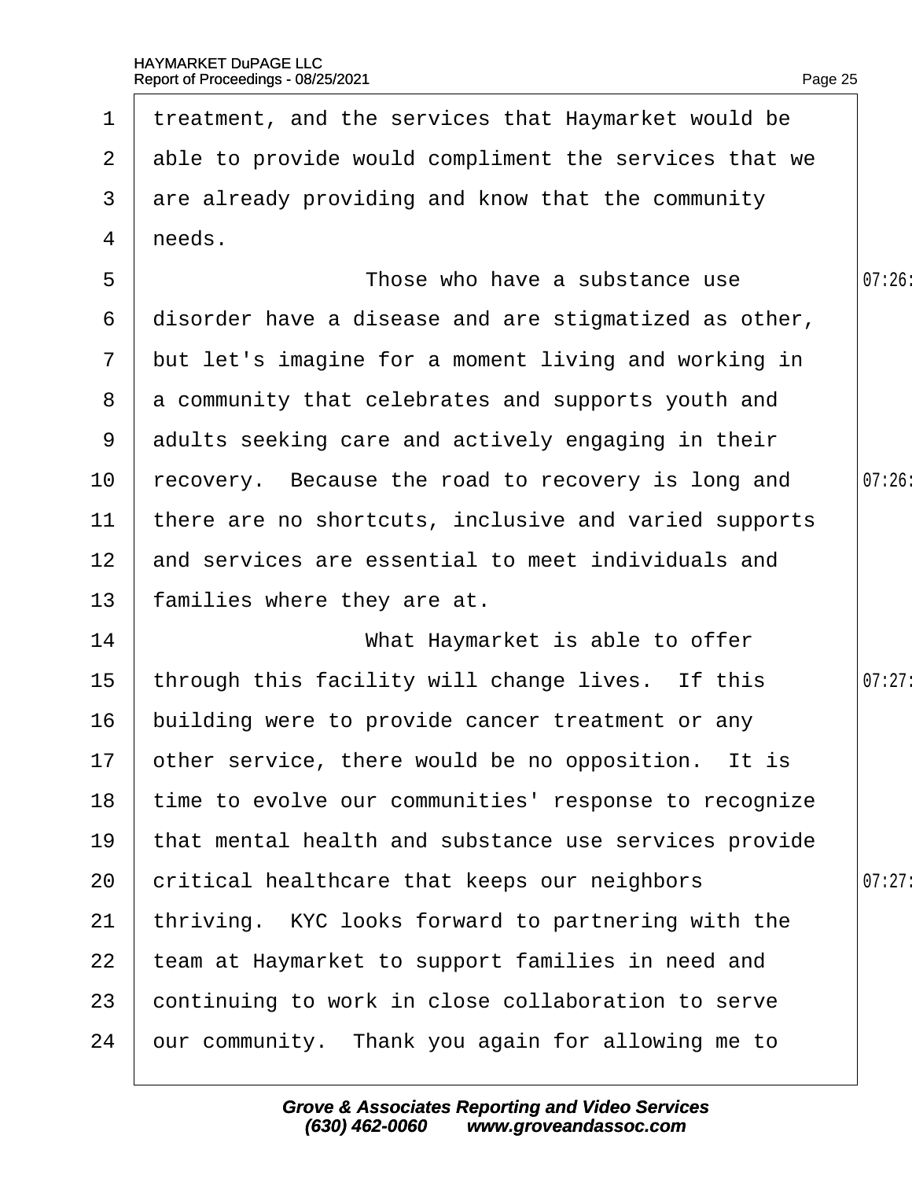treatment, and the services that Haymarket would be able to provide would compliment the services that we are already providing and know that the community needs.

Those who have a substance use disorder have a disease and are stigmatized as other, but let's imagine for a moment living and working in a community that celebrates and supports youth and adults seeking care and actively engaging in their recovery. Because the road to recovery is long and there are no shortcuts, inclusive and varied supports and services are essential to meet individuals and families where they are at.

What Haymarket is able to offer through this facility will change lives. If this building were to provide cancer treatment or any other service, there would be no opposition. It is time to evolve our communities' response to recognize that mental health and substance use services provide critical healthcare that keeps our neighbors thriving. KYC looks forward to partnering with the team at Haymarket to support families in need and continuing to work in close collaboration to serve our community. Thank you again for allowing me to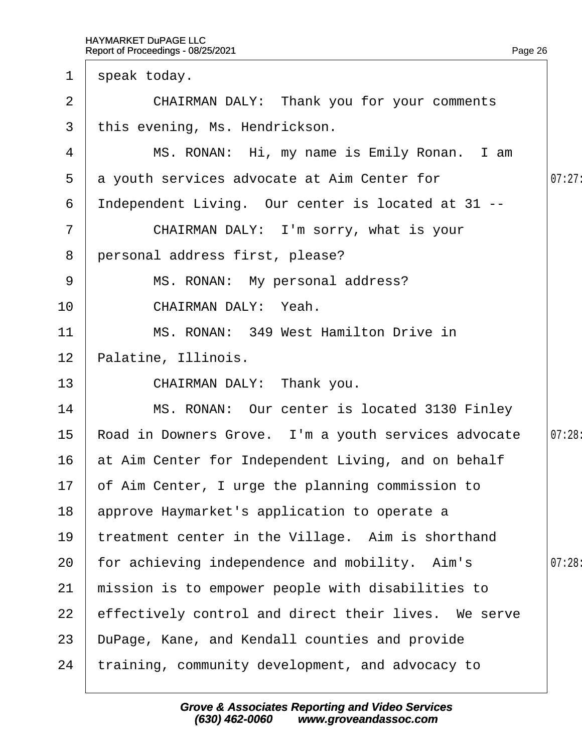1 speak today.

2 CHAIRMAN DALY: Thank you for your comments

3 this evening, Ms. Hendrickson.

4 MS. RONAN: Hi, my name is Emily Ronan. I am

5 a youth services advocate at Aim Center for 07:27

6 Independent Living. Our center is located at 31 --

7 CHAIRMAN DALY: I'm sorry, what is your

8 personal address first, please?

9 MS. RONAN: My personal address?

10 CHAIRMAN DALY: Yeah.

11 MS. RONAN: 349 West Hamilton Drive in

12 Palatine, Illinois.

13 CHAIRMAN DALY: Thank you.

14 MS. RONAN: Our center is located 3130 Finley

15 Road in Downers Grove. I'm a youth services advocate 07:28

16 at Aim Center for Independent Living, and on behalf

17 of Aim Center, I urge the planning commission to

18 approve Haymarket's application to operate a

19 treatment center in the Village. Aim is shorthand

20 for achieving independence and mobility. Aim's 07:28

21 mission is to empower people with disabilities to

22 effectively control and direct their lives. We serve

23 DuPage, Kane, and Kendall counties and provide

24 training, community development, and advocacy to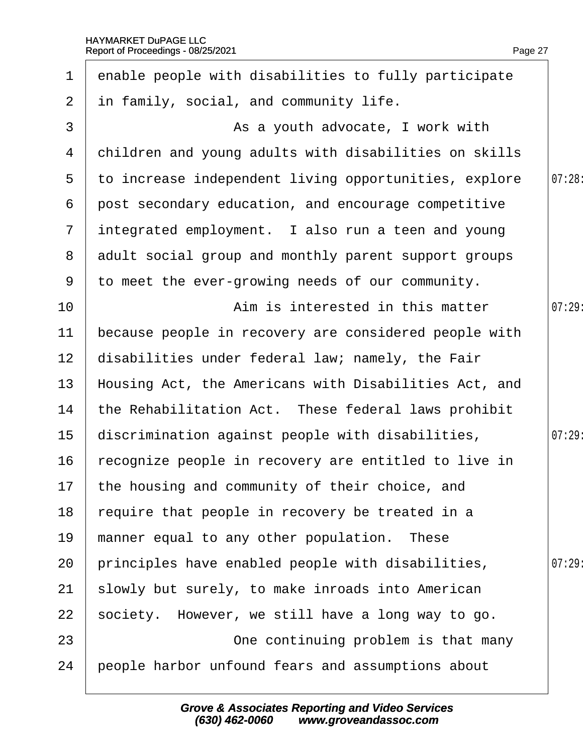enable people with disabilities to fully participate in family, social, and community life.

As a youth advocate, I work with children and young adults with disabilities on skills to increase independent living opportunities, explore post secondary education, and encourage competitive integrated employment. I also run a teen and young adult social group and monthly parent support groups to meet the ever-growing needs of our community.

Aim is interested in this matter because people in recovery are considered people with disabilities under federal law; namely, the Fair Housing Act, the Americans with Disabilities Act, and the Rehabilitation Act. These federal laws prohibit discrimination against people with disabilities, recognize people in recovery are entitled to live in the housing and community of their choice, and require that people in recovery be treated in a manner equal to any other population. These principles have enabled people with disabilities, slowly but surely, to make inroads into American society. However, we still have a long way to go.

One continuing problem is that many people harbor unfound fears and assumptions about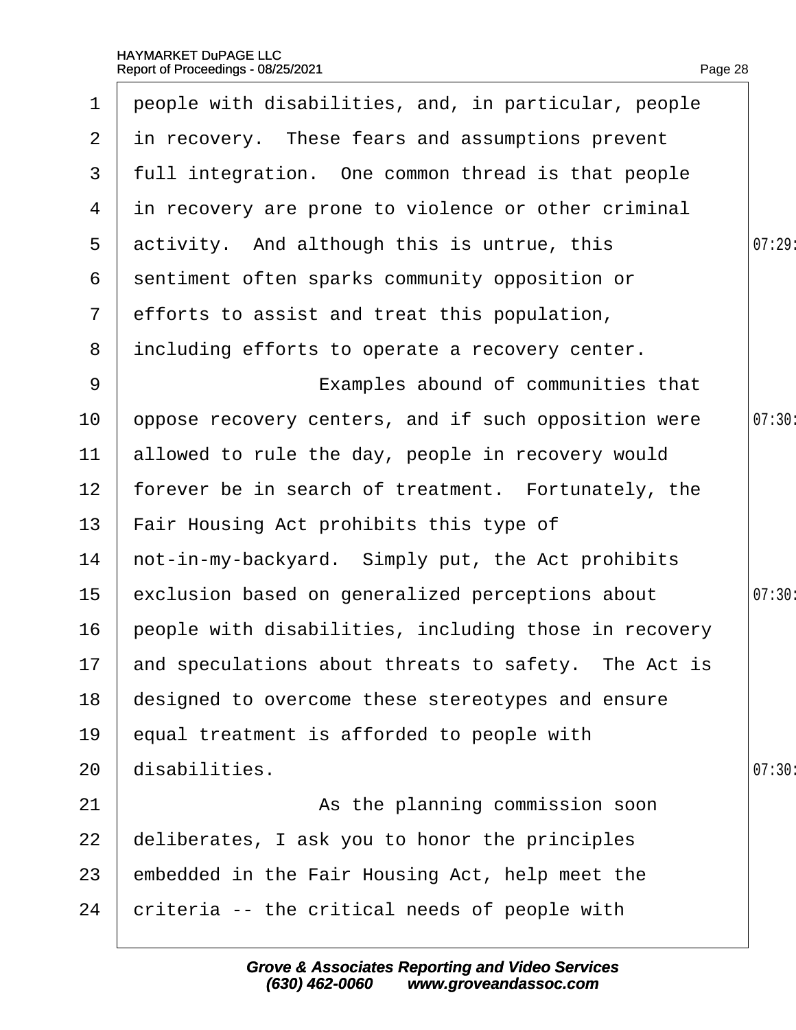people with disabilities, and, in particular, people in recovery. These fears and assumptions prevent full integration. One common thread is that people in recovery are prone to violence or other criminal activity. And although this is untrue, this sentiment often sparks community opposition or efforts to assist and treat this population, including efforts to operate a recovery center.

Examples abound of communities that oppose recovery centers, and if such opposition were allowed to rule the day, people in recovery would forever be in search of treatment. Fortunately, the Fair Housing Act prohibits this type of not-in-my-backyard. Simply put, the Act prohibits exclusion based on generalized perceptions about people with disabilities, including those in recovery and speculations about threats to safety. The Act is designed to overcome these stereotypes and ensure equal treatment is afforded to people with disabilities.

As the planning commission soon deliberates, I ask you to honor the principles embedded in the Fair Housing Act, help meet the criteria -- the critical needs of people with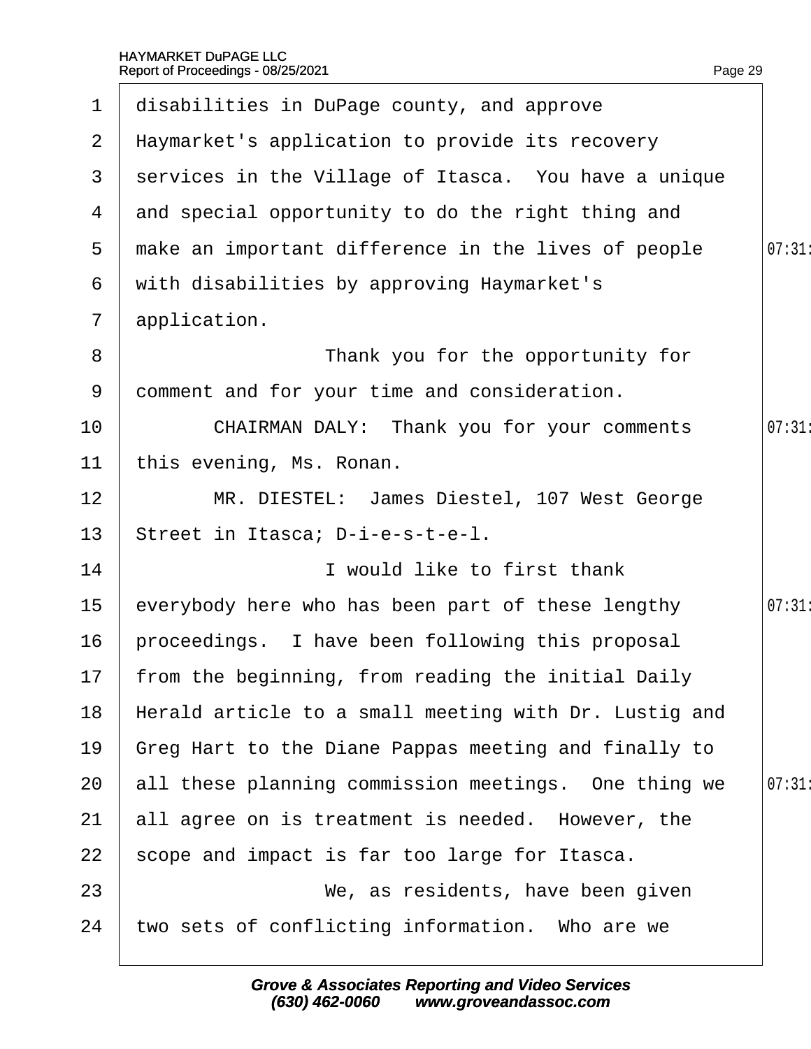disabilities in DuPage county, and approve Haymarket's application to provide its recovery services in the Village of Itasca. You have a unique and special opportunity to do the right thing and make an important difference in the lives of people with disabilities by approving Haymarket's application.

Thank you for the opportunity for comment and for your time and consideration.

CHAIRMAN DALY: Thank you for your comments this evening, Ms. Ronan.

MR. DIESTEL: James Diestel, 107 West George Street in Itasca; D-i-e-s-t-e-l.

I would like to first thank everybody here who has been part of these lengthy proceedings. I have been following this proposal from the beginning, from reading the initial Daily Herald article to a small meeting with Dr. Lustig and Greg Hart to the Diane Pappas meeting and finally to all these planning commission meetings. One thing we all agree on is treatment is needed. However, the scope and impact is far too large for Itasca.

We, as residents, have been given two sets of conflicting information. Who are we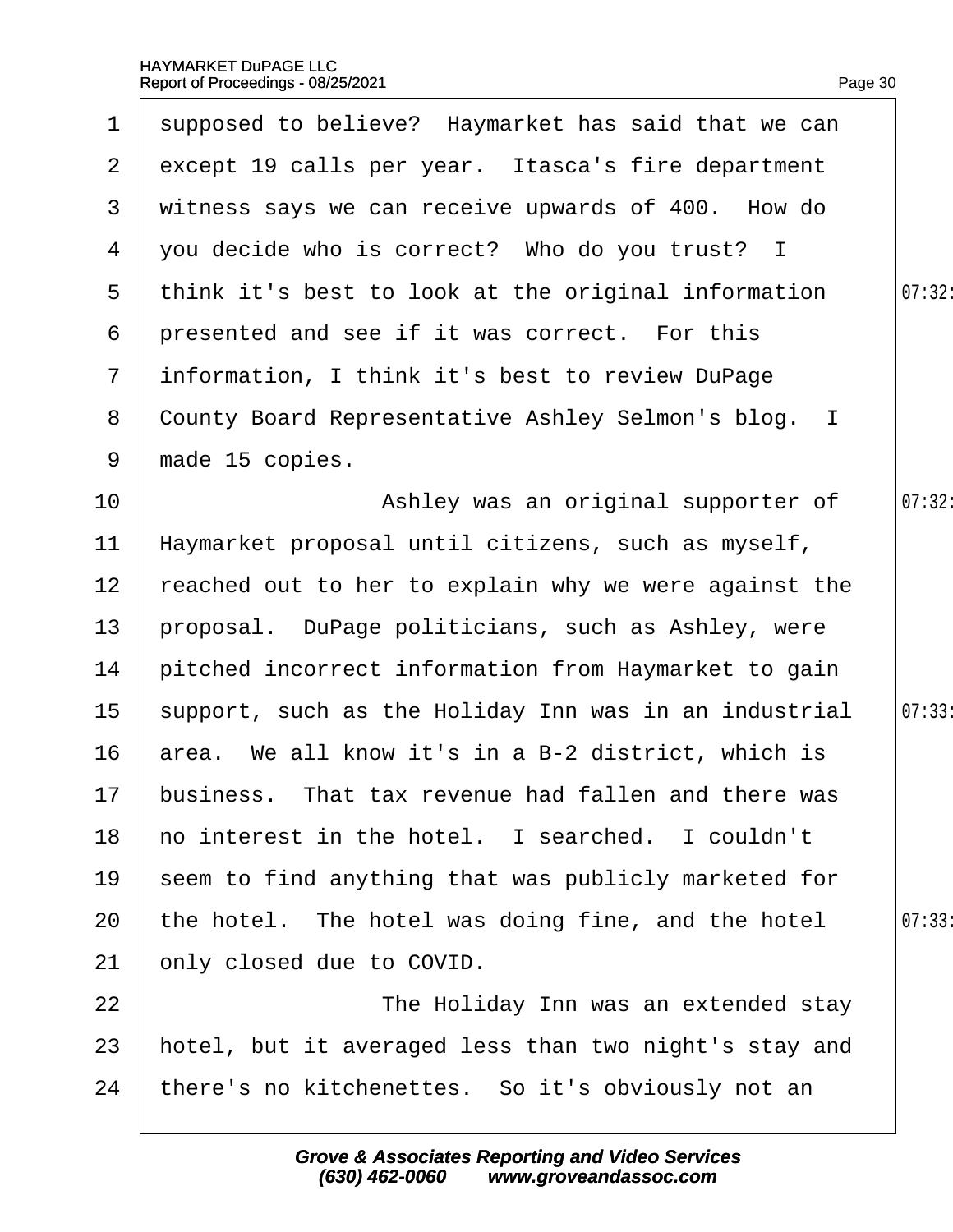supposed to believe? Haymarket has said that we can except 19 calls per year. Itasca's fire department witness says we can receive upwards of 400. How do you decide who is correct? Who do you trust? I think it's best to look at the original information presented and see if it was correct. For this information, I think it's best to review DuPage County Board Representative Ashley Selmon's blog. I made 15 copies.

Ashley was an original supporter of Haymarket proposal until citizens, such as myself, reached out to her to explain why we were against the proposal. DuPage politicians, such as Ashley, were pitched incorrect information from Haymarket to gain support, such as the Holiday Inn was in an industrial area. We all know it's in a B-2 district, which is business. That tax revenue had fallen and there was no interest in the hotel. I searched. I couldn't seem to find anything that was publicly marketed for the hotel. The hotel was doing fine, and the hotel only closed due to COVID.

The Holiday Inn was an extended stay hotel, but it averaged less than two night's stay and there's no kitchenettes. So it's obviously not an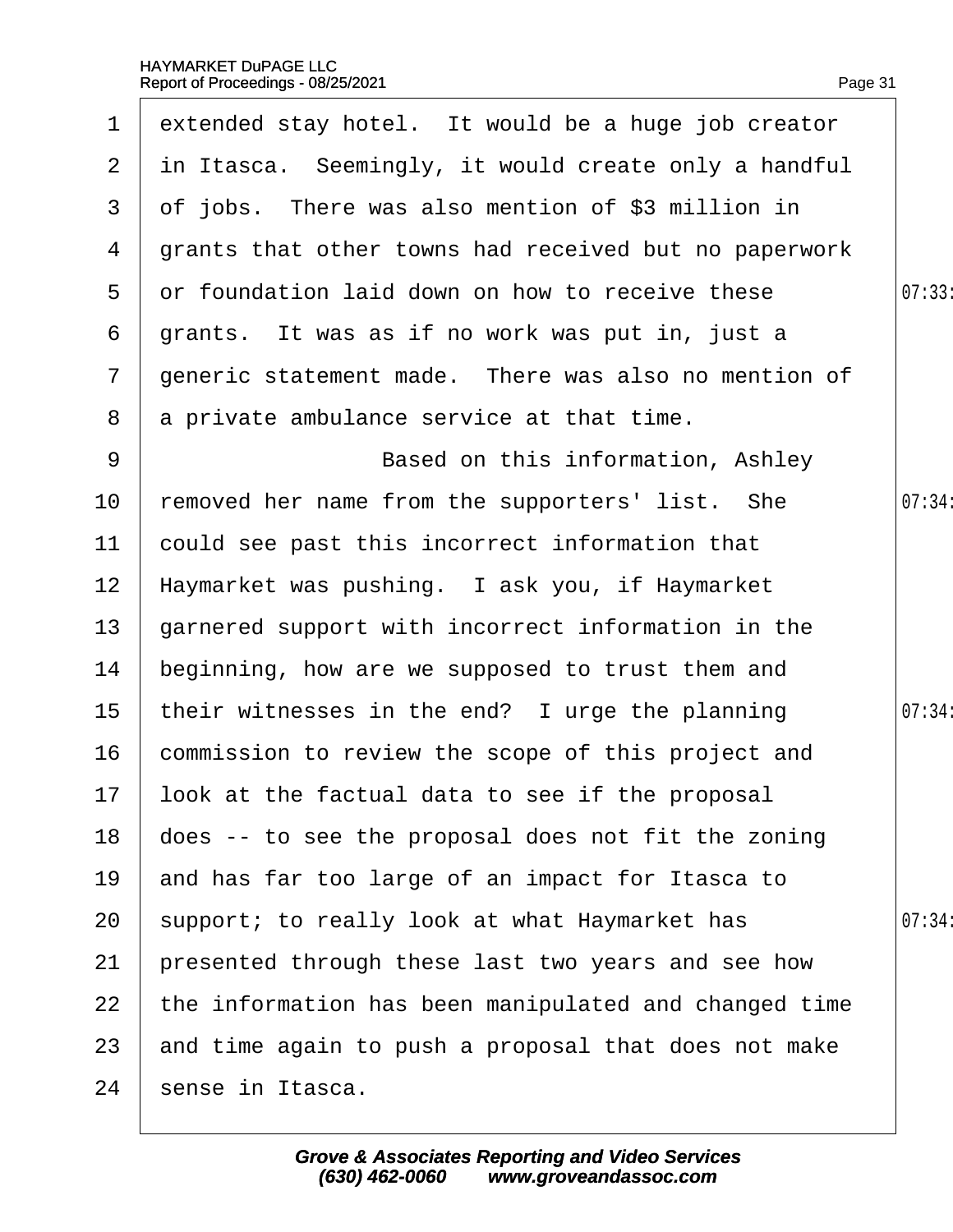extended stay hotel. It would be a huge job creator in Itasca. Seemingly, it would create only a handful of jobs. There was also mention of $3 million in grants that other towns had received but no paperwork or foundation laid down on how to receive these grants. It was as if no work was put in, just a generic statement made. There was also no mention of a private ambulance service at that time.

Based on this information, Ashley removed her name from the supporters' list. She could see past this incorrect information that Haymarket was pushing. I ask you, if Haymarket garnered support with incorrect information in the beginning, how are we supposed to trust them and their witnesses in the end? I urge the planning commission to review the scope of this project and look at the factual data to see if the proposal does -- to see the proposal does not fit the zoning and has far too large of an impact for Itasca to support; to really look at what Haymarket has presented through these last two years and see how the information has been manipulated and changed time and time again to push a proposal that does not make sense in Itasca.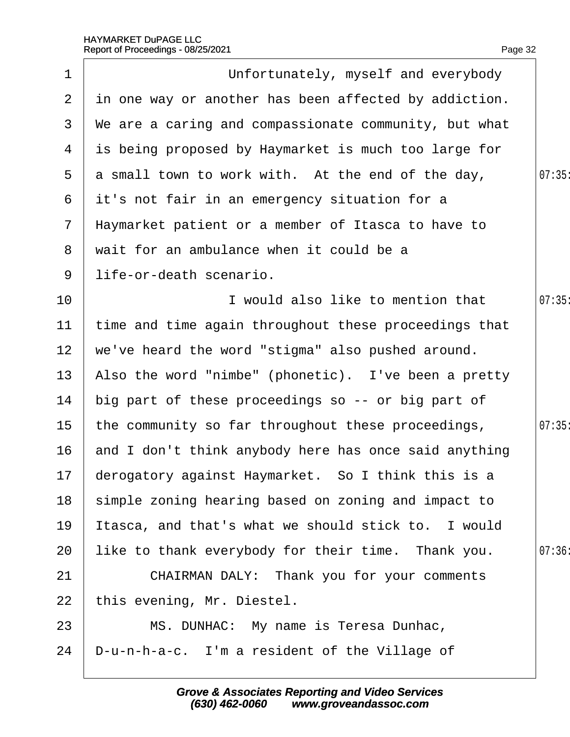Unfortunately, myself and everybody in one way or another has been affected by addiction. We are a caring and compassionate community, but what is being proposed by Haymarket is much too large for a small town to work with. At the end of the day, it's not fair in an emergency situation for a Haymarket patient or a member of Itasca to have to wait for an ambulance when it could be a life-or-death scenario.

I would also like to mention that time and time again throughout these proceedings that we've heard the word "stigma" also pushed around. Also the word "nimbe" (phonetic). I've been a pretty big part of these proceedings so -- or big part of the community so far throughout these proceedings, and I don't think anybody here has once said anything derogatory against Haymarket. So I think this is a simple zoning hearing based on zoning and impact to Itasca, and that's what we should stick to. I would like to thank everybody for their time. Thank you.

CHAIRMAN DALY: Thank you for your comments this evening, Mr. Diestel.

MS. DUNHAC: My name is Teresa Dunhac, D-u-n-h-a-c. I'm a resident of the Village of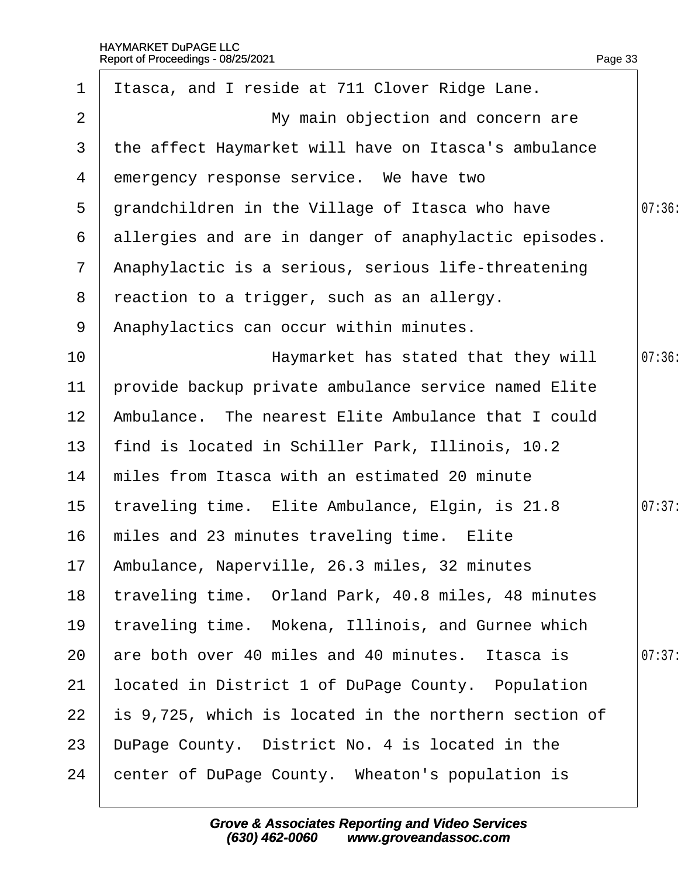1 Itasca, and I reside at 711 Clover Ridge Lane.

2 My main objection and concern are

3 the affect Haymarket will have on Itasca's ambulance

4 emergency response service. We have two

5 grandchildren in the Village of Itasca who have

6 allergies and are in danger of anaphylactic episodes.

7 Anaphylactic is a serious, serious life-threatening

8 reaction to a trigger, such as an allergy.

9 Anaphylactics can occur within minutes.

10 Haymarket has stated that they will

11 provide backup private ambulance service named Elite

12 Ambulance. The nearest Elite Ambulance that I could

13 find is located in Schiller Park, Illinois, 10.2

14 miles from Itasca with an estimated 20 minute

15 traveling time. Elite Ambulance, Elgin, is 21.8

16 miles and 23 minutes traveling time. Elite

17 Ambulance, Naperville, 26.3 miles, 32 minutes

18 traveling time. Orland Park, 40.8 miles, 48 minutes

19 traveling time. Mokena, Illinois, and Gurnee which

20 are both over 40 miles and 40 minutes. Itasca is

21 located in District 1 of DuPage County. Population

22 is 9,725, which is located in the northern section of

23 DuPage County. District No. 4 is located in the

24 center of DuPage County. Wheaton's population is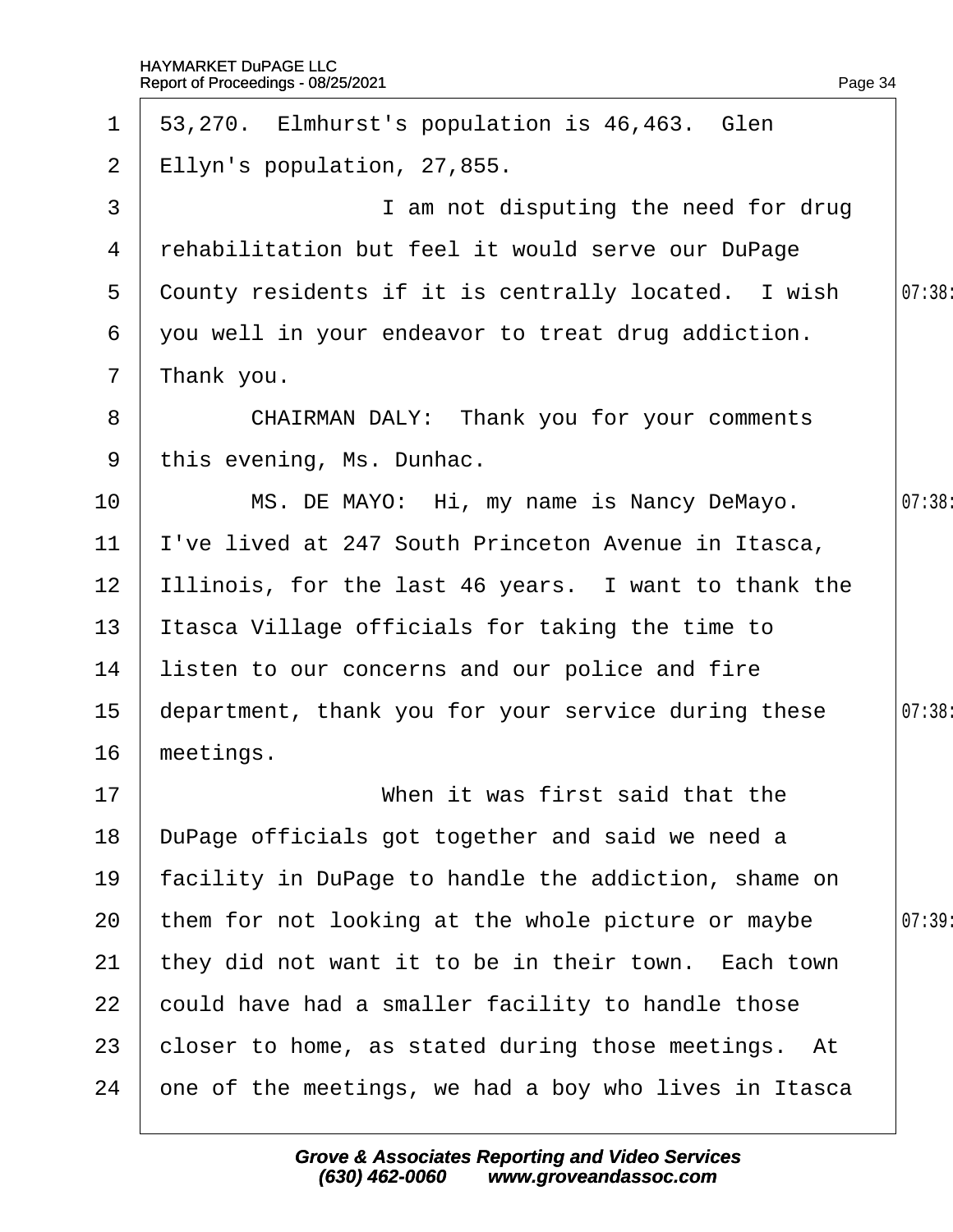53,270. Elmhurst's population is 46,463. Glen Ellyn's population, 27,855.

I am not disputing the need for drug rehabilitation but feel it would serve our DuPage County residents if it is centrally located. I wish you well in your endeavor to treat drug addiction. Thank you.

CHAIRMAN DALY: Thank you for your comments this evening, Ms. Dunhac.

MS. DE MAYO: Hi, my name is Nancy DeMayo. I've lived at 247 South Princeton Avenue in Itasca, Illinois, for the last 46 years. I want to thank the Itasca Village officials for taking the time to listen to our concerns and our police and fire department, thank you for your service during these meetings.

When it was first said that the DuPage officials got together and said we need a facility in DuPage to handle the addiction, shame on them for not looking at the whole picture or maybe they did not want it to be in their town. Each town could have had a smaller facility to handle those closer to home, as stated during those meetings. At one of the meetings, we had a boy who lives in Itasca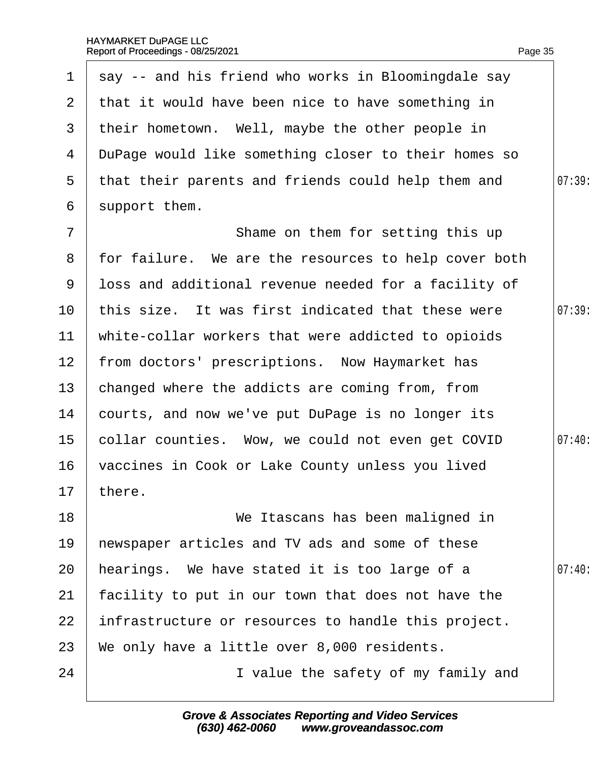say -- and his friend who works in Bloomingdale say that it would have been nice to have something in their hometown. Well, maybe the other people in DuPage would like something closer to their homes so that their parents and friends could help them and support them.

Shame on them for setting this up for failure. We are the resources to help cover both loss and additional revenue needed for a facility of this size. It was first indicated that these were white-collar workers that were addicted to opioids from doctors' prescriptions. Now Haymarket has changed where the addicts are coming from, from courts, and now we've put DuPage is no longer its collar counties. Wow, we could not even get COVID vaccines in Cook or Lake County unless you lived there.

We Itascans has been maligned in newspaper articles and TV ads and some of these hearings. We have stated it is too large of a facility to put in our town that does not have the infrastructure or resources to handle this project. We only have a little over 8,000 residents.

I value the safety of my family and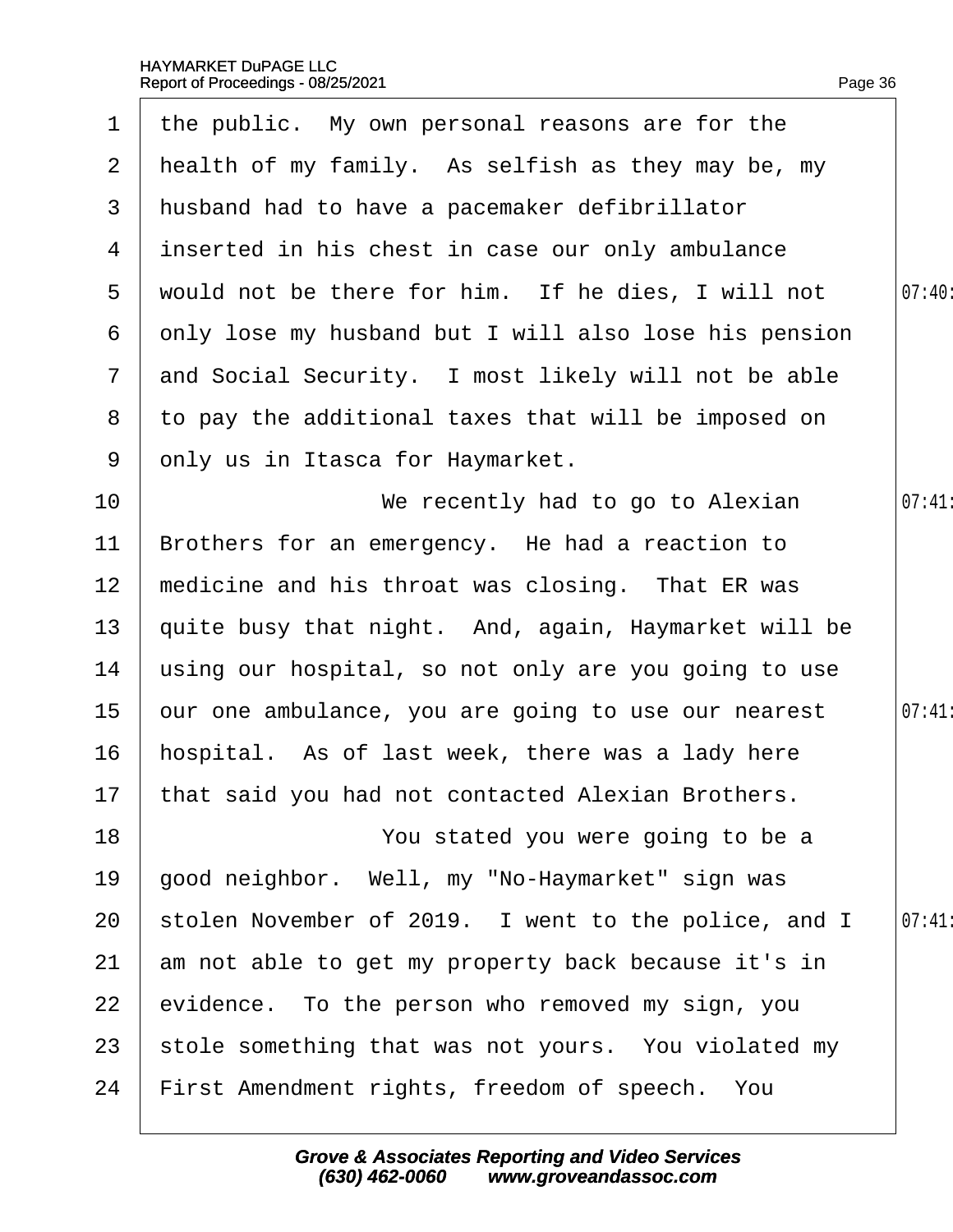the public. My own personal reasons are for the health of my family. As selfish as they may be, my husband had to have a pacemaker defibrillator inserted in his chest in case our only ambulance would not be there for him. If he dies, I will not only lose my husband but I will also lose his pension and Social Security. I most likely will not be able to pay the additional taxes that will be imposed on only us in Itasca for Haymarket.

We recently had to go to Alexian Brothers for an emergency. He had a reaction to medicine and his throat was closing. That ER was quite busy that night. And, again, Haymarket will be using our hospital, so not only are you going to use our one ambulance, you are going to use our nearest hospital. As of last week, there was a lady here that said you had not contacted Alexian Brothers.

You stated you were going to be a good neighbor. Well, my "No-Haymarket" sign was stolen November of 2019. I went to the police, and I am not able to get my property back because it's in evidence. To the person who removed my sign, you stole something that was not yours. You violated my First Amendment rights, freedom of speech. You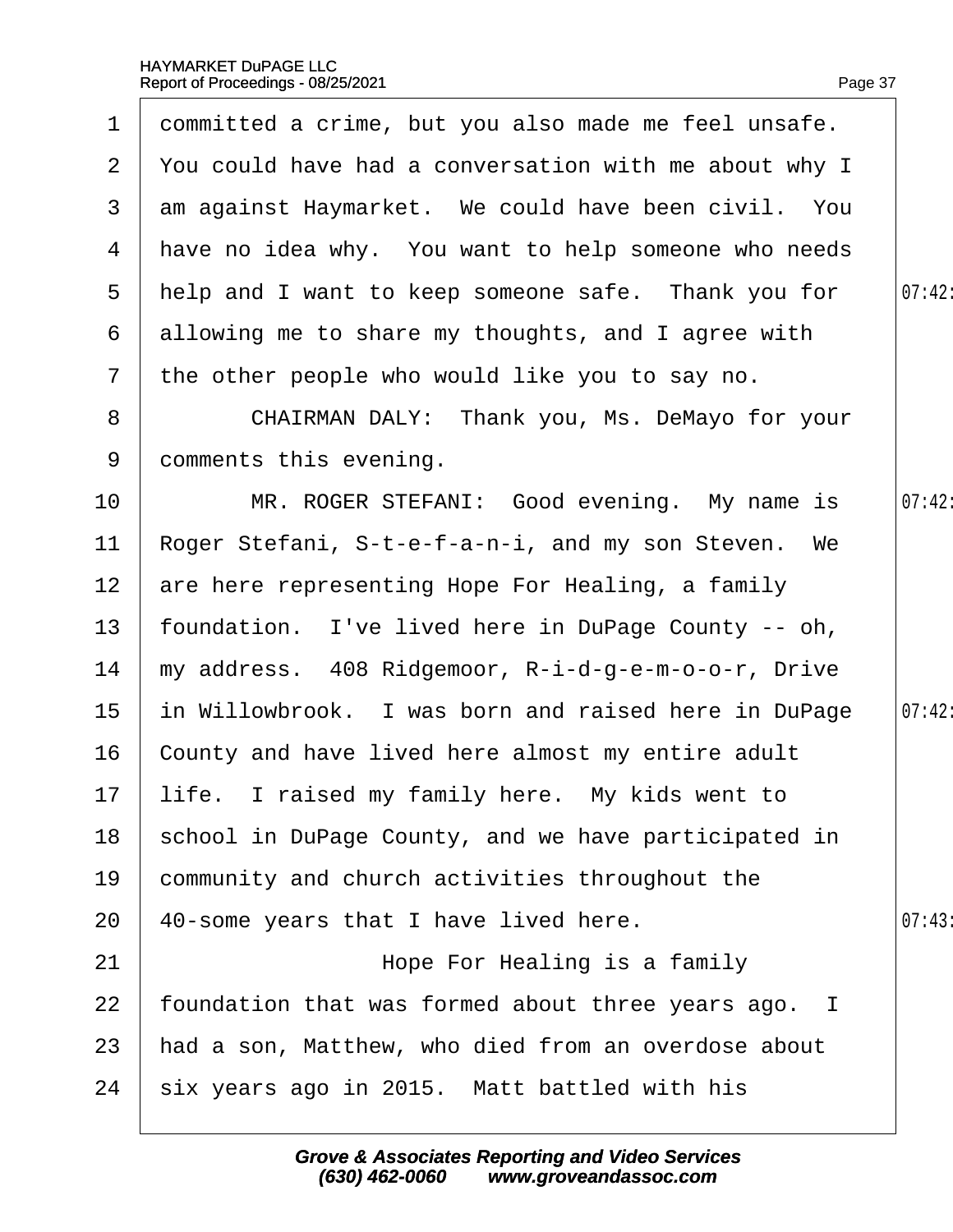committed a crime, but you also made me feel unsafe. You could have had a conversation with me about why I am against Haymarket. We could have been civil. You have no idea why. You want to help someone who needs help and I want to keep someone safe. Thank you for allowing me to share my thoughts, and I agree with the other people who would like you to say no.

CHAIRMAN DALY: Thank you, Ms. DeMayo for your comments this evening.

MR. ROGER STEFANI: Good evening. My name is Roger Stefani, S-t-e-f-a-n-i, and my son Steven. We are here representing Hope For Healing, a family foundation. I've lived here in DuPage County -- oh, my address. 408 Ridgemoor, R-i-d-g-e-m-o-o-r, Drive in Willowbrook. I was born and raised here in DuPage County and have lived here almost my entire adult life. I raised my family here. My kids went to school in DuPage County, and we have participated in community and church activities throughout the 40-some years that I have lived here.

Hope For Healing is a family foundation that was formed about three years ago. I had a son, Matthew, who died from an overdose about six years ago in 2015. Matt battled with his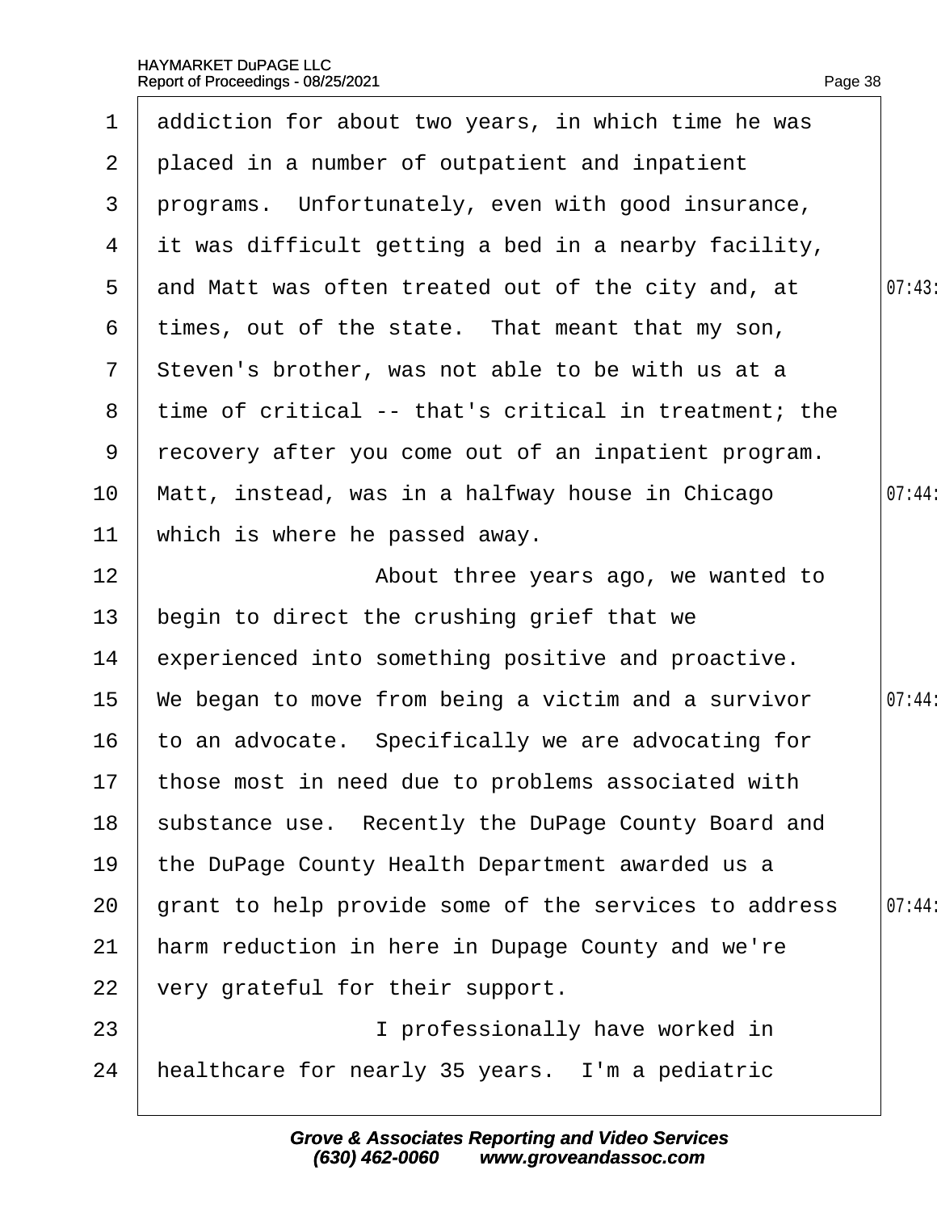addiction for about two years, in which time he was placed in a number of outpatient and inpatient programs. Unfortunately, even with good insurance, it was difficult getting a bed in a nearby facility, and Matt was often treated out of the city and, at times, out of the state. That meant that my son, Steven's brother, was not able to be with us at a time of critical -- that's critical in treatment; the recovery after you come out of an inpatient program. Matt, instead, was in a halfway house in Chicago which is where he passed away.

About three years ago, we wanted to begin to direct the crushing grief that we experienced into something positive and proactive. We began to move from being a victim and a survivor to an advocate. Specifically we are advocating for those most in need due to problems associated with substance use. Recently the DuPage County Board and the DuPage County Health Department awarded us a grant to help provide some of the services to address harm reduction in here in Dupage County and we're very grateful for their support.

I professionally have worked in healthcare for nearly 35 years. I'm a pediatric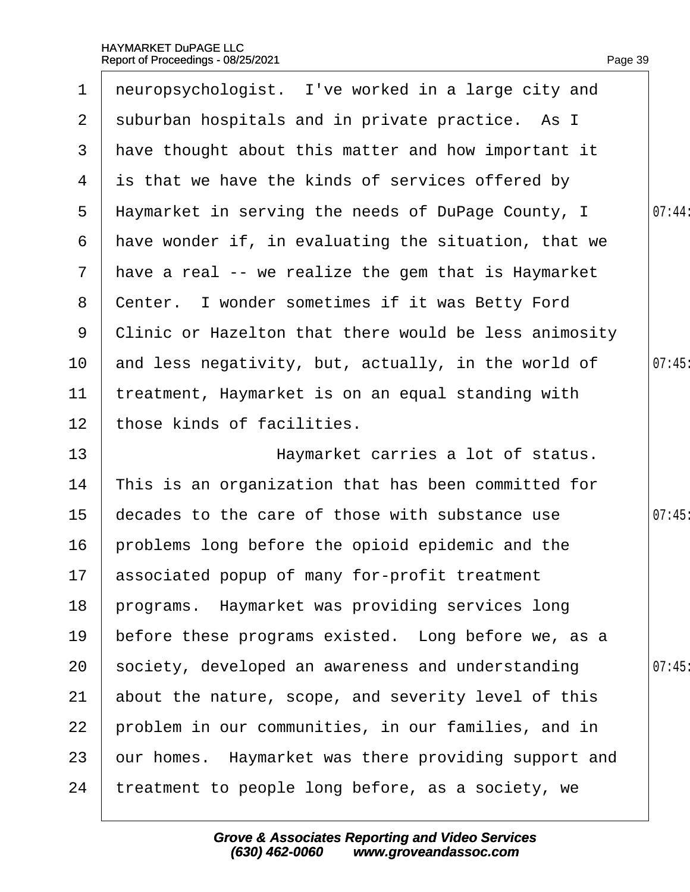neuropsychologist. I've worked in a large city and suburban hospitals and in private practice. As I have thought about this matter and how important it is that we have the kinds of services offered by Haymarket in serving the needs of DuPage County, I have wonder if, in evaluating the situation, that we have a real -- we realize the gem that is Haymarket Center. I wonder sometimes if it was Betty Ford Clinic or Hazelton that there would be less animosity and less negativity, but, actually, in the world of treatment, Haymarket is on an equal standing with those kinds of facilities.

Haymarket carries a lot of status. This is an organization that has been committed for decades to the care of those with substance use problems long before the opioid epidemic and the associated popup of many for-profit treatment programs. Haymarket was providing services long before these programs existed. Long before we, as a society, developed an awareness and understanding about the nature, scope, and severity level of this problem in our communities, in our families, and in our homes. Haymarket was there providing support and treatment to people long before, as a society, we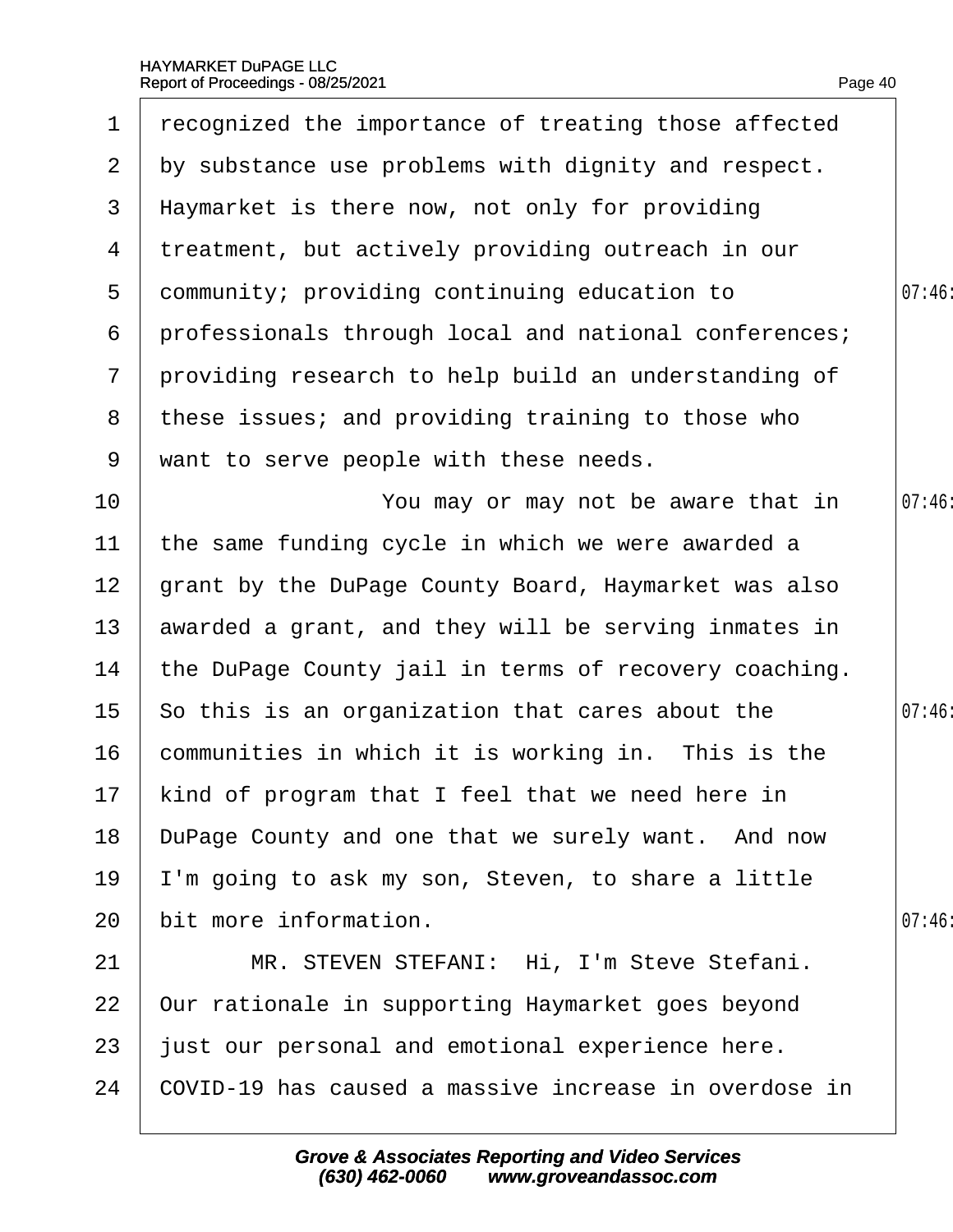recognized the importance of treating those affected by substance use problems with dignity and respect. Haymarket is there now, not only for providing treatment, but actively providing outreach in our community; providing continuing education to professionals through local and national conferences; providing research to help build an understanding of these issues; and providing training to those who want to serve people with these needs.

You may or may not be aware that in the same funding cycle in which we were awarded a grant by the DuPage County Board, Haymarket was also awarded a grant, and they will be serving inmates in the DuPage County jail in terms of recovery coaching. So this is an organization that cares about the communities in which it is working in. This is the kind of program that I feel that we need here in DuPage County and one that we surely want. And now I'm going to ask my son, Steven, to share a little bit more information.

MR. STEVEN STEFANI: Hi, I'm Steve Stefani. Our rationale in supporting Haymarket goes beyond just our personal and emotional experience here. COVID-19 has caused a massive increase in overdose in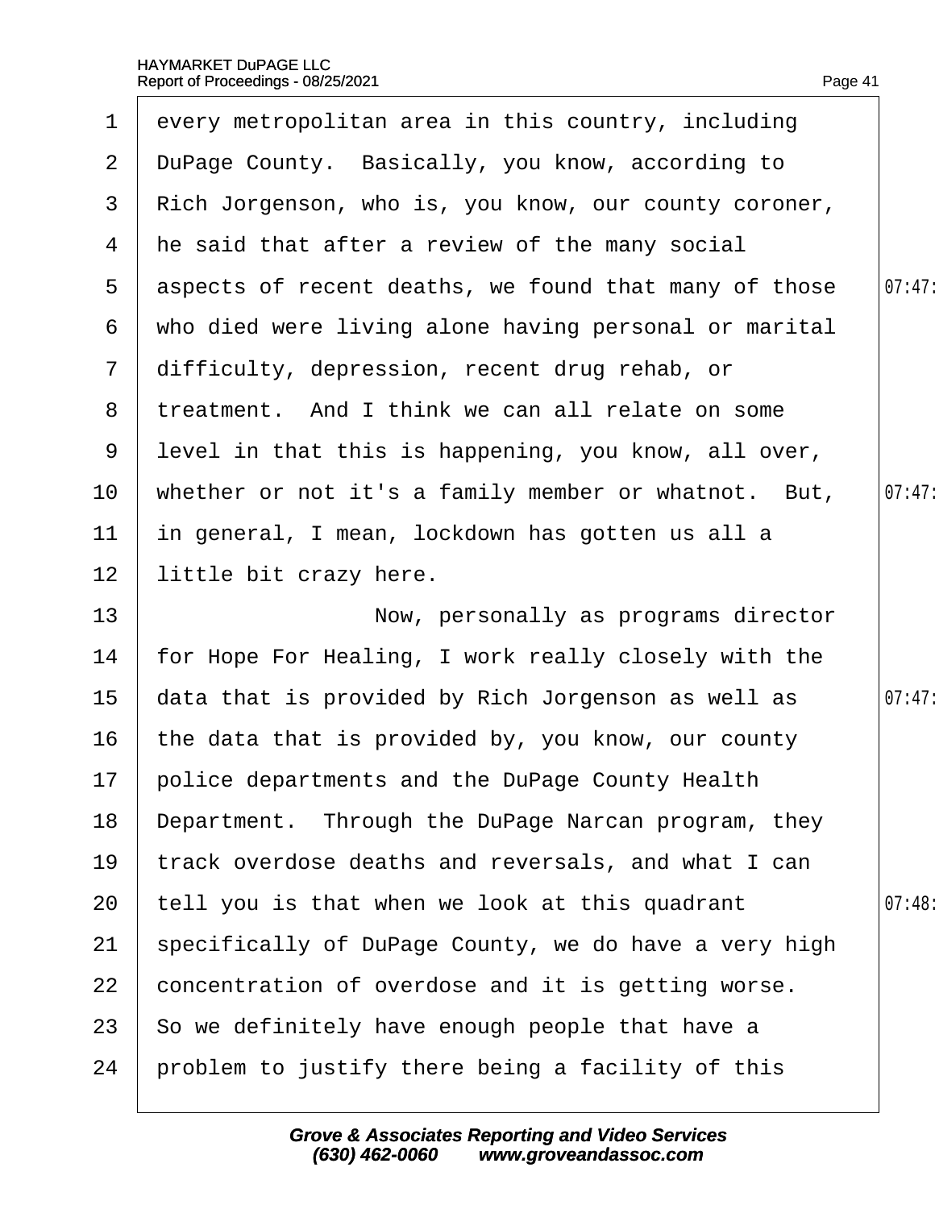every metropolitan area in this country, including DuPage County. Basically, you know, according to Rich Jorgenson, who is, you know, our county coroner, he said that after a review of the many social aspects of recent deaths, we found that many of those who died were living alone having personal or marital difficulty, depression, recent drug rehab, or treatment. And I think we can all relate on some level in that this is happening, you know, all over, whether or not it's a family member or whatnot. But, in general, I mean, lockdown has gotten us all a little bit crazy here.

Now, personally as programs director for Hope For Healing, I work really closely with the data that is provided by Rich Jorgenson as well as the data that is provided by, you know, our county police departments and the DuPage County Health Department. Through the DuPage Narcan program, they track overdose deaths and reversals, and what I can tell you is that when we look at this quadrant specifically of DuPage County, we do have a very high concentration of overdose and it is getting worse. So we definitely have enough people that have a problem to justify there being a facility of this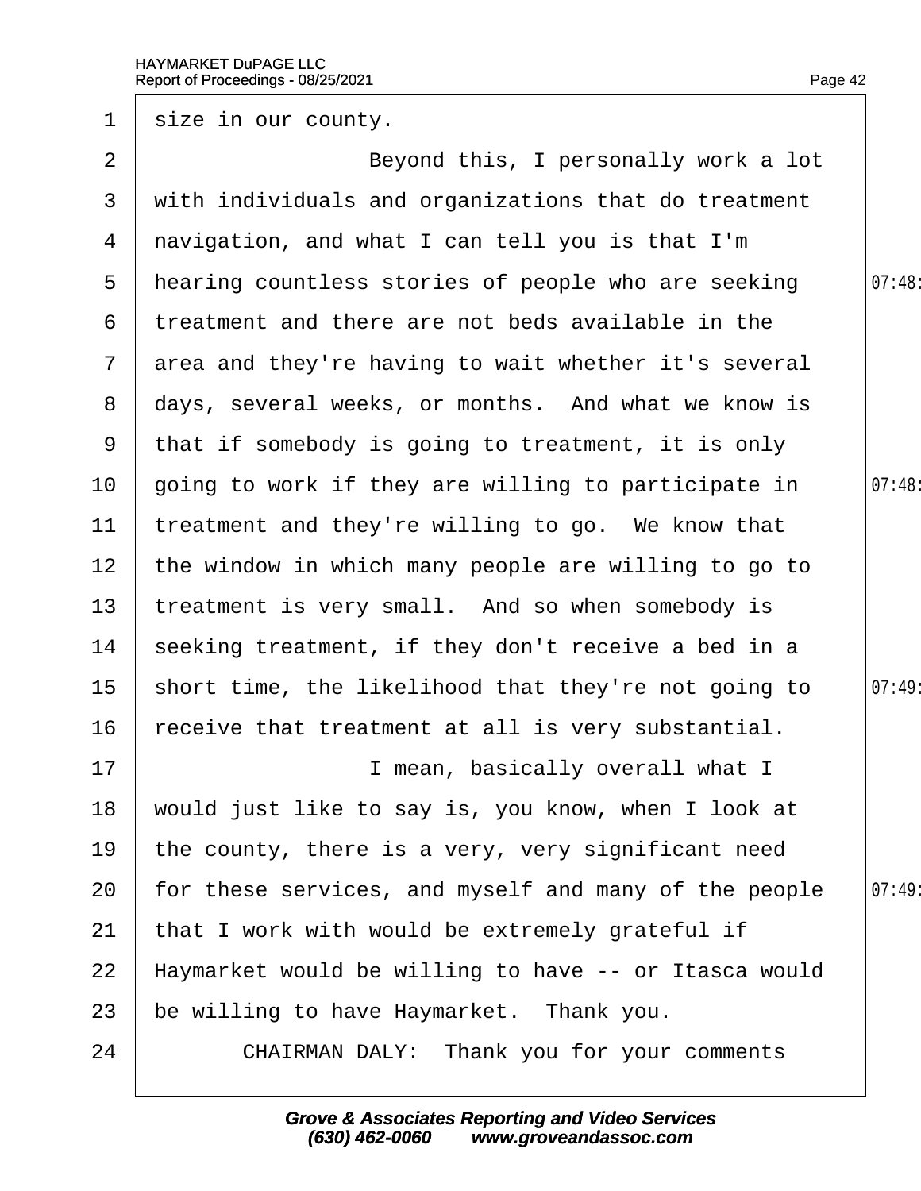size in our county.

Beyond this, I personally work a lot with individuals and organizations that do treatment navigation, and what I can tell you is that I'm hearing countless stories of people who are seeking treatment and there are not beds available in the area and they're having to wait whether it's several days, several weeks, or months. And what we know is that if somebody is going to treatment, it is only going to work if they are willing to participate in treatment and they're willing to go. We know that the window in which many people are willing to go to treatment is very small. And so when somebody is seeking treatment, if they don't receive a bed in a short time, the likelihood that they're not going to receive that treatment at all is very substantial.

I mean, basically overall what I would just like to say is, you know, when I look at the county, there is a very, very significant need for these services, and myself and many of the people that I work with would be extremely grateful if Haymarket would be willing to have -- or Itasca would be willing to have Haymarket. Thank you.

CHAIRMAN DALY: Thank you for your comments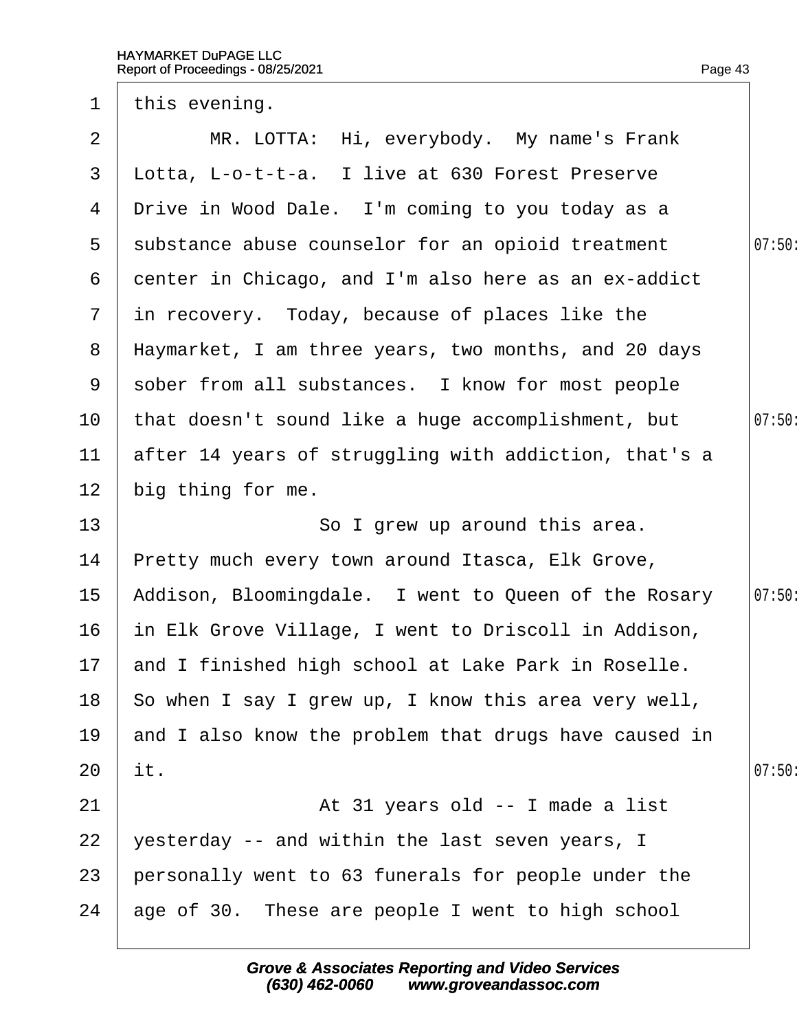this evening.

MR. LOTTA: Hi, everybody. My name's Frank Lotta, L-o-t-t-a. I live at 630 Forest Preserve Drive in Wood Dale. I'm coming to you today as a substance abuse counselor for an opioid treatment center in Chicago, and I'm also here as an ex-addict in recovery. Today, because of places like the Haymarket, I am three years, two months, and 20 days sober from all substances. I know for most people that doesn't sound like a huge accomplishment, but after 14 years of struggling with addiction, that's a big thing for me.

So I grew up around this area. Pretty much every town around Itasca, Elk Grove, Addison, Bloomingdale. I went to Queen of the Rosary in Elk Grove Village, I went to Driscoll in Addison, and I finished high school at Lake Park in Roselle. So when I say I grew up, I know this area very well, and I also know the problem that drugs have caused in it.

At 31 years old -- I made a list yesterday -- and within the last seven years, I personally went to 63 funerals for people under the age of 30. These are people I went to high school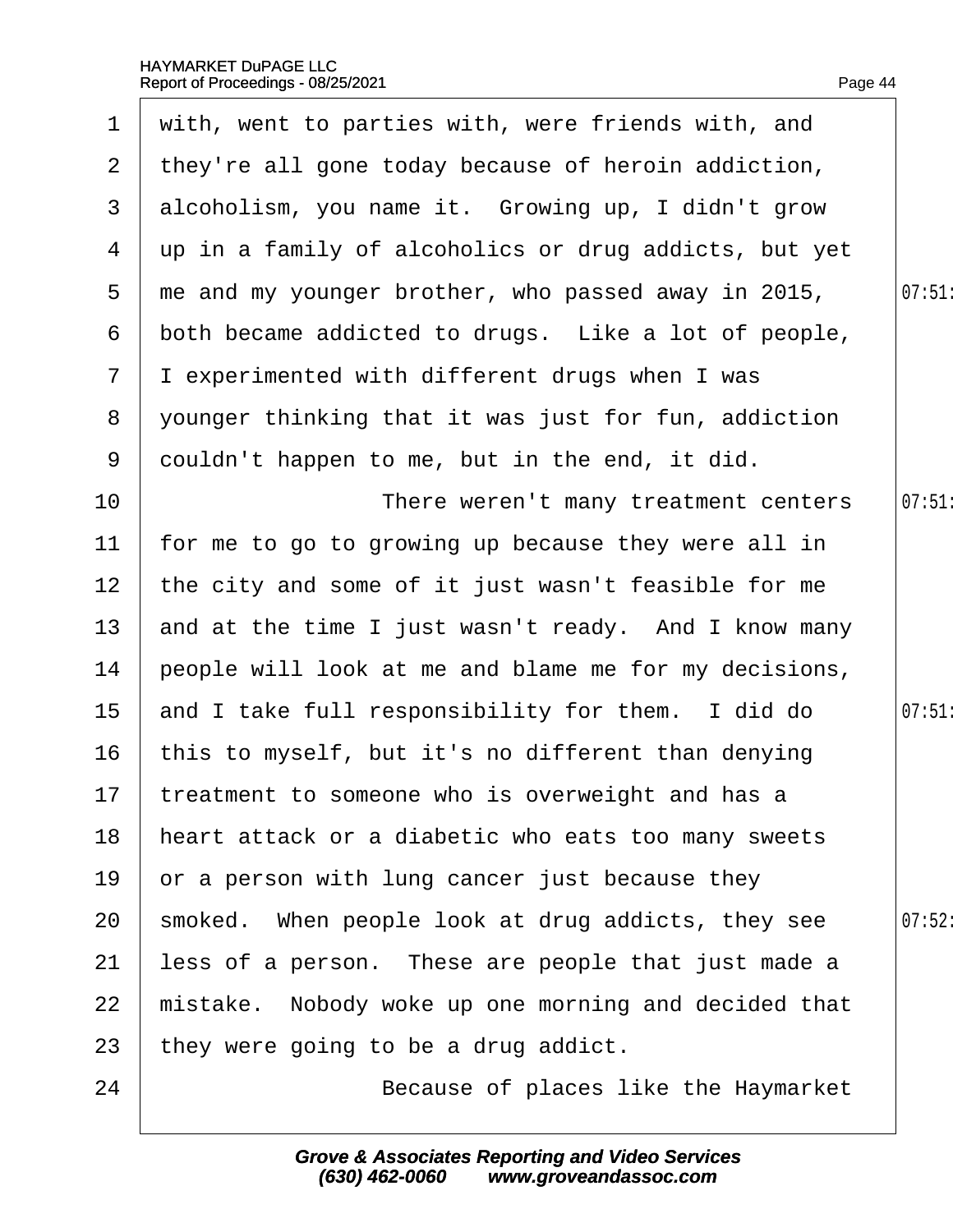1 with, went to parties with, were friends with, and
2 they're all gone today because of heroin addiction,
3 alcoholism, you name it. Growing up, I didn't grow
4 up in a family of alcoholics or drug addicts, but yet
5 me and my younger brother, who passed away in 2015, 07:51
6 both became addicted to drugs. Like a lot of people,
7 I experimented with different drugs when I was
8 younger thinking that it was just for fun, addiction
9 couldn't happen to me, but in the end, it did.
10 There weren't many treatment centers 07:51
11 for me to go to growing up because they were all in
12 the city and some of it just wasn't feasible for me
13 and at the time I just wasn't ready. And I know many
14 people will look at me and blame me for my decisions,
15 and I take full responsibility for them. I did do 07:51
16 this to myself, but it's no different than denying
17 treatment to someone who is overweight and has a
18 heart attack or a diabetic who eats too many sweets
19 or a person with lung cancer just because they
20 smoked. When people look at drug addicts, they see 07:52
21 less of a person. These are people that just made a
22 mistake. Nobody woke up one morning and decided that
23 they were going to be a drug addict.
24 Because of places like the Haymarket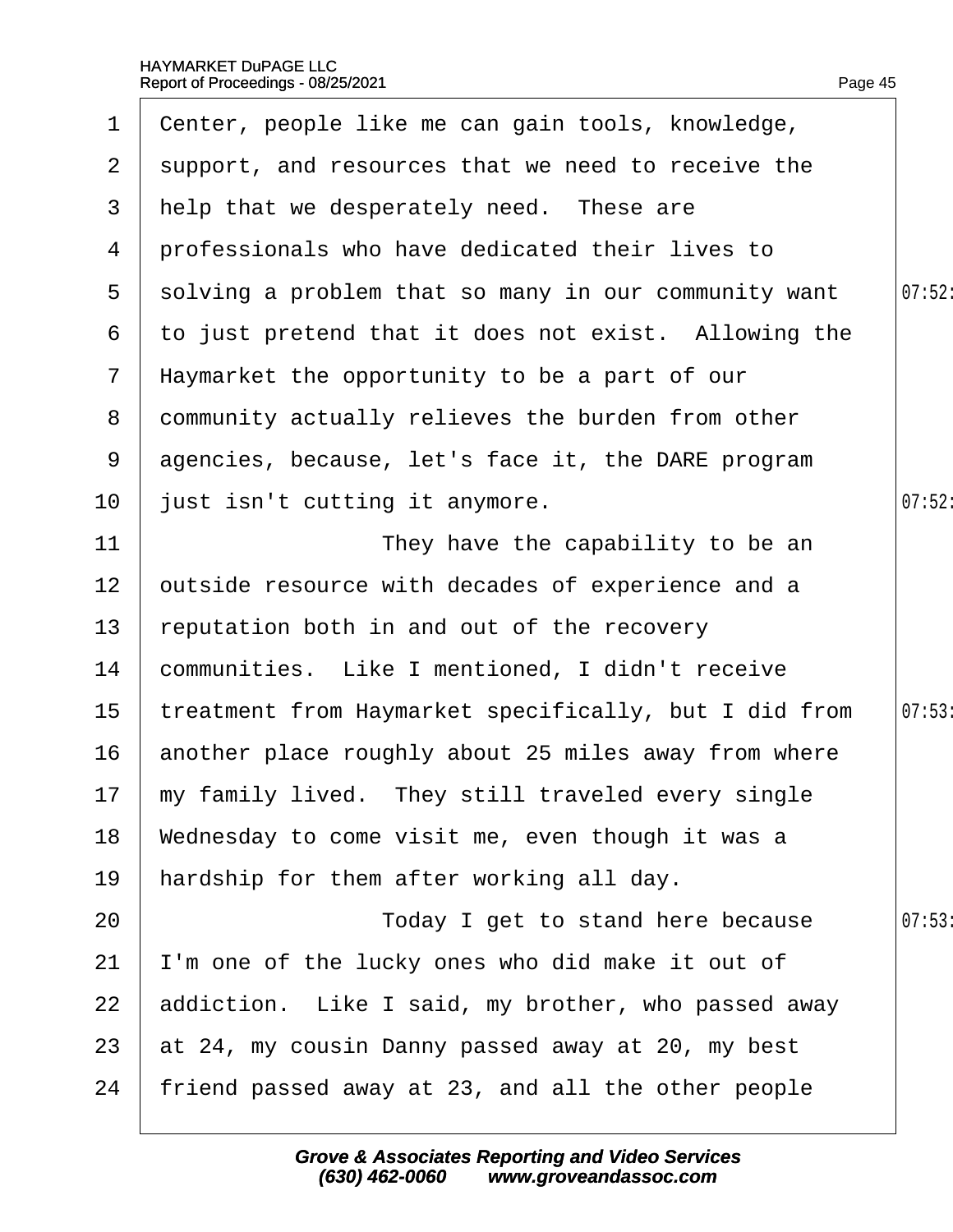Center, people like me can gain tools, knowledge, support, and resources that we need to receive the help that we desperately need. These are professionals who have dedicated their lives to solving a problem that so many in our community want to just pretend that it does not exist. Allowing the Haymarket the opportunity to be a part of our community actually relieves the burden from other agencies, because, let's face it, the DARE program just isn't cutting it anymore.

They have the capability to be an outside resource with decades of experience and a reputation both in and out of the recovery communities. Like I mentioned, I didn't receive treatment from Haymarket specifically, but I did from another place roughly about 25 miles away from where my family lived. They still traveled every single Wednesday to come visit me, even though it was a hardship for them after working all day.

Today I get to stand here because I'm one of the lucky ones who did make it out of addiction. Like I said, my brother, who passed away at 24, my cousin Danny passed away at 20, my best friend passed away at 23, and all the other people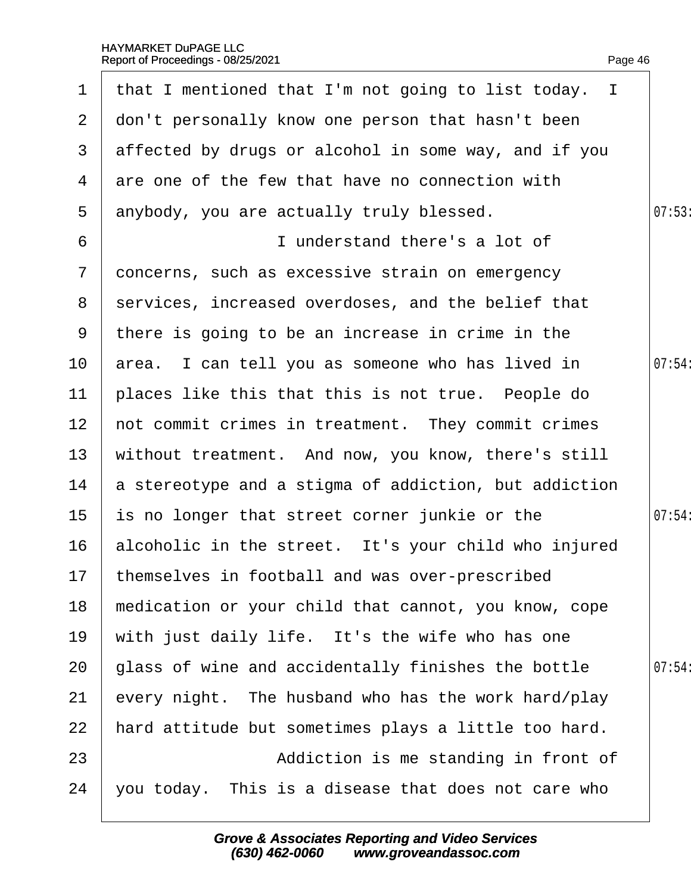1 that I mentioned that I'm not going to list today. I
2 don't personally know one person that hasn't been
3 affected by drugs or alcohol in some way, and if you
4 are one of the few that have no connection with
5 anybody, you are actually truly blessed.
6 I understand there's a lot of
7 concerns, such as excessive strain on emergency
8 services, increased overdoses, and the belief that
9 there is going to be an increase in crime in the
10 area. I can tell you as someone who has lived in
11 places like this that this is not true. People do
12 not commit crimes in treatment. They commit crimes
13 without treatment. And now, you know, there's still
14 a stereotype and a stigma of addiction, but addiction
15 is no longer that street corner junkie or the
16 alcoholic in the street. It's your child who injured
17 themselves in football and was over-prescribed
18 medication or your child that cannot, you know, cope
19 with just daily life. It's the wife who has one
20 glass of wine and accidentally finishes the bottle
21 every night. The husband who has the work hard/play
22 hard attitude but sometimes plays a little too hard.
23 Addiction is me standing in front of
24 you today. This is a disease that does not care who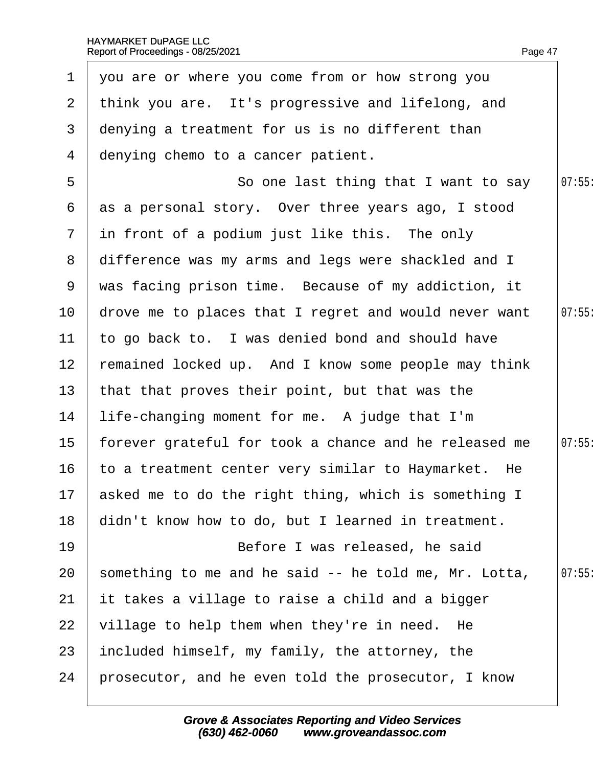1 you are or where you come from or how strong you
2 think you are. It's progressive and lifelong, and
3 denying a treatment for us is no different than
4 denying chemo to a cancer patient.
5 So one last thing that I want to say 07:55
6 as a personal story. Over three years ago, I stood
7 in front of a podium just like this. The only
8 difference was my arms and legs were shackled and I
9 was facing prison time. Because of my addiction, it
10 drove me to places that I regret and would never want 07:55
11 to go back to. I was denied bond and should have
12 remained locked up. And I know some people may think
13 that that proves their point, but that was the
14 life-changing moment for me. A judge that I'm
15 forever grateful for took a chance and he released me 07:55
16 to a treatment center very similar to Haymarket. He
17 asked me to do the right thing, which is something I
18 didn't know how to do, but I learned in treatment.
19 Before I was released, he said
20 something to me and he said -- he told me, Mr. Lotta, 07:55
21 it takes a village to raise a child and a bigger
22 village to help them when they're in need. He
23 included himself, my family, the attorney, the
24 prosecutor, and he even told the prosecutor, I know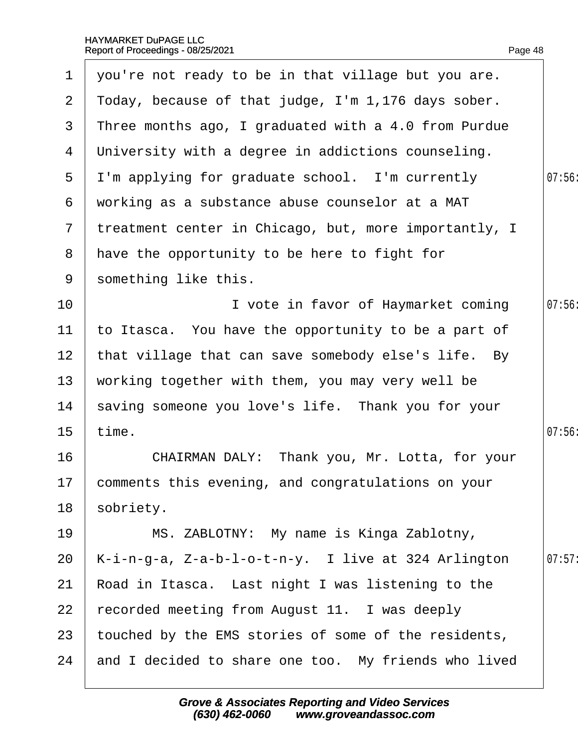you're not ready to be in that village but you are. Today, because of that judge, I'm 1,176 days sober. Three months ago, I graduated with a 4.0 from Purdue University with a degree in addictions counseling. I'm applying for graduate school. I'm currently working as a substance abuse counselor at a MAT treatment center in Chicago, but, more importantly, I have the opportunity to be here to fight for something like this.

I vote in favor of Haymarket coming to Itasca. You have the opportunity to be a part of that village that can save somebody else's life. By working together with them, you may very well be saving someone you love's life. Thank you for your time.

CHAIRMAN DALY: Thank you, Mr. Lotta, for your comments this evening, and congratulations on your sobriety.

MS. ZABLOTNY: My name is Kinga Zablotny, K-i-n-g-a, Z-a-b-l-o-t-n-y. I live at 324 Arlington Road in Itasca. Last night I was listening to the recorded meeting from August 11. I was deeply touched by the EMS stories of some of the residents, and I decided to share one too. My friends who lived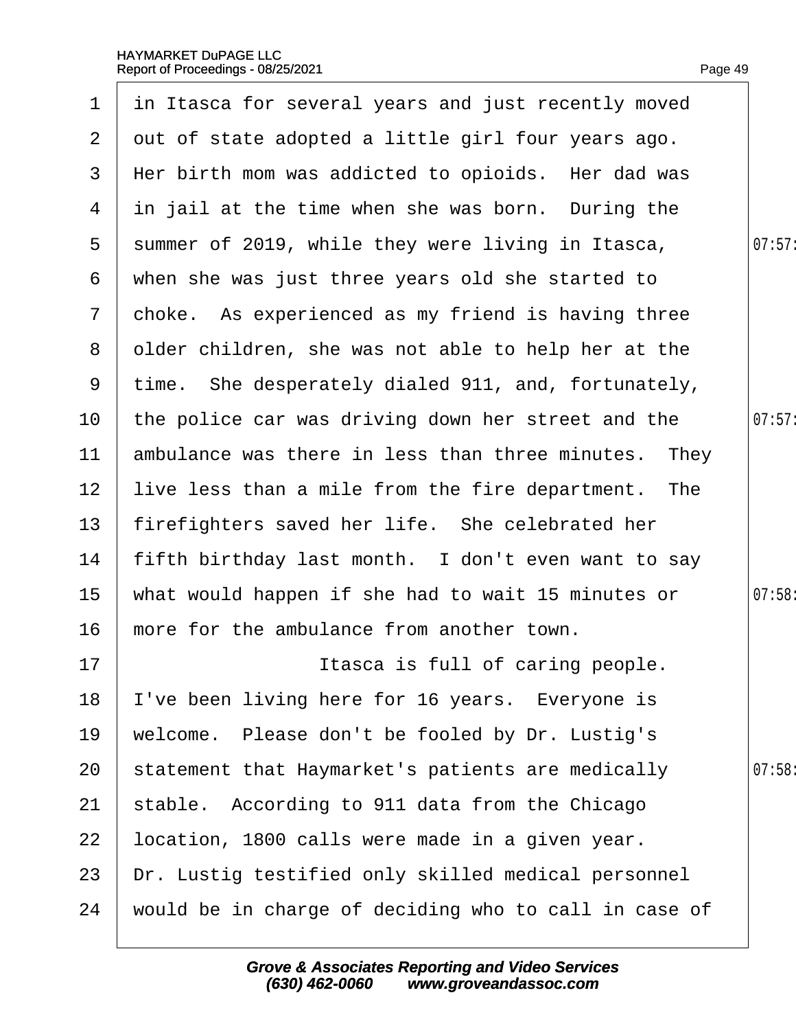in Itasca for several years and just recently moved out of state adopted a little girl four years ago. Her birth mom was addicted to opioids. Her dad was in jail at the time when she was born. During the summer of 2019, while they were living in Itasca, when she was just three years old she started to choke. As experienced as my friend is having three older children, she was not able to help her at the time. She desperately dialed 911, and, fortunately, the police car was driving down her street and the ambulance was there in less than three minutes. They live less than a mile from the fire department. The firefighters saved her life. She celebrated her fifth birthday last month. I don't even want to say what would happen if she had to wait 15 minutes or more for the ambulance from another town.

Itasca is full of caring people. I've been living here for 16 years. Everyone is welcome. Please don't be fooled by Dr. Lustig's statement that Haymarket's patients are medically stable. According to 911 data from the Chicago location, 1800 calls were made in a given year. Dr. Lustig testified only skilled medical personnel would be in charge of deciding who to call in case of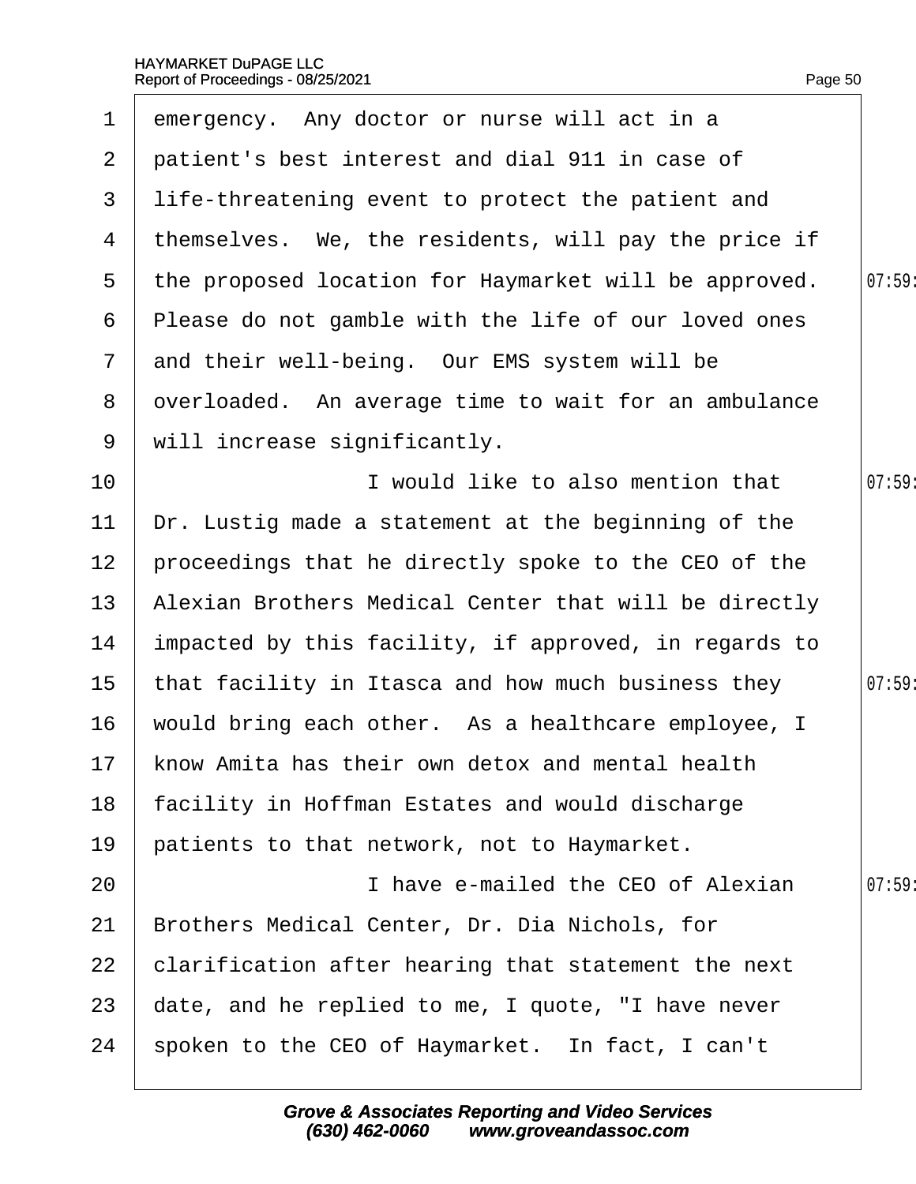1 emergency. Any doctor or nurse will act in a
2 patient's best interest and dial 911 in case of
3 life-threatening event to protect the patient and
4 themselves. We, the residents, will pay the price if
5 the proposed location for Haymarket will be approved.
6 Please do not gamble with the life of our loved ones
7 and their well-being. Our EMS system will be
8 overloaded. An average time to wait for an ambulance
9 will increase significantly.
10 I would like to also mention that
11 Dr. Lustig made a statement at the beginning of the
12 proceedings that he directly spoke to the CEO of the
13 Alexian Brothers Medical Center that will be directly
14 impacted by this facility, if approved, in regards to
15 that facility in Itasca and how much business they
16 would bring each other. As a healthcare employee, I
17 know Amita has their own detox and mental health
18 facility in Hoffman Estates and would discharge
19 patients to that network, not to Haymarket.
20 I have e-mailed the CEO of Alexian
21 Brothers Medical Center, Dr. Dia Nichols, for
22 clarification after hearing that statement the next
23 date, and he replied to me, I quote, "I have never
24 spoken to the CEO of Haymarket. In fact, I can't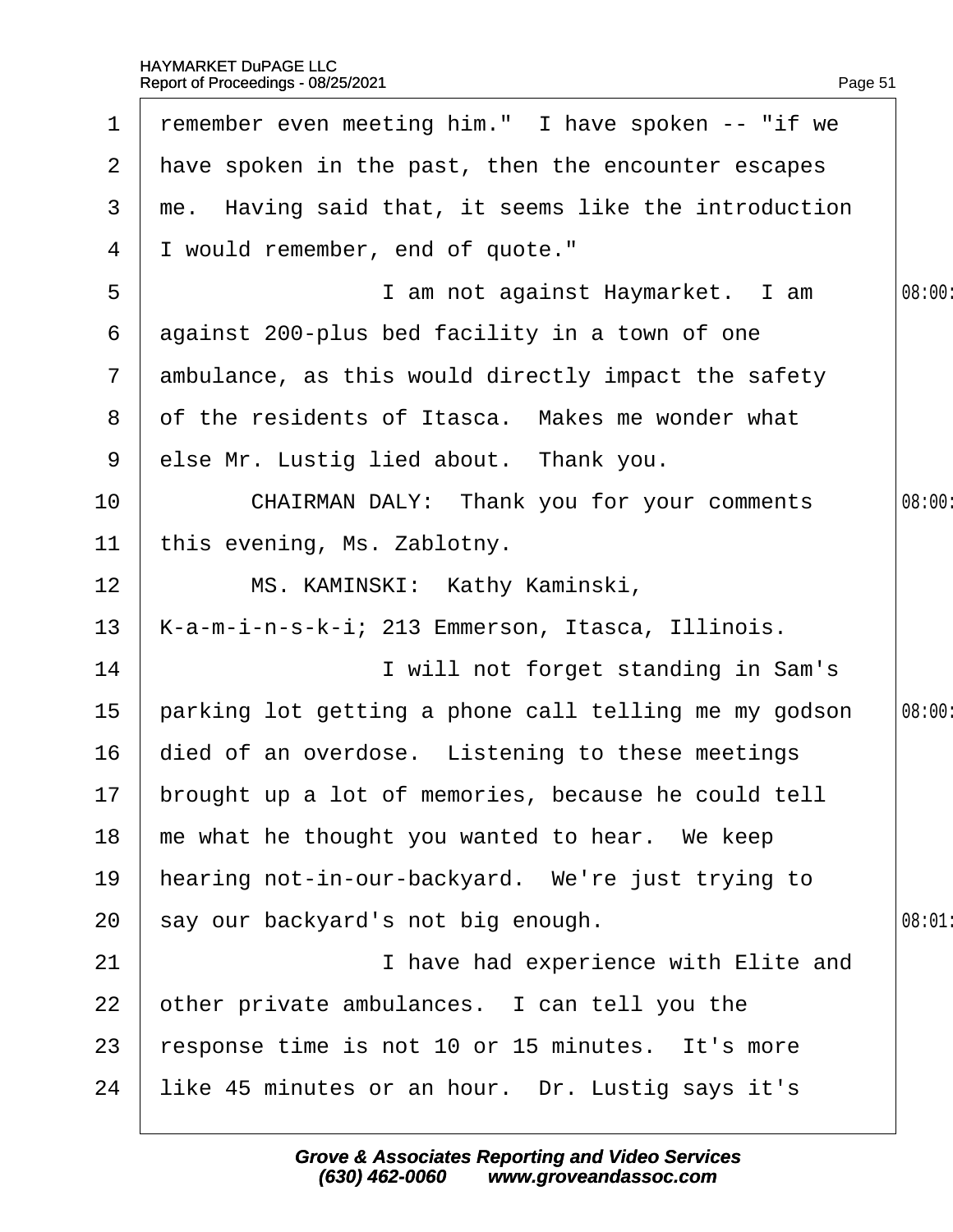remember even meeting him." I have spoken -- "if we have spoken in the past, then the encounter escapes me. Having said that, it seems like the introduction I would remember, end of quote."

I am not against Haymarket. I am against 200-plus bed facility in a town of one ambulance, as this would directly impact the safety of the residents of Itasca. Makes me wonder what else Mr. Lustig lied about. Thank you.

CHAIRMAN DALY: Thank you for your comments this evening, Ms. Zablotny.

MS. KAMINSKI: Kathy Kaminski, K-a-m-i-n-s-k-i; 213 Emmerson, Itasca, Illinois.

I will not forget standing in Sam's parking lot getting a phone call telling me my godson died of an overdose. Listening to these meetings brought up a lot of memories, because he could tell me what he thought you wanted to hear. We keep hearing not-in-our-backyard. We're just trying to say our backyard's not big enough.

I have had experience with Elite and other private ambulances. I can tell you the response time is not 10 or 15 minutes. It's more like 45 minutes or an hour. Dr. Lustig says it's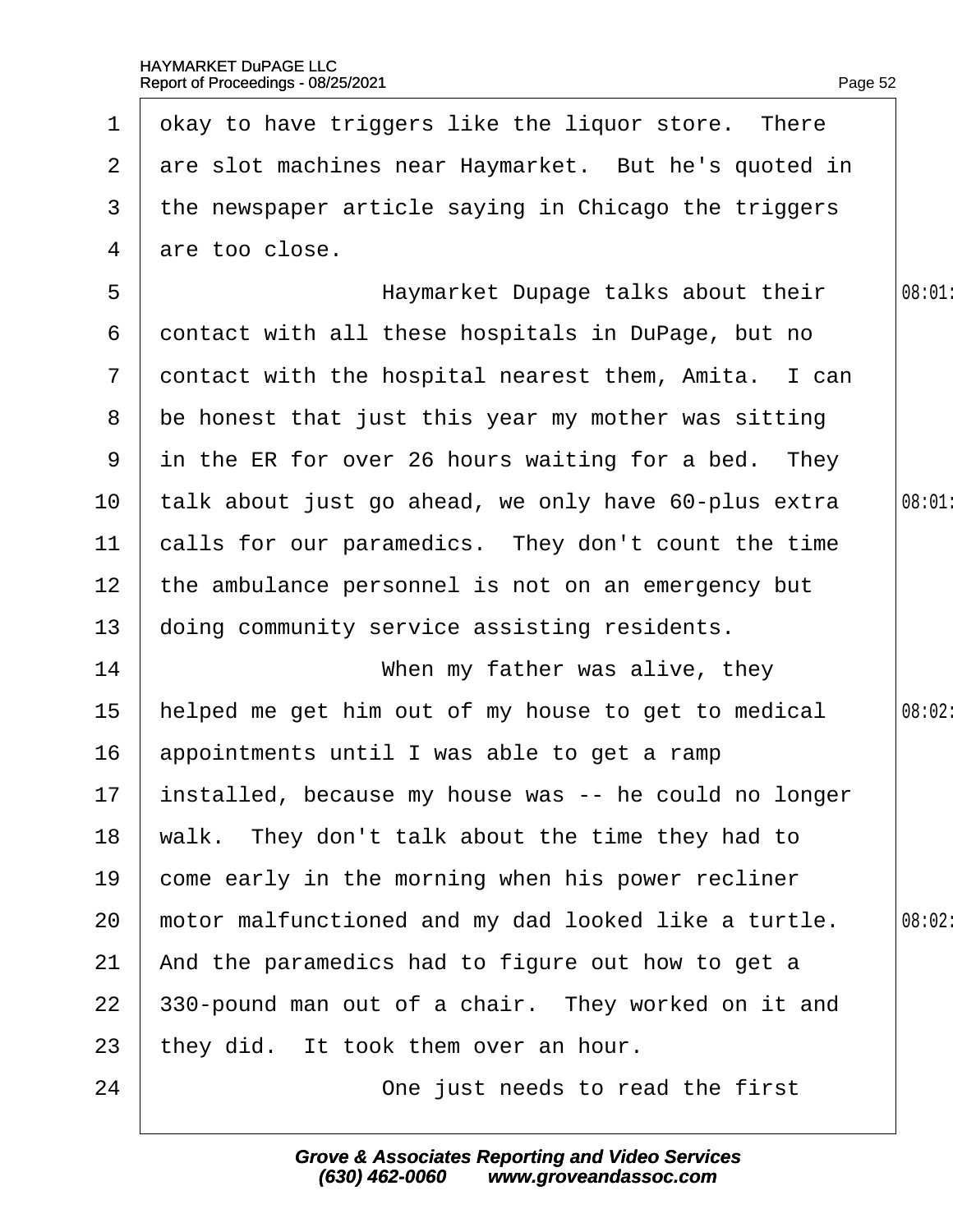okay to have triggers like the liquor store. There are slot machines near Haymarket. But he's quoted in the newspaper article saying in Chicago the triggers are too close.

Haymarket Dupage talks about their contact with all these hospitals in DuPage, but no contact with the hospital nearest them, Amita. I can be honest that just this year my mother was sitting in the ER for over 26 hours waiting for a bed. They talk about just go ahead, we only have 60-plus extra calls for our paramedics. They don't count the time the ambulance personnel is not on an emergency but doing community service assisting residents.

When my father was alive, they helped me get him out of my house to get to medical appointments until I was able to get a ramp installed, because my house was -- he could no longer walk. They don't talk about the time they had to come early in the morning when his power recliner motor malfunctioned and my dad looked like a turtle. And the paramedics had to figure out how to get a 330-pound man out of a chair. They worked on it and they did. It took them over an hour.

One just needs to read the first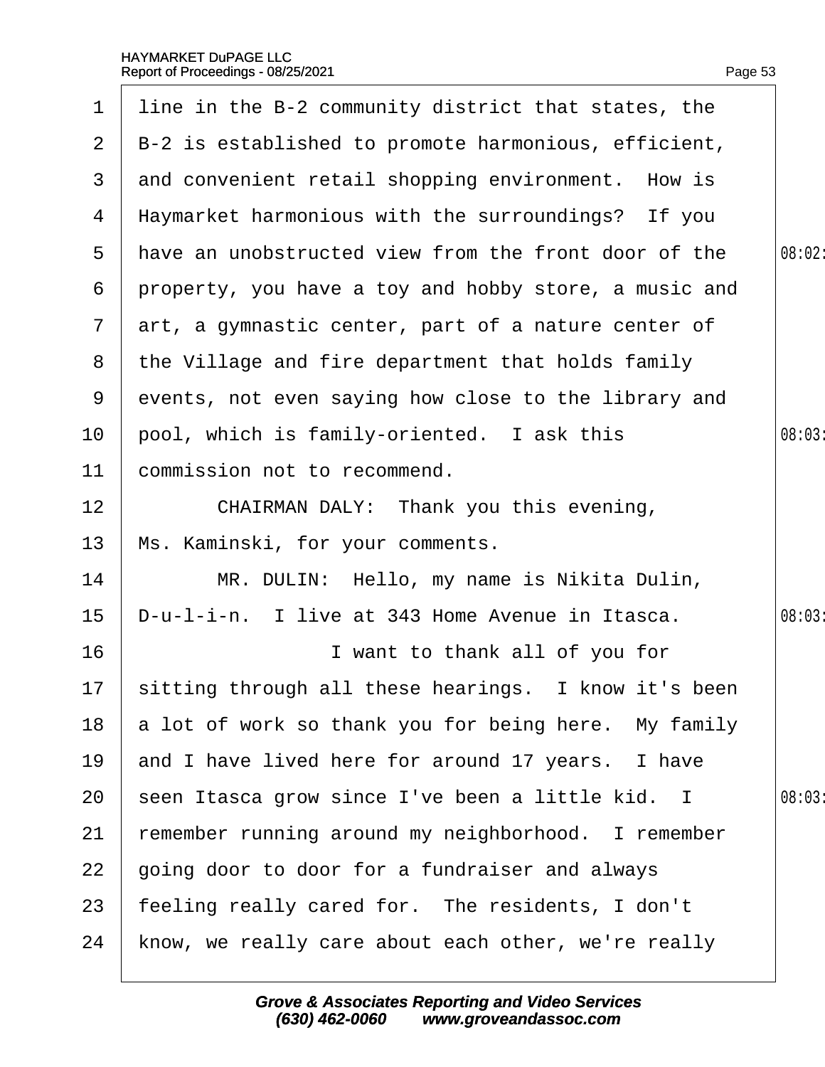1 line in the B-2 community district that states, the
2 B-2 is established to promote harmonious, efficient,
3 and convenient retail shopping environment. How is
4 Haymarket harmonious with the surroundings? If you
5 have an unobstructed view from the front door of the
6 property, you have a toy and hobby store, a music and
7 art, a gymnastic center, part of a nature center of
8 the Village and fire department that holds family
9 events, not even saying how close to the library and
10 pool, which is family-oriented. I ask this
11 commission not to recommend.
12 CHAIRMAN DALY: Thank you this evening,
13 Ms. Kaminski, for your comments.
14 MR. DULIN: Hello, my name is Nikita Dulin,
15 D-u-l-i-n. I live at 343 Home Avenue in Itasca.
16 I want to thank all of you for
17 sitting through all these hearings. I know it's been
18 a lot of work so thank you for being here. My family
19 and I have lived here for around 17 years. I have
20 seen Itasca grow since I've been a little kid. I
21 remember running around my neighborhood. I remember
22 going door to door for a fundraiser and always
23 feeling really cared for. The residents, I don't
24 know, we really care about each other, we're really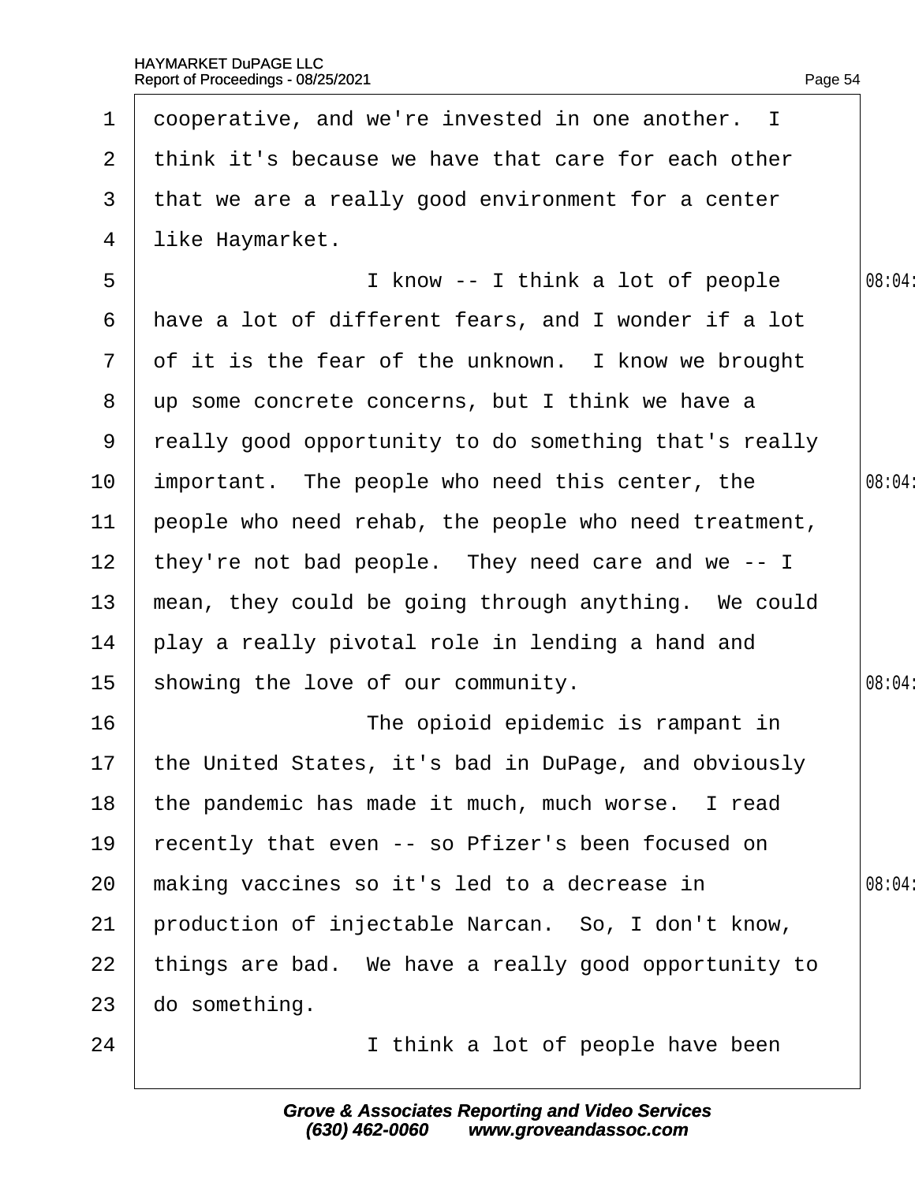cooperative, and we're invested in one another. I think it's because we have that care for each other that we are a really good environment for a center like Haymarket.

I know -- I think a lot of people have a lot of different fears, and I wonder if a lot of it is the fear of the unknown. I know we brought up some concrete concerns, but I think we have a really good opportunity to do something that's really important. The people who need this center, the people who need rehab, the people who need treatment, they're not bad people. They need care and we -- I mean, they could be going through anything. We could play a really pivotal role in lending a hand and showing the love of our community.

The opioid epidemic is rampant in the United States, it's bad in DuPage, and obviously the pandemic has made it much, much worse. I read recently that even -- so Pfizer's been focused on making vaccines so it's led to a decrease in production of injectable Narcan. So, I don't know, things are bad. We have a really good opportunity to do something.

I think a lot of people have been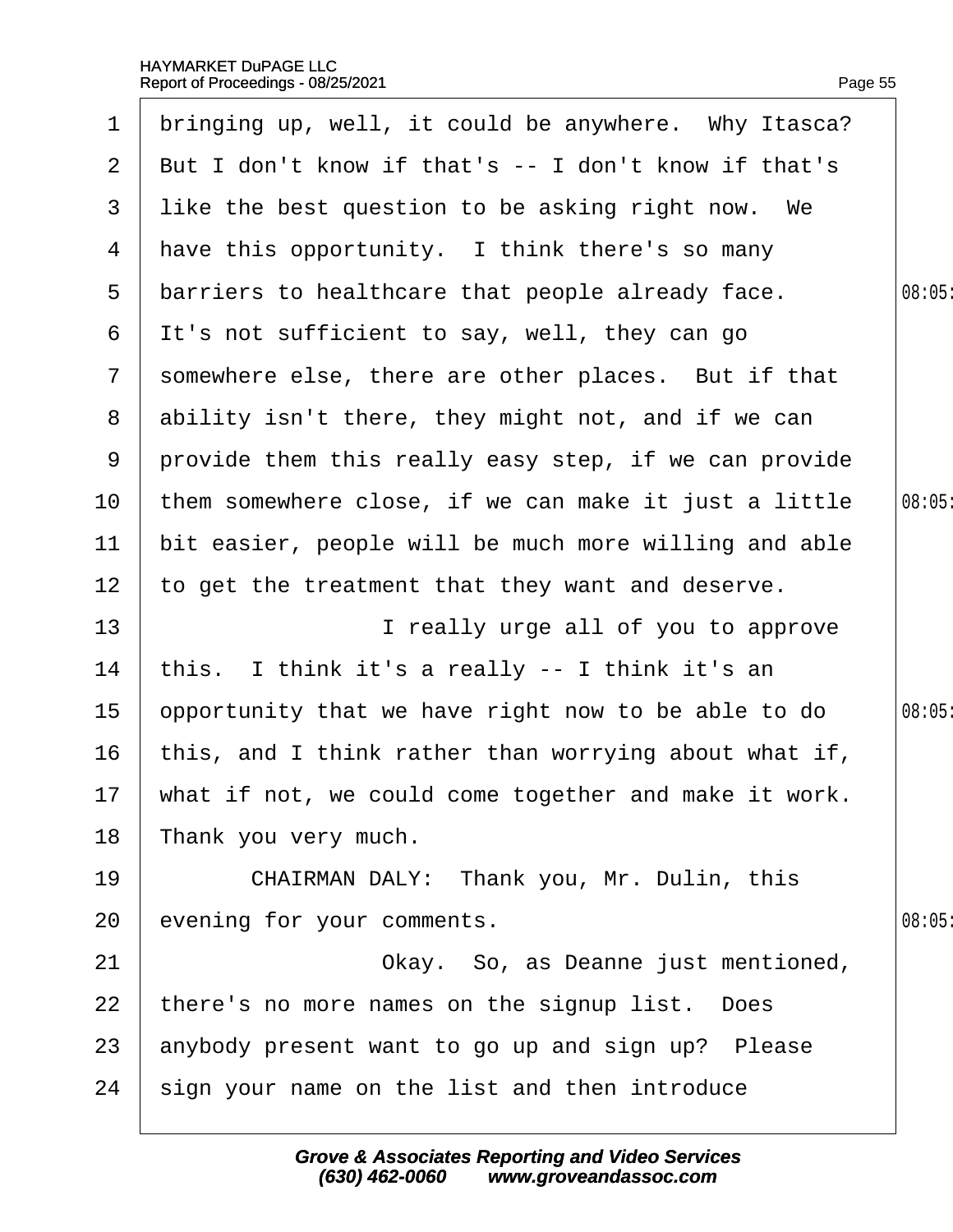1 bringing up, well, it could be anywhere. Why Itasca?
2 But I don't know if that's -- I don't know if that's
3 like the best question to be asking right now. We
4 have this opportunity. I think there's so many
5 barriers to healthcare that people already face.
6 It's not sufficient to say, well, they can go
7 somewhere else, there are other places. But if that
8 ability isn't there, they might not, and if we can
9 provide them this really easy step, if we can provide
10 them somewhere close, if we can make it just a little
11 bit easier, people will be much more willing and able
12 to get the treatment that they want and deserve.
13 I really urge all of you to approve
14 this. I think it's a really -- I think it's an
15 opportunity that we have right now to be able to do
16 this, and I think rather than worrying about what if,
17 what if not, we could come together and make it work.
18 Thank you very much.
19 CHAIRMAN DALY: Thank you, Mr. Dulin, this
20 evening for your comments.
21 Okay. So, as Deanne just mentioned,
22 there's no more names on the signup list. Does
23 anybody present want to go up and sign up? Please
24 sign your name on the list and then introduce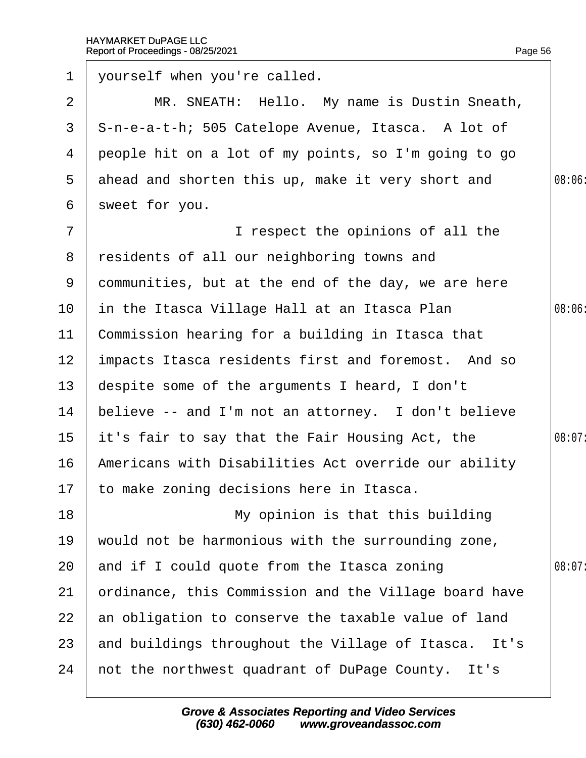yourself when you're called.

MR. SNEATH: Hello. My name is Dustin Sneath, S-n-e-a-t-h; 505 Catelope Avenue, Itasca. A lot of people hit on a lot of my points, so I'm going to go ahead and shorten this up, make it very short and sweet for you.

I respect the opinions of all the residents of all our neighboring towns and communities, but at the end of the day, we are here in the Itasca Village Hall at an Itasca Plan Commission hearing for a building in Itasca that impacts Itasca residents first and foremost. And so despite some of the arguments I heard, I don't believe -- and I'm not an attorney. I don't believe it's fair to say that the Fair Housing Act, the Americans with Disabilities Act override our ability to make zoning decisions here in Itasca.

My opinion is that this building would not be harmonious with the surrounding zone, and if I could quote from the Itasca zoning ordinance, this Commission and the Village board have an obligation to conserve the taxable value of land and buildings throughout the Village of Itasca. It's not the northwest quadrant of DuPage County. It's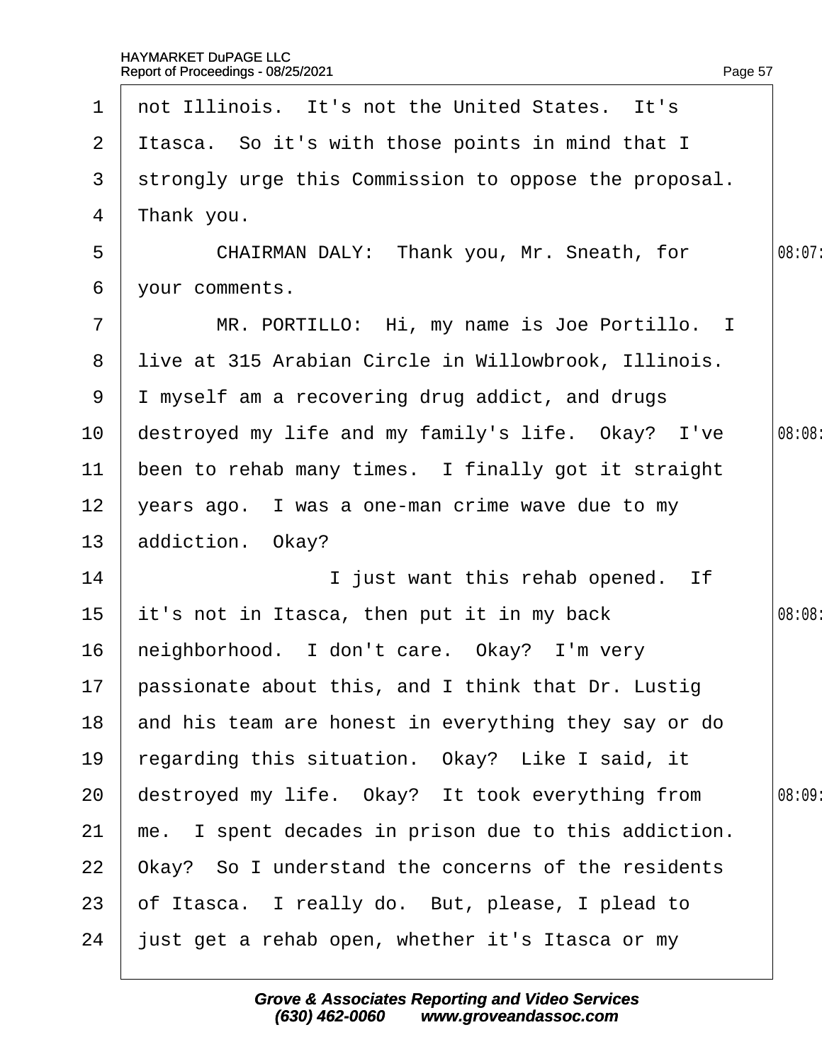1 not Illinois. It's not the United States. It's
2 Itasca. So it's with those points in mind that I
3 strongly urge this Commission to oppose the proposal.
4 Thank you.
5 CHAIRMAN DALY: Thank you, Mr. Sneath, for 08:07
6 your comments.
7 MR. PORTILLO: Hi, my name is Joe Portillo. I
8 live at 315 Arabian Circle in Willowbrook, Illinois.
9 I myself am a recovering drug addict, and drugs
10 destroyed my life and my family's life. Okay? I've 08:08
11 been to rehab many times. I finally got it straight
12 years ago. I was a one-man crime wave due to my
13 addiction. Okay?
14 I just want this rehab opened. If
15 it's not in Itasca, then put it in my back 08:08
16 neighborhood. I don't care. Okay? I'm very
17 passionate about this, and I think that Dr. Lustig
18 and his team are honest in everything they say or do
19 regarding this situation. Okay? Like I said, it
20 destroyed my life. Okay? It took everything from 08:09
21 me. I spent decades in prison due to this addiction.
22 Okay? So I understand the concerns of the residents
23 of Itasca. I really do. But, please, I plead to
24 just get a rehab open, whether it's Itasca or my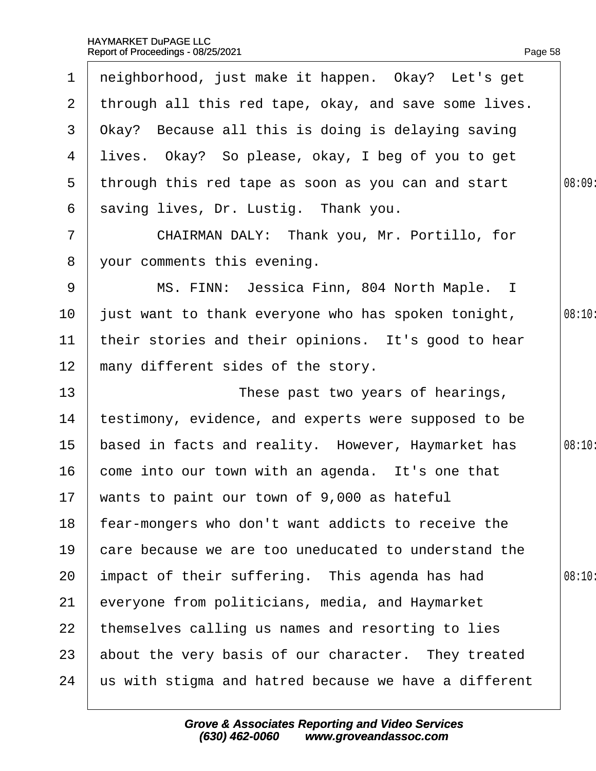1 neighborhood, just make it happen. Okay? Let's get
2 through all this red tape, okay, and save some lives.
3 Okay? Because all this is doing is delaying saving
4 lives. Okay? So please, okay, I beg of you to get
5 through this red tape as soon as you can and start 08:09:
6 saving lives, Dr. Lustig. Thank you.
7 CHAIRMAN DALY: Thank you, Mr. Portillo, for
8 your comments this evening.
9 MS. FINN: Jessica Finn, 804 North Maple. I
10 just want to thank everyone who has spoken tonight, 08:10:
11 their stories and their opinions. It's good to hear
12 many different sides of the story.
13 These past two years of hearings,
14 testimony, evidence, and experts were supposed to be
15 based in facts and reality. However, Haymarket has 08:10:
16 come into our town with an agenda. It's one that
17 wants to paint our town of 9,000 as hateful
18 fear-mongers who don't want addicts to receive the
19 care because we are too uneducated to understand the
20 impact of their suffering. This agenda has had 08:10:
21 everyone from politicians, media, and Haymarket
22 themselves calling us names and resorting to lies
23 about the very basis of our character. They treated
24 us with stigma and hatred because we have a different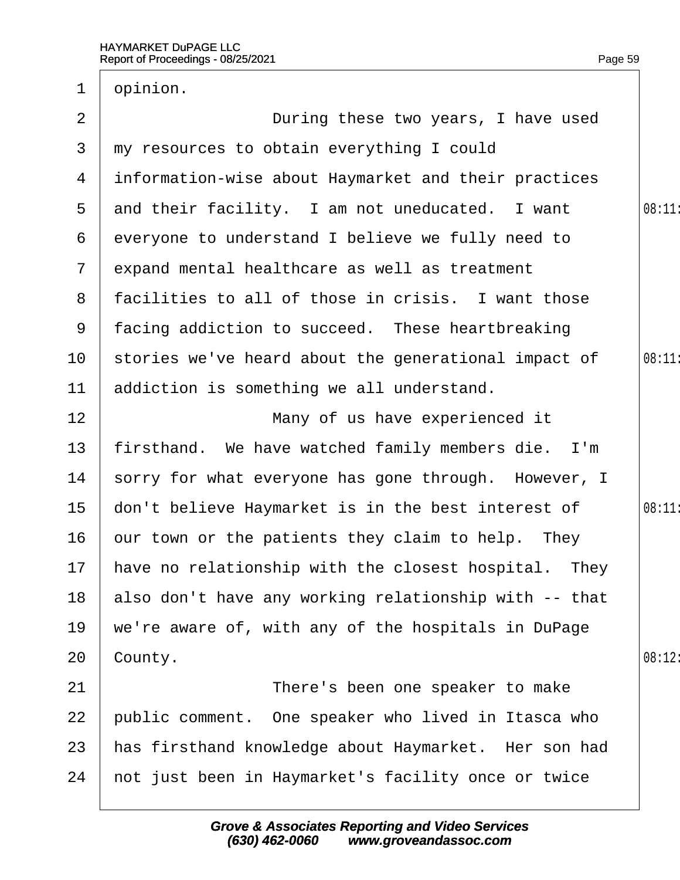opinion.

During these two years, I have used my resources to obtain everything I could information-wise about Haymarket and their practices and their facility. I am not uneducated. I want everyone to understand I believe we fully need to expand mental healthcare as well as treatment facilities to all of those in crisis. I want those facing addiction to succeed. These heartbreaking stories we've heard about the generational impact of addiction is something we all understand.

Many of us have experienced it firsthand. We have watched family members die. I'm sorry for what everyone has gone through. However, I don't believe Haymarket is in the best interest of our town or the patients they claim to help. They have no relationship with the closest hospital. They also don't have any working relationship with -- that we're aware of, with any of the hospitals in DuPage County.

There's been one speaker to make public comment. One speaker who lived in Itasca who has firsthand knowledge about Haymarket. Her son had not just been in Haymarket's facility once or twice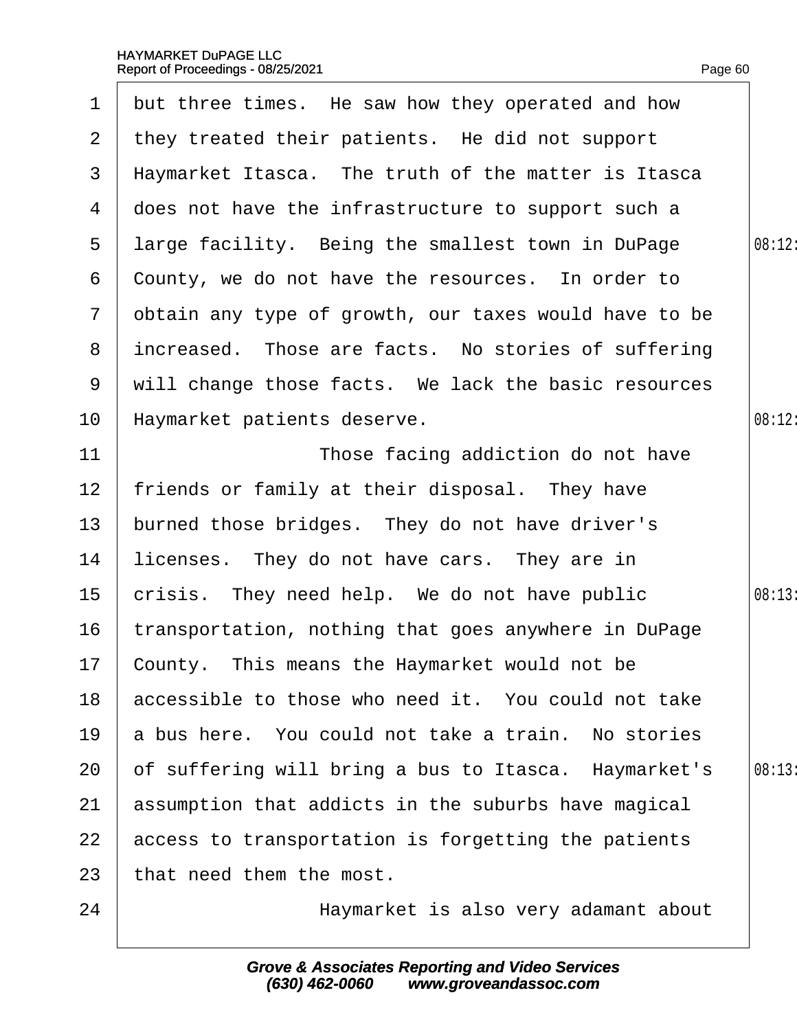but three times. He saw how they operated and how they treated their patients. He did not support Haymarket Itasca. The truth of the matter is Itasca does not have the infrastructure to support such a large facility. Being the smallest town in DuPage County, we do not have the resources. In order to obtain any type of growth, our taxes would have to be increased. Those are facts. No stories of suffering will change those facts. We lack the basic resources Haymarket patients deserve.

Those facing addiction do not have friends or family at their disposal. They have burned those bridges. They do not have driver's licenses. They do not have cars. They are in crisis. They need help. We do not have public transportation, nothing that goes anywhere in DuPage County. This means the Haymarket would not be accessible to those who need it. You could not take a bus here. You could not take a train. No stories of suffering will bring a bus to Itasca. Haymarket's assumption that addicts in the suburbs have magical access to transportation is forgetting the patients that need them the most.

Haymarket is also very adamant about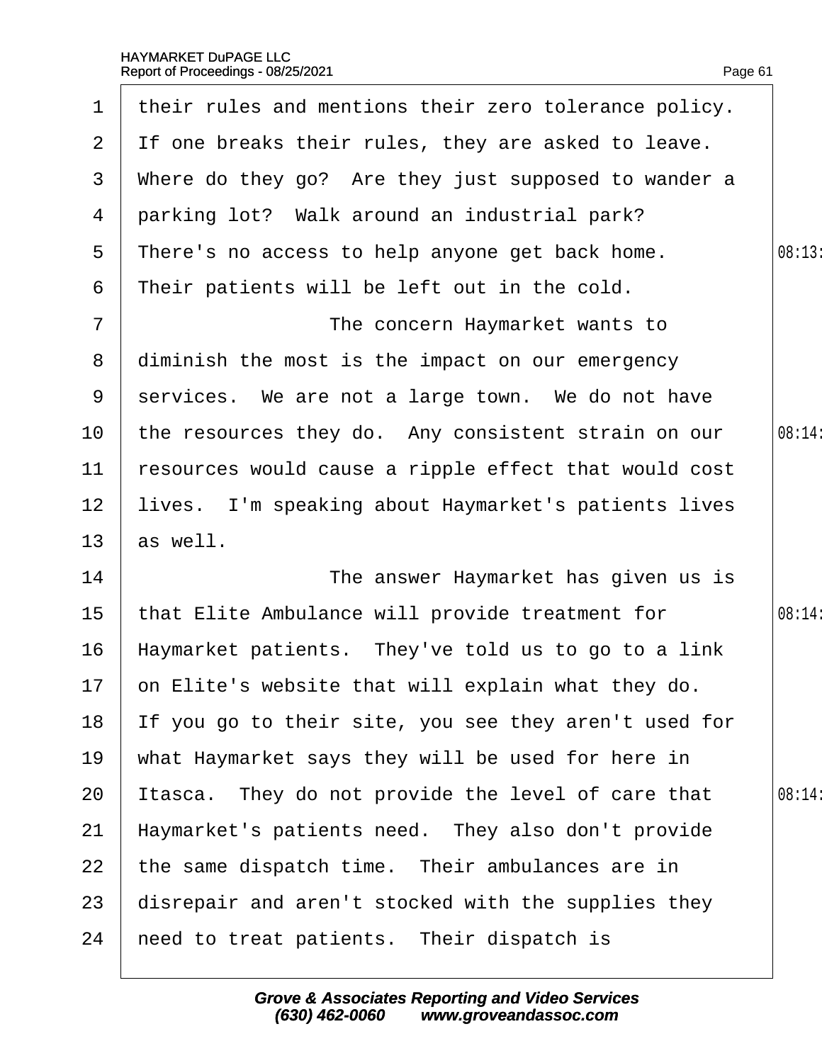their rules and mentions their zero tolerance policy. If one breaks their rules, they are asked to leave. Where do they go? Are they just supposed to wander a parking lot? Walk around an industrial park? There's no access to help anyone get back home. Their patients will be left out in the cold.

The concern Haymarket wants to diminish the most is the impact on our emergency services. We are not a large town. We do not have the resources they do. Any consistent strain on our resources would cause a ripple effect that would cost lives. I'm speaking about Haymarket's patients lives as well.

The answer Haymarket has given us is that Elite Ambulance will provide treatment for Haymarket patients. They've told us to go to a link on Elite's website that will explain what they do. If you go to their site, you see they aren't used for what Haymarket says they will be used for here in Itasca. They do not provide the level of care that Haymarket's patients need. They also don't provide the same dispatch time. Their ambulances are in disrepair and aren't stocked with the supplies they need to treat patients. Their dispatch is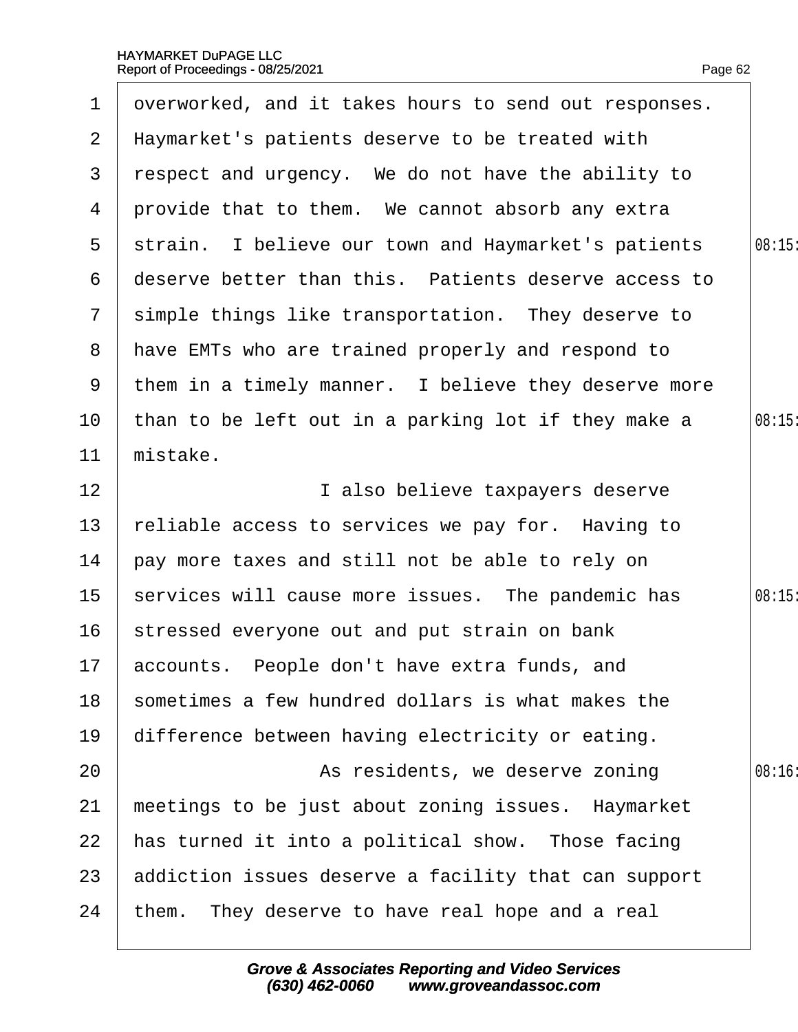overworked, and it takes hours to send out responses. Haymarket's patients deserve to be treated with respect and urgency. We do not have the ability to provide that to them. We cannot absorb any extra strain. I believe our town and Haymarket's patients deserve better than this. Patients deserve access to simple things like transportation. They deserve to have EMTs who are trained properly and respond to them in a timely manner. I believe they deserve more than to be left out in a parking lot if they make a mistake.

I also believe taxpayers deserve reliable access to services we pay for. Having to pay more taxes and still not be able to rely on services will cause more issues. The pandemic has stressed everyone out and put strain on bank accounts. People don't have extra funds, and sometimes a few hundred dollars is what makes the difference between having electricity or eating.

As residents, we deserve zoning meetings to be just about zoning issues. Haymarket has turned it into a political show. Those facing addiction issues deserve a facility that can support them. They deserve to have real hope and a real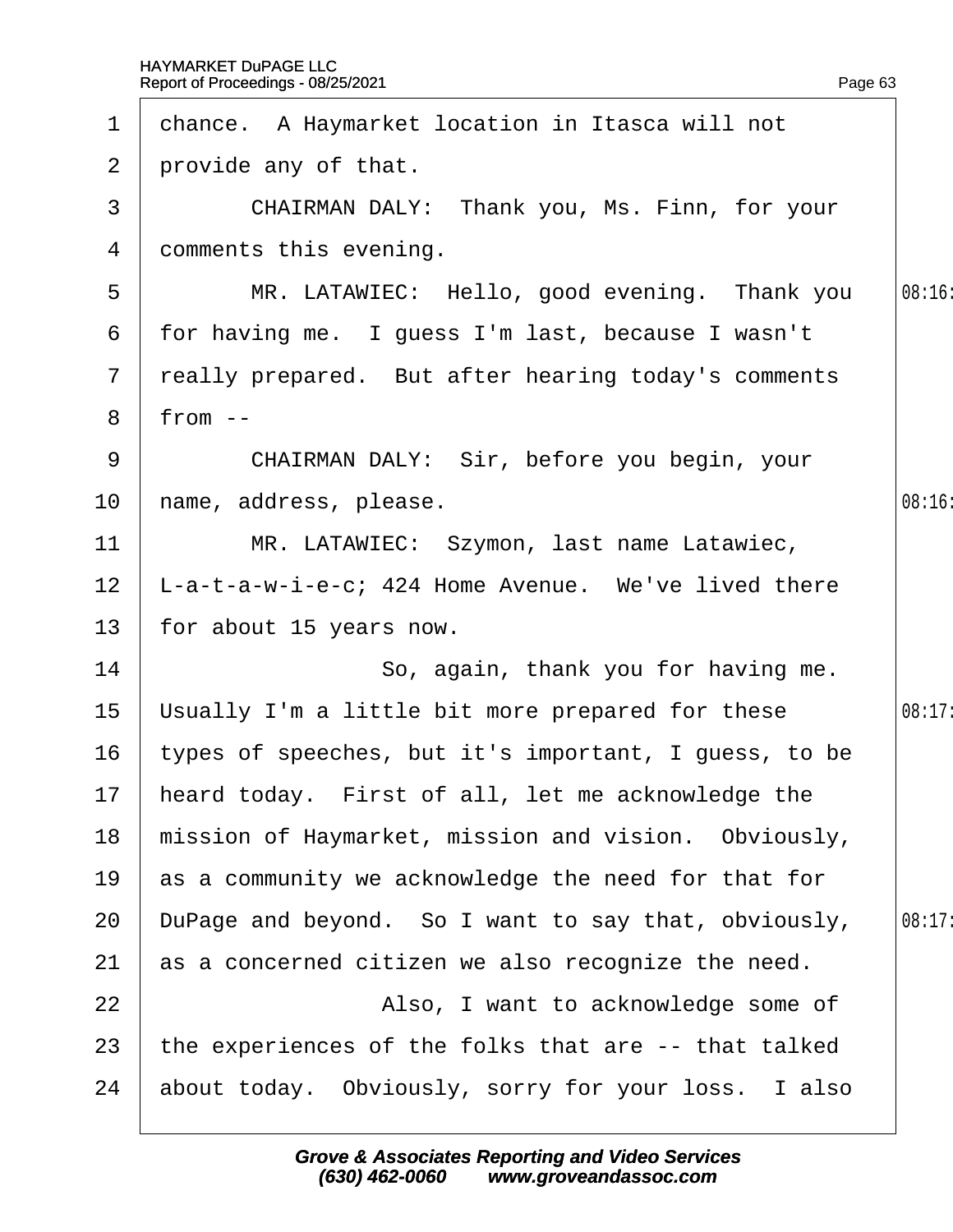chance. A Haymarket location in Itasca will not provide any of that.

CHAIRMAN DALY: Thank you, Ms. Finn, for your comments this evening.

MR. LATAWIEC: Hello, good evening. Thank you for having me. I guess I'm last, because I wasn't really prepared. But after hearing today's comments from --

CHAIRMAN DALY: Sir, before you begin, your name, address, please.

MR. LATAWIEC: Szymon, last name Latawiec, L-a-t-a-w-i-e-c; 424 Home Avenue. We've lived there for about 15 years now.

So, again, thank you for having me. Usually I'm a little bit more prepared for these types of speeches, but it's important, I guess, to be heard today. First of all, let me acknowledge the mission of Haymarket, mission and vision. Obviously, as a community we acknowledge the need for that for DuPage and beyond. So I want to say that, obviously, as a concerned citizen we also recognize the need.

Also, I want to acknowledge some of the experiences of the folks that are -- that talked about today. Obviously, sorry for your loss. I also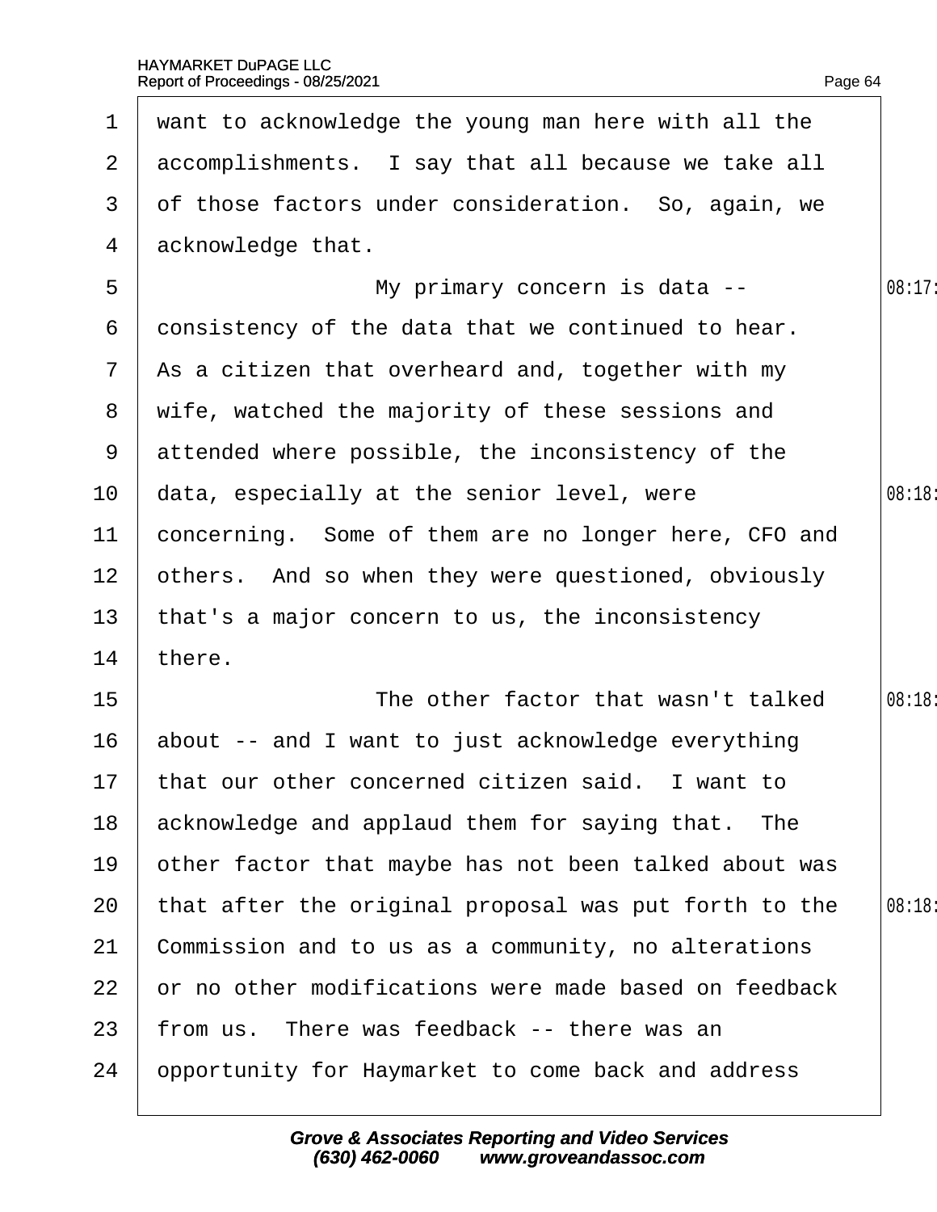want to acknowledge the young man here with all the accomplishments. I say that all because we take all of those factors under consideration. So, again, we acknowledge that.

My primary concern is data -- consistency of the data that we continued to hear. As a citizen that overheard and, together with my wife, watched the majority of these sessions and attended where possible, the inconsistency of the data, especially at the senior level, were concerning. Some of them are no longer here, CFO and others. And so when they were questioned, obviously that's a major concern to us, the inconsistency there.

The other factor that wasn't talked about -- and I want to just acknowledge everything that our other concerned citizen said. I want to acknowledge and applaud them for saying that. The other factor that maybe has not been talked about was that after the original proposal was put forth to the Commission and to us as a community, no alterations or no other modifications were made based on feedback from us. There was feedback -- there was an opportunity for Haymarket to come back and address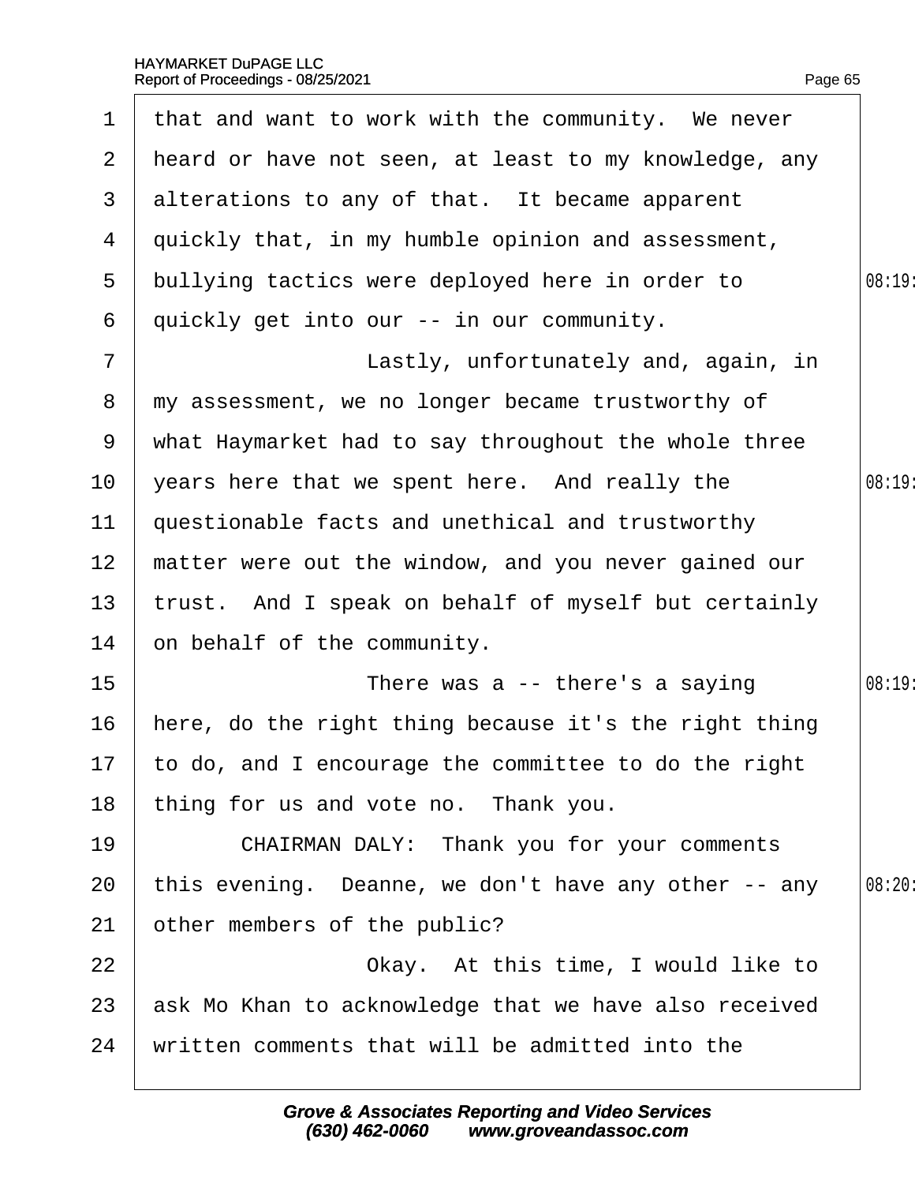that and want to work with the community. We never heard or have not seen, at least to my knowledge, any alterations to any of that. It became apparent quickly that, in my humble opinion and assessment, bullying tactics were deployed here in order to quickly get into our -- in our community.

Lastly, unfortunately and, again, in my assessment, we no longer became trustworthy of what Haymarket had to say throughout the whole three years here that we spent here. And really the questionable facts and unethical and trustworthy matter were out the window, and you never gained our trust. And I speak on behalf of myself but certainly on behalf of the community.

There was a -- there's a saying here, do the right thing because it's the right thing to do, and I encourage the committee to do the right thing for us and vote no. Thank you.

CHAIRMAN DALY: Thank you for your comments this evening. Deanne, we don't have any other -- any other members of the public?

Okay. At this time, I would like to ask Mo Khan to acknowledge that we have also received written comments that will be admitted into the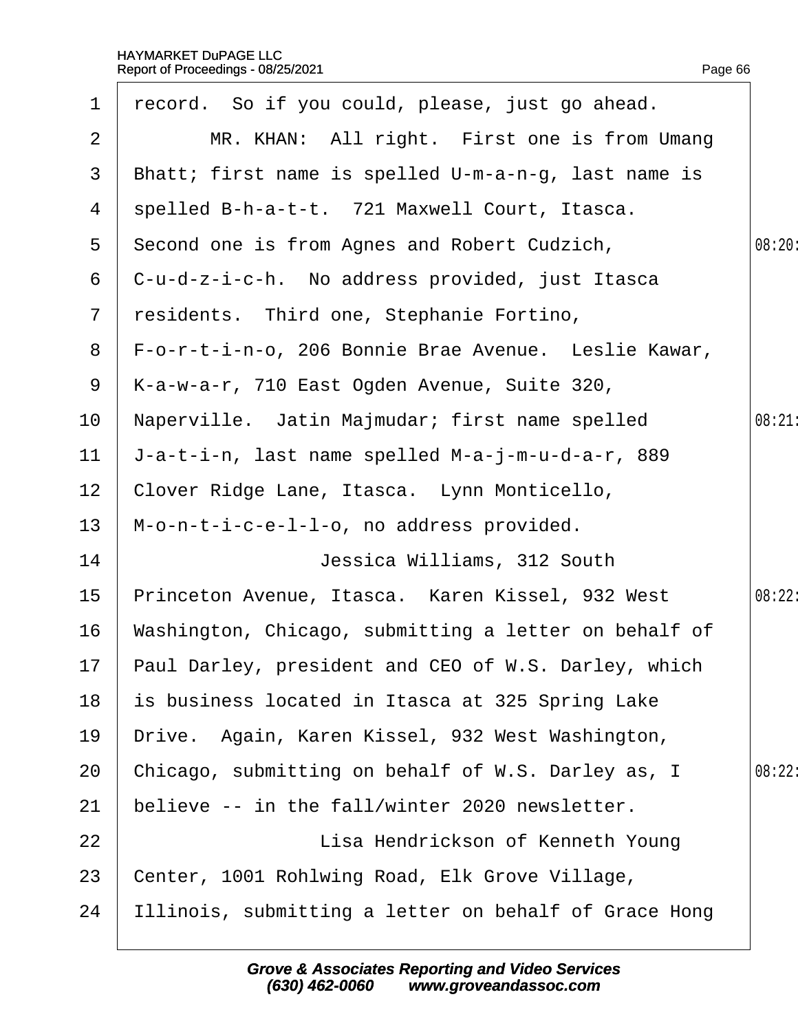record. So if you could, please, just go ahead.

MR. KHAN: All right. First one is from Umang Bhatt; first name is spelled U-m-a-n-g, last name is spelled B-h-a-t-t. 721 Maxwell Court, Itasca. Second one is from Agnes and Robert Cudzich, C-u-d-z-i-c-h. No address provided, just Itasca residents. Third one, Stephanie Fortino, F-o-r-t-i-n-o, 206 Bonnie Brae Avenue. Leslie Kawar, K-a-w-a-r, 710 East Ogden Avenue, Suite 320, Naperville. Jatin Majmudar; first name spelled J-a-t-i-n, last name spelled M-a-j-m-u-d-a-r, 889 Clover Ridge Lane, Itasca. Lynn Monticello, M-o-n-t-i-c-e-l-l-o, no address provided.

Jessica Williams, 312 South Princeton Avenue, Itasca. Karen Kissel, 932 West Washington, Chicago, submitting a letter on behalf of Paul Darley, president and CEO of W.S. Darley, which is business located in Itasca at 325 Spring Lake Drive. Again, Karen Kissel, 932 West Washington, Chicago, submitting on behalf of W.S. Darley as, I believe -- in the fall/winter 2020 newsletter.

Lisa Hendrickson of Kenneth Young Center, 1001 Rohlwing Road, Elk Grove Village, Illinois, submitting a letter on behalf of Grace Hong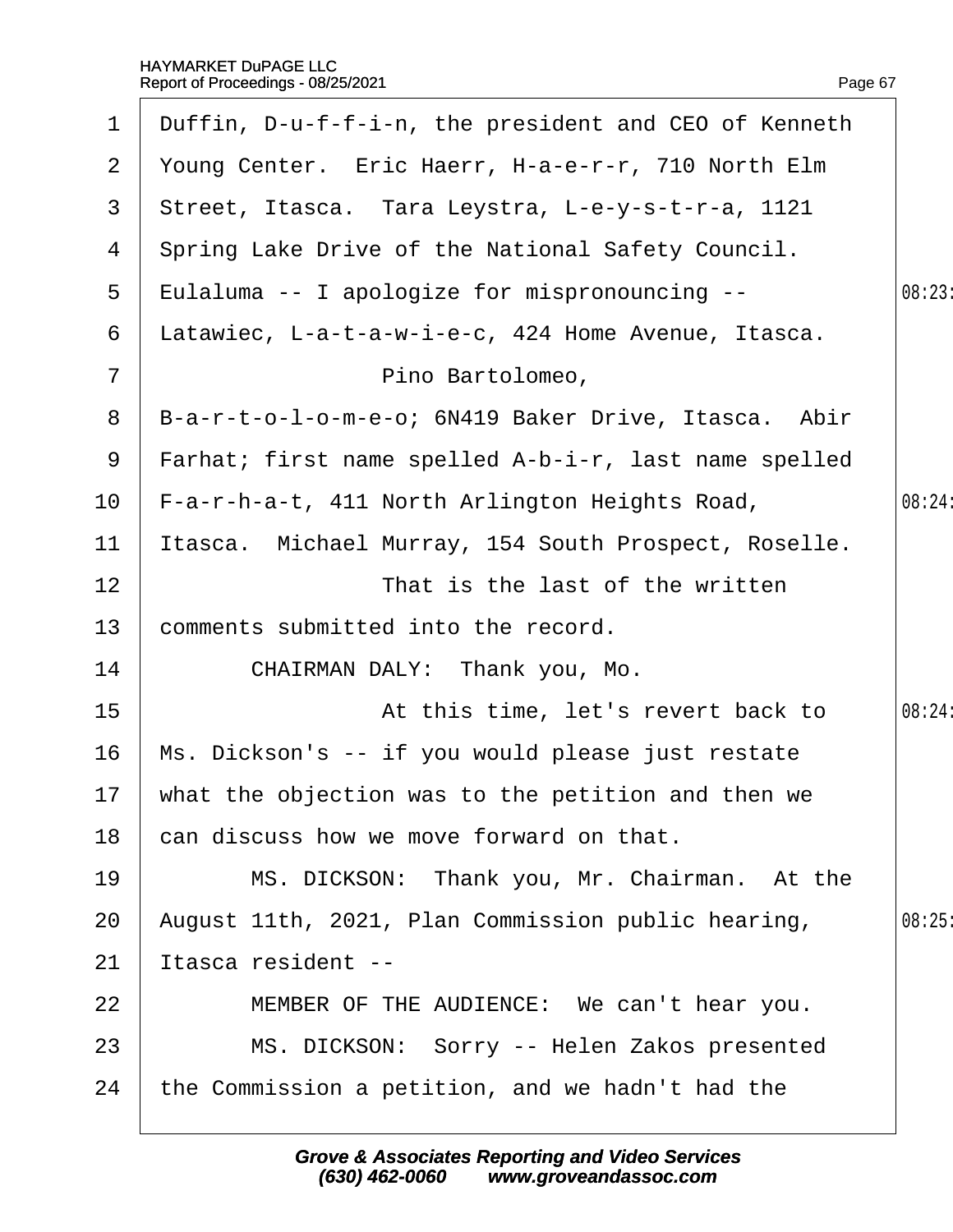1 Duffin, D-u-f-f-i-n, the president and CEO of Kenneth
2 Young Center. Eric Haerr, H-a-e-r-r, 710 North Elm
3 Street, Itasca. Tara Leystra, L-e-y-s-t-r-a, 1121
4 Spring Lake Drive of the National Safety Council.
5 Eulaluma -- I apologize for mispronouncing -- 08:23
6 Latawiec, L-a-t-a-w-i-e-c, 424 Home Avenue, Itasca.
7 Pino Bartolomeo,
8 B-a-r-t-o-l-o-m-e-o; 6N419 Baker Drive, Itasca. Abir
9 Farhat; first name spelled A-b-i-r, last name spelled
10 F-a-r-h-a-t, 411 North Arlington Heights Road, 08:24
11 Itasca. Michael Murray, 154 South Prospect, Roselle.
12 That is the last of the written
13 comments submitted into the record.
14 CHAIRMAN DALY: Thank you, Mo.
15 At this time, let's revert back to 08:24
16 Ms. Dickson's -- if you would please just restate
17 what the objection was to the petition and then we
18 can discuss how we move forward on that.
19 MS. DICKSON: Thank you, Mr. Chairman. At the
20 August 11th, 2021, Plan Commission public hearing, 08:25
21 Itasca resident --
22 MEMBER OF THE AUDIENCE: We can't hear you.
23 MS. DICKSON: Sorry -- Helen Zakos presented
24 the Commission a petition, and we hadn't had the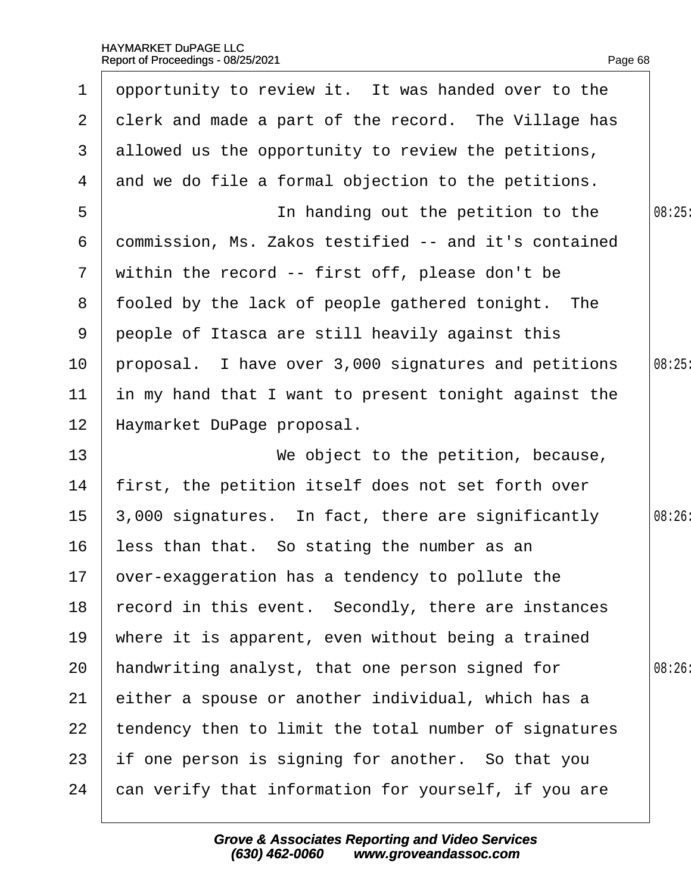opportunity to review it. It was handed over to the clerk and made a part of the record. The Village has allowed us the opportunity to review the petitions, and we do file a formal objection to the petitions.

In handing out the petition to the commission, Ms. Zakos testified -- and it's contained within the record -- first off, please don't be fooled by the lack of people gathered tonight. The people of Itasca are still heavily against this proposal. I have over 3,000 signatures and petitions in my hand that I want to present tonight against the Haymarket DuPage proposal.

We object to the petition, because, first, the petition itself does not set forth over 3,000 signatures. In fact, there are significantly less than that. So stating the number as an over-exaggeration has a tendency to pollute the record in this event. Secondly, there are instances where it is apparent, even without being a trained handwriting analyst, that one person signed for either a spouse or another individual, which has a tendency then to limit the total number of signatures if one person is signing for another. So that you can verify that information for yourself, if you are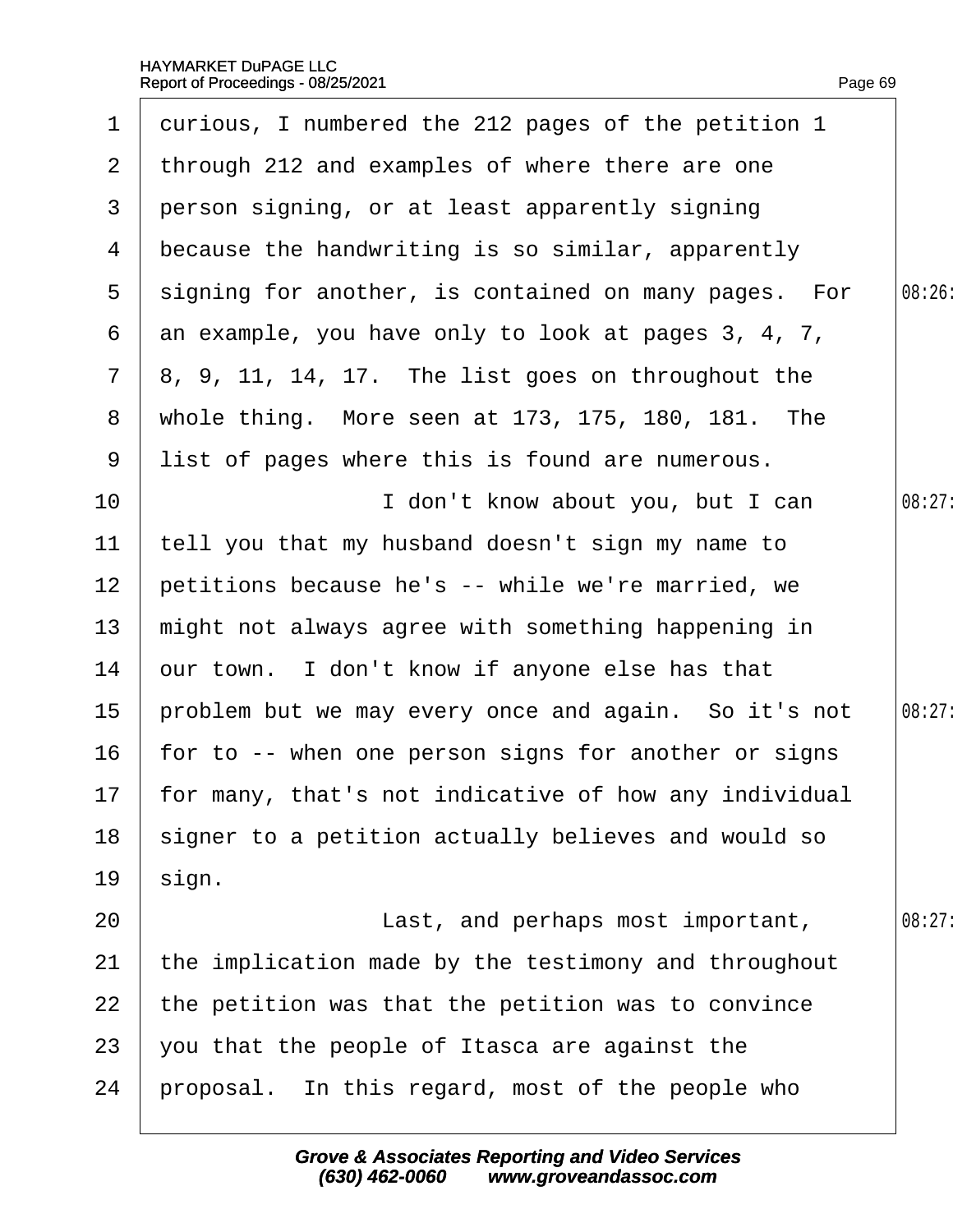curious, I numbered the 212 pages of the petition 1 through 212 and examples of where there are one person signing, or at least apparently signing because the handwriting is so similar, apparently signing for another, is contained on many pages. For an example, you have only to look at pages 3, 4, 7, 8, 9, 11, 14, 17. The list goes on throughout the whole thing. More seen at 173, 175, 180, 181. The list of pages where this is found are numerous.

I don't know about you, but I can tell you that my husband doesn't sign my name to petitions because he's -- while we're married, we might not always agree with something happening in our town. I don't know if anyone else has that problem but we may every once and again. So it's not for to -- when one person signs for another or signs for many, that's not indicative of how any individual signer to a petition actually believes and would so sign.

Last, and perhaps most important, the implication made by the testimony and throughout the petition was that the petition was to convince you that the people of Itasca are against the proposal. In this regard, most of the people who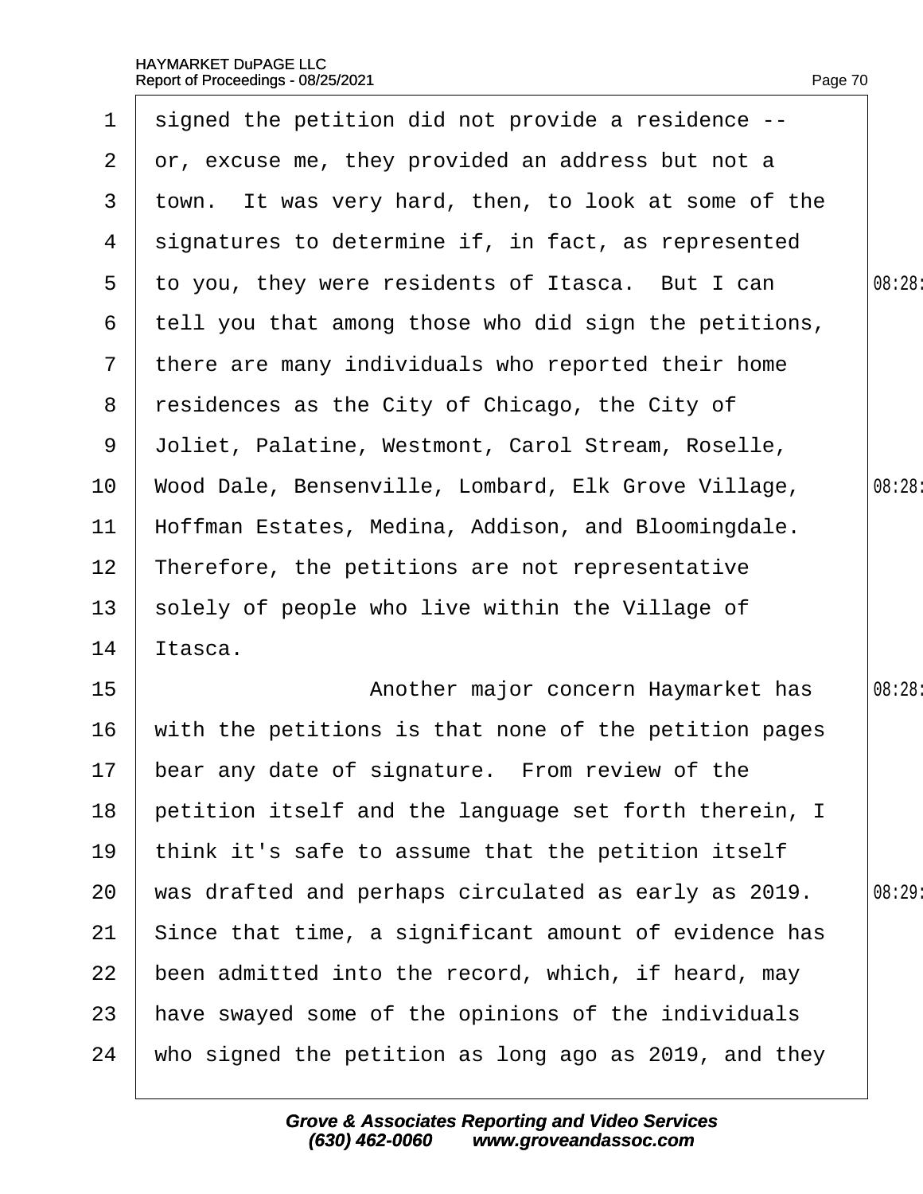signed the petition did not provide a residence -- or, excuse me, they provided an address but not a town. It was very hard, then, to look at some of the signatures to determine if, in fact, as represented to you, they were residents of Itasca. But I can tell you that among those who did sign the petitions, there are many individuals who reported their home residences as the City of Chicago, the City of Joliet, Palatine, Westmont, Carol Stream, Roselle, Wood Dale, Bensenville, Lombard, Elk Grove Village, Hoffman Estates, Medina, Addison, and Bloomingdale. Therefore, the petitions are not representative solely of people who live within the Village of Itasca.

Another major concern Haymarket has with the petitions is that none of the petition pages bear any date of signature. From review of the petition itself and the language set forth therein, I think it's safe to assume that the petition itself was drafted and perhaps circulated as early as 2019. Since that time, a significant amount of evidence has been admitted into the record, which, if heard, may have swayed some of the opinions of the individuals who signed the petition as long ago as 2019, and they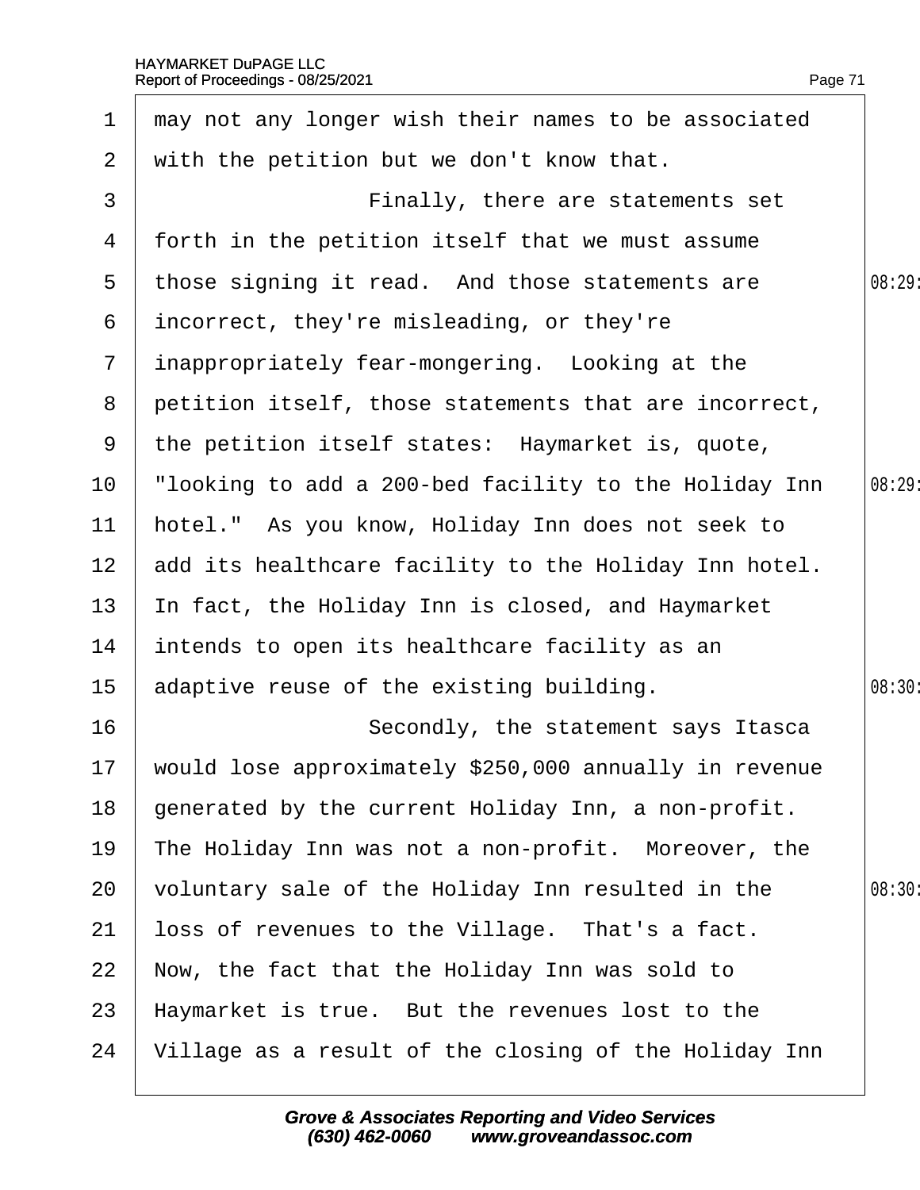may not any longer wish their names to be associated with the petition but we don't know that.

Finally, there are statements set forth in the petition itself that we must assume those signing it read. And those statements are incorrect, they're misleading, or they're inappropriately fear-mongering. Looking at the petition itself, those statements that are incorrect, the petition itself states: Haymarket is, quote, "looking to add a 200-bed facility to the Holiday Inn hotel." As you know, Holiday Inn does not seek to add its healthcare facility to the Holiday Inn hotel. In fact, the Holiday Inn is closed, and Haymarket intends to open its healthcare facility as an adaptive reuse of the existing building.

Secondly, the statement says Itasca would lose approximately $250,000 annually in revenue generated by the current Holiday Inn, a non-profit. The Holiday Inn was not a non-profit. Moreover, the voluntary sale of the Holiday Inn resulted in the loss of revenues to the Village. That's a fact. Now, the fact that the Holiday Inn was sold to Haymarket is true. But the revenues lost to the Village as a result of the closing of the Holiday Inn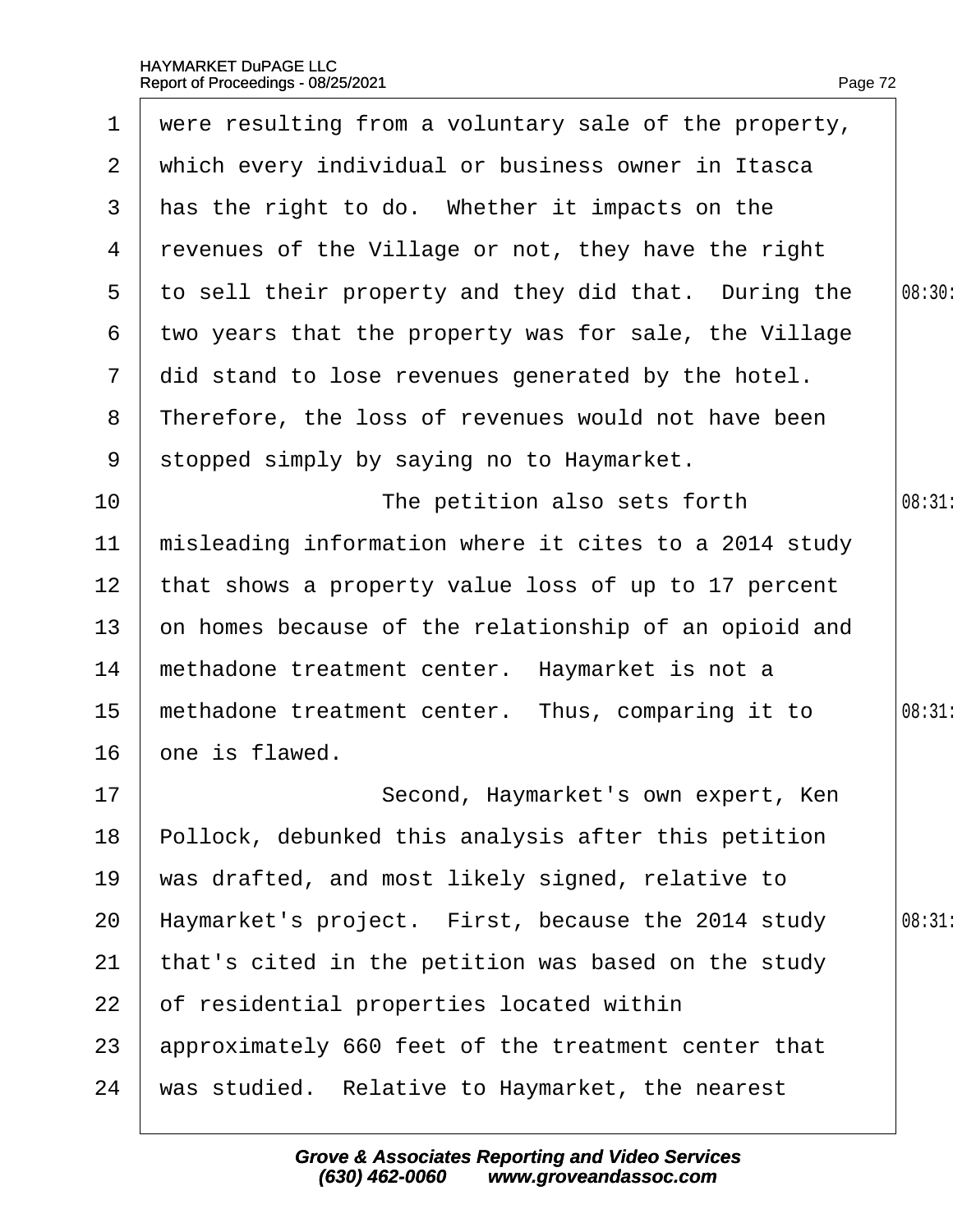were resulting from a voluntary sale of the property, which every individual or business owner in Itasca has the right to do. Whether it impacts on the revenues of the Village or not, they have the right to sell their property and they did that. During the two years that the property was for sale, the Village did stand to lose revenues generated by the hotel. Therefore, the loss of revenues would not have been stopped simply by saying no to Haymarket.

The petition also sets forth misleading information where it cites to a 2014 study that shows a property value loss of up to 17 percent on homes because of the relationship of an opioid and methadone treatment center. Haymarket is not a methadone treatment center. Thus, comparing it to one is flawed.

Second, Haymarket's own expert, Ken Pollock, debunked this analysis after this petition was drafted, and most likely signed, relative to Haymarket's project. First, because the 2014 study that's cited in the petition was based on the study of residential properties located within approximately 660 feet of the treatment center that was studied. Relative to Haymarket, the nearest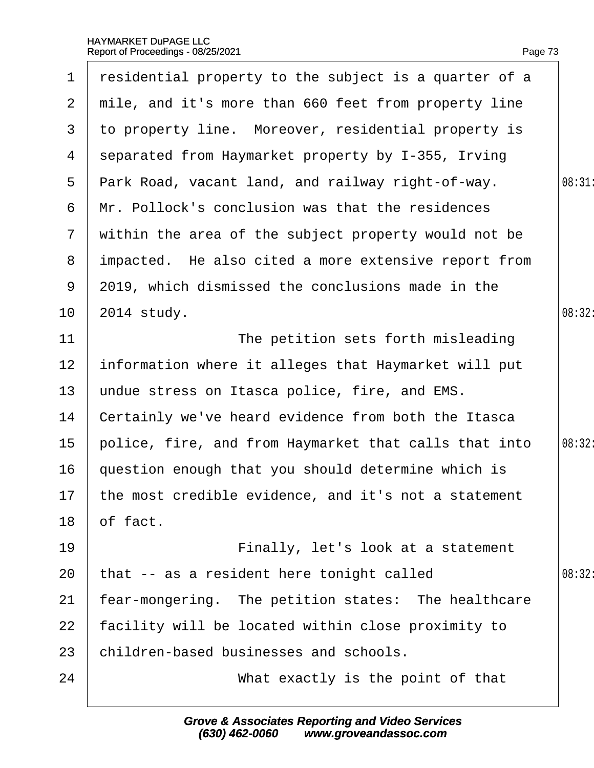1 residential property to the subject is a quarter of a
2 mile, and it's more than 660 feet from property line
3 to property line. Moreover, residential property is
4 separated from Haymarket property by I-355, Irving
5 Park Road, vacant land, and railway right-of-way.
6 Mr. Pollock's conclusion was that the residences
7 within the area of the subject property would not be
8 impacted. He also cited a more extensive report from
9 2019, which dismissed the conclusions made in the
10 2014 study.
11 The petition sets forth misleading
12 information where it alleges that Haymarket will put
13 undue stress on Itasca police, fire, and EMS.
14 Certainly we've heard evidence from both the Itasca
15 police, fire, and from Haymarket that calls that into
16 question enough that you should determine which is
17 the most credible evidence, and it's not a statement
18 of fact.
19 Finally, let's look at a statement
20 that -- as a resident here tonight called
21 fear-mongering. The petition states: The healthcare
22 facility will be located within close proximity to
23 children-based businesses and schools.
24 What exactly is the point of that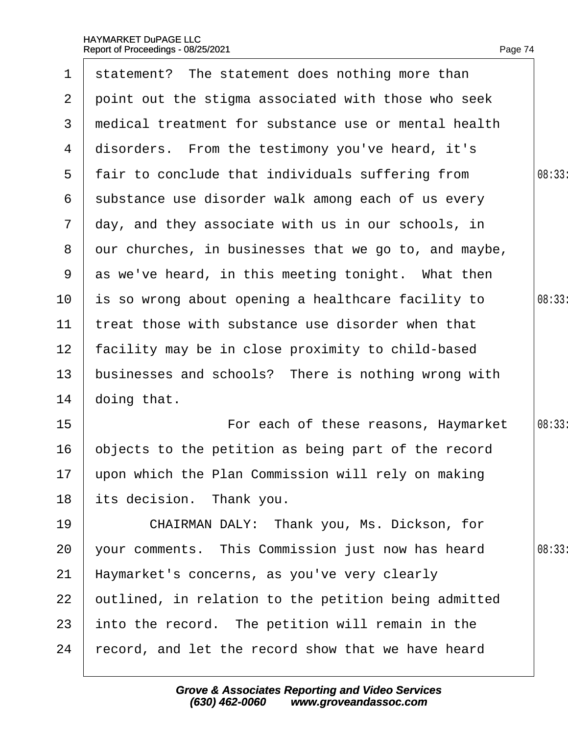statement? The statement does nothing more than point out the stigma associated with those who seek medical treatment for substance use or mental health disorders. From the testimony you've heard, it's fair to conclude that individuals suffering from substance use disorder walk among each of us every day, and they associate with us in our schools, in our churches, in businesses that we go to, and maybe, as we've heard, in this meeting tonight. What then is so wrong about opening a healthcare facility to treat those with substance use disorder when that facility may be in close proximity to child-based businesses and schools? There is nothing wrong with doing that.

For each of these reasons, Haymarket objects to the petition as being part of the record upon which the Plan Commission will rely on making its decision. Thank you.

CHAIRMAN DALY: Thank you, Ms. Dickson, for your comments. This Commission just now has heard Haymarket's concerns, as you've very clearly outlined, in relation to the petition being admitted into the record. The petition will remain in the record, and let the record show that we have heard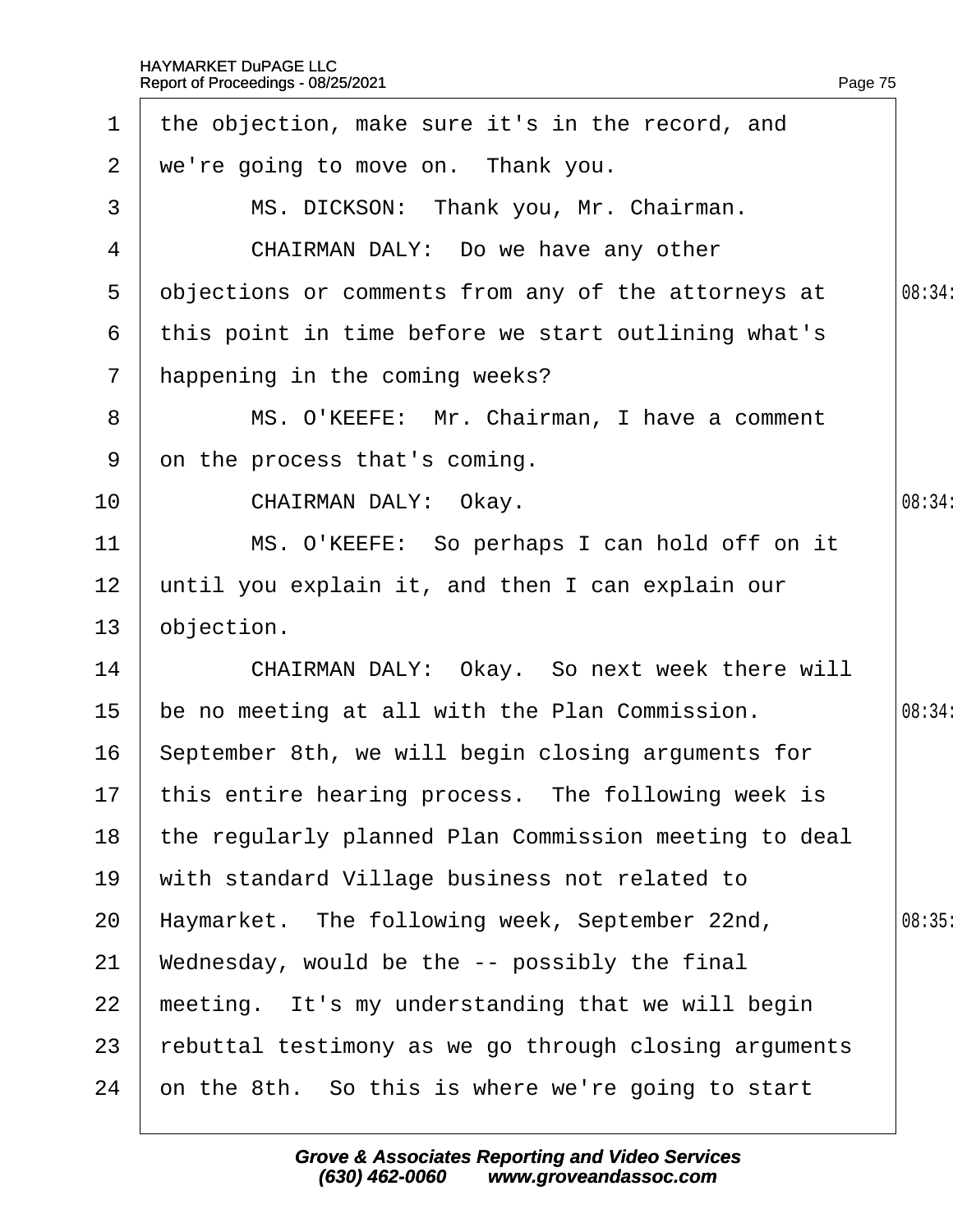1 the objection, make sure it's in the record, and
2 we're going to move on. Thank you.
3 MS. DICKSON: Thank you, Mr. Chairman.
4 CHAIRMAN DALY: Do we have any other
5 objections or comments from any of the attorneys at
6 this point in time before we start outlining what's
7 happening in the coming weeks?
8 MS. O'KEEFE: Mr. Chairman, I have a comment
9 on the process that's coming.
10 CHAIRMAN DALY: Okay.
11 MS. O'KEEFE: So perhaps I can hold off on it
12 until you explain it, and then I can explain our
13 objection.
14 CHAIRMAN DALY: Okay. So next week there will
15 be no meeting at all with the Plan Commission.
16 September 8th, we will begin closing arguments for
17 this entire hearing process. The following week is
18 the regularly planned Plan Commission meeting to deal
19 with standard Village business not related to
20 Haymarket. The following week, September 22nd,
21 Wednesday, would be the -- possibly the final
22 meeting. It's my understanding that we will begin
23 rebuttal testimony as we go through closing arguments
24 on the 8th. So this is where we're going to start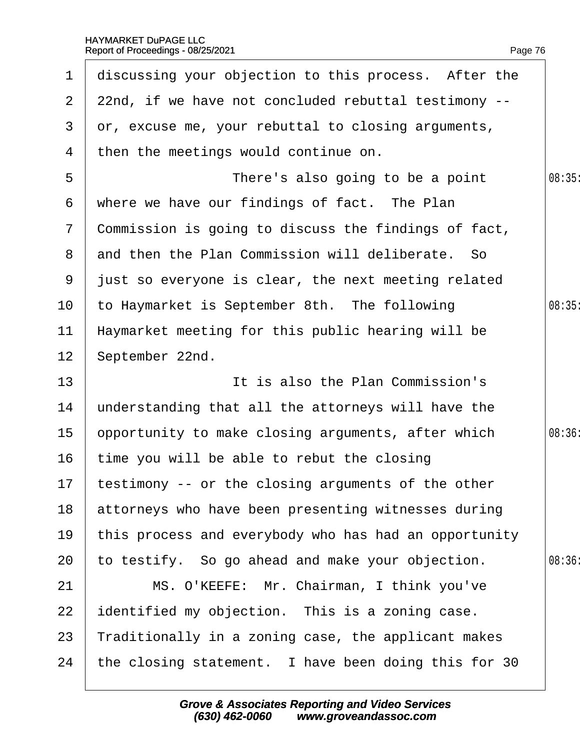discussing your objection to this process. After the 22nd, if we have not concluded rebuttal testimony -- or, excuse me, your rebuttal to closing arguments, then the meetings would continue on.

There's also going to be a point where we have our findings of fact. The Plan Commission is going to discuss the findings of fact, and then the Plan Commission will deliberate. So just so everyone is clear, the next meeting related to Haymarket is September 8th. The following Haymarket meeting for this public hearing will be September 22nd.

It is also the Plan Commission's understanding that all the attorneys will have the opportunity to make closing arguments, after which time you will be able to rebut the closing testimony -- or the closing arguments of the other attorneys who have been presenting witnesses during this process and everybody who has had an opportunity to testify. So go ahead and make your objection.

MS. O'KEEFE: Mr. Chairman, I think you've identified my objection. This is a zoning case. Traditionally in a zoning case, the applicant makes the closing statement. I have been doing this for 30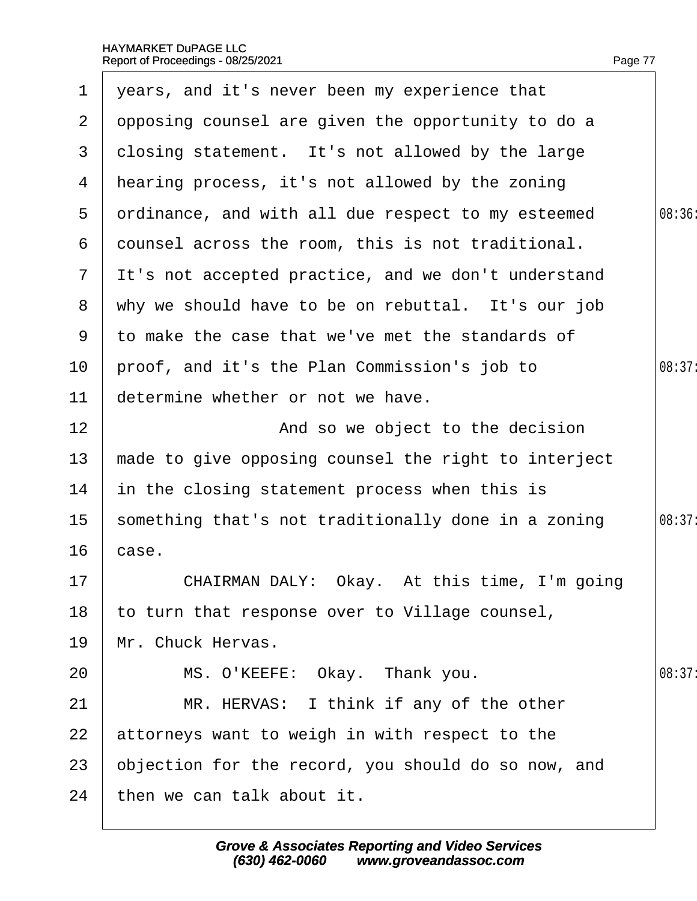years, and it's never been my experience that opposing counsel are given the opportunity to do a closing statement. It's not allowed by the large hearing process, it's not allowed by the zoning ordinance, and with all due respect to my esteemed counsel across the room, this is not traditional. It's not accepted practice, and we don't understand why we should have to be on rebuttal. It's our job to make the case that we've met the standards of proof, and it's the Plan Commission's job to determine whether or not we have.

And so we object to the decision made to give opposing counsel the right to interject in the closing statement process when this is something that's not traditionally done in a zoning case.

CHAIRMAN DALY: Okay. At this time, I'm going to turn that response over to Village counsel, Mr. Chuck Hervas.

MS. O'KEEFE: Okay. Thank you.

MR. HERVAS: I think if any of the other attorneys want to weigh in with respect to the objection for the record, you should do so now, and then we can talk about it.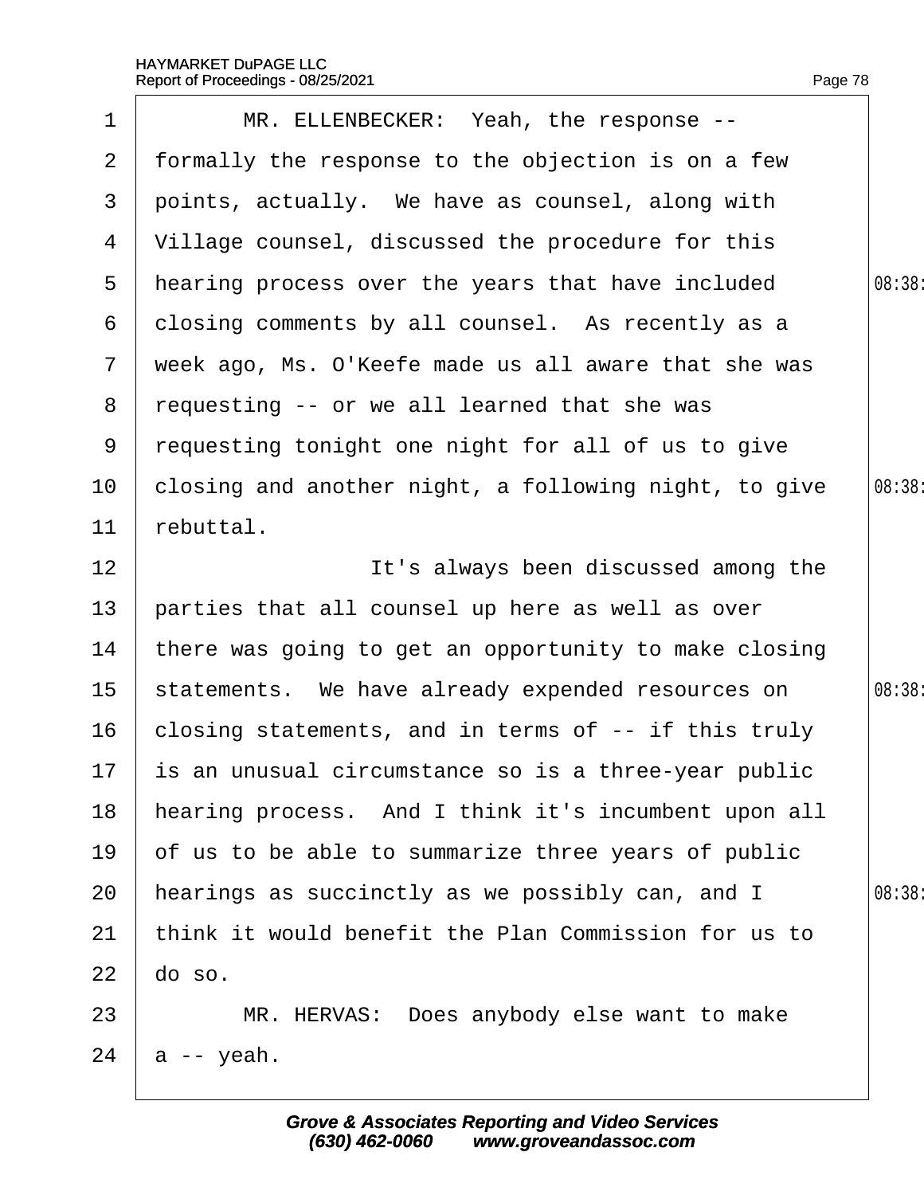MR. ELLENBECKER: Yeah, the response -- formally the response to the objection is on a few points, actually. We have as counsel, along with Village counsel, discussed the procedure for this hearing process over the years that have included closing comments by all counsel. As recently as a week ago, Ms. O'Keefe made us all aware that she was requesting -- or we all learned that she was requesting tonight one night for all of us to give closing and another night, a following night, to give rebuttal.

It's always been discussed among the parties that all counsel up here as well as over there was going to get an opportunity to make closing statements. We have already expended resources on closing statements, and in terms of -- if this truly is an unusual circumstance so is a three-year public hearing process. And I think it's incumbent upon all of us to be able to summarize three years of public hearings as succinctly as we possibly can, and I think it would benefit the Plan Commission for us to do so.

MR. HERVAS: Does anybody else want to make a -- yeah.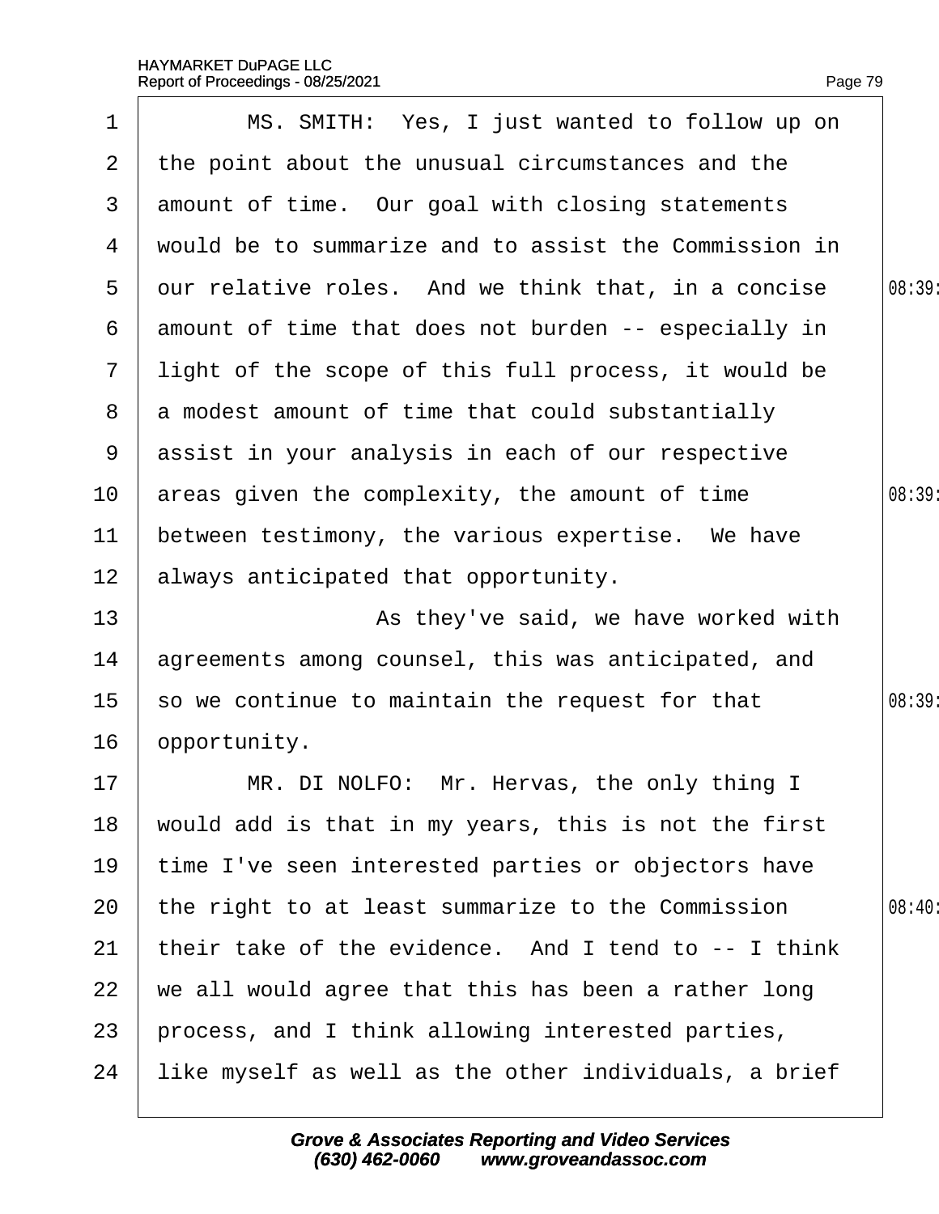MS. SMITH: Yes, I just wanted to follow up on the point about the unusual circumstances and the amount of time. Our goal with closing statements would be to summarize and to assist the Commission in our relative roles. And we think that, in a concise amount of time that does not burden -- especially in light of the scope of this full process, it would be a modest amount of time that could substantially assist in your analysis in each of our respective areas given the complexity, the amount of time between testimony, the various expertise. We have always anticipated that opportunity.

As they've said, we have worked with agreements among counsel, this was anticipated, and so we continue to maintain the request for that opportunity.

MR. DI NOLFO: Mr. Hervas, the only thing I would add is that in my years, this is not the first time I've seen interested parties or objectors have the right to at least summarize to the Commission their take of the evidence. And I tend to -- I think we all would agree that this has been a rather long process, and I think allowing interested parties, like myself as well as the other individuals, a brief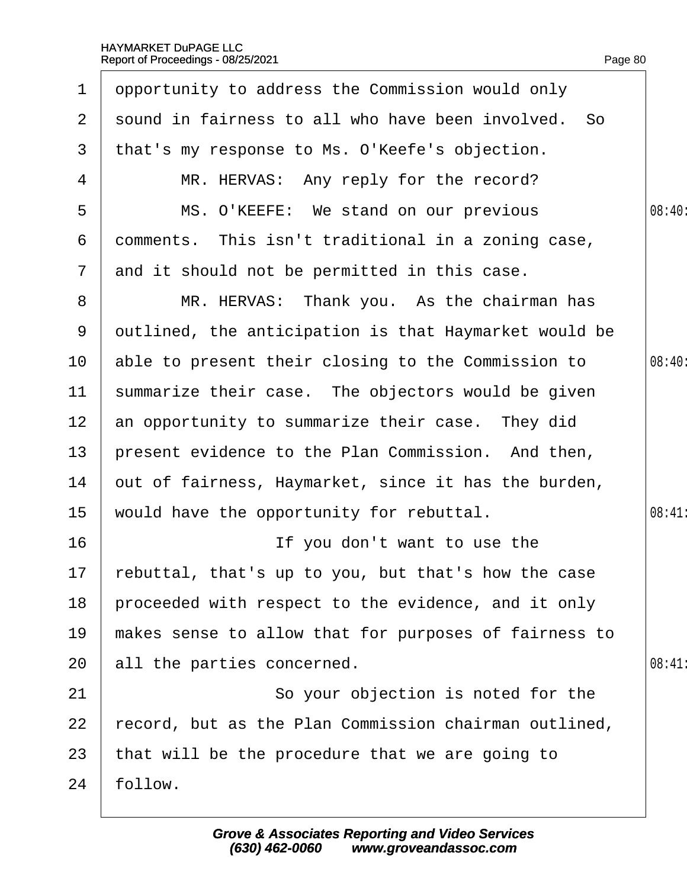opportunity to address the Commission would only sound in fairness to all who have been involved. So that's my response to Ms. O'Keefe's objection.

MR. HERVAS: Any reply for the record?

MS. O'KEEFE: We stand on our previous comments. This isn't traditional in a zoning case, and it should not be permitted in this case.

MR. HERVAS: Thank you. As the chairman has outlined, the anticipation is that Haymarket would be able to present their closing to the Commission to summarize their case. The objectors would be given an opportunity to summarize their case. They did present evidence to the Plan Commission. And then, out of fairness, Haymarket, since it has the burden, would have the opportunity for rebuttal.

If you don't want to use the rebuttal, that's up to you, but that's how the case proceeded with respect to the evidence, and it only makes sense to allow that for purposes of fairness to all the parties concerned.

So your objection is noted for the record, but as the Plan Commission chairman outlined, that will be the procedure that we are going to follow.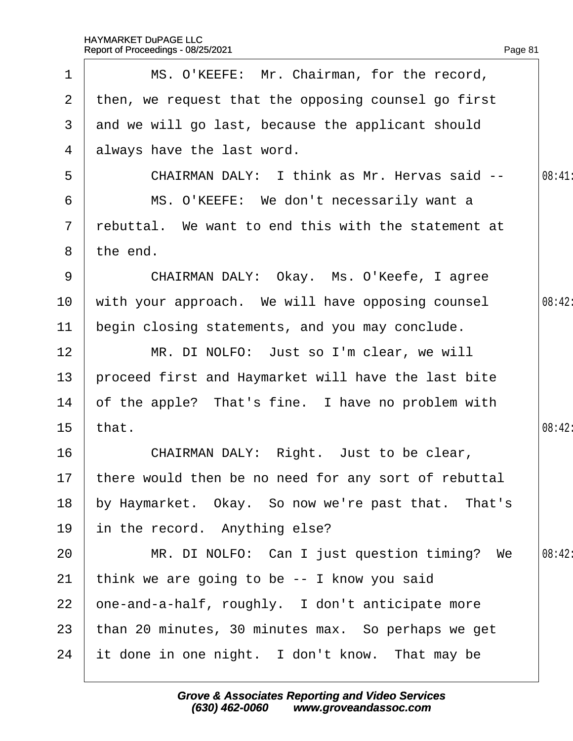MS. O'KEEFE: Mr. Chairman, for the record, then, we request that the opposing counsel go first and we will go last, because the applicant should always have the last word.

CHAIRMAN DALY: I think as Mr. Hervas said --

MS. O'KEEFE: We don't necessarily want a rebuttal. We want to end this with the statement at the end.

CHAIRMAN DALY: Okay. Ms. O'Keefe, I agree with your approach. We will have opposing counsel begin closing statements, and you may conclude.

MR. DI NOLFO: Just so I'm clear, we will proceed first and Haymarket will have the last bite of the apple? That's fine. I have no problem with that.

CHAIRMAN DALY: Right. Just to be clear, there would then be no need for any sort of rebuttal by Haymarket. Okay. So now we're past that. That's in the record. Anything else?

MR. DI NOLFO: Can I just question timing? We think we are going to be -- I know you said one-and-a-half, roughly. I don't anticipate more than 20 minutes, 30 minutes max. So perhaps we get it done in one night. I don't know. That may be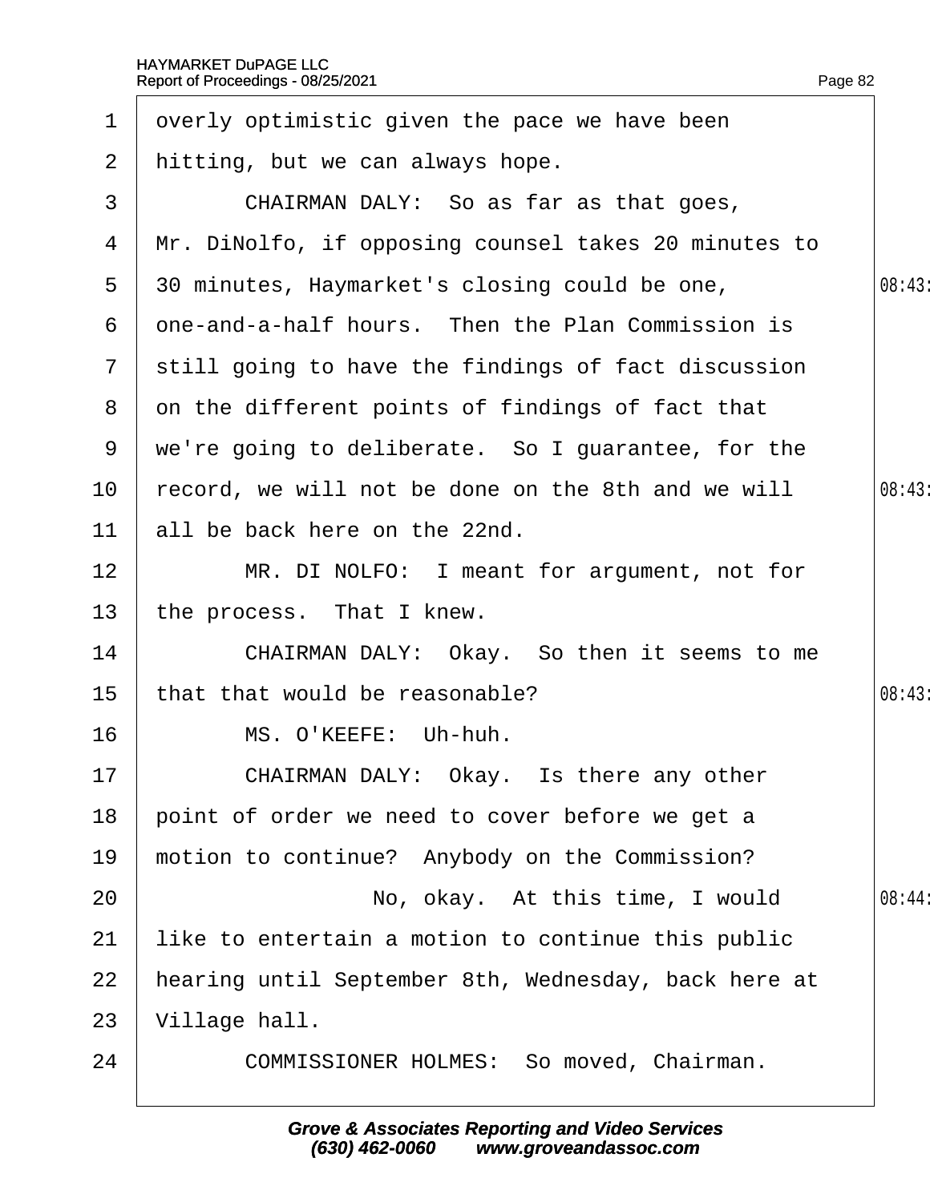1 overly optimistic given the pace we have been

2 hitting, but we can always hope.

3 CHAIRMAN DALY: So as far as that goes,

4 Mr. DiNolfo, if opposing counsel takes 20 minutes to

5 30 minutes, Haymarket's closing could be one, 08:43

6 one-and-a-half hours. Then the Plan Commission is

7 still going to have the findings of fact discussion

8 on the different points of findings of fact that

9 we're going to deliberate. So I guarantee, for the

10 record, we will not be done on the 8th and we will 08:43

11 all be back here on the 22nd.

12 MR. DI NOLFO: I meant for argument, not for

13 the process. That I knew.

14 CHAIRMAN DALY: Okay. So then it seems to me

15 that that would be reasonable? 08:43

16 MS. O'KEEFE: Uh-huh.

17 CHAIRMAN DALY: Okay. Is there any other

18 point of order we need to cover before we get a

19 motion to continue? Anybody on the Commission?

20 No, okay. At this time, I would 08:44

21 like to entertain a motion to continue this public

22 hearing until September 8th, Wednesday, back here at

23 Village hall.

24 COMMISSIONER HOLMES: So moved, Chairman.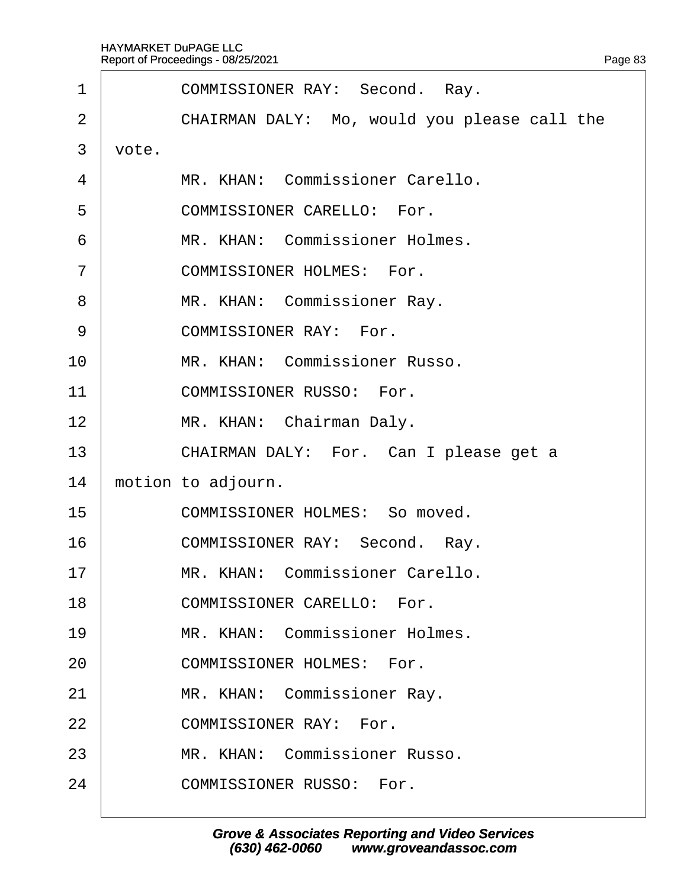COMMISSIONER RAY: Second. Ray.

CHAIRMAN DALY: Mo, would you please call the vote.

MR. KHAN: Commissioner Carello.

COMMISSIONER CARELLO: For.

MR. KHAN: Commissioner Holmes.

COMMISSIONER HOLMES: For.

MR. KHAN: Commissioner Ray.

COMMISSIONER RAY: For.

MR. KHAN: Commissioner Russo.

COMMISSIONER RUSSO: For.

MR. KHAN: Chairman Daly.

CHAIRMAN DALY: For. Can I please get a motion to adjourn.

COMMISSIONER HOLMES: So moved.

COMMISSIONER RAY: Second. Ray.

MR. KHAN: Commissioner Carello.

COMMISSIONER CARELLO: For.

MR. KHAN: Commissioner Holmes.

COMMISSIONER HOLMES: For.

MR. KHAN: Commissioner Ray.

COMMISSIONER RAY: For.

MR. KHAN: Commissioner Russo.

COMMISSIONER RUSSO: For.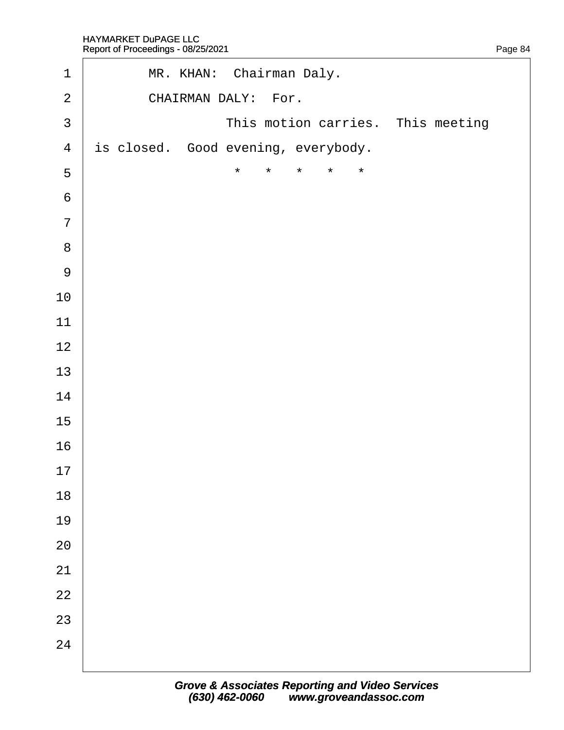MR. KHAN: Chairman Daly.

CHAIRMAN DALY: For.

This motion carries. This meeting is closed. Good evening, everybody.

\* \* \* \* \*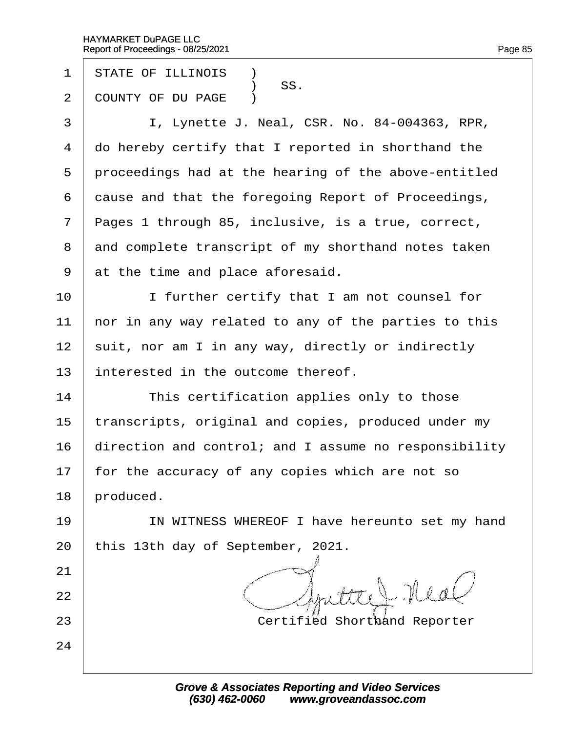STATE OF ILLINOIS )
) SS.
COUNTY OF DU PAGE )

I, Lynette J. Neal, CSR. No. 84-004363, RPR, do hereby certify that I reported in shorthand the proceedings had at the hearing of the above-entitled cause and that the foregoing Report of Proceedings, Pages 1 through 85, inclusive, is a true, correct, and complete transcript of my shorthand notes taken at the time and place aforesaid.

I further certify that I am not counsel for nor in any way related to any of the parties to this suit, nor am I in any way, directly or indirectly interested in the outcome thereof.

This certification applies only to those transcripts, original and copies, produced under my direction and control; and I assume no responsibility for the accuracy of any copies which are not so produced.

IN WITNESS WHEREOF I have hereunto set my hand this 13th day of September, 2021.

Lynette J. Neal

Certified Shorthand Reporter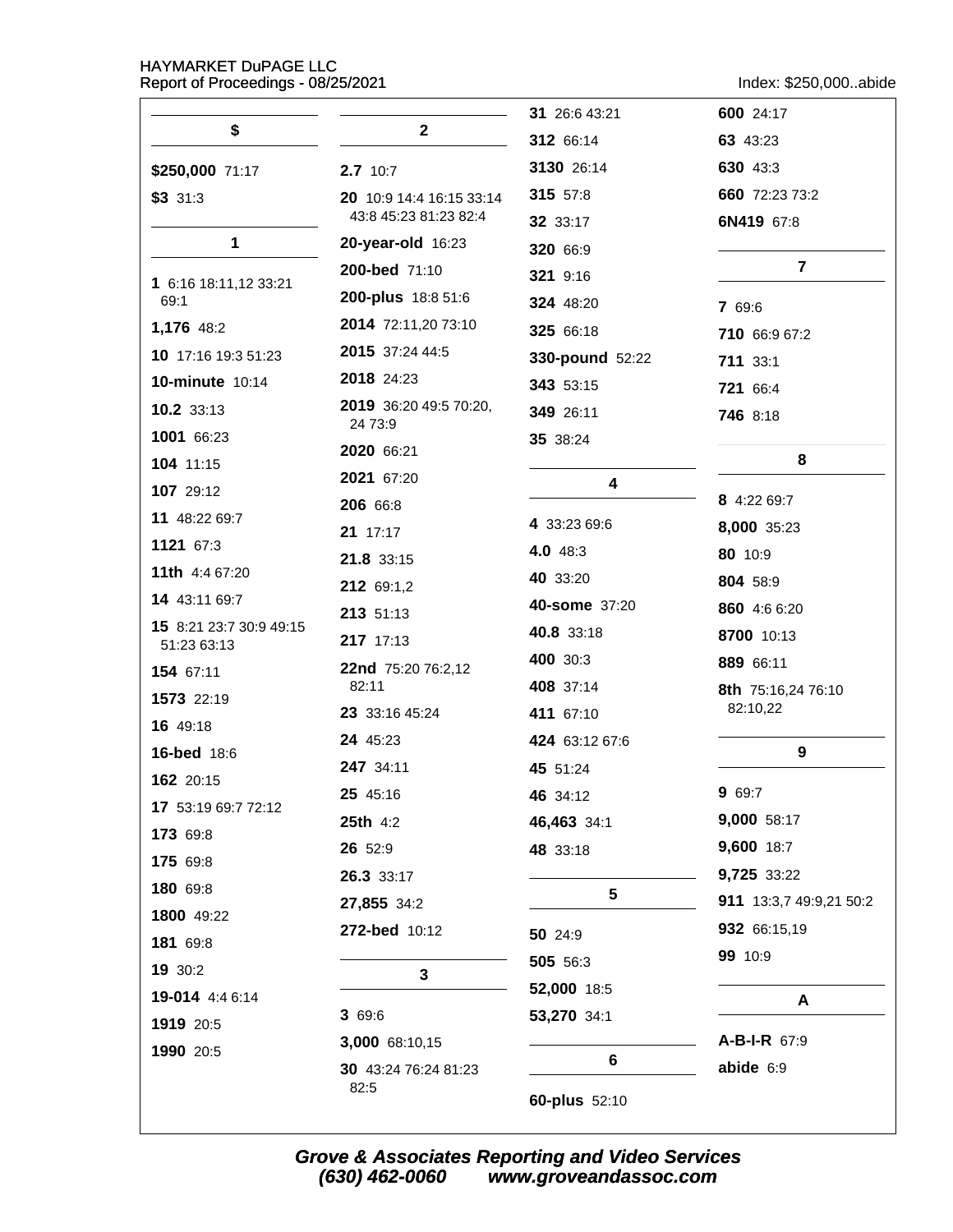## $

**$250,000** 71:17

**$3** 31:3

## 1

**1** 6:16 18:11,12 33:21 69:1

**1,176** 48:2

**10** 17:16 19:3 51:23

**10-minute** 10:14

**10.2** 33:13

**1001** 66:23

**104** 11:15

**107** 29:12

**11** 48:22 69:7

**1121** 67:3

**11th** 4:4 67:20

**14** 43:11 69:7

**15** 8:21 23:7 30:9 49:15 51:23 63:13

**154** 67:11

**1573** 22:19

**16** 49:18

**16-bed** 18:6

**162** 20:15

**17** 53:19 69:7 72:12

**173** 69:8

**175** 69:8

**180** 69:8

**1800** 49:22

**181** 69:8

**19** 30:2

**19-014** 4:4 6:14

**1919** 20:5

**1990** 20:5

## 2

**2.7** 10:7

**20** 10:9 14:4 16:15 33:14 43:8 45:23 81:23 82:4

**20-year-old** 16:23

**200-bed** 71:10

**200-plus** 18:8 51:6

**2014** 72:11,20 73:10

**2015** 37:24 44:5

**2018** 24:23

**2019** 36:20 49:5 70:20, 24 73:9

**2020** 66:21

**2021** 67:20

**206** 66:8

**21** 17:17

**21.8** 33:15

**212** 69:1,2

**213** 51:13

**217** 17:13

**22nd** 75:20 76:2,12 82:11

**23** 33:16 45:24

**24** 45:23

**247** 34:11

**25** 45:16

**25th** 4:2

**26** 52:9

**26.3** 33:17

**27,855** 34:2

**272-bed** 10:12

## 3

**3** 69:6

**3,000** 68:10,15

**30** 43:24 76:24 81:23 82:5

**31** 26:6 43:21

**312** 66:14

**3130** 26:14

**315** 57:8

**32** 33:17

**320** 66:9

**321** 9:16

**324** 48:20

**325** 66:18

**330-pound** 52:22

**343** 53:15

**349** 26:11

**35** 38:24

## 4

**4** 33:23 69:6

**4.0** 48:3

**40** 33:20

**40-some** 37:20

**40.8** 33:18

**400** 30:3

**408** 37:14

**411** 67:10

**424** 63:12 67:6

**45** 51:24

**46** 34:12

**46,463** 34:1

**48** 33:18

## 5

**50** 24:9

**505** 56:3

**52,000** 18:5

**53,270** 34:1

## 6

**60-plus** 52:10

**600** 24:17

**63** 43:23

**630** 43:3

**660** 72:23 73:2

**6N419** 67:8

## 7

**7** 69:6

**710** 66:9 67:2

**711** 33:1

**721** 66:4

**746** 8:18

## 8

**8** 4:22 69:7

**8,000** 35:23

**80** 10:9

**804** 58:9

**860** 4:6 6:20

**8700** 10:13

**889** 66:11

**8th** 75:16,24 76:10 82:10,22

## 9

**9** 69:7

**9,000** 58:17

**9,600** 18:7

**9,725** 33:22

**911** 13:3,7 49:9,21 50:2

**932** 66:15,19

**99** 10:9

## A

**A-B-I-R** 67:9

**abide** 6:9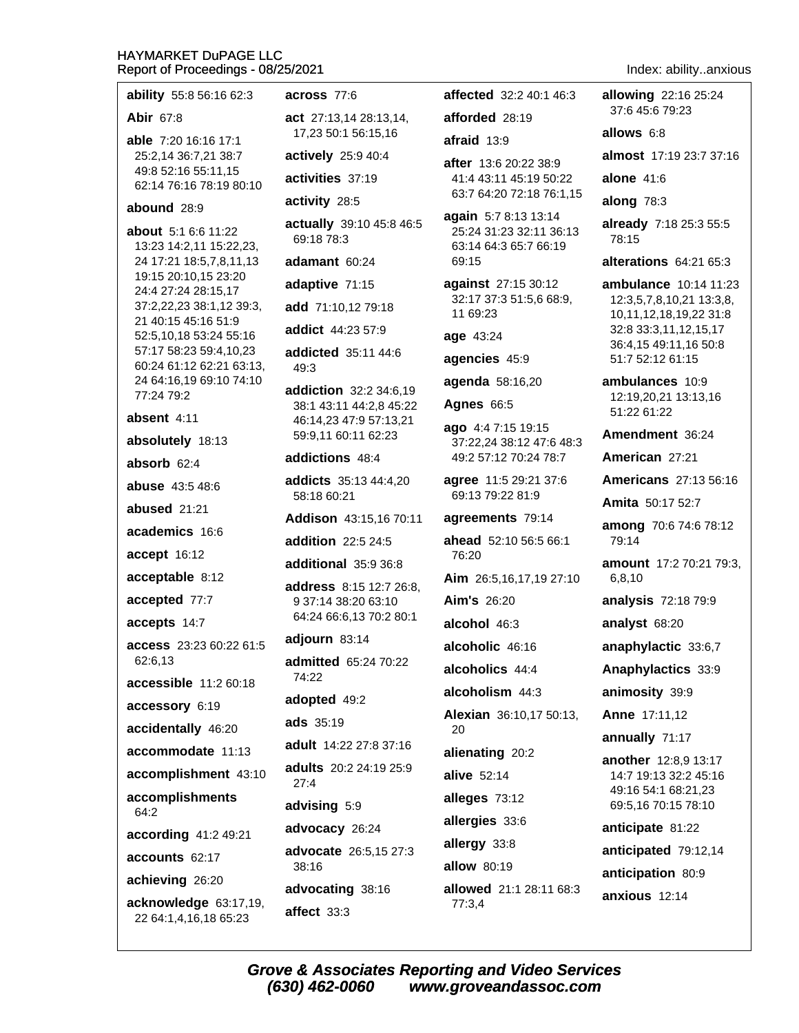**ability** 55:8 56:16 62:3

**Abir** 67:8

**able** 7:20 16:16 17:1 25:2,14 36:7,21 38:7 49:8 52:16 55:11,15 62:14 76:16 78:19 80:10

**abound** 28:9

**about** 5:1 6:6 11:22 13:23 14:2,11 15:22,23, 24 17:21 18:5,7,8,11,13 19:15 20:10,15 23:20 24:4 27:24 28:15,17 37:2,22,23 38:1,12 39:3, 21 40:15 45:16 51:9 52:5,10,18 53:24 55:16 57:17 58:23 59:4,10,23 60:24 61:12 62:21 63:13, 24 64:16,19 69:10 74:10 77:24 79:2

**absent** 4:11

**absolutely** 18:13

**absorb** 62:4

**abuse** 43:5 48:6

**abused** 21:21

**academics** 16:6

**accept** 16:12

**acceptable** 8:12

**accepted** 77:7

**accepts** 14:7

**access** 23:23 60:22 61:5 62:6,13

**accessible** 11:2 60:18

**accessory** 6:19

**accidentally** 46:20

**accommodate** 11:13

**accomplishment** 43:10

**accomplishments** 64:2

**according** 41:2 49:21

**accounts** 62:17

**achieving** 26:20

**acknowledge** 63:17,19, 22 64:1,4,16,18 65:23

**across** 77:6

**act** 27:13,14 28:13,14, 17,23 50:1 56:15,16

**actively** 25:9 40:4

**activities** 37:19

**activity** 28:5

**actually** 39:10 45:8 46:5 69:18 78:3

**adamant** 60:24

**adaptive** 71:15

**add** 71:10,12 79:18

**addict** 44:23 57:9

**addicted** 35:11 44:6 49:3

**addiction** 32:2 34:6,19 38:1 43:11 44:2,8 45:22 46:14,23 47:9 57:13,21 59:9,11 60:11 62:23

**addictions** 48:4

**addicts** 35:13 44:4,20 58:18 60:21

**Addison** 43:15,16 70:11

**addition** 22:5 24:5

**additional** 35:9 36:8

**address** 8:15 12:7 26:8, 9 37:14 38:20 63:10 64:24 66:6,13 70:2 80:1

**adjourn** 83:14

**admitted** 65:24 70:22 74:22

**adopted** 49:2

**ads** 35:19

**adult** 14:22 27:8 37:16

**adults** 20:2 24:19 25:9 27:4

**advising** 5:9

**advocacy** 26:24

**advocate** 26:5,15 27:3 38:16

**advocating** 38:16

**affect** 33:3

**affected** 32:2 40:1 46:3

**afforded** 28:19

**afraid** 13:9

**after** 13:6 20:22 38:9 41:4 43:11 45:19 50:22 63:7 64:20 72:18 76:1,15

**again** 5:7 8:13 13:14 25:24 31:23 32:11 36:13 63:14 64:3 65:7 66:19 69:15

**against** 27:15 30:12 32:17 37:3 51:5,6 68:9, 11 69:23

**age** 43:24

**agencies** 45:9

**agenda** 58:16,20

**Agnes** 66:5

**ago** 4:4 7:15 19:15 37:22,24 38:12 47:6 48:3 49:2 57:12 70:24 78:7

**agree** 11:5 29:21 37:6 69:13 79:22 81:9

**agreements** 79:14

**ahead** 52:10 56:5 66:1 76:20

**Aim** 26:5,16,17,19 27:10

**Aim's** 26:20

**alcohol** 46:3

**alcoholic** 46:16

**alcoholics** 44:4

**alcoholism** 44:3

**Alexian** 36:10,17 50:13, 20

**alienating** 20:2

**alive** 52:14

**alleges** 73:12

**allergies** 33:6

**allergy** 33:8

**allow** 80:19

**allowed** 21:1 28:11 68:3 77:3,4

**allowing** 22:16 25:24 37:6 45:6 79:23

**allows** 6:8

**almost** 17:19 23:7 37:16

**alone** 41:6

**along** 78:3

**already** 7:18 25:3 55:5 78:15

**alterations** 64:21 65:3

**ambulance** 10:14 11:23 12:3,5,7,8,10,21 13:3,8, 10,11,12,18,19,22 31:8 32:8 33:3,11,12,15,17 36:4,15 49:11,16 50:8 51:7 52:12 61:15

**ambulances** 10:9 12:19,20,21 13:13,16 51:22 61:22

**Amendment** 36:24

**American** 27:21

**Americans** 27:13 56:16

**Amita** 50:17 52:7

**among** 70:6 74:6 78:12 79:14

**amount** 17:2 70:21 79:3, 6,8,10

**analysis** 72:18 79:9

**analyst** 68:20

**anaphylactic** 33:6,7

**Anaphylactics** 33:9

**animosity** 39:9

**Anne** 17:11,12

**annually** 71:17

**another** 12:8,9 13:17 14:7 19:13 32:2 45:16 49:16 54:1 68:21,23 69:5,16 70:15 78:10

**anticipate** 81:22

**anticipated** 79:12,14

**anticipation** 80:9

**anxious** 12:14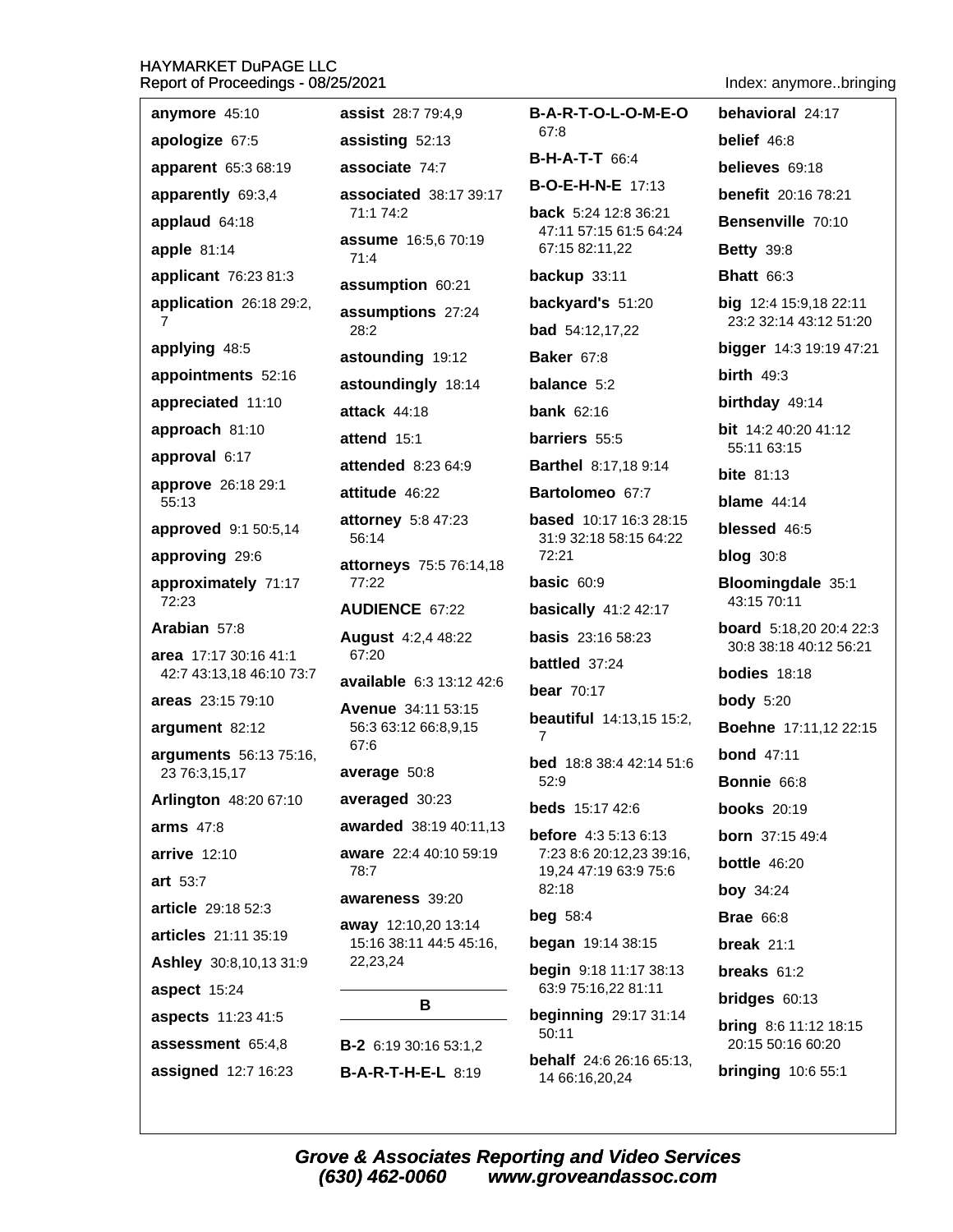**anymore** 45:10

**apologize** 67:5

**apparent** 65:3 68:19

**apparently** 69:3,4

**applaud** 64:18

**apple** 81:14

**applicant** 76:23 81:3

**application** 26:18 29:2, 7

**applying** 48:5

**appointments** 52:16

**appreciated** 11:10

**approach** 81:10

**approval** 6:17

**approve** 26:18 29:1 55:13

**approved** 9:1 50:5,14

**approving** 29:6

**approximately** 71:17 72:23

**Arabian** 57:8

**area** 17:17 30:16 41:1 42:7 43:13,18 46:10 73:7

**areas** 23:15 79:10

**argument** 82:12

**arguments** 56:13 75:16, 23 76:3,15,17

**Arlington** 48:20 67:10

**arms** 47:8

**arrive** 12:10

**art** 53:7

**article** 29:18 52:3

**articles** 21:11 35:19

**Ashley** 30:8,10,13 31:9

**aspect** 15:24

**aspects** 11:23 41:5

**assessment** 65:4,8

**assigned** 12:7 16:23

**assist** 28:7 79:4,9

**assisting** 52:13

**associate** 74:7

**associated** 38:17 39:17 71:1 74:2

**assume** 16:5,6 70:19 71:4

**assumption** 60:21

**assumptions** 27:24 28:2

**astounding** 19:12

**astoundingly** 18:14

**attack** 44:18

**attend** 15:1

**attended** 8:23 64:9

**attitude** 46:22

**attorney** 5:8 47:23 56:14

**attorneys** 75:5 76:14,18 77:22

**AUDIENCE** 67:22

**August** 4:2,4 48:22 67:20

**available** 6:3 13:12 42:6

**Avenue** 34:11 53:15 56:3 63:12 66:8,9,15 67:6

**average** 50:8

**averaged** 30:23

**awarded** 38:19 40:11,13

**aware** 22:4 40:10 59:19 78:7

**awareness** 39:20

**away** 12:10,20 13:14 15:16 38:11 44:5 45:16, 22,23,24

## B

**B-2** 6:19 30:16 53:1,2

**B-A-R-T-H-E-L** 8:19

**B-A-R-T-O-L-O-M-E-O** 67:8

**B-H-A-T-T** 66:4

**B-O-E-H-N-E** 17:13

**back** 5:24 12:8 36:21 47:11 57:15 61:5 64:24 67:15 82:11,22

**backup** 33:11

**backyard's** 51:20

**bad** 54:12,17,22

**Baker** 67:8

**balance** 5:2

**bank** 62:16

**barriers** 55:5

**Barthel** 8:17,18 9:14

**Bartolomeo** 67:7

**based** 10:17 16:3 28:15 31:9 32:18 58:15 64:22 72:21

**basic** 60:9

**basically** 41:2 42:17

**basis** 23:16 58:23

**battled** 37:24

**bear** 70:17

**beautiful** 14:13,15 15:2, 7

**bed** 18:8 38:4 42:14 51:6 52:9

**beds** 15:17 42:6

**before** 4:3 5:13 6:13 7:23 8:6 20:12,23 39:16, 19,24 47:19 63:9 75:6 82:18

**beg** 58:4

**began** 19:14 38:15

**begin** 9:18 11:17 38:13 63:9 75:16,22 81:11

**beginning** 29:17 31:14 50:11

**behalf** 24:6 26:16 65:13, 14 66:16,20,24

**behavioral** 24:17

**belief** 46:8

**believes** 69:18

**benefit** 20:16 78:21

**Bensenville** 70:10

**Betty** 39:8

**Bhatt** 66:3

**big** 12:4 15:9,18 22:11 23:2 32:14 43:12 51:20

**bigger** 14:3 19:19 47:21

**birth** 49:3

**birthday** 49:14

**bit** 14:2 40:20 41:12 55:11 63:15

**bite** 81:13

**blame** 44:14

**blessed** 46:5

**blog** 30:8

**Bloomingdale** 35:1 43:15 70:11

**board** 5:18,20 20:4 22:3 30:8 38:18 40:12 56:21

**bodies** 18:18

**body** 5:20

**Boehne** 17:11,12 22:15

**bond** 47:11

**Bonnie** 66:8

**books** 20:19

**born** 37:15 49:4

**bottle** 46:20

**boy** 34:24

**Brae** 66:8

**break** 21:1

**breaks** 61:2

**bridges** 60:13

**bring** 8:6 11:12 18:15 20:15 50:16 60:20

**bringing** 10:6 55:1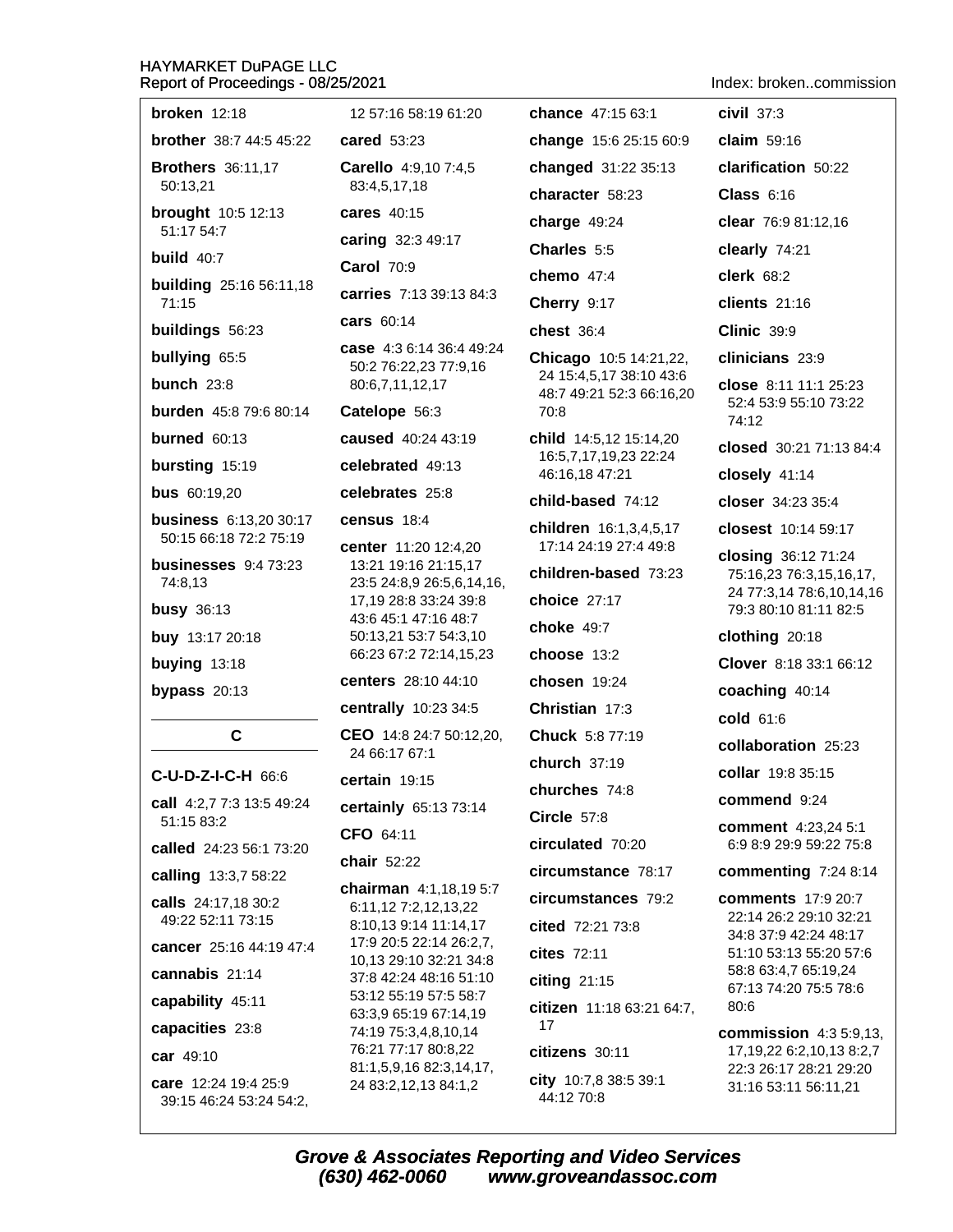**broken** 12:18

**brother** 38:7 44:5 45:22

**Brothers** 36:11,17 50:13,21

**brought** 10:5 12:13 51:17 54:7

**build** 40:7

**building** 25:16 56:11,18 71:15

**buildings** 56:23

**bullying** 65:5

**bunch** 23:8

**burden** 45:8 79:6 80:14

**burned** 60:13

**bursting** 15:19

**bus** 60:19,20

**business** 6:13,20 30:17 50:15 66:18 72:2 75:19

**businesses** 9:4 73:23 74:8,13

**busy** 36:13

**buy** 13:17 20:18

**buying** 13:18

**bypass** 20:13

## C

**C-U-D-Z-I-C-H** 66:6

**call** 4:2,7 7:3 13:5 49:24 51:15 83:2

**called** 24:23 56:1 73:20

**calling** 13:3,7 58:22

**calls** 24:17,18 30:2 49:22 52:11 73:15

**cancer** 25:16 44:19 47:4

**cannabis** 21:14

**capability** 45:11

**capacities** 23:8

**car** 49:10

**care** 12:24 19:4 25:9 39:15 46:24 53:24 54:2, 12 57:16 58:19 61:20

**cared** 53:23

**Carello** 4:9,10 7:4,5 83:4,5,17,18

**cares** 40:15

**caring** 32:3 49:17

**Carol** 70:9

**carries** 7:13 39:13 84:3

**cars** 60:14

**case** 4:3 6:14 36:4 49:24 50:2 76:22,23 77:9,16 80:6,7,11,12,17

**Catelope** 56:3

**caused** 40:24 43:19

**celebrated** 49:13

**celebrates** 25:8

**census** 18:4

**center** 11:20 12:4,20 13:21 19:16 21:15,17 23:5 24:8,9 26:5,6,14,16, 17,19 28:8 33:24 39:8 43:6 45:1 47:16 48:7 50:13,21 53:7 54:3,10 66:23 67:2 72:14,15,23

**centers** 28:10 44:10

**centrally** 10:23 34:5

**CEO** 14:8 24:7 50:12,20, 24 66:17 67:1

**certain** 19:15

**certainly** 65:13 73:14

**CFO** 64:11

**chair** 52:22

**chairman** 4:1,18,19 5:7 6:11,12 7:2,12,13,22 8:10,13 9:14 11:14,17 17:9 20:5 22:14 26:2,7, 10,13 29:10 32:21 34:8 37:8 42:24 48:16 51:10 53:12 55:19 57:5 58:7 63:3,9 65:19 67:14,19 74:19 75:3,4,8,10,14 76:21 77:17 80:8,22 81:1,5,9,16 82:3,14,17, 24 83:2,12,13 84:1,2

**chance** 47:15 63:1

**change** 15:6 25:15 60:9

**changed** 31:22 35:13

**character** 58:23

**charge** 49:24

**Charles** 5:5

**chemo** 47:4

**Cherry** 9:17

**chest** 36:4

**Chicago** 10:5 14:21,22, 24 15:4,5,17 38:10 43:6 48:7 49:21 52:3 66:16,20 70:8

**child** 14:5,12 15:14,20 16:5,7,17,19,23 22:24 46:16,18 47:21

**child-based** 74:12

**children** 16:1,3,4,5,17 17:14 24:19 27:4 49:8

**children-based** 73:23

**choice** 27:17

**choke** 49:7

**choose** 13:2

**chosen** 19:24

**Christian** 17:3

**Chuck** 5:8 77:19

**church** 37:19

**churches** 74:8

**Circle** 57:8

**circulated** 70:20

**circumstance** 78:17

**circumstances** 79:2

**cited** 72:21 73:8

**cites** 72:11

**citing** 21:15

**citizen** 11:18 63:21 64:7, 17

**citizens** 30:11

**city** 10:7,8 38:5 39:1 44:12 70:8

**civil** 37:3

**claim** 59:16

**clarification** 50:22

**Class** 6:16

**clear** 76:9 81:12,16

**clearly** 74:21

**clerk** 68:2

**clients** 21:16

**Clinic** 39:9

**clinicians** 23:9

**close** 8:11 11:1 25:23 52:4 53:9 55:10 73:22 74:12

**closed** 30:21 71:13 84:4

**closely** 41:14

**closer** 34:23 35:4

**closest** 10:14 59:17

**closing** 36:12 71:24 75:16,23 76:3,15,16,17, 24 77:3,14 78:6,10,14,16 79:3 80:10 81:11 82:5

**clothing** 20:18

**Clover** 8:18 33:1 66:12

**coaching** 40:14

**cold** 61:6

**collaboration** 25:23

**collar** 19:8 35:15

**commend** 9:24

**comment** 4:23,24 5:1 6:9 8:9 29:9 59:22 75:8

**commenting** 7:24 8:14

**comments** 17:9 20:7 22:14 26:2 29:10 32:21 34:8 37:9 42:24 48:17 51:10 53:13 55:20 57:6 58:8 63:4,7 65:19,24 67:13 74:20 75:5 78:6 80:6

**commission** 4:3 5:9,13, 17,19,22 6:2,10,13 8:2,7 22:3 26:17 28:21 29:20 31:16 53:11 56:11,21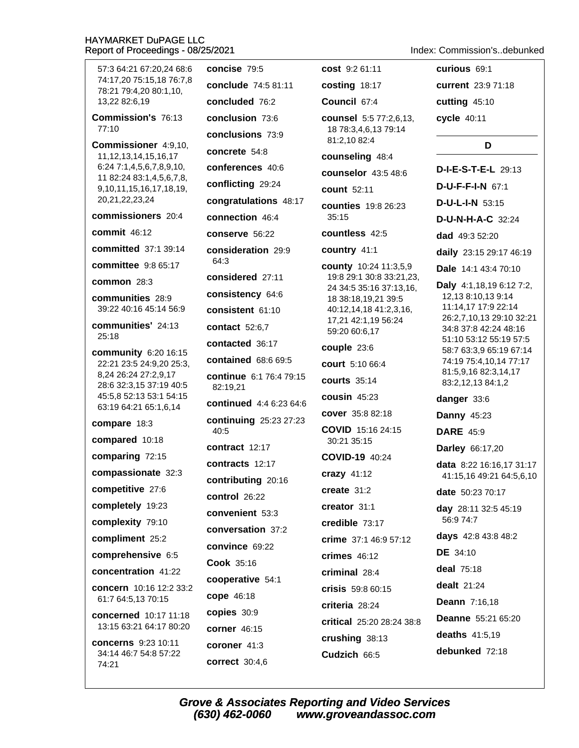57:3 64:21 67:20,24 68:6 74:17,20 75:15,18 76:7,8 78:21 79:4,20 80:1,10, 13,22 82:6,19

**Commission's** 76:13 77:10

**Commissioner** 4:9,10, 11,12,13,14,15,16,17 6:24 7:1,4,5,6,7,8,9,10, 11 82:24 83:1,4,5,6,7,8, 9,10,11,15,16,17,18,19, 20,21,22,23,24

**commissioners** 20:4

**commit** 46:12

**committed** 37:1 39:14

**committee** 9:8 65:17

**common** 28:3

**communities** 28:9 39:22 40:16 45:14 56:9

**communities'** 24:13 25:18

**community** 6:20 16:15 22:21 23:5 24:9,20 25:3, 8,24 26:24 27:2,9,17 28:6 32:3,15 37:19 40:5 45:5,8 52:13 53:1 54:15 63:19 64:21 65:1,6,14

**compare** 18:3

**compared** 10:18

**comparing** 72:15

**compassionate** 32:3

**competitive** 27:6

**completely** 19:23

**complexity** 79:10

**compliment** 25:2

**comprehensive** 6:5

**concentration** 41:22

**concern** 10:16 12:2 33:2 61:7 64:5,13 70:15

**concerned** 10:17 11:18 13:15 63:21 64:17 80:20

**concerns** 9:23 10:11 34:14 46:7 54:8 57:22 74:21

**concise** 79:5

**conclude** 74:5 81:11

**concluded** 76:2

**conclusion** 73:6

**conclusions** 73:9

**concrete** 54:8

**conferences** 40:6

**conflicting** 29:24

**congratulations** 48:17

**connection** 46:4

**conserve** 56:22

**consideration** 29:9 64:3

**considered** 27:11

**consistency** 64:6

**consistent** 61:10

**contact** 52:6,7

**contacted** 36:17

**contained** 68:6 69:5

**continue** 6:1 76:4 79:15 82:19,21

**continued** 4:4 6:23 64:6

**continuing** 25:23 27:23 40:5

**contract** 12:17

**contracts** 12:17

**contributing** 20:16

**control** 26:22

**convenient** 53:3

**conversation** 37:2

**convince** 69:22

**Cook** 35:16

**cooperative** 54:1

**cope** 46:18

**copies** 30:9

**corner** 46:15

**coroner** 41:3

**correct** 30:4,6

**cost** 9:2 61:11

**costing** 18:17

**Council** 67:4

**counsel** 5:5 77:2,6,13, 18 78:3,4,6,13 79:14 81:2,10 82:4

**counseling** 48:4

**counselor** 43:5 48:6

**count** 52:11

**counties** 19:8 26:23 35:15

**countless** 42:5

**country** 41:1

**county** 10:24 11:3,5,9 19:8 29:1 30:8 33:21,23, 24 34:5 35:16 37:13,16, 18 38:18,19,21 39:5 40:12,14,18 41:2,3,16, 17,21 42:1,19 56:24 59:20 60:6,17

**couple** 23:6

**court** 5:10 66:4

**courts** 35:14

**cousin** 45:23

**cover** 35:8 82:18

**COVID** 15:16 24:15 30:21 35:15

**COVID-19** 40:24

**crazy** 41:12

**create** 31:2

**creator** 31:1

**credible** 73:17

**crime** 37:1 46:9 57:12

**crimes** 46:12

**criminal** 28:4

**crisis** 59:8 60:15

**criteria** 28:24

**critical** 25:20 28:24 38:8

**crushing** 38:13

**Cudzich** 66:5

**curious** 69:1

**current** 23:9 71:18

**cutting** 45:10

**cycle** 40:11

## D

**D-I-E-S-T-E-L** 29:13

**D-U-F-F-I-N** 67:1

**D-U-L-I-N** 53:15

**D-U-N-H-A-C** 32:24

**dad** 49:3 52:20

**daily** 23:15 29:17 46:19

**Dale** 14:1 43:4 70:10

**Daly** 4:1,18,19 6:12 7:2, 12,13 8:10,13 9:14 11:14,17 17:9 22:14 26:2,7,10,13 29:10 32:21 34:8 37:8 42:24 48:16 51:10 53:12 55:19 57:5 58:7 63:3,9 65:19 67:14 74:19 75:4,10,14 77:17 81:5,9,16 82:3,14,17 83:2,12,13 84:1,2

**danger** 33:6

**Danny** 45:23

**DARE** 45:9

**Darley** 66:17,20

**data** 8:22 16:16,17 31:17 41:15,16 49:21 64:5,6,10

**date** 50:23 70:17

**day** 28:11 32:5 45:19 56:9 74:7

**days** 42:8 43:8 48:2

**DE** 34:10

**deal** 75:18

**dealt** 21:24

**Deann** 7:16,18

**Deanne** 55:21 65:20

**deaths** 41:5,19

**debunked** 72:18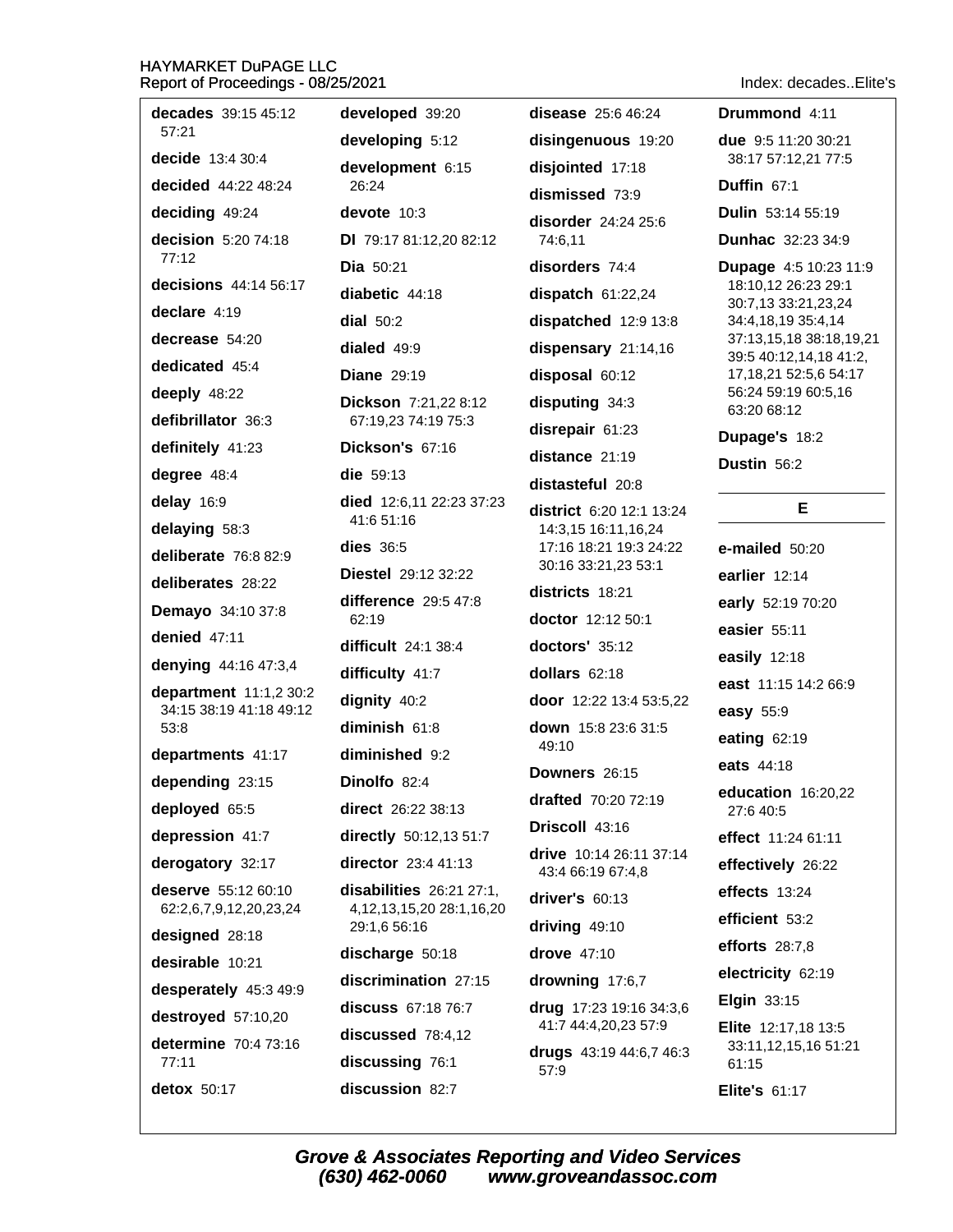**decades** 39:15 45:12 57:21

**decide** 13:4 30:4

**decided** 44:22 48:24

**deciding** 49:24

**decision** 5:20 74:18 77:12

**decisions** 44:14 56:17

**declare** 4:19

**decrease** 54:20

**dedicated** 45:4

**deeply** 48:22

**defibrillator** 36:3

**definitely** 41:23

**degree** 48:4

**delay** 16:9

**delaying** 58:3

**deliberate** 76:8 82:9

**deliberates** 28:22

**Demayo** 34:10 37:8

**denied** 47:11

**denying** 44:16 47:3,4

**department** 11:1,2 30:2 34:15 38:19 41:18 49:12 53:8

**departments** 41:17

**depending** 23:15

**deployed** 65:5

**depression** 41:7

**derogatory** 32:17

**deserve** 55:12 60:10 62:2,6,7,9,12,20,23,24

**designed** 28:18

**desirable** 10:21

**desperately** 45:3 49:9

**destroyed** 57:10,20

**determine** 70:4 73:16 77:11

**detox** 50:17

**developed** 39:20

**developing** 5:12

**development** 6:15 26:24

**devote** 10:3

**DI** 79:17 81:12,20 82:12

**Dia** 50:21

**diabetic** 44:18

**dial** 50:2

**dialed** 49:9

**Diane** 29:19

**Dickson** 7:21,22 8:12 67:19,23 74:19 75:3

**Dickson's** 67:16

**die** 59:13

**died** 12:6,11 22:23 37:23 41:6 51:16

**dies** 36:5

**Diestel** 29:12 32:22

**difference** 29:5 47:8 62:19

**difficult** 24:1 38:4

**difficulty** 41:7

**dignity** 40:2

**diminish** 61:8

**diminished** 9:2

**Dinolfo** 82:4

**direct** 26:22 38:13

**directly** 50:12,13 51:7

**director** 23:4 41:13

**disabilities** 26:21 27:1, 4,12,13,15,20 28:1,16,20 29:1,6 56:16

**discharge** 50:18

**discrimination** 27:15

**discuss** 67:18 76:7

**discussed** 78:4,12

**discussing** 76:1

**discussion** 82:7

**disease** 25:6 46:24

**disingenuous** 19:20

**disjointed** 17:18

**dismissed** 73:9

**disorder** 24:24 25:6 74:6,11

**disorders** 74:4

**dispatch** 61:22,24

**dispatched** 12:9 13:8

**dispensary** 21:14,16

**disposal** 60:12

**disputing** 34:3

**disrepair** 61:23

**distance** 21:19

**distasteful** 20:8

**district** 6:20 12:1 13:24 14:3,15 16:11,16,24 17:16 18:21 19:3 24:22 30:16 33:21,23 53:1

**districts** 18:21

**doctor** 12:12 50:1

**doctors'** 35:12

**dollars** 62:18

**door** 12:22 13:4 53:5,22

**down** 15:8 23:6 31:5 49:10

**Downers** 26:15

**drafted** 70:20 72:19

**Driscoll** 43:16

**drive** 10:14 26:11 37:14 43:4 66:19 67:4,8

**driver's** 60:13

**driving** 49:10

**drove** 47:10

**drowning** 17:6,7

**drug** 17:23 19:16 34:3,6 41:7 44:4,20,23 57:9

**drugs** 43:19 44:6,7 46:3 57:9

**Drummond** 4:11

**due** 9:5 11:20 30:21 38:17 57:12,21 77:5

**Duffin** 67:1

**Dulin** 53:14 55:19

**Dunhac** 32:23 34:9

**Dupage** 4:5 10:23 11:9 18:10,12 26:23 29:1 30:7,13 33:21,23,24 34:4,18,19 35:4,14 37:13,15,18 38:18,19,21 39:5 40:12,14,18 41:2, 17,18,21 52:5,6 54:17 56:24 59:19 60:5,16 63:20 68:12

**Dupage's** 18:2

**Dustin** 56:2

## E

**e-mailed** 50:20

**earlier** 12:14

**early** 52:19 70:20

**easier** 55:11

**easily** 12:18

**east** 11:15 14:2 66:9

**easy** 55:9

**eating** 62:19

**eats** 44:18

**education** 16:20,22 27:6 40:5

**effect** 11:24 61:11

**effectively** 26:22

**effects** 13:24

**efficient** 53:2

**efforts** 28:7,8

**electricity** 62:19

**Elgin** 33:15

**Elite** 12:17,18 13:5 33:11,12,15,16 51:21 61:15

**Elite's** 61:17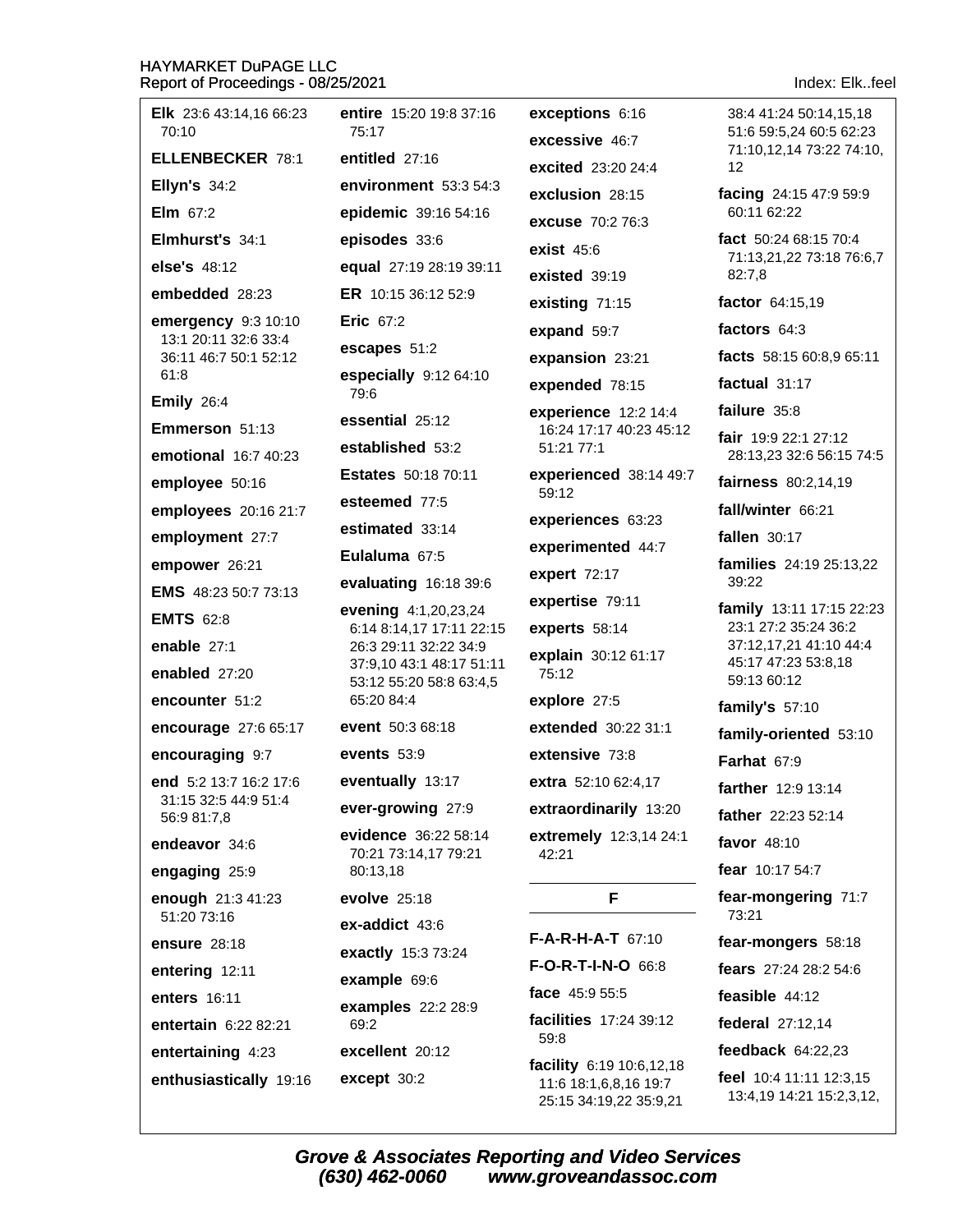**Elk** 23:6 43:14,16 66:23 70:10

**ELLENBECKER** 78:1

**Ellyn's** 34:2

**Elm** 67:2

**Elmhurst's** 34:1

**else's** 48:12

**embedded** 28:23

**emergency** 9:3 10:10 13:1 20:11 32:6 33:4 36:11 46:7 50:1 52:12 61:8

**Emily** 26:4

**Emmerson** 51:13

**emotional** 16:7 40:23

**employee** 50:16

**employees** 20:16 21:7

**employment** 27:7

**empower** 26:21

**EMS** 48:23 50:7 73:13

**EMTS** 62:8

**enable** 27:1

**enabled** 27:20

**encounter** 51:2

**encourage** 27:6 65:17

**encouraging** 9:7

**end** 5:2 13:7 16:2 17:6 31:15 32:5 44:9 51:4 56:9 81:7,8

**endeavor** 34:6

**engaging** 25:9

**enough** 21:3 41:23 51:20 73:16

**ensure** 28:18

**entering** 12:11

**enters** 16:11

**entertain** 6:22 82:21

**entertaining** 4:23

**enthusiastically** 19:16

**entire** 15:20 19:8 37:16 75:17

**entitled** 27:16

**environment** 53:3 54:3

**epidemic** 39:16 54:16

**episodes** 33:6

**equal** 27:19 28:19 39:11

**ER** 10:15 36:12 52:9

**Eric** 67:2

**escapes** 51:2

**especially** 9:12 64:10 79:6

**essential** 25:12

**established** 53:2

**Estates** 50:18 70:11

**esteemed** 77:5

**estimated** 33:14

**Eulaluma** 67:5

**evaluating** 16:18 39:6

**evening** 4:1,20,23,24 6:14 8:14,17 17:11 22:15 26:3 29:11 32:22 34:9 37:9,10 43:1 48:17 51:11 53:12 55:20 58:8 63:4,5 65:20 84:4

**event** 50:3 68:18

**events** 53:9

**eventually** 13:17

**ever-growing** 27:9

**evidence** 36:22 58:14 70:21 73:14,17 79:21 80:13,18

**evolve** 25:18

**ex-addict** 43:6

**exactly** 15:3 73:24

**example** 69:6

**examples** 22:2 28:9 69:2

**excellent** 20:12

**except** 30:2

**exceptions** 6:16

**excessive** 46:7

**excited** 23:20 24:4

**exclusion** 28:15

**excuse** 70:2 76:3

**exist** 45:6

**existed** 39:19

**existing** 71:15

**expand** 59:7

**expansion** 23:21

**expended** 78:15

**experience** 12:2 14:4 16:24 17:17 40:23 45:12 51:21 77:1

**experienced** 38:14 49:7 59:12

**experiences** 63:23

**experimented** 44:7

**expert** 72:17

**expertise** 79:11

**experts** 58:14

**explain** 30:12 61:17 75:12

**explore** 27:5

**extended** 30:22 31:1

**extensive** 73:8

**extra** 52:10 62:4,17

**extraordinarily** 13:20

**extremely** 12:3,14 24:1 42:21

## F

**F-A-R-H-A-T** 67:10

**F-O-R-T-I-N-O** 66:8

**face** 45:9 55:5

**facilities** 17:24 39:12 59:8

**facility** 6:19 10:6,12,18 11:6 18:1,6,8,16 19:7 25:15 34:19,22 35:9,21 38:4 41:24 50:14,15,18 51:6 59:5,24 60:5 62:23 71:10,12,14 73:22 74:10,12

**facing** 24:15 47:9 59:9 60:11 62:22

**fact** 50:24 68:15 70:4 71:13,21,22 73:18 76:6,7 82:7,8

**factor** 64:15,19

**factors** 64:3

**facts** 58:15 60:8,9 65:11

**factual** 31:17

**failure** 35:8

**fair** 19:9 22:1 27:12 28:13,23 32:6 56:15 74:5

**fairness** 80:2,14,19

**fall/winter** 66:21

**fallen** 30:17

**families** 24:19 25:13,22 39:22

**family** 13:11 17:15 22:23 23:1 27:2 35:24 36:2 37:12,17,21 41:10 44:4 45:17 47:23 53:8,18 59:13 60:12

**family's** 57:10

**family-oriented** 53:10

**Farhat** 67:9

**farther** 12:9 13:14

**father** 22:23 52:14

**favor** 48:10

**fear** 10:17 54:7

**fear-mongering** 71:7 73:21

**fear-mongers** 58:18

**fears** 27:24 28:2 54:6

**feasible** 44:12

**federal** 27:12,14

**feedback** 64:22,23

**feel** 10:4 11:11 12:3,15 13:4,19 14:21 15:2,3,12,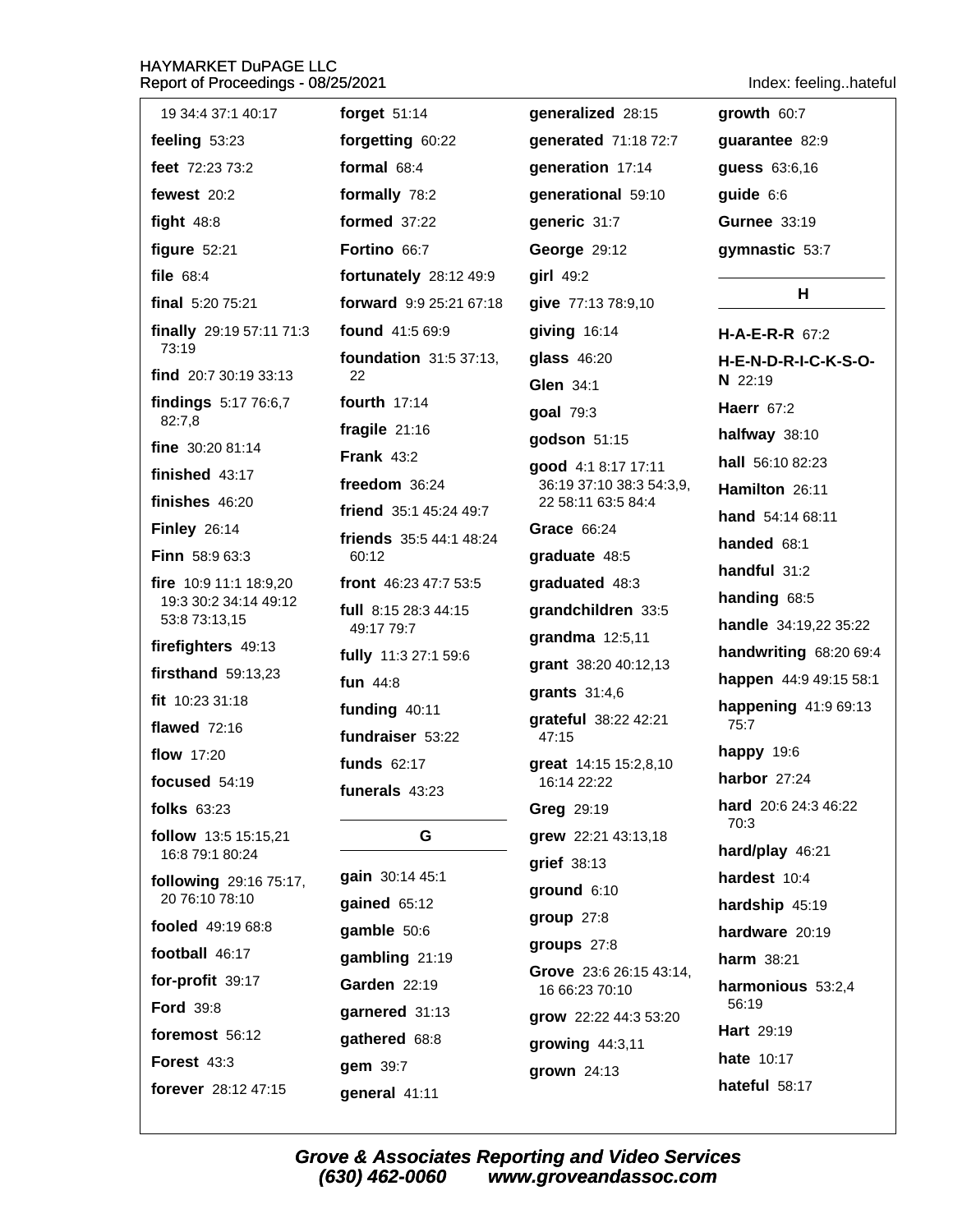19 34:4 37:1 40:17

**feeling** 53:23

**feet** 72:23 73:2

**fewest** 20:2

**fight** 48:8

**figure** 52:21

**file** 68:4

**final** 5:20 75:21

**finally** 29:19 57:11 71:3 73:19

**find** 20:7 30:19 33:13

**findings** 5:17 76:6,7 82:7,8

**fine** 30:20 81:14

**finished** 43:17

**finishes** 46:20

**Finley** 26:14

**Finn** 58:9 63:3

**fire** 10:9 11:1 18:9,20 19:3 30:2 34:14 49:12 53:8 73:13,15

**firefighters** 49:13

**firsthand** 59:13,23

**fit** 10:23 31:18

**flawed** 72:16

**flow** 17:20

**focused** 54:19

**folks** 63:23

**follow** 13:5 15:15,21 16:8 79:1 80:24

**following** 29:16 75:17, 20 76:10 78:10

**fooled** 49:19 68:8

**football** 46:17

**for-profit** 39:17

**Ford** 39:8

**foremost** 56:12

**Forest** 43:3

**forever** 28:12 47:15

**forget** 51:14

**forgetting** 60:22

**formal** 68:4

**formally** 78:2

**formed** 37:22

**Fortino** 66:7

**fortunately** 28:12 49:9

**forward** 9:9 25:21 67:18

**found** 41:5 69:9

**foundation** 31:5 37:13, 22

**fourth** 17:14

**fragile** 21:16

**Frank** 43:2

**freedom** 36:24

**friend** 35:1 45:24 49:7

**friends** 35:5 44:1 48:24 60:12

**front** 46:23 47:7 53:5

**full** 8:15 28:3 44:15 49:17 79:7

**fully** 11:3 27:1 59:6

**fun** 44:8

**funding** 40:11

**fundraiser** 53:22

**funds** 62:17

**funerals** 43:23

## G

**gain** 30:14 45:1

**gained** 65:12

**gamble** 50:6

**gambling** 21:19

**Garden** 22:19

**garnered** 31:13

**gathered** 68:8

**gem** 39:7

**general** 41:11

**generalized** 28:15

**generated** 71:18 72:7

**generation** 17:14

**generational** 59:10

**generic** 31:7

**George** 29:12

**girl** 49:2

**give** 77:13 78:9,10

**giving** 16:14

**glass** 46:20

**Glen** 34:1

**goal** 79:3

**godson** 51:15

**good** 4:1 8:17 17:11 36:19 37:10 38:3 54:3,9, 22 58:11 63:5 84:4

**Grace** 66:24

**graduate** 48:5

**graduated** 48:3

**grandchildren** 33:5

**grandma** 12:5,11

**grant** 38:20 40:12,13

**grants** 31:4,6

**grateful** 38:22 42:21 47:15

**great** 14:15 15:2,8,10 16:14 22:22

**Greg** 29:19

**grew** 22:21 43:13,18

**grief** 38:13

**ground** 6:10

**group** 27:8

**groups** 27:8

**Grove** 23:6 26:15 43:14, 16 66:23 70:10

**grow** 22:22 44:3 53:20

**growing** 44:3,11

**grown** 24:13

**growth** 60:7

**guarantee** 82:9

**guess** 63:6,16

**guide** 6:6

**Gurnee** 33:19

**gymnastic** 53:7

## H

**H-A-E-R-R** 67:2

**H-E-N-D-R-I-C-K-S-O-N** 22:19

**Haerr** 67:2

**halfway** 38:10

**hall** 56:10 82:23

**Hamilton** 26:11

**hand** 54:14 68:11

**handed** 68:1

**handful** 31:2

**handing** 68:5

**handle** 34:19,22 35:22

**handwriting** 68:20 69:4

**happen** 44:9 49:15 58:1

**happening** 41:9 69:13 75:7

**happy** 19:6

**harbor** 27:24

**hard** 20:6 24:3 46:22 70:3

**hard/play** 46:21

**hardest** 10:4

**hardship** 45:19

**hardware** 20:19

**harm** 38:21

**harmonious** 53:2,4 56:19

**Hart** 29:19

**hate** 10:17

**hateful** 58:17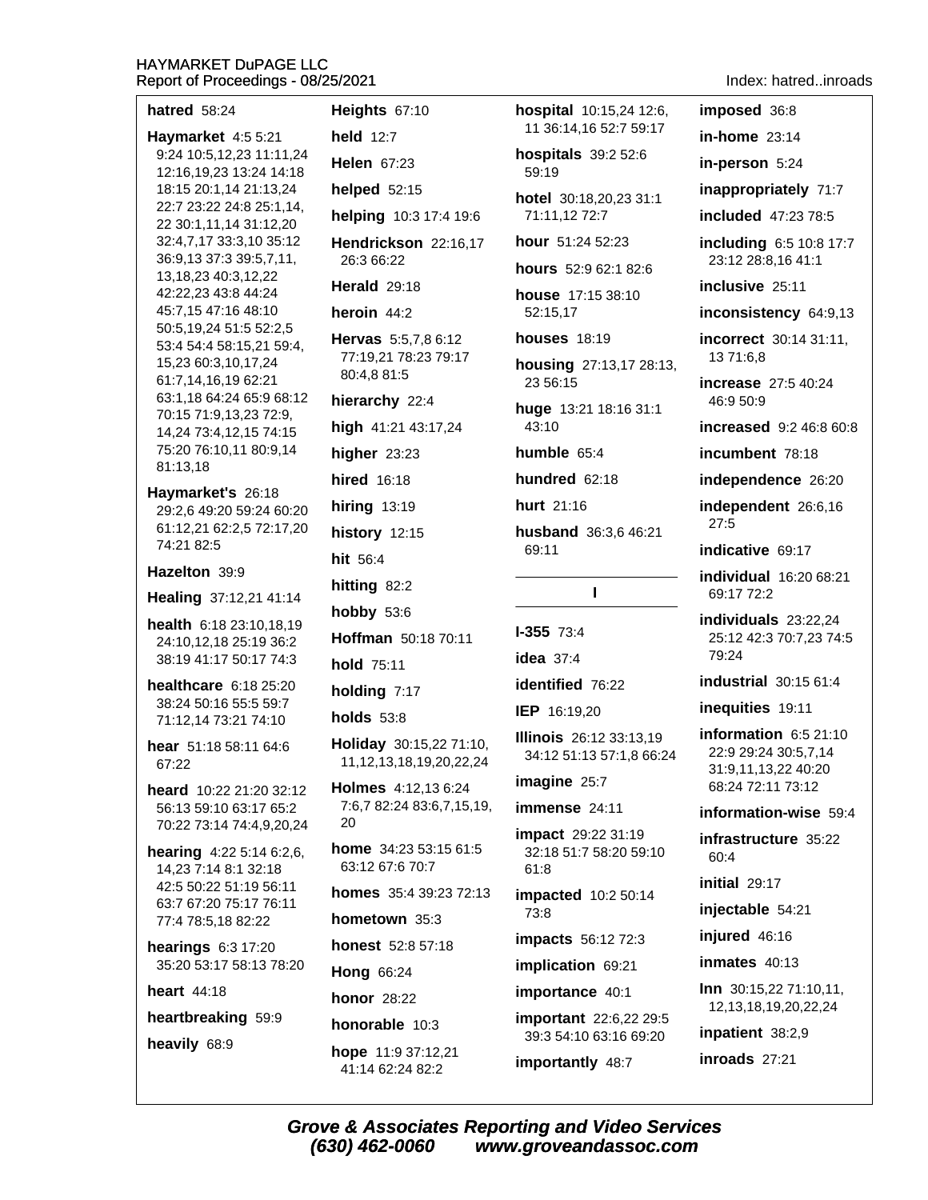**hatred** 58:24

**Haymarket** 4:5 5:21 9:24 10:5,12,23 11:11,24 12:16,19,23 13:24 14:18 18:15 20:1,14 21:13,24 22:7 23:22 24:8 25:1,14, 22 30:1,11,14 31:12,20 32:4,7,17 33:3,10 35:12 36:9,13 37:3 39:5,7,11, 13,18,23 40:3,12,22 42:22,23 43:8 44:24 45:7,15 47:16 48:10 50:5,19,24 51:5 52:2,5 53:4 54:4 58:15,21 59:4, 15,23 60:3,10,17,24 61:7,14,16,19 62:21 63:1,18 64:24 65:9 68:12 70:15 71:9,13,23 72:9, 14,24 73:4,12,15 74:15 75:20 76:10,11 80:9,14 81:13,18

**Haymarket's** 26:18 29:2,6 49:20 59:24 60:20 61:12,21 62:2,5 72:17,20 74:21 82:5

**Hazelton** 39:9

**Healing** 37:12,21 41:14

**health** 6:18 23:10,18,19 24:10,12,18 25:19 36:2 38:19 41:17 50:17 74:3

**healthcare** 6:18 25:20 38:24 50:16 55:5 59:7 71:12,14 73:21 74:10

**hear** 51:18 58:11 64:6 67:22

**heard** 10:22 21:20 32:12 56:13 59:10 63:17 65:2 70:22 73:14 74:4,9,20,24

**hearing** 4:22 5:14 6:2,6, 14,23 7:14 8:1 32:18 42:5 50:22 51:19 56:11 63:7 67:20 75:17 76:11 77:4 78:5,18 82:22

**hearings** 6:3 17:20 35:20 53:17 58:13 78:20

**heart** 44:18

**heartbreaking** 59:9

**heavily** 68:9

**Heights** 67:10

**held** 12:7

**Helen** 67:23

**helped** 52:15

**helping** 10:3 17:4 19:6

**Hendrickson** 22:16,17 26:3 66:22

**Herald** 29:18

**heroin** 44:2

**Hervas** 5:5,7,8 6:12 77:19,21 78:23 79:17 80:4,8 81:5

**hierarchy** 22:4

**high** 41:21 43:17,24

**higher** 23:23

**hired** 16:18

**hiring** 13:19

**history** 12:15

**hit** 56:4

**hitting** 82:2

**hobby** 53:6

**Hoffman** 50:18 70:11

**hold** 75:11

**holding** 7:17

**holds** 53:8

**Holiday** 30:15,22 71:10, 11,12,13,18,19,20,22,24

**Holmes** 4:12,13 6:24 7:6,7 82:24 83:6,7,15,19, 20

**home** 34:23 53:15 61:5 63:12 67:6 70:7

**homes** 35:4 39:23 72:13

**hometown** 35:3

**honest** 52:8 57:18

**Hong** 66:24

**honor** 28:22

**honorable** 10:3

**hope** 11:9 37:12,21 41:14 62:24 82:2

**hospital** 10:15,24 12:6, 11 36:14,16 52:7 59:17

**hospitals** 39:2 52:6 59:19

**hotel** 30:18,20,23 31:1 71:11,12 72:7

**hour** 51:24 52:23

**hours** 52:9 62:1 82:6

**house** 17:15 38:10 52:15,17

**houses** 18:19

**housing** 27:13,17 28:13, 23 56:15

**huge** 13:21 18:16 31:1 43:10

**humble** 65:4

**hundred** 62:18

**hurt** 21:16

**husband** 36:3,6 46:21 69:11

## I

**I-355** 73:4

**idea** 37:4

**identified** 76:22

**IEP** 16:19,20

**Illinois** 26:12 33:13,19 34:12 51:13 57:1,8 66:24

**imagine** 25:7

**immense** 24:11

**impact** 29:22 31:19 32:18 51:7 58:20 59:10 61:8

**impacted** 10:2 50:14 73:8

**impacts** 56:12 72:3

**implication** 69:21

**importance** 40:1

**important** 22:6,22 29:5 39:3 54:10 63:16 69:20

**importantly** 48:7

**imposed** 36:8

**in-home** 23:14

**in-person** 5:24

**inappropriately** 71:7

**included** 47:23 78:5

**including** 6:5 10:8 17:7 23:12 28:8,16 41:1

**inclusive** 25:11

**inconsistency** 64:9,13

**incorrect** 30:14 31:11, 13 71:6,8

**increase** 27:5 40:24 46:9 50:9

**increased** 9:2 46:8 60:8

**incumbent** 78:18

**independence** 26:20

**independent** 26:6,16 27:5

**indicative** 69:17

**individual** 16:20 68:21 69:17 72:2

**individuals** 23:22,24 25:12 42:3 70:7,23 74:5 79:24

**industrial** 30:15 61:4

**inequities** 19:11

**information** 6:5 21:10 22:9 29:24 30:5,7,14 31:9,11,13,22 40:20 68:24 72:11 73:12

**information-wise** 59:4

**infrastructure** 35:22 60:4

**initial** 29:17

**injectable** 54:21

**injured** 46:16

**inmates** 40:13

**Inn** 30:15,22 71:10,11, 12,13,18,19,20,22,24

**inpatient** 38:2,9

**inroads** 27:21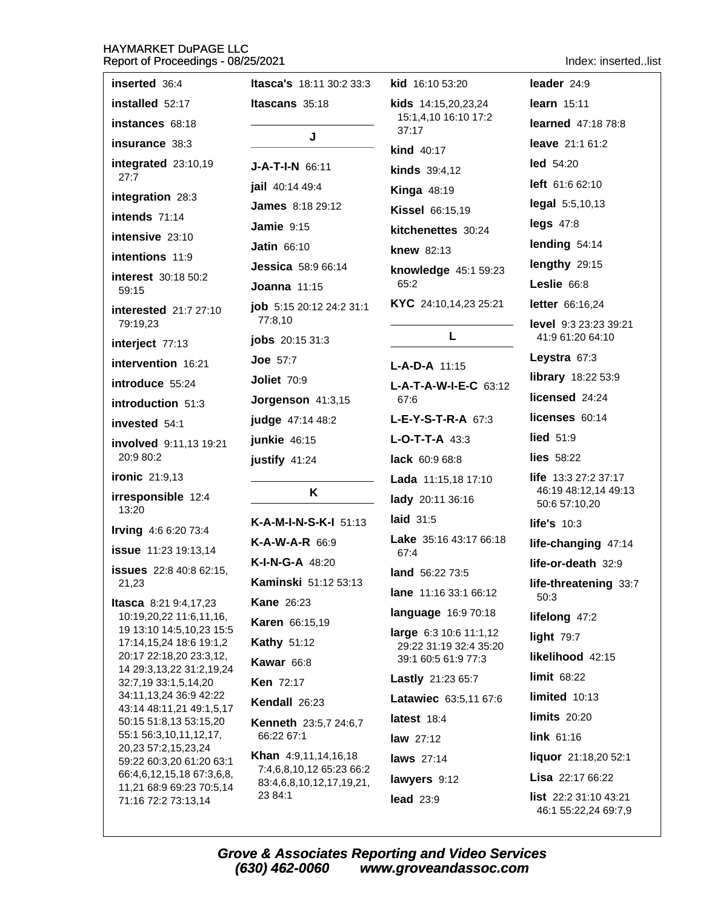**inserted** 36:4

**installed** 52:17

**instances** 68:18

**insurance** 38:3

**integrated** 23:10,19 27:7

**integration** 28:3

**intends** 71:14

**intensive** 23:10

**intentions** 11:9

**interest** 30:18 50:2 59:15

**interested** 21:7 27:10 79:19,23

**interject** 77:13

**intervention** 16:21

**introduce** 55:24

**introduction** 51:3

**invested** 54:1

**involved** 9:11,13 19:21 20:9 80:2

**ironic** 21:9,13

**irresponsible** 12:4 13:20

**Irving** 4:6 6:20 73:4

**issue** 11:23 19:13,14

**issues** 22:8 40:8 62:15, 21,23

**Itasca** 8:21 9:4,17,23 10:19,20,22 11:6,11,16, 19 13:10 14:5,10,23 15:5 17:14,15,24 18:6 19:1,2 20:17 22:18,20 23:3,12, 14 29:3,13,22 31:2,19,24 32:7,19 33:1,5,14,20 34:11,13,24 36:9 42:22 43:14 48:11,21 49:1,5,17 50:15 51:8,13 53:15,20 55:1 56:3,10,11,12,17, 20,23 57:2,15,23,24 59:22 60:3,20 61:20 63:1 66:4,6,12,15,18 67:3,6,8, 11,21 68:9 69:23 70:5,14 71:16 72:2 73:13,14

**Itasca's** 18:11 30:2 33:3

**Itascans** 35:18

## J

**J-A-T-I-N** 66:11

**jail** 40:14 49:4

**James** 8:18 29:12

**Jamie** 9:15

**Jatin** 66:10

**Jessica** 58:9 66:14

**Joanna** 11:15

**job** 5:15 20:12 24:2 31:1 77:8,10

**jobs** 20:15 31:3

**Joe** 57:7

**Joliet** 70:9

**Jorgenson** 41:3,15

**judge** 47:14 48:2

**junkie** 46:15

**justify** 41:24

## K

**K-A-M-I-N-S-K-I** 51:13

**K-A-W-A-R** 66:9

**K-I-N-G-A** 48:20

**Kaminski** 51:12 53:13

**Kane** 26:23

**Karen** 66:15,19

**Kathy** 51:12

**Kawar** 66:8

**Ken** 72:17

**Kendall** 26:23

**Kenneth** 23:5,7 24:6,7 66:22 67:1

**Khan** 4:9,11,14,16,18 7:4,6,8,10,12 65:23 66:2 83:4,6,8,10,12,17,19,21, 23 84:1

**kid** 16:10 53:20

**kids** 14:15,20,23,24 15:1,4,10 16:10 17:2 37:17

**kind** 40:17

**kinds** 39:4,12

**Kinga** 48:19

**Kissel** 66:15,19

**kitchenettes** 30:24

**knew** 82:13

**knowledge** 45:1 59:23 65:2

**KYC** 24:10,14,23 25:21

## L

**L-A-D-A** 11:15

**L-A-T-A-W-I-E-C** 63:12 67:6

**L-E-Y-S-T-R-A** 67:3

**L-O-T-T-A** 43:3

**lack** 60:9 68:8

**Lada** 11:15,18 17:10

**lady** 20:11 36:16

**laid** 31:5

**Lake** 35:16 43:17 66:18 67:4

**land** 56:22 73:5

**lane** 11:16 33:1 66:12

**language** 16:9 70:18

**large** 6:3 10:6 11:1,12 29:22 31:19 32:4 35:20 39:1 60:5 61:9 77:3

**Lastly** 21:23 65:7

**Latawiec** 63:5,11 67:6

**latest** 18:4

**law** 27:12

**laws** 27:14

**lawyers** 9:12

**lead** 23:9

**leader** 24:9

**learn** 15:11

**learned** 47:18 78:8

**leave** 21:1 61:2

**led** 54:20

**left** 61:6 62:10

**legal** 5:5,10,13

**legs** 47:8

**lending** 54:14

**lengthy** 29:15

**Leslie** 66:8

**letter** 66:16,24

**level** 9:3 23:23 39:21 41:9 61:20 64:10

**Leystra** 67:3

**library** 18:22 53:9

**licensed** 24:24

**licenses** 60:14

**lied** 51:9

**lies** 58:22

**life** 13:3 27:2 37:17 46:19 48:12,14 49:13 50:6 57:10,20

**life's** 10:3

**life-changing** 47:14

**life-or-death** 32:9

**life-threatening** 33:7 50:3

**lifelong** 47:2

**light** 79:7

**likelihood** 42:15

**limit** 68:22

**limited** 10:13

**limits** 20:20

**link** 61:16

**liquor** 21:18,20 52:1

**Lisa** 22:17 66:22

**list** 22:2 31:10 43:21 46:1 55:22,24 69:7,9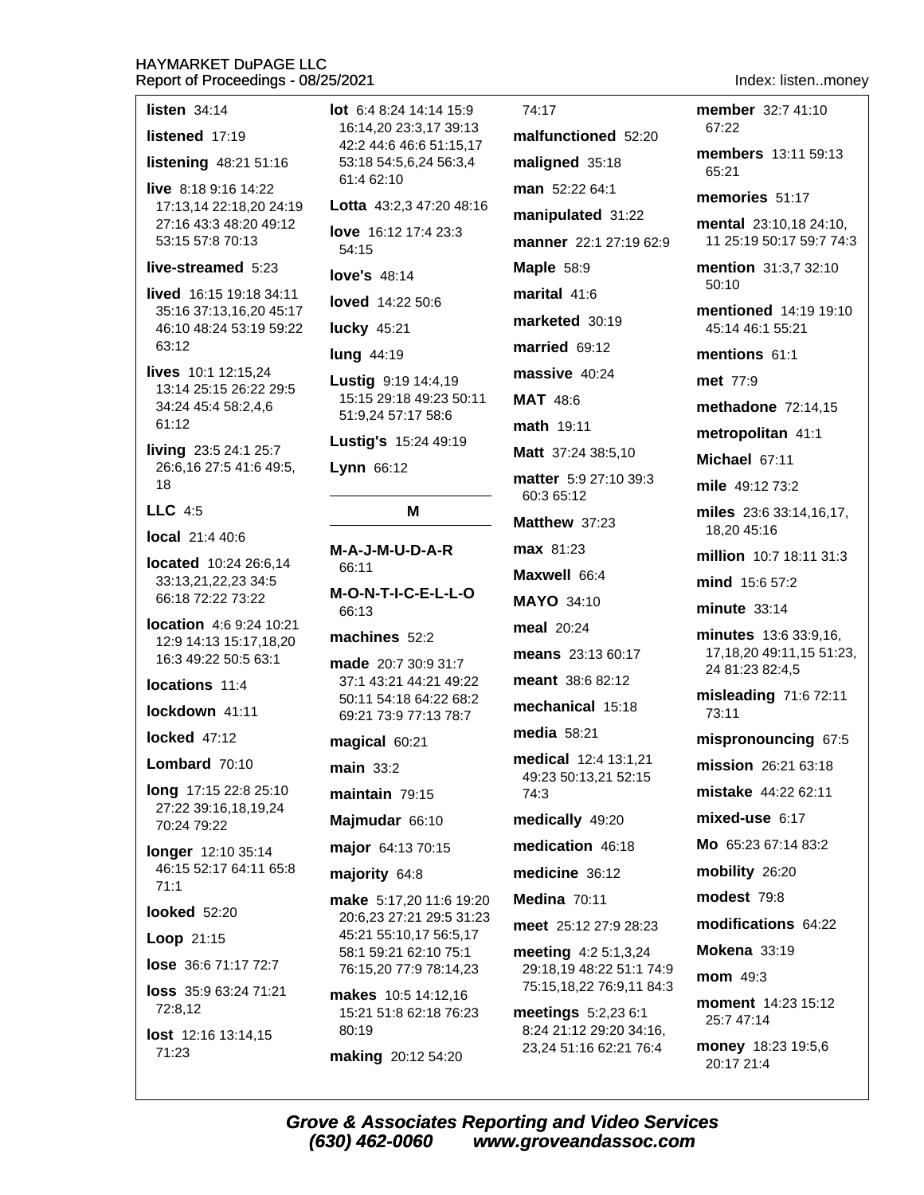**listen** 34:14

**listened** 17:19

**listening** 48:21 51:16

**live** 8:18 9:16 14:22 17:13,14 22:18,20 24:19 27:16 43:3 48:20 49:12 53:15 57:8 70:13

**live-streamed** 5:23

**lived** 16:15 19:18 34:11 35:16 37:13,16,20 45:17 46:10 48:24 53:19 59:22 63:12

**lives** 10:1 12:15,24 13:14 25:15 26:22 29:5 34:24 45:4 58:2,4,6 61:12

**living** 23:5 24:1 25:7 26:6,16 27:5 41:6 49:5, 18

**LLC** 4:5

**local** 21:4 40:6

**located** 10:24 26:6,14 33:13,21,22,23 34:5 66:18 72:22 73:22

**location** 4:6 9:24 10:21 12:9 14:13 15:17,18,20 16:3 49:22 50:5 63:1

**locations** 11:4

**lockdown** 41:11

**locked** 47:12

**Lombard** 70:10

**long** 17:15 22:8 25:10 27:22 39:16,18,19,24 70:24 79:22

**longer** 12:10 35:14 46:15 52:17 64:11 65:8 71:1

**looked** 52:20

**Loop** 21:15

**lose** 36:6 71:17 72:7

**loss** 35:9 63:24 71:21 72:8,12

**lost** 12:16 13:14,15 71:23

**lot** 6:4 8:24 14:14 15:9 16:14,20 23:3,17 39:13 42:2 44:6 46:6 51:15,17 53:18 54:5,6,24 56:3,4 61:4 62:10

**Lotta** 43:2,3 47:20 48:16

**love** 16:12 17:4 23:3 54:15

**love's** 48:14

**loved** 14:22 50:6

**lucky** 45:21

**lung** 44:19

**Lustig** 9:19 14:4,19 15:15 29:18 49:23 50:11 51:9,24 57:17 58:6

**Lustig's** 15:24 49:19

**Lynn** 66:12

## M

**M-A-J-M-U-D-A-R** 66:11

**M-O-N-T-I-C-E-L-L-O** 66:13

**machines** 52:2

**made** 20:7 30:9 31:7 37:1 43:21 44:21 49:22 50:11 54:18 64:22 68:2 69:21 73:9 77:13 78:7

**magical** 60:21

**main** 33:2

**maintain** 79:15

**Majmudar** 66:10

**major** 64:13 70:15

**majority** 64:8

**make** 5:17,20 11:6 19:20 20:6,23 27:21 29:5 31:23 45:21 55:10,17 56:5,17 58:1 59:21 62:10 75:1 76:15,20 77:9 78:14,23

**makes** 10:5 14:12,16 15:21 51:8 62:18 76:23 80:19

**making** 20:12 54:20

74:17

**malfunctioned** 52:20

**maligned** 35:18

**man** 52:22 64:1

**manipulated** 31:22

**manner** 22:1 27:19 62:9

**Maple** 58:9

**marital** 41:6

**marketed** 30:19

**married** 69:12

**massive** 40:24

**MAT** 48:6

**math** 19:11

**Matt** 37:24 38:5,10

**matter** 5:9 27:10 39:3 60:3 65:12

**Matthew** 37:23

**max** 81:23

**Maxwell** 66:4

**MAYO** 34:10

**meal** 20:24

**means** 23:13 60:17

**meant** 38:6 82:12

**mechanical** 15:18

**media** 58:21

**medical** 12:4 13:1,21 49:23 50:13,21 52:15 74:3

**medically** 49:20

**medication** 46:18

**medicine** 36:12

**Medina** 70:11

**meet** 25:12 27:9 28:23

**meeting** 4:2 5:1,3,24 29:18,19 48:22 51:1 74:9 75:15,18,22 76:9,11 84:3

**meetings** 5:2,23 6:1 8:24 21:12 29:20 34:16, 23,24 51:16 62:21 76:4

**member** 32:7 41:10 67:22

**members** 13:11 59:13 65:21

**memories** 51:17

**mental** 23:10,18 24:10, 11 25:19 50:17 59:7 74:3

**mention** 31:3,7 32:10 50:10

**mentioned** 14:19 19:10 45:14 46:1 55:21

**mentions** 61:1

**met** 77:9

**methadone** 72:14,15

**metropolitan** 41:1

**Michael** 67:11

**mile** 49:12 73:2

**miles** 23:6 33:14,16,17, 18,20 45:16

**million** 10:7 18:11 31:3

**mind** 15:6 57:2

**minute** 33:14

**minutes** 13:6 33:9,16, 17,18,20 49:11,15 51:23, 24 81:23 82:4,5

**misleading** 71:6 72:11 73:11

**mispronouncing** 67:5

**mission** 26:21 63:18

**mistake** 44:22 62:11

**mixed-use** 6:17

**Mo** 65:23 67:14 83:2

**mobility** 26:20

**modest** 79:8

**modifications** 64:22

**Mokena** 33:19

**mom** 49:3

**moment** 14:23 15:12 25:7 47:14

**money** 18:23 19:5,6 20:17 21:4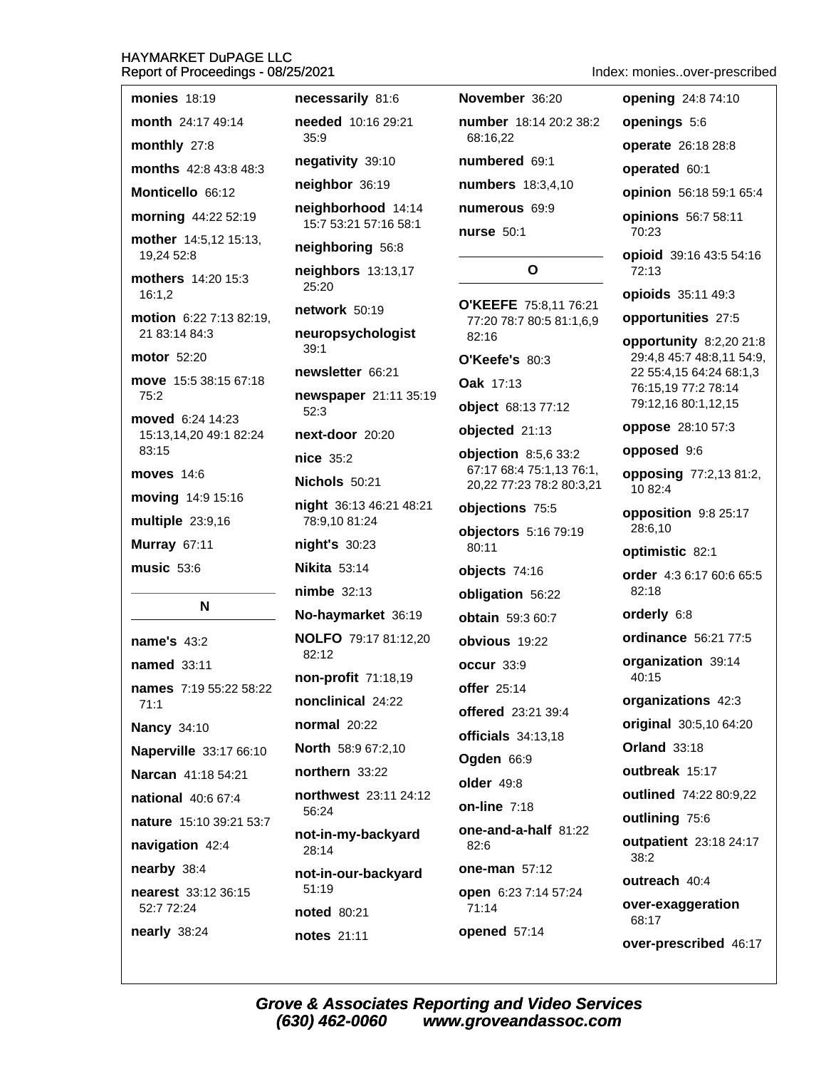**monies** 18:19

**month** 24:17 49:14

**monthly** 27:8

**months** 42:8 43:8 48:3

**Monticello** 66:12

**morning** 44:22 52:19

**mother** 14:5,12 15:13, 19,24 52:8

**mothers** 14:20 15:3 16:1,2

**motion** 6:22 7:13 82:19, 21 83:14 84:3

**motor** 52:20

**move** 15:5 38:15 67:18 75:2

**moved** 6:24 14:23 15:13,14,20 49:1 82:24 83:15

**moves** 14:6

**moving** 14:9 15:16

**multiple** 23:9,16

**Murray** 67:11

**music** 53:6

## N

**name's** 43:2

**named** 33:11

**names** 7:19 55:22 58:22 71:1

**Nancy** 34:10

**Naperville** 33:17 66:10

**Narcan** 41:18 54:21

**national** 40:6 67:4

**nature** 15:10 39:21 53:7

**navigation** 42:4

**nearby** 38:4

**nearest** 33:12 36:15 52:7 72:24

**nearly** 38:24

**necessarily** 81:6

**needed** 10:16 29:21 35:9

**negativity** 39:10

**neighbor** 36:19

**neighborhood** 14:14 15:7 53:21 57:16 58:1

**neighboring** 56:8

**neighbors** 13:13,17 25:20

**network** 50:19

**neuropsychologist** 39:1

**newsletter** 66:21

**newspaper** 21:11 35:19 52:3

**next-door** 20:20

**nice** 35:2

**Nichols** 50:21

**night** 36:13 46:21 48:21 78:9,10 81:24

**night's** 30:23

**Nikita** 53:14

**nimbe** 32:13

**No-haymarket** 36:19

**NOLFO** 79:17 81:12,20 82:12

**non-profit** 71:18,19

**nonclinical** 24:22

**normal** 20:22

**North** 58:9 67:2,10

**northern** 33:22

**northwest** 23:11 24:12 56:24

**not-in-my-backyard** 28:14

**not-in-our-backyard** 51:19

**noted** 80:21

**notes** 21:11

**November** 36:20

**number** 18:14 20:2 38:2 68:16,22

**numbered** 69:1

**numbers** 18:3,4,10

**numerous** 69:9

**nurse** 50:1

## O

**O'KEEFE** 75:8,11 76:21 77:20 78:7 80:5 81:1,6,9 82:16

**O'Keefe's** 80:3

**Oak** 17:13

**object** 68:13 77:12

**objected** 21:13

**objection** 8:5,6 33:2 67:17 68:4 75:1,13 76:1, 20,22 77:23 78:2 80:3,21

**objections** 75:5

**objectors** 5:16 79:19 80:11

**objects** 74:16

**obligation** 56:22

**obtain** 59:3 60:7

**obvious** 19:22

**occur** 33:9

**offer** 25:14

**offered** 23:21 39:4

**officials** 34:13,18

**Ogden** 66:9

**older** 49:8

**on-line** 7:18

**one-and-a-half** 81:22 82:6

**one-man** 57:12

**open** 6:23 7:14 57:24 71:14

**opened** 57:14

**opening** 24:8 74:10

**openings** 5:6

**operate** 26:18 28:8

**operated** 60:1

**opinion** 56:18 59:1 65:4

**opinions** 56:7 58:11 70:23

**opioid** 39:16 43:5 54:16 72:13

**opioids** 35:11 49:3

**opportunities** 27:5

**opportunity** 8:2,20 21:8 29:4,8 45:7 48:8,11 54:9, 22 55:4,15 64:24 68:1,3 76:15,19 77:2 78:14 79:12,16 80:1,12,15

**oppose** 28:10 57:3

**opposed** 9:6

**opposing** 77:2,13 81:2, 10 82:4

**opposition** 9:8 25:17 28:6,10

**optimistic** 82:1

**order** 4:3 6:17 60:6 65:5 82:18

**orderly** 6:8

**ordinance** 56:21 77:5

**organization** 39:14 40:15

**organizations** 42:3

**original** 30:5,10 64:20

**Orland** 33:18

**outbreak** 15:17

**outlined** 74:22 80:9,22

**outlining** 75:6

**outpatient** 23:18 24:17 38:2

**outreach** 40:4

**over-exaggeration** 68:17

**over-prescribed** 46:17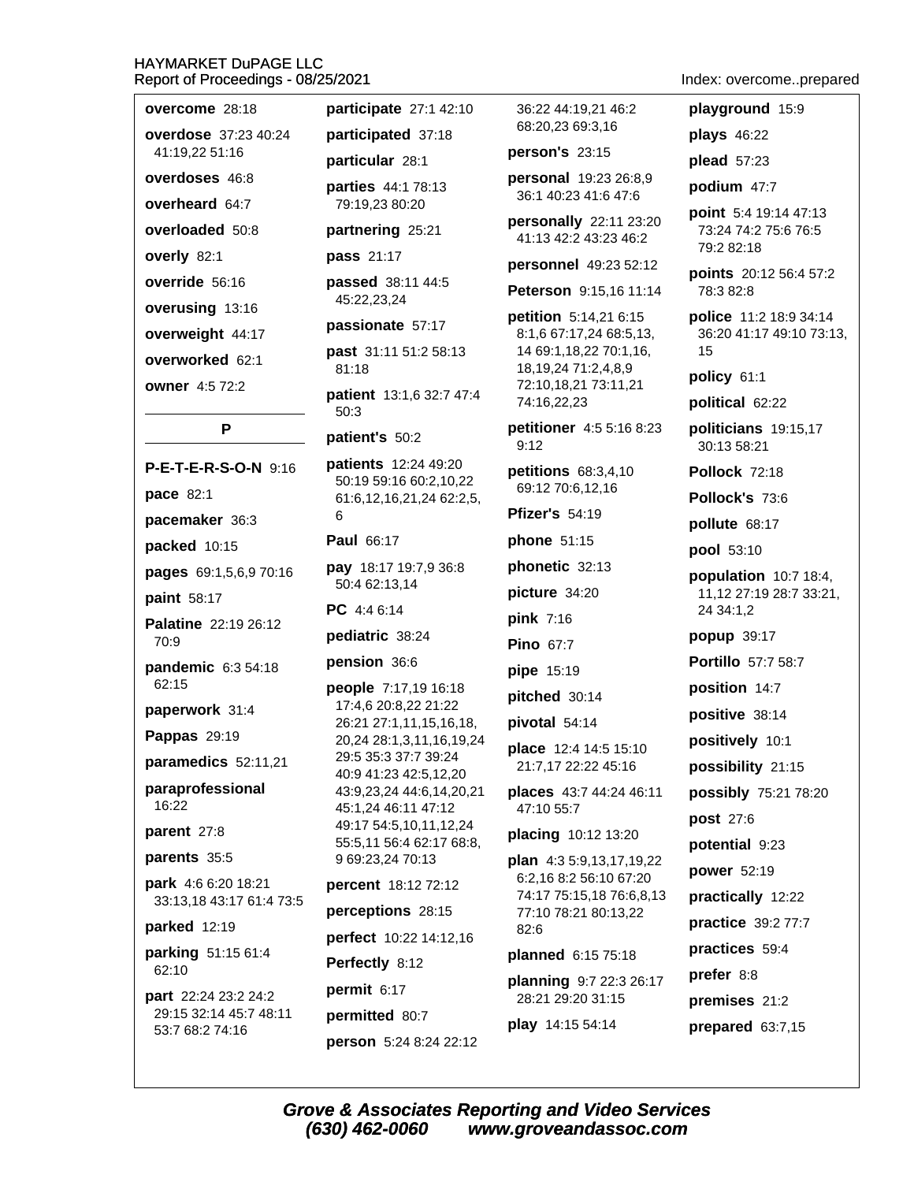**overcome** 28:18

**overdose** 37:23 40:24 41:19,22 51:16

**overdoses** 46:8

**overheard** 64:7

**overloaded** 50:8

**overly** 82:1

**override** 56:16

**overusing** 13:16

**overweight** 44:17

**overworked** 62:1

**owner** 4:5 72:2

## P

**P-E-T-E-R-S-O-N** 9:16

**pace** 82:1

**pacemaker** 36:3

**packed** 10:15

**pages** 69:1,5,6,9 70:16

**paint** 58:17

**Palatine** 22:19 26:12 70:9

**pandemic** 6:3 54:18 62:15

**paperwork** 31:4

**Pappas** 29:19

**paramedics** 52:11,21

**paraprofessional** 16:22

**parent** 27:8

**parents** 35:5

**park** 4:6 6:20 18:21 33:13,18 43:17 61:4 73:5

**parked** 12:19

**parking** 51:15 61:4 62:10

**part** 22:24 23:2 24:2 29:15 32:14 45:7 48:11 53:7 68:2 74:16

**participate** 27:1 42:10

**participated** 37:18

**particular** 28:1

**parties** 44:1 78:13 79:19,23 80:20

**partnering** 25:21

**pass** 21:17

**passed** 38:11 44:5 45:22,23,24

**passionate** 57:17

**past** 31:11 51:2 58:13 81:18

**patient** 13:1,6 32:7 47:4 50:3

**patient's** 50:2

**patients** 12:24 49:20 50:19 59:16 60:2,10,22 61:6,12,16,21,24 62:2,5, 6

**Paul** 66:17

**pay** 18:17 19:7,9 36:8 50:4 62:13,14

**PC** 4:4 6:14

**pediatric** 38:24

**pension** 36:6

**people** 7:17,19 16:18 17:4,6 20:8,22 21:22 26:21 27:1,11,15,16,18, 20,24 28:1,3,11,16,19,24 29:5 35:3 37:7 39:24 40:9 41:23 42:5,12,20 43:9,23,24 44:6,14,20,21 45:1,24 46:11 47:12 49:17 54:5,10,11,12,24 55:5,11 56:4 62:17 68:8, 9 69:23,24 70:13

**percent** 18:12 72:12

**perceptions** 28:15

**perfect** 10:22 14:12,16

**Perfectly** 8:12

**permit** 6:17

**permitted** 80:7

**person** 5:24 8:24 22:12 36:22 44:19,21 46:2 68:20,23 69:3,16

**person's** 23:15

**personal** 19:23 26:8,9 36:1 40:23 41:6 47:6

**personally** 22:11 23:20 41:13 42:2 43:23 46:2

**personnel** 49:23 52:12

**Peterson** 9:15,16 11:14

**petition** 5:14,21 6:15 8:1,6 67:17,24 68:5,13, 14 69:1,18,22 70:1,16, 18,19,24 71:2,4,8,9 72:10,18,21 73:11,21 74:16,22,23

**petitioner** 4:5 5:16 8:23 9:12

**petitions** 68:3,4,10 69:12 70:6,12,16

**Pfizer's** 54:19

**phone** 51:15

**phonetic** 32:13

**picture** 34:20

**pink** 7:16

**Pino** 67:7

**pipe** 15:19

**pitched** 30:14

**pivotal** 54:14

**place** 12:4 14:5 15:10 21:7,17 22:22 45:16

**places** 43:7 44:24 46:11 47:10 55:7

**placing** 10:12 13:20

**plan** 4:3 5:9,13,17,19,22 6:2,16 8:2 56:10 67:20 74:17 75:15,18 76:6,8,13 77:10 78:21 80:13,22 82:6

**planned** 6:15 75:18

**planning** 9:7 22:3 26:17 28:21 29:20 31:15

**play** 14:15 54:14

**playground** 15:9

**plays** 46:22

**plead** 57:23

**podium** 47:7

**point** 5:4 19:14 47:13 73:24 74:2 75:6 76:5 79:2 82:18

**points** 20:12 56:4 57:2 78:3 82:8

**police** 11:2 18:9 34:14 36:20 41:17 49:10 73:13, 15

**policy** 61:1

**political** 62:22

**politicians** 19:15,17 30:13 58:21

**Pollock** 72:18

**Pollock's** 73:6

**pollute** 68:17

**pool** 53:10

**population** 10:7 18:4, 11,12 27:19 28:7 33:21, 24 34:1,2

**popup** 39:17

**Portillo** 57:7 58:7

**position** 14:7

**positive** 38:14

**positively** 10:1

**possibility** 21:15

**possibly** 75:21 78:20

**post** 27:6

**potential** 9:23

**power** 52:19

**practically** 12:22

**practice** 39:2 77:7

**practices** 59:4

**prefer** 8:8

**premises** 21:2

**prepared** 63:7,15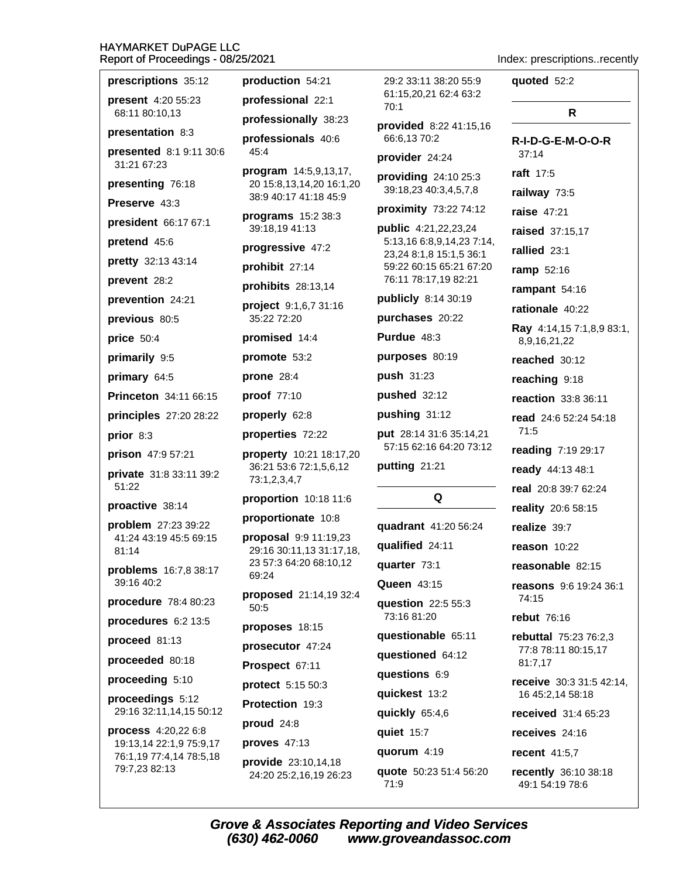**prescriptions** 35:12

**present** 4:20 55:23 68:11 80:10,13

**presentation** 8:3

**presented** 8:1 9:11 30:6 31:21 67:23

**presenting** 76:18

**Preserve** 43:3

**president** 66:17 67:1

**pretend** 45:6

**pretty** 32:13 43:14

**prevent** 28:2

**prevention** 24:21

**previous** 80:5

**price** 50:4

**primarily** 9:5

**primary** 64:5

**Princeton** 34:11 66:15

**principles** 27:20 28:22

**prior** 8:3

**prison** 47:9 57:21

**private** 31:8 33:11 39:2 51:22

**proactive** 38:14

**problem** 27:23 39:22 41:24 43:19 45:5 69:15 81:14

**problems** 16:7,8 38:17 39:16 40:2

**procedure** 78:4 80:23

**procedures** 6:2 13:5

**proceed** 81:13

**proceeded** 80:18

**proceeding** 5:10

**proceedings** 5:12 29:16 32:11,14,15 50:12

**process** 4:20,22 6:8 19:13,14 22:1,9 75:9,17 76:1,19 77:4,14 78:5,18 79:7,23 82:13

**production** 54:21

**professional** 22:1

**professionally** 38:23

**professionals** 40:6 45:4

**program** 14:5,9,13,17, 20 15:8,13,14,20 16:1,20 38:9 40:17 41:18 45:9

**programs** 15:2 38:3 39:18,19 41:13

**progressive** 47:2

**prohibit** 27:14

**prohibits** 28:13,14

**project** 9:1,6,7 31:16 35:22 72:20

**promised** 14:4

**promote** 53:2

**prone** 28:4

**proof** 77:10

**properly** 62:8

**properties** 72:22

**property** 10:21 18:17,20 36:21 53:6 72:1,5,6,12 73:1,2,3,4,7

**proportion** 10:18 11:6

**proportionate** 10:8

**proposal** 9:9 11:19,23 29:16 30:11,13 31:17,18, 23 57:3 64:20 68:10,12 69:24

**proposed** 21:14,19 32:4 50:5

**proposes** 18:15

**prosecutor** 47:24

**Prospect** 67:11

**protect** 5:15 50:3

**Protection** 19:3

**proud** 24:8

**proves** 47:13

**provide** 23:10,14,18 24:20 25:2,16,19 26:23 29:2 33:11 38:20 55:9 61:15,20,21 62:4 63:2 70:1

**provided** 8:22 41:15,16 66:6,13 70:2

**provider** 24:24

**providing** 24:10 25:3 39:18,23 40:3,4,5,7,8

**proximity** 73:22 74:12

**public** 4:21,22,23,24 5:13,16 6:8,9,14,23 7:14, 23,24 8:1,8 15:1,5 36:1 59:22 60:15 65:21 67:20 76:11 78:17,19 82:21

**publicly** 8:14 30:19

**purchases** 20:22

**Purdue** 48:3

**purposes** 80:19

**push** 31:23

**pushed** 32:12

**pushing** 31:12

**put** 28:14 31:6 35:14,21 57:15 62:16 64:20 73:12

**putting** 21:21

## Q

**quadrant** 41:20 56:24

**qualified** 24:11

**quarter** 73:1

**Queen** 43:15

**question** 22:5 55:3 73:16 81:20

**questionable** 65:11

**questioned** 64:12

**questions** 6:9

**quickest** 13:2

**quickly** 65:4,6

**quiet** 15:7

**quorum** 4:19

**quote** 50:23 51:4 56:20 71:9

**quoted** 52:2

## R

**R-I-D-G-E-M-O-O-R** 37:14

**raft** 17:5

**railway** 73:5

**raise** 47:21

**raised** 37:15,17

**rallied** 23:1

**ramp** 52:16

**rampant** 54:16

**rationale** 40:22

**Ray** 4:14,15 7:1,8,9 83:1, 8,9,16,21,22

**reached** 30:12

**reaching** 9:18

**reaction** 33:8 36:11

**read** 24:6 52:24 54:18 71:5

**reading** 7:19 29:17

**ready** 44:13 48:1

**real** 20:8 39:7 62:24

**reality** 20:6 58:15

**realize** 39:7

**reason** 10:22

**reasonable** 82:15

**reasons** 9:6 19:24 36:1 74:15

**rebut** 76:16

**rebuttal** 75:23 76:2,3 77:8 78:11 80:15,17 81:7,17

**receive** 30:3 31:5 42:14, 16 45:2,14 58:18

**received** 31:4 65:23

**receives** 24:16

**recent** 41:5,7

**recently** 36:10 38:18 49:1 54:19 78:6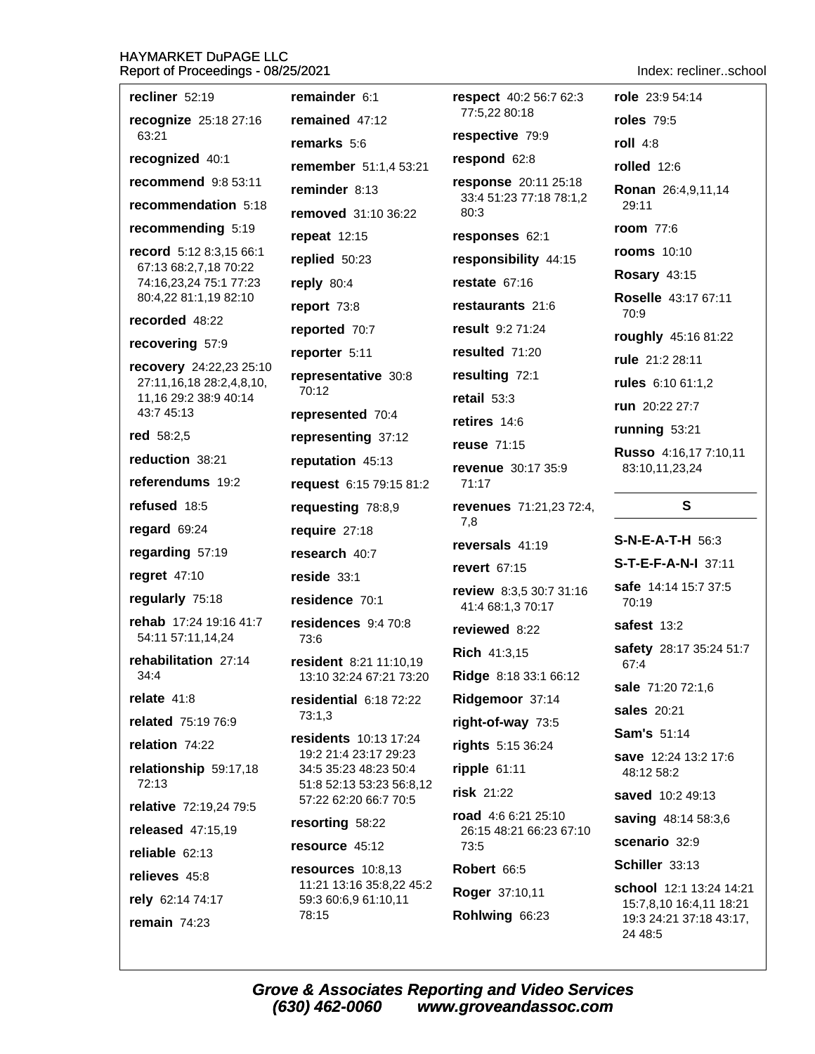**recliner** 52:19

**recognize** 25:18 27:16 63:21

**recognized** 40:1

**recommend** 9:8 53:11

**recommendation** 5:18

**recommending** 5:19

**record** 5:12 8:3,15 66:1 67:13 68:2,7,18 70:22 74:16,23,24 75:1 77:23 80:4,22 81:1,19 82:10

**recorded** 48:22

**recovering** 57:9

**recovery** 24:22,23 25:10 27:11,16,18 28:2,4,8,10, 11,16 29:2 38:9 40:14 43:7 45:13

**red** 58:2,5

**reduction** 38:21

**referendums** 19:2

**refused** 18:5

**regard** 69:24

**regarding** 57:19

**regret** 47:10

**regularly** 75:18

**rehab** 17:24 19:16 41:7 54:11 57:11,14,24

**rehabilitation** 27:14 34:4

**relate** 41:8

**related** 75:19 76:9

**relation** 74:22

**relationship** 59:17,18 72:13

**relative** 72:19,24 79:5

**released** 47:15,19

**reliable** 62:13

**relieves** 45:8

**rely** 62:14 74:17

**remain** 74:23

**remainder** 6:1

**remained** 47:12

**remarks** 5:6

**remember** 51:1,4 53:21

**reminder** 8:13

**removed** 31:10 36:22

**repeat** 12:15

**replied** 50:23

**reply** 80:4

**report** 73:8

**reported** 70:7

**reporter** 5:11

**representative** 30:8 70:12

**represented** 70:4

**representing** 37:12

**reputation** 45:13

**request** 6:15 79:15 81:2

**requesting** 78:8,9

**require** 27:18

**research** 40:7

**reside** 33:1

**residence** 70:1

**residences** 9:4 70:8 73:6

**resident** 8:21 11:10,19 13:10 32:24 67:21 73:20

**residential** 6:18 72:22 73:1,3

**residents** 10:13 17:24 19:2 21:4 23:17 29:23 34:5 35:23 48:23 50:4 51:8 52:13 53:23 56:8,12 57:22 62:20 66:7 70:5

**resorting** 58:22

**resource** 45:12

**resources** 10:8,13 11:21 13:16 35:8,22 45:2 59:3 60:6,9 61:10,11 78:15

**respect** 40:2 56:7 62:3 77:5,22 80:18

**respective** 79:9

**respond** 62:8

**response** 20:11 25:18 33:4 51:23 77:18 78:1,2 80:3

**responses** 62:1

**responsibility** 44:15

**restate** 67:16

**restaurants** 21:6

**result** 9:2 71:24

**resulted** 71:20

**resulting** 72:1

**retail** 53:3

**retires** 14:6

**reuse** 71:15

**revenue** 30:17 35:9 71:17

**revenues** 71:21,23 72:4, 7,8

**reversals** 41:19

**revert** 67:15

**review** 8:3,5 30:7 31:16 41:4 68:1,3 70:17

**reviewed** 8:22

**Rich** 41:3,15

**Ridge** 8:18 33:1 66:12

**Ridgemoor** 37:14

**right-of-way** 73:5

**rights** 5:15 36:24

**ripple** 61:11

**risk** 21:22

**road** 4:6 6:21 25:10 26:15 48:21 66:23 67:10 73:5

**Robert** 66:5

**Roger** 37:10,11

**Rohlwing** 66:23

**role** 23:9 54:14

**roles** 79:5

**roll** 4:8

**rolled** 12:6

**Ronan** 26:4,9,11,14 29:11

**room** 77:6

**rooms** 10:10

**Rosary** 43:15

**Roselle** 43:17 67:11 70:9

**roughly** 45:16 81:22

**rule** 21:2 28:11

**rules** 6:10 61:1,2

**run** 20:22 27:7

**running** 53:21

**Russo** 4:16,17 7:10,11 83:10,11,23,24

## S

**S-N-E-A-T-H** 56:3

**S-T-E-F-A-N-I** 37:11

**safe** 14:14 15:7 37:5 70:19

**safest** 13:2

**safety** 28:17 35:24 51:7 67:4

**sale** 71:20 72:1,6

**sales** 20:21

**Sam's** 51:14

**save** 12:24 13:2 17:6 48:12 58:2

**saved** 10:2 49:13

**saving** 48:14 58:3,6

**scenario** 32:9

**Schiller** 33:13

**school** 12:1 13:24 14:21 15:7,8,10 16:4,11 18:21 19:3 24:21 37:18 43:17, 24 48:5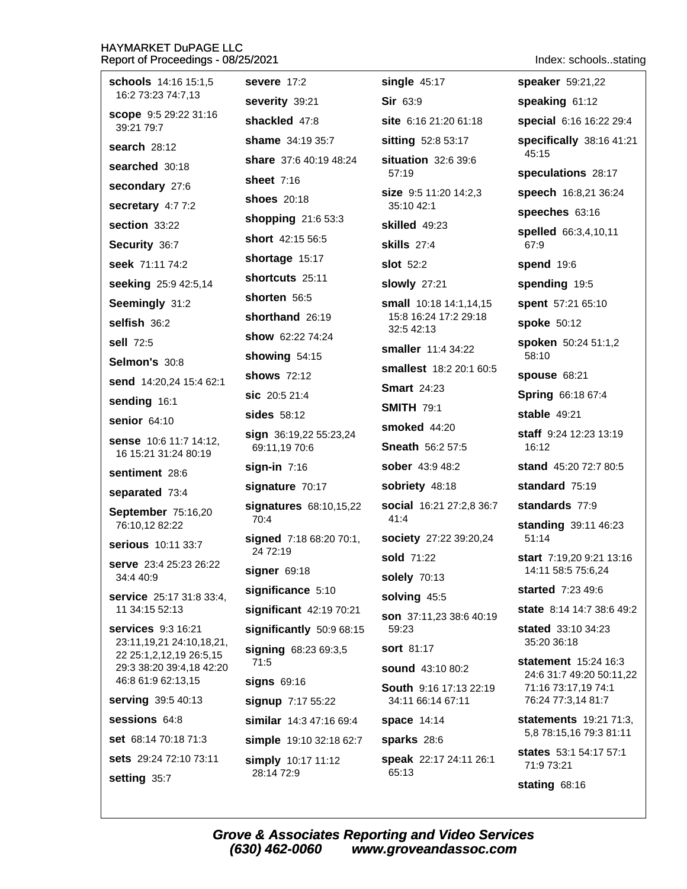Index: schools..stating

**schools** 14:16 15:1,5 16:2 73:23 74:7,13

**scope** 9:5 29:22 31:16 39:21 79:7

**search** 28:12

**searched** 30:18

**secondary** 27:6

**secretary** 4:7 7:2

**section** 33:22

**Security** 36:7

**seek** 71:11 74:2

**seeking** 25:9 42:5,14

**Seemingly** 31:2

**selfish** 36:2

**sell** 72:5

**Selmon's** 30:8

**send** 14:20,24 15:4 62:1

**sending** 16:1

**senior** 64:10

**sense** 10:6 11:7 14:12, 16 15:21 31:24 80:19

**sentiment** 28:6

**separated** 73:4

**September** 75:16,20 76:10,12 82:22

**serious** 10:11 33:7

**serve** 23:4 25:23 26:22 34:4 40:9

**service** 25:17 31:8 33:4, 11 34:15 52:13

**services** 9:3 16:21 23:11,19,21 24:10,18,21, 22 25:1,2,12,19 26:5,15 29:3 38:20 39:4,18 42:20 46:8 61:9 62:13,15

**serving** 39:5 40:13

**sessions** 64:8

**set** 68:14 70:18 71:3

**sets** 29:24 72:10 73:11

**setting** 35:7

**severe** 17:2

**severity** 39:21

**shackled** 47:8

**shame** 34:19 35:7

**share** 37:6 40:19 48:24

**sheet** 7:16

**shoes** 20:18

**shopping** 21:6 53:3

**short** 42:15 56:5

**shortage** 15:17

**shortcuts** 25:11

**shorten** 56:5

**shorthand** 26:19

**show** 62:22 74:24

**showing** 54:15

**shows** 72:12

**sic** 20:5 21:4

**sides** 58:12

**sign** 36:19,22 55:23,24 69:11,19 70:6

**sign-in** 7:16

**signature** 70:17

**signatures** 68:10,15,22 70:4

**signed** 7:18 68:20 70:1, 24 72:19

**signer** 69:18

**significance** 5:10

**significant** 42:19 70:21

**significantly** 50:9 68:15

**signing** 68:23 69:3,5 71:5

**signs** 69:16

**signup** 7:17 55:22

**similar** 14:3 47:16 69:4

**simple** 19:10 32:18 62:7

**simply** 10:17 11:12 28:14 72:9

**single** 45:17

**Sir** 63:9

**site** 6:16 21:20 61:18

**sitting** 52:8 53:17

**situation** 32:6 39:6 57:19

**size** 9:5 11:20 14:2,3 35:10 42:1

**skilled** 49:23

**skills** 27:4

**slot** 52:2

**slowly** 27:21

**small** 10:18 14:1,14,15 15:8 16:24 17:2 29:18 32:5 42:13

**smaller** 11:4 34:22

**smallest** 18:2 20:1 60:5

**Smart** 24:23

**SMITH** 79:1

**smoked** 44:20

**Sneath** 56:2 57:5

**sober** 43:9 48:2

**sobriety** 48:18

**social** 16:21 27:2,8 36:7 41:4

**society** 27:22 39:20,24

**sold** 71:22

**solely** 70:13

**solving** 45:5

**son** 37:11,23 38:6 40:19 59:23

**sort** 81:17

**sound** 43:10 80:2

**South** 9:16 17:13 22:19 34:11 66:14 67:11

**space** 14:14

**sparks** 28:6

**speak** 22:17 24:11 26:1 65:13

**speaker** 59:21,22

**speaking** 61:12

**special** 6:16 16:22 29:4

**specifically** 38:16 41:21 45:15

**speculations** 28:17

**speech** 16:8,21 36:24

**speeches** 63:16

**spelled** 66:3,4,10,11 67:9

**spend** 19:6

**spending** 19:5

**spent** 57:21 65:10

**spoke** 50:12

**spoken** 50:24 51:1,2 58:10

**spouse** 68:21

**Spring** 66:18 67:4

**stable** 49:21

**staff** 9:24 12:23 13:19 16:12

**stand** 45:20 72:7 80:5

**standard** 75:19

**standards** 77:9

**standing** 39:11 46:23 51:14

**start** 7:19,20 9:21 13:16 14:11 58:5 75:6,24

**started** 7:23 49:6

**state** 8:14 14:7 38:6 49:2

**stated** 33:10 34:23 35:20 36:18

**statement** 15:24 16:3 24:6 31:7 49:20 50:11,22 71:16 73:17,19 74:1 76:24 77:3,14 81:7

**statements** 19:21 71:3, 5,8 78:15,16 79:3 81:11

**states** 53:1 54:17 57:1 71:9 73:21

**stating** 68:16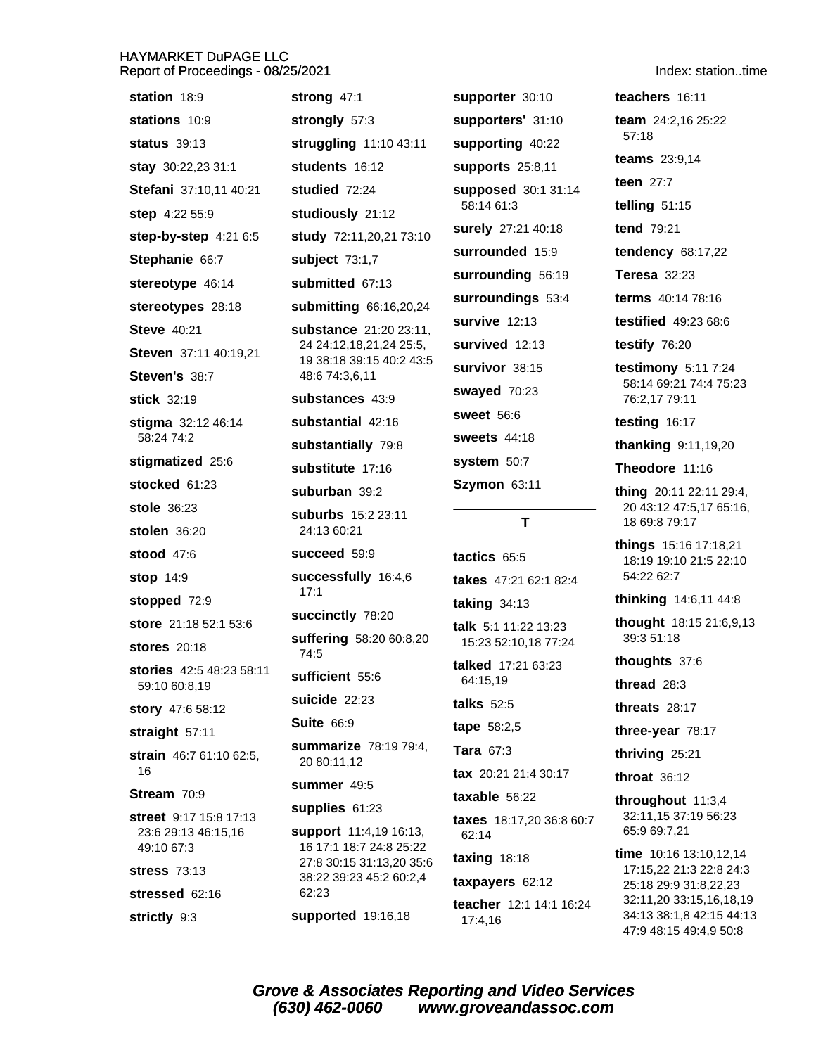**station** 18:9

**stations** 10:9

**status** 39:13

**stay** 30:22,23 31:1

**Stefani** 37:10,11 40:21

**step** 4:22 55:9

**step-by-step** 4:21 6:5

**Stephanie** 66:7

**stereotype** 46:14

**stereotypes** 28:18

**Steve** 40:21

**Steven** 37:11 40:19,21

**Steven's** 38:7

**stick** 32:19

**stigma** 32:12 46:14 58:24 74:2

**stigmatized** 25:6

**stocked** 61:23

**stole** 36:23

**stolen** 36:20

**stood** 47:6

**stop** 14:9

**stopped** 72:9

**store** 21:18 52:1 53:6

**stores** 20:18

**stories** 42:5 48:23 58:11 59:10 60:8,19

**story** 47:6 58:12

**straight** 57:11

**strain** 46:7 61:10 62:5, 16

**Stream** 70:9

**street** 9:17 15:8 17:13 23:6 29:13 46:15,16 49:10 67:3

**stress** 73:13

**stressed** 62:16

**strictly** 9:3

**strong** 47:1

**strongly** 57:3

**struggling** 11:10 43:11

**students** 16:12

**studied** 72:24

**studiously** 21:12

**study** 72:11,20,21 73:10

**subject** 73:1,7

**submitted** 67:13

**submitting** 66:16,20,24

**substance** 21:20 23:11, 24 24:12,18,21,24 25:5, 19 38:18 39:15 40:2 43:5 48:6 74:3,6,11

**substances** 43:9

**substantial** 42:16

**substantially** 79:8

**substitute** 17:16

**suburban** 39:2

**suburbs** 15:2 23:11 24:13 60:21

**succeed** 59:9

**successfully** 16:4,6 17:1

**succinctly** 78:20

**suffering** 58:20 60:8,20 74:5

**sufficient** 55:6

**suicide** 22:23

**Suite** 66:9

**summarize** 78:19 79:4, 20 80:11,12

**summer** 49:5

**supplies** 61:23

**support** 11:4,19 16:13, 16 17:1 18:7 24:8 25:22 27:8 30:15 31:13,20 35:6 38:22 39:23 45:2 60:2,4 62:23

**supported** 19:16,18

**supporter** 30:10

**supporters'** 31:10

**supporting** 40:22

**supports** 25:8,11

**supposed** 30:1 31:14 58:14 61:3

**surely** 27:21 40:18

**surrounded** 15:9

**surrounding** 56:19

**surroundings** 53:4

**survive** 12:13

**survived** 12:13

**survivor** 38:15

**swayed** 70:23

**sweet** 56:6

**sweets** 44:18

**system** 50:7

**Szymon** 63:11

## T

**tactics** 65:5

**takes** 47:21 62:1 82:4

**taking** 34:13

**talk** 5:1 11:22 13:23 15:23 52:10,18 77:24

**talked** 17:21 63:23 64:15,19

**talks** 52:5

**tape** 58:2,5

**Tara** 67:3

**tax** 20:21 21:4 30:17

**taxable** 56:22

**taxes** 18:17,20 36:8 60:7 62:14

**taxing** 18:18

**taxpayers** 62:12

**teacher** 12:1 14:1 16:24 17:4,16

**teachers** 16:11

**team** 24:2,16 25:22 57:18

**teams** 23:9,14

**teen** 27:7

**telling** 51:15

**tend** 79:21

**tendency** 68:17,22

**Teresa** 32:23

**terms** 40:14 78:16

**testified** 49:23 68:6

**testify** 76:20

**testimony** 5:11 7:24 58:14 69:21 74:4 75:23 76:2,17 79:11

**testing** 16:17

**thanking** 9:11,19,20

**Theodore** 11:16

**thing** 20:11 22:11 29:4, 20 43:12 47:5,17 65:16, 18 69:8 79:17

**things** 15:16 17:18,21 18:19 19:10 21:5 22:10 54:22 62:7

**thinking** 14:6,11 44:8

**thought** 18:15 21:6,9,13 39:3 51:18

**thoughts** 37:6

**thread** 28:3

**threats** 28:17

**three-year** 78:17

**thriving** 25:21

**throat** 36:12

**throughout** 11:3,4 32:11,15 37:19 56:23 65:9 69:7,21

**time** 10:16 13:10,12,14 17:15,22 21:3 22:8 24:3 25:18 29:9 31:8,22,23 32:11,20 33:15,16,18,19 34:13 38:1,8 42:15 44:13 47:9 48:15 49:4,9 50:8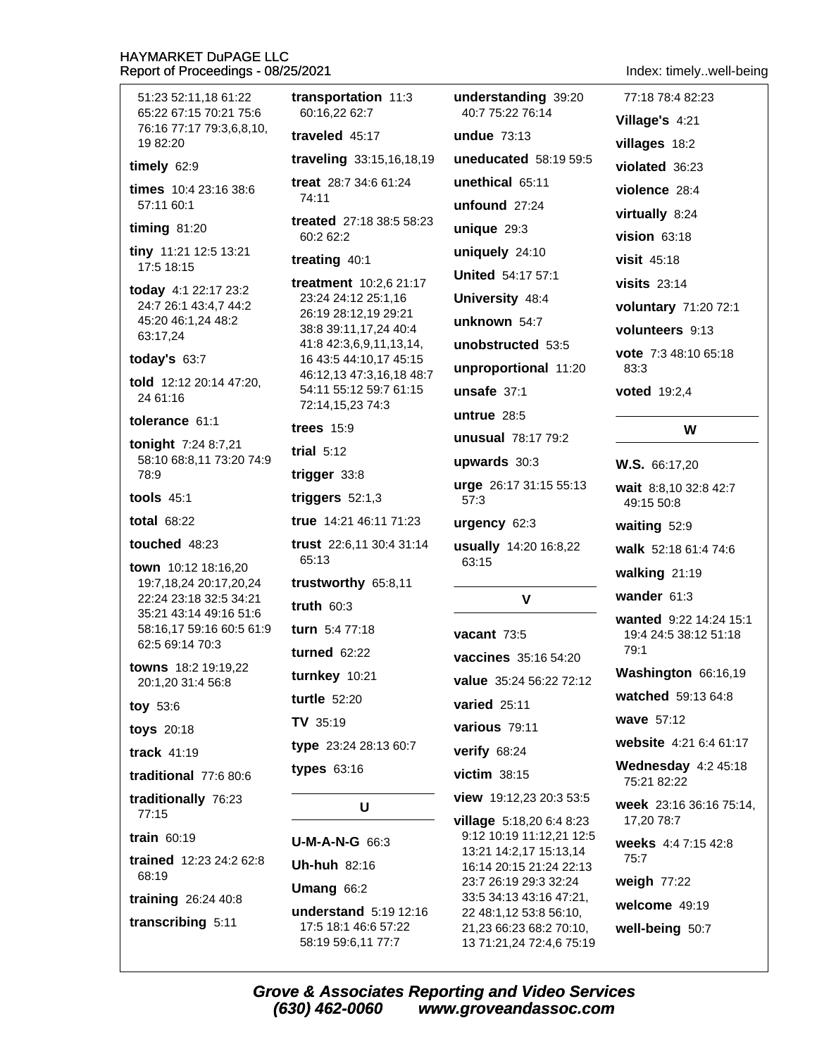51:23 52:11,18 61:22 65:22 67:15 70:21 75:6 76:16 77:17 79:3,6,8,10, 19 82:20

**timely** 62:9

**times** 10:4 23:16 38:6 57:11 60:1

**timing** 81:20

**tiny** 11:21 12:5 13:21 17:5 18:15

**today** 4:1 22:17 23:2 24:7 26:1 43:4,7 44:2 45:20 46:1,24 48:2 63:17,24

**today's** 63:7

**told** 12:12 20:14 47:20, 24 61:16

**tolerance** 61:1

**tonight** 7:24 8:7,21 58:10 68:8,11 73:20 74:9 78:9

**tools** 45:1

**total** 68:22

**touched** 48:23

**town** 10:12 18:16,20 19:7,18,24 20:17,20,24 22:24 23:18 32:5 34:21 35:21 43:14 49:16 51:6 58:16,17 59:16 60:5 61:9 62:5 69:14 70:3

**towns** 18:2 19:19,22 20:1,20 31:4 56:8

**toy** 53:6

**toys** 20:18

**track** 41:19

**traditional** 77:6 80:6

**traditionally** 76:23 77:15

**train** 60:19

**trained** 12:23 24:2 62:8 68:19

**training** 26:24 40:8

**transcribing** 5:11

**transportation** 11:3 60:16,22 62:7

**traveled** 45:17

**traveling** 33:15,16,18,19

**treat** 28:7 34:6 61:24 74:11

**treated** 27:18 38:5 58:23 60:2 62:2

**treating** 40:1

**treatment** 10:2,6 21:17 23:24 24:12 25:1,16 26:19 28:12,19 29:21 38:8 39:11,17,24 40:4 41:8 42:3,6,9,11,13,14, 16 43:5 44:10,17 45:15 46:12,13 47:3,16,18 48:7 54:11 55:12 59:7 61:15 72:14,15,23 74:3

**trees** 15:9

**trial** 5:12

**trigger** 33:8

**triggers** 52:1,3

**true** 14:21 46:11 71:23

**trust** 22:6,11 30:4 31:14 65:13

**trustworthy** 65:8,11

**truth** 60:3

**turn** 5:4 77:18

**turned** 62:22

**turnkey** 10:21

**turtle** 52:20

**TV** 35:19

**type** 23:24 28:13 60:7

**types** 63:16

## U

**U-M-A-N-G** 66:3

**Uh-huh** 82:16

**Umang** 66:2

**understand** 5:19 12:16 17:5 18:1 46:6 57:22 58:19 59:6,11 77:7

**understanding** 39:20 40:7 75:22 76:14

**undue** 73:13

**uneducated** 58:19 59:5

**unethical** 65:11

**unfound** 27:24

**unique** 29:3

**uniquely** 24:10

**United** 54:17 57:1

**University** 48:4

**unknown** 54:7

**unobstructed** 53:5

**unproportional** 11:20

**unsafe** 37:1

**untrue** 28:5

**unusual** 78:17 79:2

**upwards** 30:3

**urge** 26:17 31:15 55:13 57:3

**urgency** 62:3

**usually** 14:20 16:8,22 63:15

## V

**vacant** 73:5

**vaccines** 35:16 54:20

**value** 35:24 56:22 72:12

**varied** 25:11

**various** 79:11

**verify** 68:24

**victim** 38:15

**view** 19:12,23 20:3 53:5

**village** 5:18,20 6:4 8:23 9:12 10:19 11:12,21 12:5 13:21 14:2,17 15:13,14 16:14 20:15 21:24 22:13 23:7 26:19 29:3 32:24 33:5 34:13 43:16 47:21, 22 48:1,12 53:8 56:10, 21,23 66:23 68:2 70:10, 13 71:21,24 72:4,6 75:19 77:18 78:4 82:23

**Village's** 4:21

**villages** 18:2

**violated** 36:23

**violence** 28:4

**virtually** 8:24

**vision** 63:18

**visit** 45:18

**visits** 23:14

**voluntary** 71:20 72:1

**volunteers** 9:13

**vote** 7:3 48:10 65:18 83:3

**voted** 19:2,4

## W

**W.S.** 66:17,20

**wait** 8:8,10 32:8 42:7 49:15 50:8

**waiting** 52:9

**walk** 52:18 61:4 74:6

**walking** 21:19

**wander** 61:3

**wanted** 9:22 14:24 15:1 19:4 24:5 38:12 51:18 79:1

**Washington** 66:16,19

**watched** 59:13 64:8

**wave** 57:12

**website** 4:21 6:4 61:17

**Wednesday** 4:2 45:18 75:21 82:22

**week** 23:16 36:16 75:14, 17,20 78:7

**weeks** 4:4 7:15 42:8 75:7

**weigh** 77:22

**welcome** 49:19

**well-being** 50:7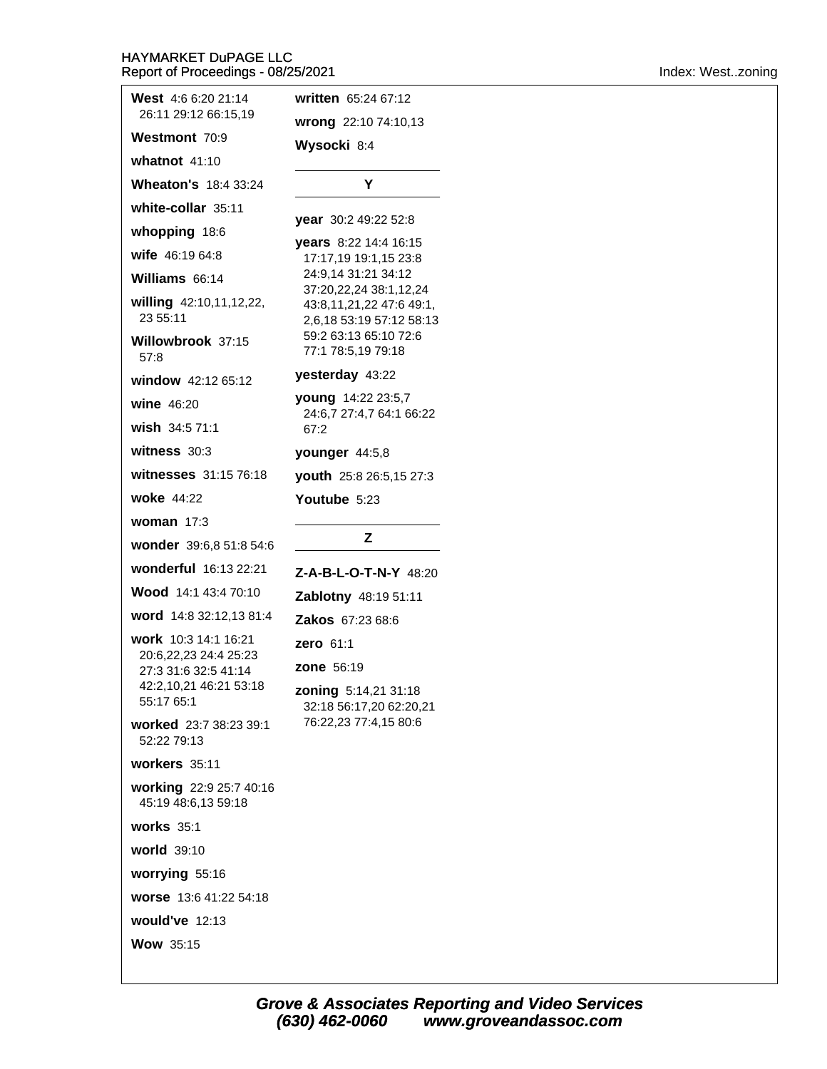**West** 4:6 6:20 21:14 26:11 29:12 66:15,19

**Westmont** 70:9

**whatnot** 41:10

**Wheaton's** 18:4 33:24

**white-collar** 35:11

**whopping** 18:6

**wife** 46:19 64:8

**Williams** 66:14

**willing** 42:10,11,12,22, 23 55:11

**Willowbrook** 37:15 57:8

**window** 42:12 65:12

**wine** 46:20

**wish** 34:5 71:1

**witness** 30:3

**witnesses** 31:15 76:18

**woke** 44:22

**woman** 17:3

**wonder** 39:6,8 51:8 54:6

**wonderful** 16:13 22:21

**Wood** 14:1 43:4 70:10

**word** 14:8 32:12,13 81:4

**work** 10:3 14:1 16:21 20:6,22,23 24:4 25:23 27:3 31:6 32:5 41:14 42:2,10,21 46:21 53:18 55:17 65:1

**worked** 23:7 38:23 39:1 52:22 79:13

**workers** 35:11

**working** 22:9 25:7 40:16 45:19 48:6,13 59:18

**works** 35:1

**world** 39:10

**worrying** 55:16

**worse** 13:6 41:22 54:18

**would've** 12:13

**Wow** 35:15

**written** 65:24 67:12

**wrong** 22:10 74:10,13

**Wysocki** 8:4

## Y

**year** 30:2 49:22 52:8

**years** 8:22 14:4 16:15 17:17,19 19:1,15 23:8 24:9,14 31:21 34:12 37:20,22,24 38:1,12,24 43:8,11,21,22 47:6 49:1, 2,6,18 53:19 57:12 58:13 59:2 63:13 65:10 72:6 77:1 78:5,19 79:18

**yesterday** 43:22

**young** 14:22 23:5,7 24:6,7 27:4,7 64:1 66:22 67:2

**younger** 44:5,8

**youth** 25:8 26:5,15 27:3

**Youtube** 5:23

## Z

**Z-A-B-L-O-T-N-Y** 48:20

**Zablotny** 48:19 51:11

**Zakos** 67:23 68:6

**zero** 61:1

**zone** 56:19

**zoning** 5:14,21 31:18 32:18 56:17,20 62:20,21 76:22,23 77:4,15 80:6